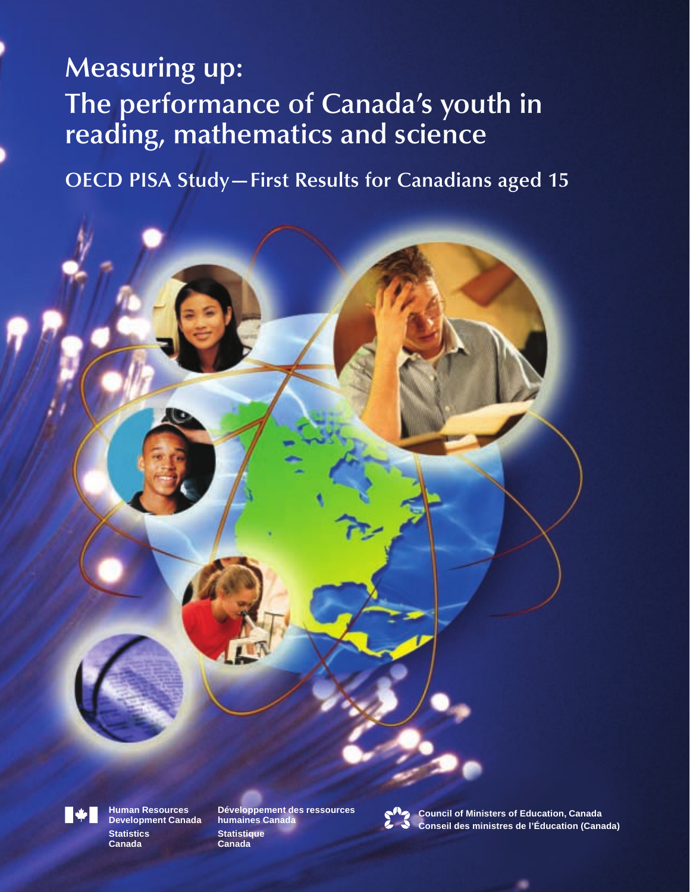# Measuring up: The performance of Canada's youth in reading, mathematics and science

## OECD PISA Study—First Results for Canadians aged 15

Human Resources Development Canada
Développement des ressources humaines Canada

Statistics Canada
Statistique Canada

Council of Ministers of Education, Canada
Conseil des ministres de l'Éducation (Canada)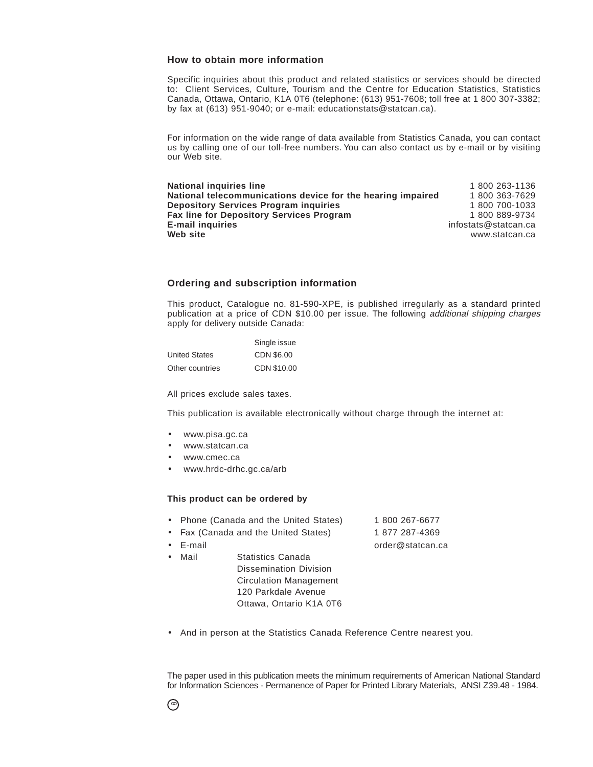## How to obtain more information

Specific inquiries about this product and related statistics or services should be directed to: Client Services, Culture, Tourism and the Centre for Education Statistics, Statistics Canada, Ottawa, Ontario, K1A 0T6 (telephone: (613) 951-7608; toll free at 1 800 307-3382; by fax at (613) 951-9040; or e-mail: educationstats@statcan.ca).

For information on the wide range of data available from Statistics Canada, you can contact us by calling one of our toll-free numbers. You can also contact us by e-mail or by visiting our Web site.

| | |
|---|---|
| **National inquiries line** | 1 800 263-1136 |
| **National telecommunications device for the hearing impaired** | 1 800 363-7629 |
| **Depository Services Program inquiries** | 1 800 700-1033 |
| **Fax line for Depository Services Program** | 1 800 889-9734 |
| **E-mail inquiries** | infostats@statcan.ca |
| **Web site** | www.statcan.ca |

## Ordering and subscription information

This product, Catalogue no. 81-590-XPE, is published irregularly as a standard printed publication at a price of CDN $10.00 per issue. The following *additional shipping charges* apply for delivery outside Canada:

| | Single issue |
|---|---|
| United States | CDN $6.00 |
| Other countries | CDN $10.00 |

All prices exclude sales taxes.

This publication is available electronically without charge through the internet at:

- www.pisa.gc.ca
- www.statcan.ca
- www.cmec.ca
- www.hrdc-drhc.gc.ca/arb

### This product can be ordered by

- Phone (Canada and the United States) 1 800 267-6677
- Fax (Canada and the United States) 1 877 287-4369
- E-mail order@statcan.ca
- Mail Statistics Canada
  Dissemination Division
  Circulation Management
  120 Parkdale Avenue
  Ottawa, Ontario K1A 0T6

- And in person at the Statistics Canada Reference Centre nearest you.

The paper used in this publication meets the minimum requirements of American National Standard for Information Sciences - Permanence of Paper for Printed Library Materials, ANSI Z39.48 - 1984.

∞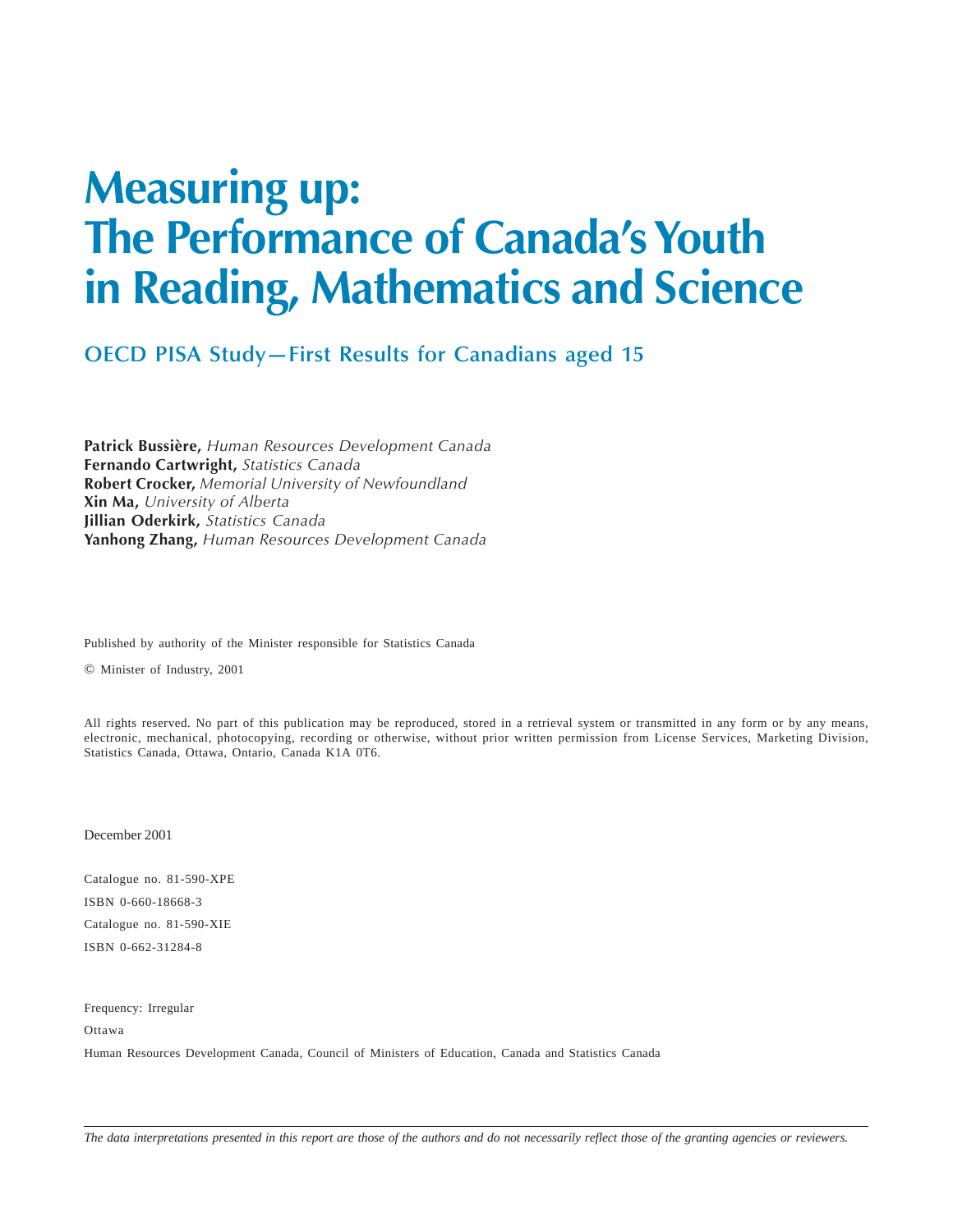# Measuring up: The Performance of Canada's Youth in Reading, Mathematics and Science

## OECD PISA Study—First Results for Canadians aged 15

**Patrick Bussière,** *Human Resources Development Canada*
**Fernando Cartwright,** *Statistics Canada*
**Robert Crocker,** *Memorial University of Newfoundland*
**Xin Ma,** *University of Alberta*
**Jillian Oderkirk,** *Statistics Canada*
**Yanhong Zhang,** *Human Resources Development Canada*

Published by authority of the Minister responsible for Statistics Canada

© Minister of Industry, 2001

All rights reserved. No part of this publication may be reproduced, stored in a retrieval system or transmitted in any form or by any means, electronic, mechanical, photocopying, recording or otherwise, without prior written permission from License Services, Marketing Division, Statistics Canada, Ottawa, Ontario, Canada K1A 0T6.

December 2001

Catalogue no. 81-590-XPE

ISBN 0-660-18668-3

Catalogue no. 81-590-XIE

ISBN 0-662-31284-8

Frequency: Irregular

Ottawa

Human Resources Development Canada, Council of Ministers of Education, Canada and Statistics Canada

*The data interpretations presented in this report are those of the authors and do not necessarily reflect those of the granting agencies or reviewers.*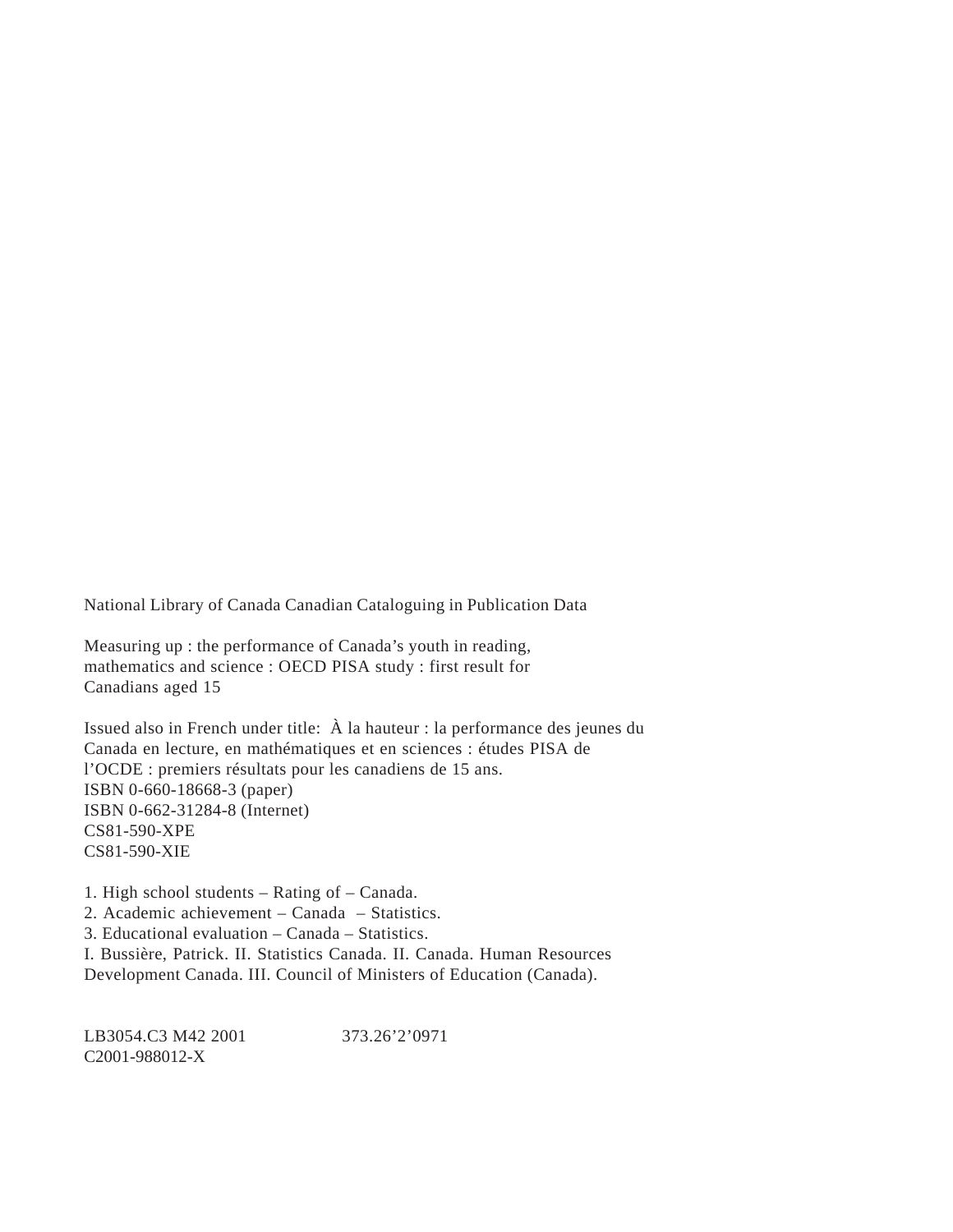National Library of Canada Canadian Cataloguing in Publication Data

Measuring up : the performance of Canada's youth in reading,
mathematics and science : OECD PISA study : first result for
Canadians aged 15

Issued also in French under title: À la hauteur : la performance des jeunes du
Canada en lecture, en mathématiques et en sciences : études PISA de
l'OCDE : premiers résultats pour les canadiens de 15 ans.
ISBN 0-660-18668-3 (paper)
ISBN 0-662-31284-8 (Internet)
CS81-590-XPE
CS81-590-XIE

1. High school students – Rating of – Canada.
2. Academic achievement – Canada – Statistics.
3. Educational evaluation – Canada – Statistics.
I. Bussière, Patrick. II. Statistics Canada. II. Canada. Human Resources
Development Canada. III. Council of Ministers of Education (Canada).

LB3054.C3 M42 2001 373.26'2'0971
C2001-988012-X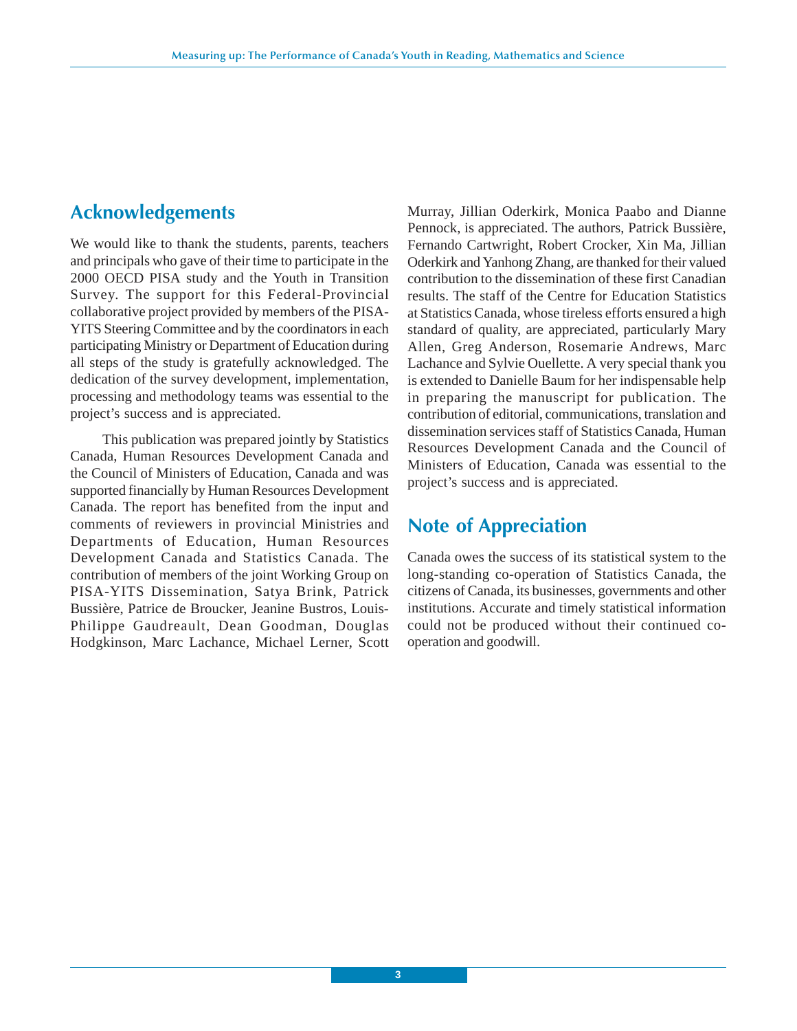## Acknowledgements

We would like to thank the students, parents, teachers and principals who gave of their time to participate in the 2000 OECD PISA study and the Youth in Transition Survey. The support for this Federal-Provincial collaborative project provided by members of the PISA-YITS Steering Committee and by the coordinators in each participating Ministry or Department of Education during all steps of the study is gratefully acknowledged. The dedication of the survey development, implementation, processing and methodology teams was essential to the project's success and is appreciated.

This publication was prepared jointly by Statistics Canada, Human Resources Development Canada and the Council of Ministers of Education, Canada and was supported financially by Human Resources Development Canada. The report has benefited from the input and comments of reviewers in provincial Ministries and Departments of Education, Human Resources Development Canada and Statistics Canada. The contribution of members of the joint Working Group on PISA-YITS Dissemination, Satya Brink, Patrick Bussière, Patrice de Broucker, Jeanine Bustros, Louis-Philippe Gaudreault, Dean Goodman, Douglas Hodgkinson, Marc Lachance, Michael Lerner, Scott Murray, Jillian Oderkirk, Monica Paabo and Dianne Pennock, is appreciated. The authors, Patrick Bussière, Fernando Cartwright, Robert Crocker, Xin Ma, Jillian Oderkirk and Yanhong Zhang, are thanked for their valued contribution to the dissemination of these first Canadian results. The staff of the Centre for Education Statistics at Statistics Canada, whose tireless efforts ensured a high standard of quality, are appreciated, particularly Mary Allen, Greg Anderson, Rosemarie Andrews, Marc Lachance and Sylvie Ouellette. A very special thank you is extended to Danielle Baum for her indispensable help in preparing the manuscript for publication. The contribution of editorial, communications, translation and dissemination services staff of Statistics Canada, Human Resources Development Canada and the Council of Ministers of Education, Canada was essential to the project's success and is appreciated.

## Note of Appreciation

Canada owes the success of its statistical system to the long-standing co-operation of Statistics Canada, the citizens of Canada, its businesses, governments and other institutions. Accurate and timely statistical information could not be produced without their continued co-operation and goodwill.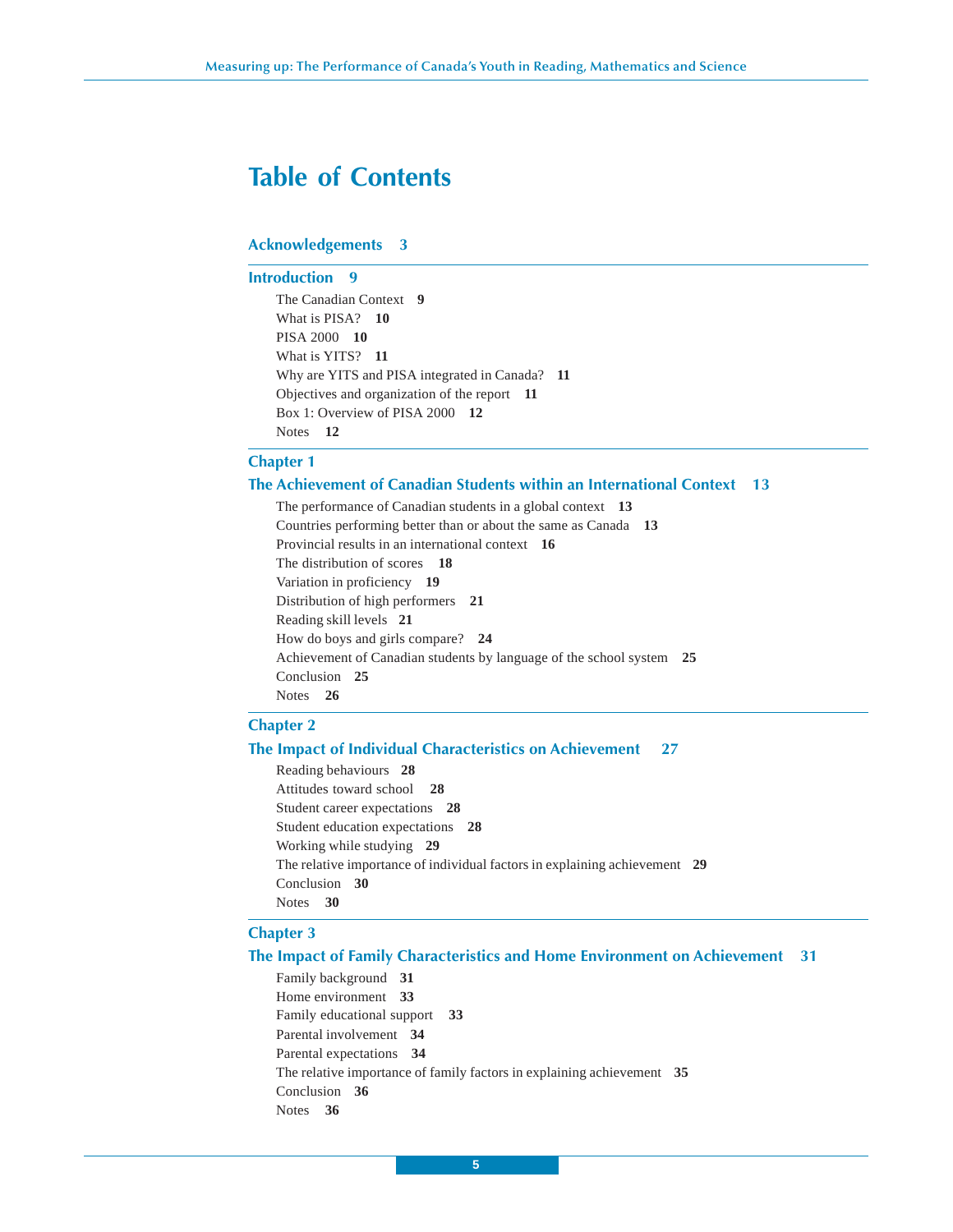# Table of Contents

**Acknowledgements 3**

**Introduction 9**

- The Canadian Context **9**
- What is PISA? **10**
- PISA 2000 **10**
- What is YITS? **11**
- Why are YITS and PISA integrated in Canada? **11**
- Objectives and organization of the report **11**
- Box 1: Overview of PISA 2000 **12**
- Notes **12**

**Chapter 1**

**The Achievement of Canadian Students within an International Context 13**

- The performance of Canadian students in a global context **13**
- Countries performing better than or about the same as Canada **13**
- Provincial results in an international context **16**
- The distribution of scores **18**
- Variation in proficiency **19**
- Distribution of high performers **21**
- Reading skill levels **21**
- How do boys and girls compare? **24**
- Achievement of Canadian students by language of the school system **25**
- Conclusion **25**
- Notes **26**

**Chapter 2**

**The Impact of Individual Characteristics on Achievement 27**

- Reading behaviours **28**
- Attitudes toward school **28**
- Student career expectations **28**
- Student education expectations **28**
- Working while studying **29**
- The relative importance of individual factors in explaining achievement **29**
- Conclusion **30**
- Notes **30**

**Chapter 3**

**The Impact of Family Characteristics and Home Environment on Achievement 31**

- Family background **31**
- Home environment **33**
- Family educational support **33**
- Parental involvement **34**
- Parental expectations **34**
- The relative importance of family factors in explaining achievement **35**
- Conclusion **36**
- Notes **36**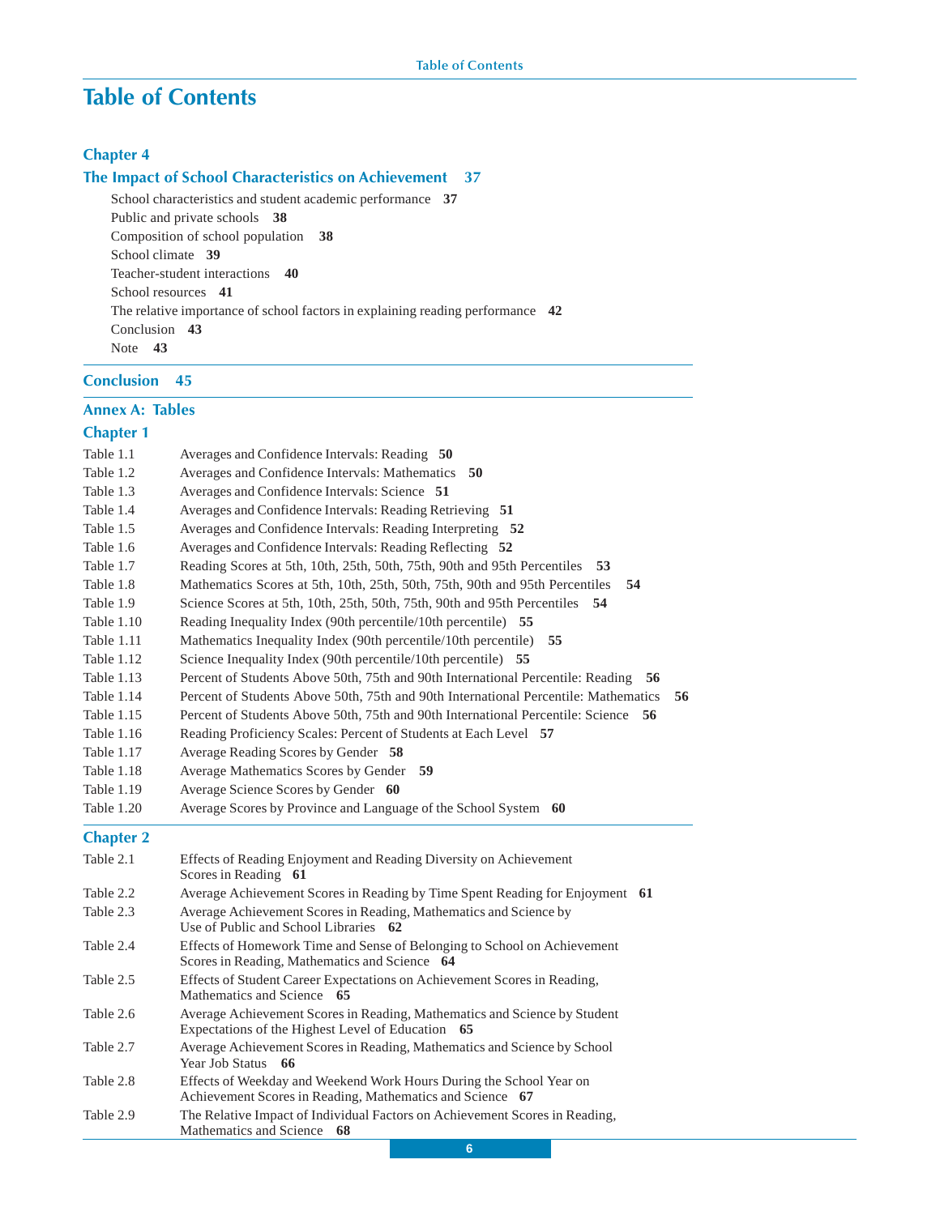# Table of Contents

## Chapter 4

## The Impact of School Characteristics on Achievement 37

- School characteristics and student academic performance **37**
- Public and private schools **38**
- Composition of school population **38**
- School climate **39**
- Teacher-student interactions **40**
- School resources **41**
- The relative importance of school factors in explaining reading performance **42**
- Conclusion **43**
- Note **43**

## Conclusion 45

## Annex A: Tables

### Chapter 1

| | |
|---|---|
| Table 1.1 | Averages and Confidence Intervals: Reading **50** |
| Table 1.2 | Averages and Confidence Intervals: Mathematics **50** |
| Table 1.3 | Averages and Confidence Intervals: Science **51** |
| Table 1.4 | Averages and Confidence Intervals: Reading Retrieving **51** |
| Table 1.5 | Averages and Confidence Intervals: Reading Interpreting **52** |
| Table 1.6 | Averages and Confidence Intervals: Reading Reflecting **52** |
| Table 1.7 | Reading Scores at 5th, 10th, 25th, 50th, 75th, 90th and 95th Percentiles **53** |
| Table 1.8 | Mathematics Scores at 5th, 10th, 25th, 50th, 75th, 90th and 95th Percentiles **54** |
| Table 1.9 | Science Scores at 5th, 10th, 25th, 50th, 75th, 90th and 95th Percentiles **54** |
| Table 1.10 | Reading Inequality Index (90th percentile/10th percentile) **55** |
| Table 1.11 | Mathematics Inequality Index (90th percentile/10th percentile) **55** |
| Table 1.12 | Science Inequality Index (90th percentile/10th percentile) **55** |
| Table 1.13 | Percent of Students Above 50th, 75th and 90th International Percentile: Reading **56** |
| Table 1.14 | Percent of Students Above 50th, 75th and 90th International Percentile: Mathematics **56** |
| Table 1.15 | Percent of Students Above 50th, 75th and 90th International Percentile: Science **56** |
| Table 1.16 | Reading Proficiency Scales: Percent of Students at Each Level **57** |
| Table 1.17 | Average Reading Scores by Gender **58** |
| Table 1.18 | Average Mathematics Scores by Gender **59** |
| Table 1.19 | Average Science Scores by Gender **60** |
| Table 1.20 | Average Scores by Province and Language of the School System **60** |

### Chapter 2

| | |
|---|---|
| Table 2.1 | Effects of Reading Enjoyment and Reading Diversity on Achievement Scores in Reading **61** |
| Table 2.2 | Average Achievement Scores in Reading by Time Spent Reading for Enjoyment **61** |
| Table 2.3 | Average Achievement Scores in Reading, Mathematics and Science by Use of Public and School Libraries **62** |
| Table 2.4 | Effects of Homework Time and Sense of Belonging to School on Achievement Scores in Reading, Mathematics and Science **64** |
| Table 2.5 | Effects of Student Career Expectations on Achievement Scores in Reading, Mathematics and Science **65** |
| Table 2.6 | Average Achievement Scores in Reading, Mathematics and Science by Student Expectations of the Highest Level of Education **65** |
| Table 2.7 | Average Achievement Scores in Reading, Mathematics and Science by School Year Job Status **66** |
| Table 2.8 | Effects of Weekday and Weekend Work Hours During the School Year on Achievement Scores in Reading, Mathematics and Science **67** |
| Table 2.9 | The Relative Impact of Individual Factors on Achievement Scores in Reading, Mathematics and Science **68** |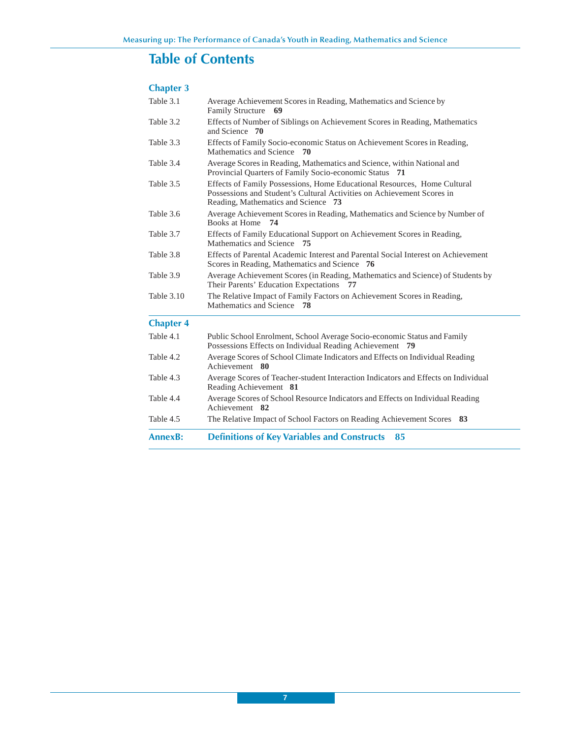# Table of Contents

## Chapter 3

| | | |
|---|---|---|
| Table 3.1 | Average Achievement Scores in Reading, Mathematics and Science by Family Structure | **69** |
| Table 3.2 | Effects of Number of Siblings on Achievement Scores in Reading, Mathematics and Science | **70** |
| Table 3.3 | Effects of Family Socio-economic Status on Achievement Scores in Reading, Mathematics and Science | **70** |
| Table 3.4 | Average Scores in Reading, Mathematics and Science, within National and Provincial Quarters of Family Socio-economic Status | **71** |
| Table 3.5 | Effects of Family Possessions, Home Educational Resources, Home Cultural Possessions and Student's Cultural Activities on Achievement Scores in Reading, Mathematics and Science | **73** |
| Table 3.6 | Average Achievement Scores in Reading, Mathematics and Science by Number of Books at Home | **74** |
| Table 3.7 | Effects of Family Educational Support on Achievement Scores in Reading, Mathematics and Science | **75** |
| Table 3.8 | Effects of Parental Academic Interest and Parental Social Interest on Achievement Scores in Reading, Mathematics and Science | **76** |
| Table 3.9 | Average Achievement Scores (in Reading, Mathematics and Science) of Students by Their Parents' Education Expectations | **77** |
| Table 3.10 | The Relative Impact of Family Factors on Achievement Scores in Reading, Mathematics and Science | **78** |

## Chapter 4

| | | |
|---|---|---|
| Table 4.1 | Public School Enrolment, School Average Socio-economic Status and Family Possessions Effects on Individual Reading Achievement | **79** |
| Table 4.2 | Average Scores of School Climate Indicators and Effects on Individual Reading Achievement | **80** |
| Table 4.3 | Average Scores of Teacher-student Interaction Indicators and Effects on Individual Reading Achievement | **81** |
| Table 4.4 | Average Scores of School Resource Indicators and Effects on Individual Reading Achievement | **82** |
| Table 4.5 | The Relative Impact of School Factors on Reading Achievement Scores | **83** |

## AnnexB: Definitions of Key Variables and Constructs 85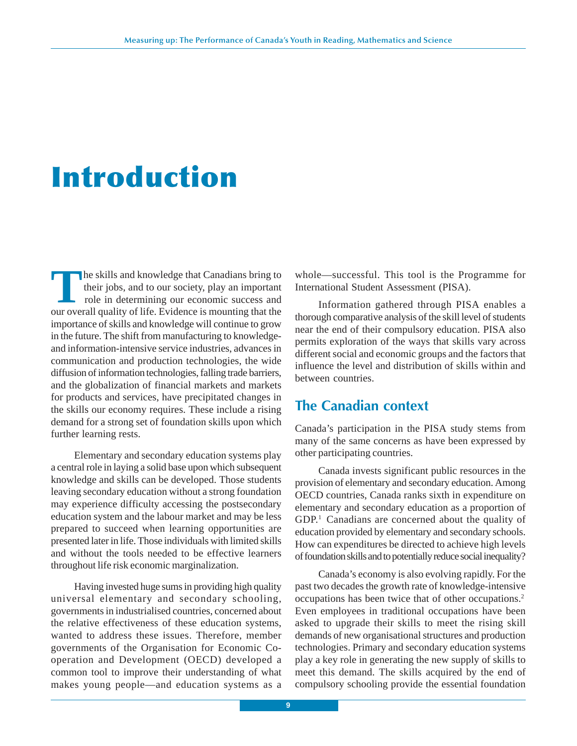# Introduction

The skills and knowledge that Canadians bring to their jobs, and to our society, play an important role in determining our economic success and our overall quality of life. Evidence is mounting that the importance of skills and knowledge will continue to grow in the future. The shift from manufacturing to knowledge- and information-intensive service industries, advances in communication and production technologies, the wide diffusion of information technologies, falling trade barriers, and the globalization of financial markets and markets for products and services, have precipitated changes in the skills our economy requires. These include a rising demand for a strong set of foundation skills upon which further learning rests.

Elementary and secondary education systems play a central role in laying a solid base upon which subsequent knowledge and skills can be developed. Those students leaving secondary education without a strong foundation may experience difficulty accessing the postsecondary education system and the labour market and may be less prepared to succeed when learning opportunities are presented later in life. Those individuals with limited skills and without the tools needed to be effective learners throughout life risk economic marginalization.

Having invested huge sums in providing high quality universal elementary and secondary schooling, governments in industrialised countries, concerned about the relative effectiveness of these education systems, wanted to address these issues. Therefore, member governments of the Organisation for Economic Co-operation and Development (OECD) developed a common tool to improve their understanding of what makes young people—and education systems as a whole—successful. This tool is the Programme for International Student Assessment (PISA).

Information gathered through PISA enables a thorough comparative analysis of the skill level of students near the end of their compulsory education. PISA also permits exploration of the ways that skills vary across different social and economic groups and the factors that influence the level and distribution of skills within and between countries.

## The Canadian context

Canada's participation in the PISA study stems from many of the same concerns as have been expressed by other participating countries.

Canada invests significant public resources in the provision of elementary and secondary education. Among OECD countries, Canada ranks sixth in expenditure on elementary and secondary education as a proportion of GDP.[1] Canadians are concerned about the quality of education provided by elementary and secondary schools. How can expenditures be directed to achieve high levels of foundation skills and to potentially reduce social inequality?

Canada's economy is also evolving rapidly. For the past two decades the growth rate of knowledge-intensive occupations has been twice that of other occupations.[2] Even employees in traditional occupations have been asked to upgrade their skills to meet the rising skill demands of new organisational structures and production technologies. Primary and secondary education systems play a key role in generating the new supply of skills to meet this demand. The skills acquired by the end of compulsory schooling provide the essential foundation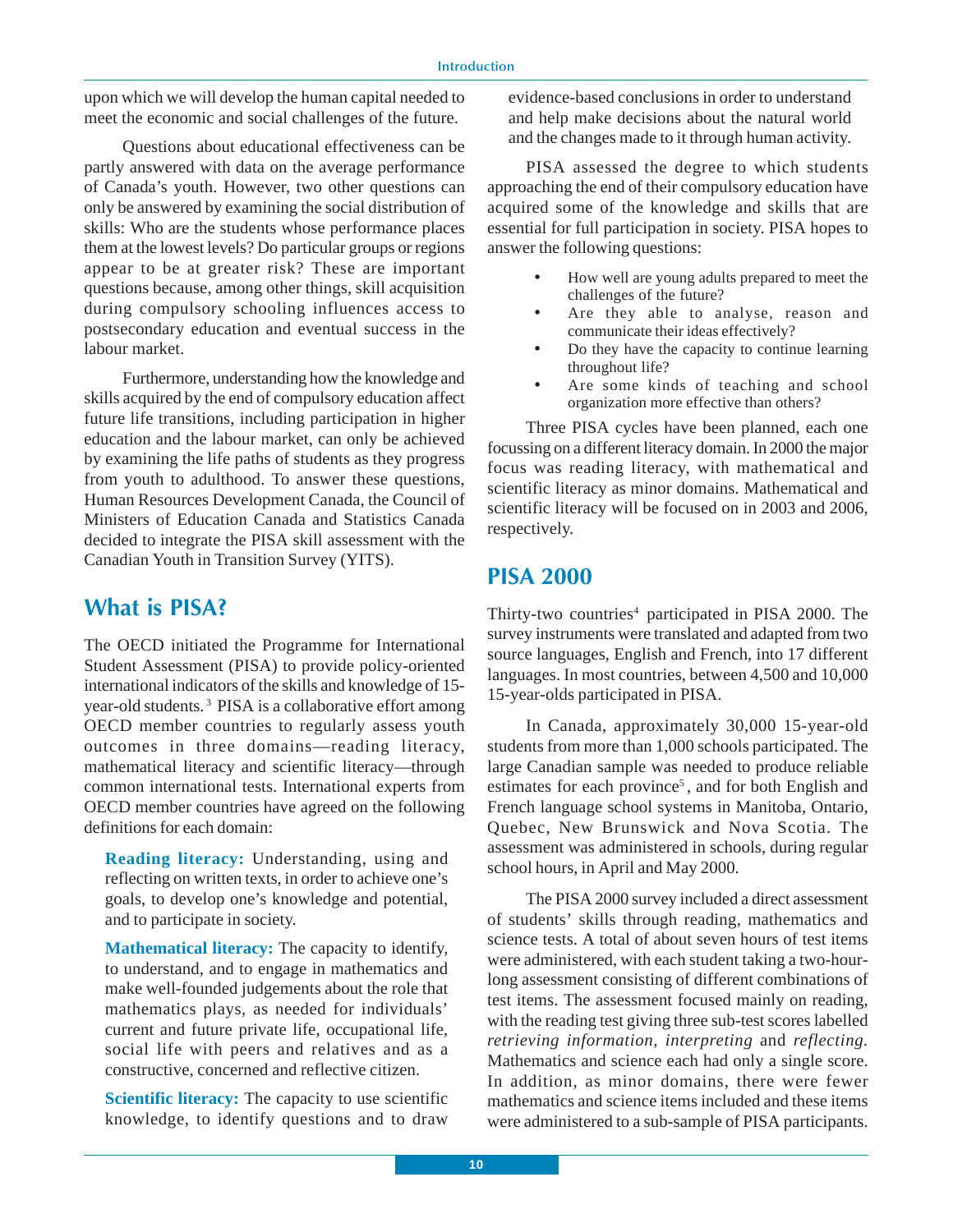upon which we will develop the human capital needed to meet the economic and social challenges of the future.

Questions about educational effectiveness can be partly answered with data on the average performance of Canada's youth. However, two other questions can only be answered by examining the social distribution of skills: Who are the students whose performance places them at the lowest levels? Do particular groups or regions appear to be at greater risk? These are important questions because, among other things, skill acquisition during compulsory schooling influences access to postsecondary education and eventual success in the labour market.

Furthermore, understanding how the knowledge and skills acquired by the end of compulsory education affect future life transitions, including participation in higher education and the labour market, can only be achieved by examining the life paths of students as they progress from youth to adulthood. To answer these questions, Human Resources Development Canada, the Council of Ministers of Education Canada and Statistics Canada decided to integrate the PISA skill assessment with the Canadian Youth in Transition Survey (YITS).

## What is PISA?

The OECD initiated the Programme for International Student Assessment (PISA) to provide policy-oriented international indicators of the skills and knowledge of 15-year-old students.[3] PISA is a collaborative effort among OECD member countries to regularly assess youth outcomes in three domains—reading literacy, mathematical literacy and scientific literacy—through common international tests. International experts from OECD member countries have agreed on the following definitions for each domain:

**Reading literacy:** Understanding, using and reflecting on written texts, in order to achieve one's goals, to develop one's knowledge and potential, and to participate in society.

**Mathematical literacy:** The capacity to identify, to understand, and to engage in mathematics and make well-founded judgements about the role that mathematics plays, as needed for individuals' current and future private life, occupational life, social life with peers and relatives and as a constructive, concerned and reflective citizen.

**Scientific literacy:** The capacity to use scientific knowledge, to identify questions and to draw evidence-based conclusions in order to understand and help make decisions about the natural world and the changes made to it through human activity.

PISA assessed the degree to which students approaching the end of their compulsory education have acquired some of the knowledge and skills that are essential for full participation in society. PISA hopes to answer the following questions:

- How well are young adults prepared to meet the challenges of the future?
- Are they able to analyse, reason and communicate their ideas effectively?
- Do they have the capacity to continue learning throughout life?
- Are some kinds of teaching and school organization more effective than others?

Three PISA cycles have been planned, each one focussing on a different literacy domain. In 2000 the major focus was reading literacy, with mathematical and scientific literacy as minor domains. Mathematical and scientific literacy will be focused on in 2003 and 2006, respectively.

## PISA 2000

Thirty-two countries[4] participated in PISA 2000. The survey instruments were translated and adapted from two source languages, English and French, into 17 different languages. In most countries, between 4,500 and 10,000 15-year-olds participated in PISA.

In Canada, approximately 30,000 15-year-old students from more than 1,000 schools participated. The large Canadian sample was needed to produce reliable estimates for each province[5], and for both English and French language school systems in Manitoba, Ontario, Quebec, New Brunswick and Nova Scotia. The assessment was administered in schools, during regular school hours, in April and May 2000.

The PISA 2000 survey included a direct assessment of students' skills through reading, mathematics and science tests. A total of about seven hours of test items were administered, with each student taking a two-hour-long assessment consisting of different combinations of test items. The assessment focused mainly on reading, with the reading test giving three sub-test scores labelled *retrieving information*, *interpreting* and *reflecting*. Mathematics and science each had only a single score. In addition, as minor domains, there were fewer mathematics and science items included and these items were administered to a sub-sample of PISA participants.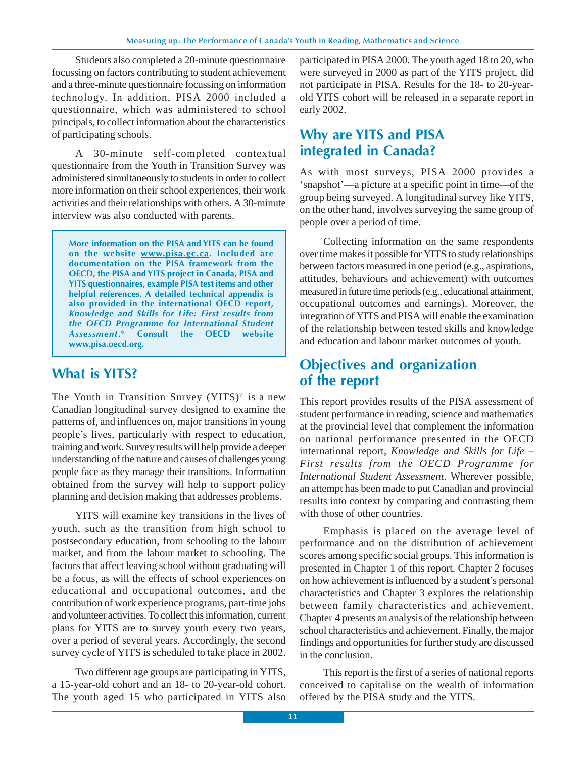Students also completed a 20-minute questionnaire focussing on factors contributing to student achievement and a three-minute questionnaire focussing on information technology. In addition, PISA 2000 included a questionnaire, which was administered to school principals, to collect information about the characteristics of participating schools.

A 30-minute self-completed contextual questionnaire from the Youth in Transition Survey was administered simultaneously to students in order to collect more information on their school experiences, their work activities and their relationships with others. A 30-minute interview was also conducted with parents.

**More information on the PISA and YITS can be found on the website www.pisa.gc.ca. Included are documentation on the PISA framework from the OECD, the PISA and YITS project in Canada, PISA and YITS questionnaires, example PISA test items and other helpful references. A detailed technical appendix is also provided in the international OECD report, *Knowledge and Skills for Life: First results from the OECD Programme for International Student Assessment*.[6] Consult the OECD website www.pisa.oecd.org.**

## What is YITS?

The Youth in Transition Survey (YITS)[7] is a new Canadian longitudinal survey designed to examine the patterns of, and influences on, major transitions in young people's lives, particularly with respect to education, training and work. Survey results will help provide a deeper understanding of the nature and causes of challenges young people face as they manage their transitions. Information obtained from the survey will help to support policy planning and decision making that addresses problems.

YITS will examine key transitions in the lives of youth, such as the transition from high school to postsecondary education, from schooling to the labour market, and from the labour market to schooling. The factors that affect leaving school without graduating will be a focus, as will the effects of school experiences on educational and occupational outcomes, and the contribution of work experience programs, part-time jobs and volunteer activities. To collect this information, current plans for YITS are to survey youth every two years, over a period of several years. Accordingly, the second survey cycle of YITS is scheduled to take place in 2002.

Two different age groups are participating in YITS, a 15-year-old cohort and an 18- to 20-year-old cohort. The youth aged 15 who participated in YITS also participated in PISA 2000. The youth aged 18 to 20, who were surveyed in 2000 as part of the YITS project, did not participate in PISA. Results for the 18- to 20-year-old YITS cohort will be released in a separate report in early 2002.

## Why are YITS and PISA integrated in Canada?

As with most surveys, PISA 2000 provides a 'snapshot'—a picture at a specific point in time—of the group being surveyed. A longitudinal survey like YITS, on the other hand, involves surveying the same group of people over a period of time.

Collecting information on the same respondents over time makes it possible for YITS to study relationships between factors measured in one period (e.g., aspirations, attitudes, behaviours and achievement) with outcomes measured in future time periods (e.g., educational attainment, occupational outcomes and earnings). Moreover, the integration of YITS and PISA will enable the examination of the relationship between tested skills and knowledge and education and labour market outcomes of youth.

## Objectives and organization of the report

This report provides results of the PISA assessment of student performance in reading, science and mathematics at the provincial level that complement the information on national performance presented in the OECD international report, *Knowledge and Skills for Life – First results from the OECD Programme for International Student Assessment*. Wherever possible, an attempt has been made to put Canadian and provincial results into context by comparing and contrasting them with those of other countries.

Emphasis is placed on the average level of performance and on the distribution of achievement scores among specific social groups. This information is presented in Chapter 1 of this report. Chapter 2 focuses on how achievement is influenced by a student's personal characteristics and Chapter 3 explores the relationship between family characteristics and achievement. Chapter 4 presents an analysis of the relationship between school characteristics and achievement. Finally, the major findings and opportunities for further study are discussed in the conclusion.

This report is the first of a series of national reports conceived to capitalise on the wealth of information offered by the PISA study and the YITS.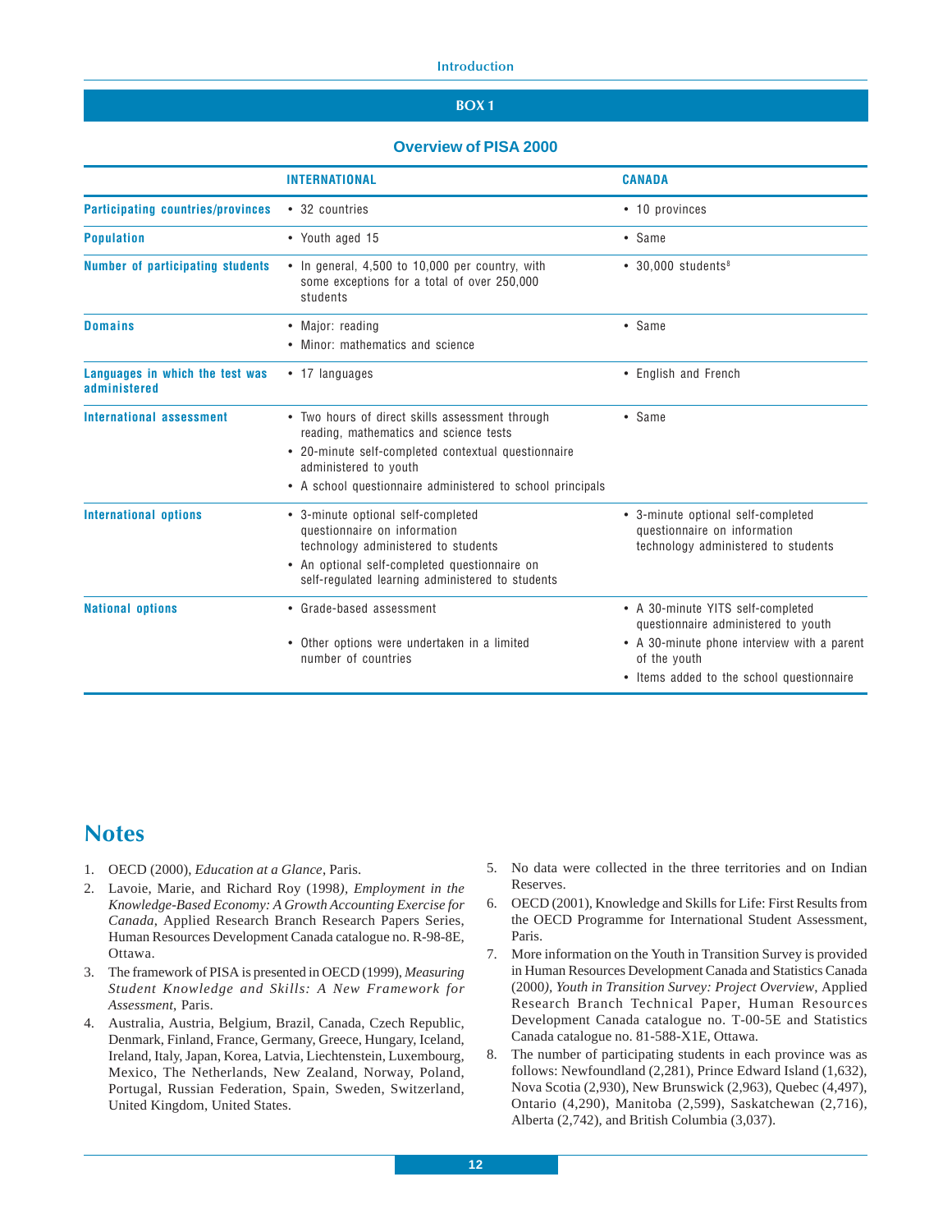## BOX 1

### Overview of PISA 2000

| | INTERNATIONAL | CANADA |
|---|---|---|
| **Participating countries/provinces** | • 32 countries | • 10 provinces |
| **Population** | • Youth aged 15 | • Same |
| **Number of participating students** | • In general, 4,500 to 10,000 per country, with some exceptions for a total of over 250,000 students | • 30,000 students[8] |
| **Domains** | • Major: reading<br>• Minor: mathematics and science | • Same |
| **Languages in which the test was administered** | • 17 languages | • English and French |
| **International assessment** | • Two hours of direct skills assessment through reading, mathematics and science tests<br>• 20-minute self-completed contextual questionnaire administered to youth<br>• A school questionnaire administered to school principals | • Same |
| **International options** | • 3-minute optional self-completed questionnaire on information technology administered to students<br>• An optional self-completed questionnaire on self-regulated learning administered to students | • 3-minute optional self-completed questionnaire on information technology administered to students |
| **National options** | • Grade-based assessment<br>• Other options were undertaken in a limited number of countries | • A 30-minute YITS self-completed questionnaire administered to youth<br>• A 30-minute phone interview with a parent of the youth<br>• Items added to the school questionnaire |

## Notes

1. OECD (2000), *Education at a Glance*, Paris.
2. Lavoie, Marie, and Richard Roy (1998), *Employment in the Knowledge-Based Economy: A Growth Accounting Exercise for Canada*, Applied Research Branch Research Papers Series, Human Resources Development Canada catalogue no. R-98-8E, Ottawa.
3. The framework of PISA is presented in OECD (1999), *Measuring Student Knowledge and Skills: A New Framework for Assessment*, Paris.
4. Australia, Austria, Belgium, Brazil, Canada, Czech Republic, Denmark, Finland, France, Germany, Greece, Hungary, Iceland, Ireland, Italy, Japan, Korea, Latvia, Liechtenstein, Luxembourg, Mexico, The Netherlands, New Zealand, Norway, Poland, Portugal, Russian Federation, Spain, Sweden, Switzerland, United Kingdom, United States.
5. No data were collected in the three territories and on Indian Reserves.
6. OECD (2001), Knowledge and Skills for Life: First Results from the OECD Programme for International Student Assessment, Paris.
7. More information on the Youth in Transition Survey is provided in Human Resources Development Canada and Statistics Canada (2000), *Youth in Transition Survey: Project Overview*, Applied Research Branch Technical Paper, Human Resources Development Canada catalogue no. T-00-5E and Statistics Canada catalogue no. 81-588-X1E, Ottawa.
8. The number of participating students in each province was as follows: Newfoundland (2,281), Prince Edward Island (1,632), Nova Scotia (2,930), New Brunswick (2,963), Quebec (4,497), Ontario (4,290), Manitoba (2,599), Saskatchewan (2,716), Alberta (2,742), and British Columbia (3,037).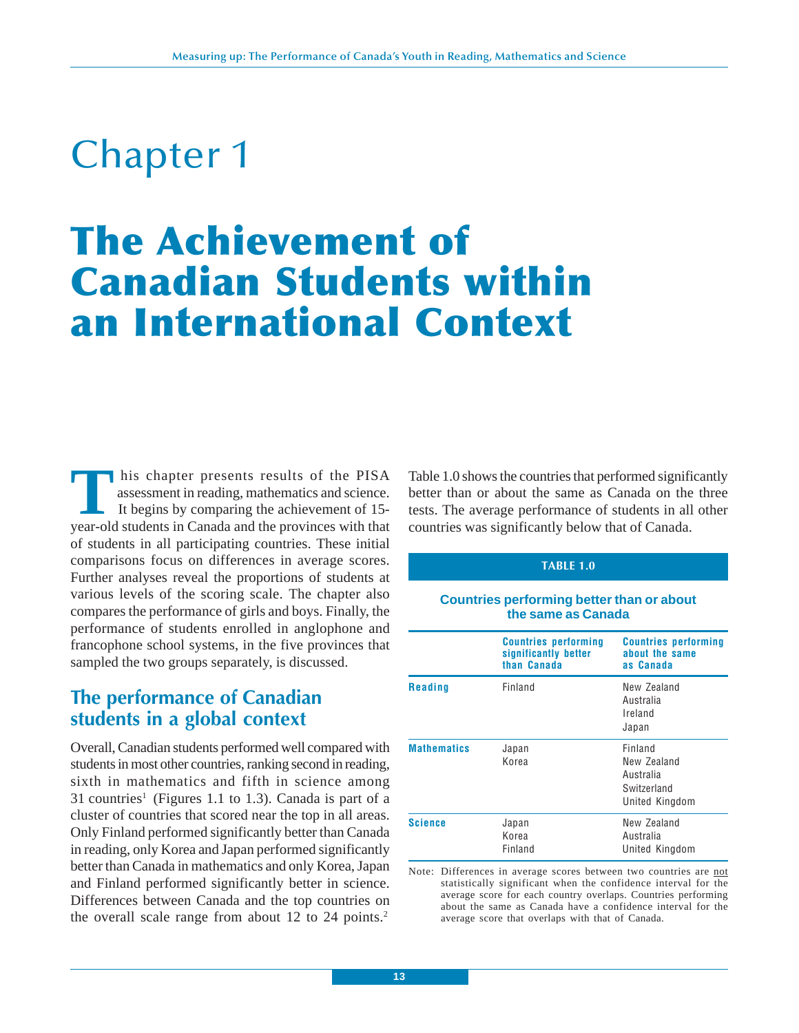# Chapter 1

# The Achievement of Canadian Students within an International Context

This chapter presents results of the PISA assessment in reading, mathematics and science. It begins by comparing the achievement of 15-year-old students in Canada and the provinces with that of students in all participating countries. These initial comparisons focus on differences in average scores. Further analyses reveal the proportions of students at various levels of the scoring scale. The chapter also compares the performance of girls and boys. Finally, the performance of students enrolled in anglophone and francophone school systems, in the five provinces that sampled the two groups separately, is discussed.

## The performance of Canadian students in a global context

Overall, Canadian students performed well compared with students in most other countries, ranking second in reading, sixth in mathematics and fifth in science among 31 countries[1] (Figures 1.1 to 1.3). Canada is part of a cluster of countries that scored near the top in all areas. Only Finland performed significantly better than Canada in reading, only Korea and Japan performed significantly better than Canada in mathematics and only Korea, Japan and Finland performed significantly better in science. Differences between Canada and the top countries on the overall scale range from about 12 to 24 points.[2]

Table 1.0 shows the countries that performed significantly better than or about the same as Canada on the three tests. The average performance of students in all other countries was significantly below that of Canada.

**TABLE 1.0**

**Countries performing better than or about the same as Canada**

| | Countries performing significantly better than Canada | Countries performing about the same as Canada |
|---|---|---|
| **Reading** | Finland | New Zealand<br>Australia<br>Ireland<br>Japan |
| **Mathematics** | Japan<br>Korea | Finland<br>New Zealand<br>Australia<br>Switzerland<br>United Kingdom |
| **Science** | Japan<br>Korea<br>Finland | New Zealand<br>Australia<br>United Kingdom |

Note: Differences in average scores between two countries are not statistically significant when the confidence interval for the average score for each country overlaps. Countries performing about the same as Canada have a confidence interval for the average score that overlaps with that of Canada.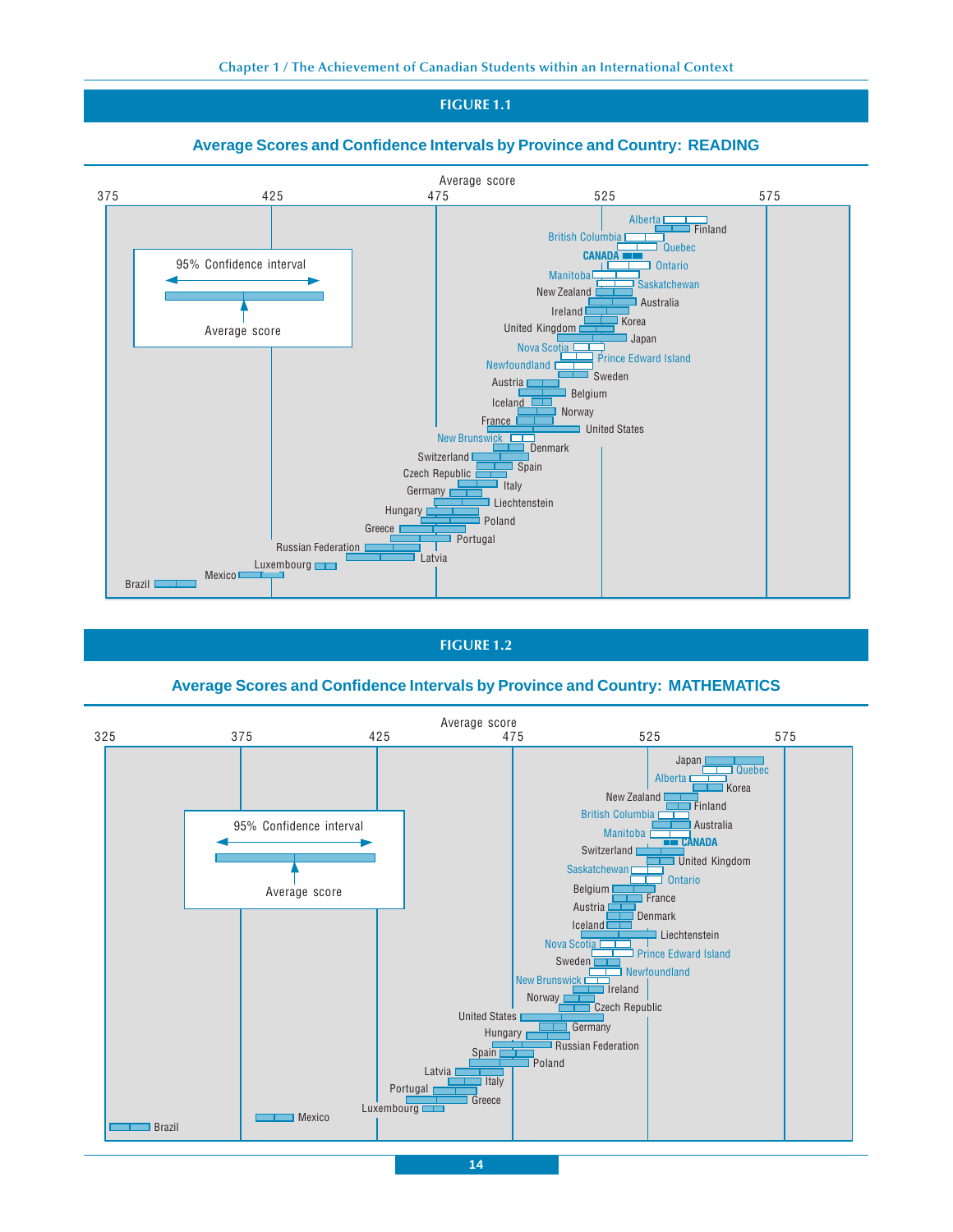## FIGURE 1.1

### Average Scores and Confidence Intervals by Province and Country: READING

Average score

375 425 475 525 575

95% Confidence interval

Average score

Alberta, Finland, British Columbia, Quebec, **CANADA**, Ontario, Manitoba, Saskatchewan, New Zealand, Australia, Ireland, Korea, United Kingdom, Japan, Nova Scotia, Prince Edward Island, Newfoundland, Sweden, Austria, Belgium, Iceland, Norway, France, United States, New Brunswick, Denmark, Switzerland, Spain, Czech Republic, Italy, Germany, Liechtenstein, Hungary, Poland, Greece, Portugal, Russian Federation, Latvia, Luxembourg, Mexico, Brazil

## FIGURE 1.2

### Average Scores and Confidence Intervals by Province and Country: MATHEMATICS

Average score

325 375 425 475 525 575

95% Confidence interval

Average score

Japan, Quebec, Alberta, Korea, New Zealand, Finland, British Columbia, Australia, Manitoba, **CANADA**, Switzerland, United Kingdom, Saskatchewan, Ontario, Belgium, France, Austria, Denmark, Iceland, Liechtenstein, Nova Scotia, Prince Edward Island, Sweden, Newfoundland, New Brunswick, Ireland, Norway, Czech Republic, United States, Germany, Hungary, Russian Federation, Spain, Poland, Latvia, Italy, Portugal, Greece, Luxembourg, Mexico, Brazil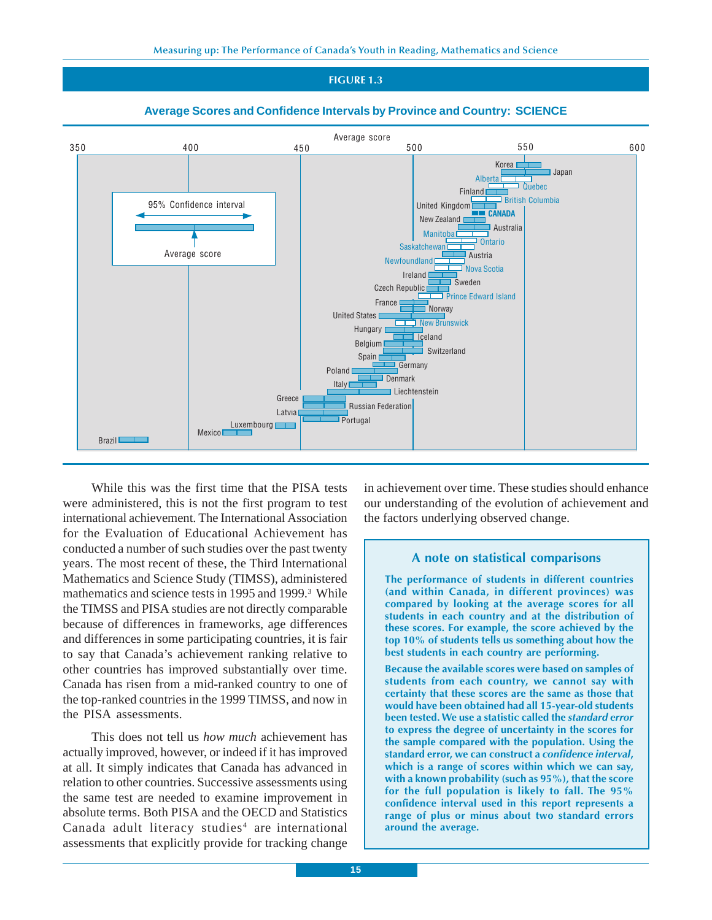**FIGURE 1.3**

**Average Scores and Confidence Intervals by Province and Country: SCIENCE**

Average score

350 400 450 500 550 600

95% Confidence interval

Average score

Korea, Japan, Alberta, Quebec, Finland, British Columbia, United Kingdom, CANADA, New Zealand, Australia, Manitoba, Ontario, Saskatchewan, Austria, Newfoundland, Nova Scotia, Ireland, Sweden, Czech Republic, Prince Edward Island, France, Norway, United States, New Brunswick, Hungary, Iceland, Belgium, Switzerland, Spain, Germany, Poland, Denmark, Italy, Liechtenstein, Greece, Russian Federation, Latvia, Portugal, Luxembourg, Mexico, Brazil

While this was the first time that the PISA tests were administered, this is not the first program to test international achievement. The International Association for the Evaluation of Educational Achievement has conducted a number of such studies over the past twenty years. The most recent of these, the Third International Mathematics and Science Study (TIMSS), administered mathematics and science tests in 1995 and 1999.[3] While the TIMSS and PISA studies are not directly comparable because of differences in frameworks, age differences and differences in some participating countries, it is fair to say that Canada's achievement ranking relative to other countries has improved substantially over time. Canada has risen from a mid-ranked country to one of the top-ranked countries in the 1999 TIMSS, and now in the PISA assessments.

This does not tell us *how much* achievement has actually improved, however, or indeed if it has improved at all. It simply indicates that Canada has advanced in relation to other countries. Successive assessments using the same test are needed to examine improvement in absolute terms. Both PISA and the OECD and Statistics Canada adult literacy studies[4] are international assessments that explicitly provide for tracking change in achievement over time. These studies should enhance our understanding of the evolution of achievement and the factors underlying observed change.

### A note on statistical comparisons

**The performance of students in different countries (and within Canada, in different provinces) was compared by looking at the average scores for all students in each country and at the distribution of these scores. For example, the score achieved by the top 10% of students tells us something about how the best students in each country are performing.**

**Because the available scores were based on samples of students from each country, we cannot say with certainty that these scores are the same as those that would have been obtained had all 15-year-old students been tested. We use a statistic called the *standard error* to express the degree of uncertainty in the scores for the sample compared with the population. Using the standard error, we can construct a *confidence interval*, which is a range of scores within which we can say, with a known probability (such as 95%), that the score for the full population is likely to fall. The 95% confidence interval used in this report represents a range of plus or minus about two standard errors around the average.**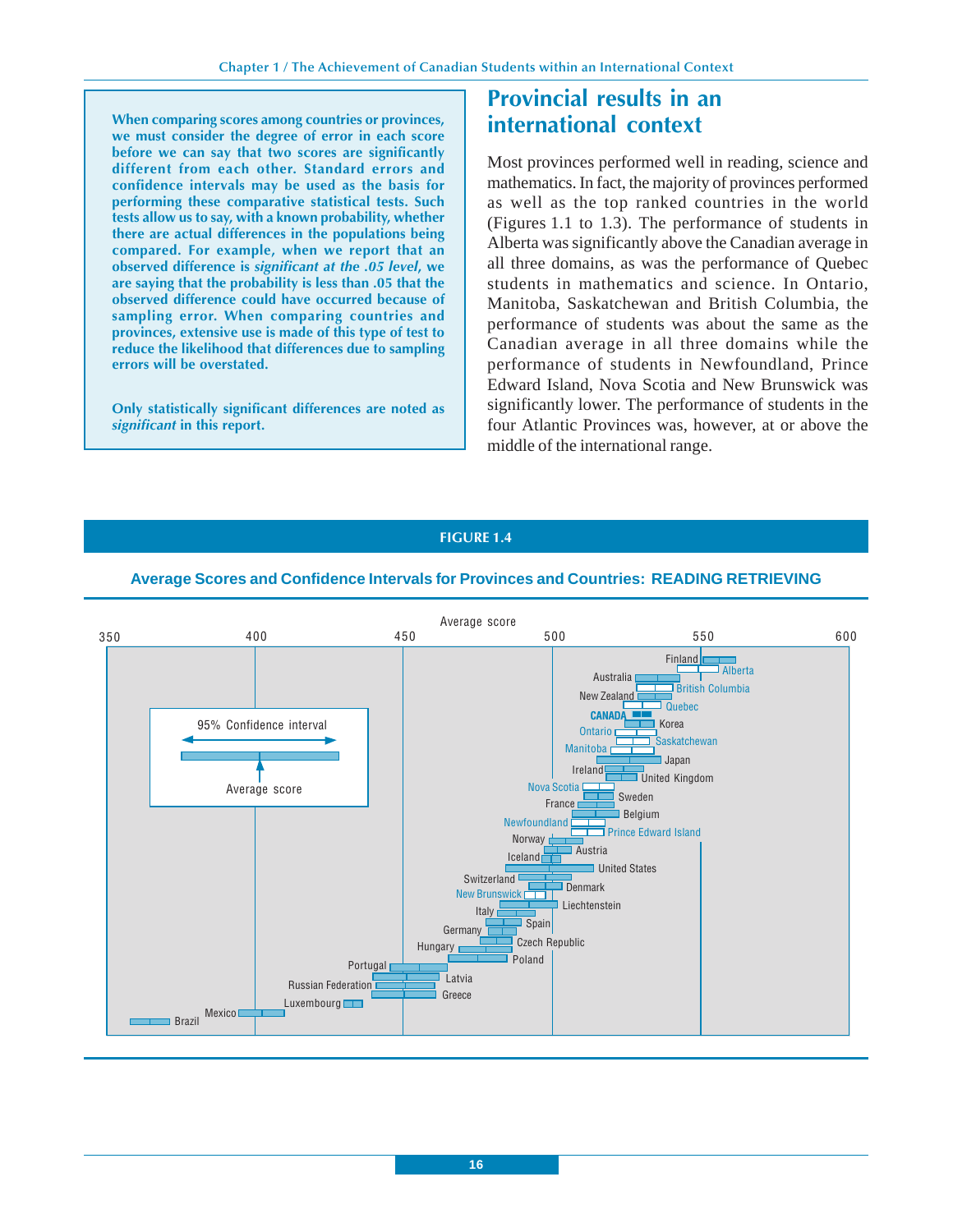**When comparing scores among countries or provinces, we must consider the degree of error in each score before we can say that two scores are significantly different from each other. Standard errors and confidence intervals may be used as the basis for performing these comparative statistical tests. Such tests allow us to say, with a known probability, whether there are actual differences in the populations being compared. For example, when we report that an observed difference is *significant at the .05 level*, we are saying that the probability is less than .05 that the observed difference could have occurred because of sampling error. When comparing countries and provinces, extensive use is made of this type of test to reduce the likelihood that differences due to sampling errors will be overstated.**

**Only statistically significant differences are noted as *significant* in this report.**

## Provincial results in an international context

Most provinces performed well in reading, science and mathematics. In fact, the majority of provinces performed as well as the top ranked countries in the world (Figures 1.1 to 1.3). The performance of students in Alberta was significantly above the Canadian average in all three domains, as was the performance of Quebec students in mathematics and science. In Ontario, Manitoba, Saskatchewan and British Columbia, the performance of students was about the same as the Canadian average in all three domains while the performance of students in Newfoundland, Prince Edward Island, Nova Scotia and New Brunswick was significantly lower. The performance of students in the four Atlantic Provinces was, however, at or above the middle of the international range.

**FIGURE 1.4**

**Average Scores and Confidence Intervals for Provinces and Countries: READING RETRIEVING**

Average score

350 400 450 500 550 600

95% Confidence interval

Average score

Finland, Alberta, Australia, British Columbia, New Zealand, Quebec, CANADA, Korea, Ontario, Saskatchewan, Manitoba, Japan, Ireland, United Kingdom, Nova Scotia, Sweden, France, Belgium, Newfoundland, Prince Edward Island, Norway, Austria, Iceland, United States, Switzerland, Denmark, New Brunswick, Liechtenstein, Italy, Spain, Germany, Czech Republic, Hungary, Poland, Portugal, Latvia, Russian Federation, Greece, Luxembourg, Mexico, Brazil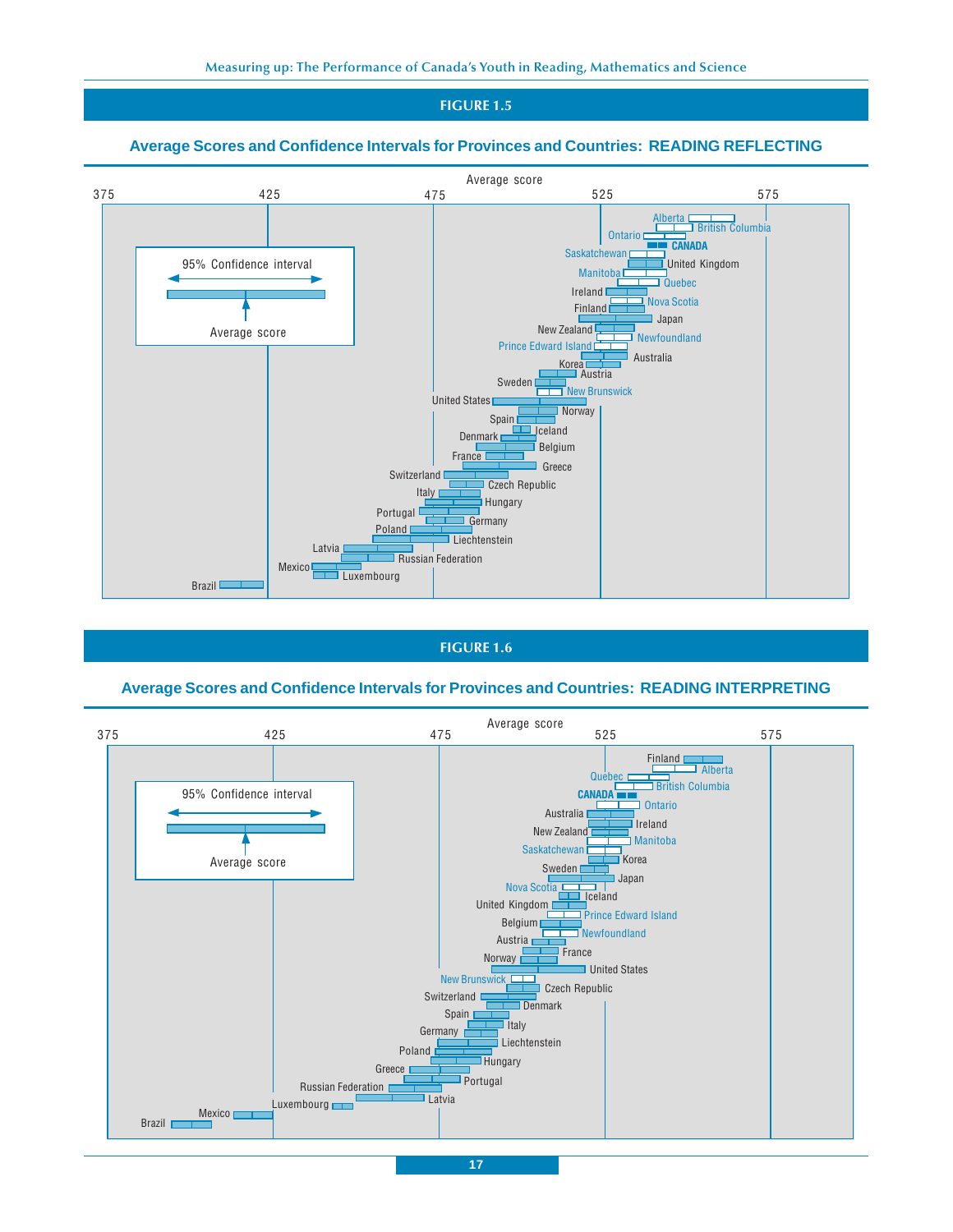## FIGURE 1.5

### Average Scores and Confidence Intervals for Provinces and Countries: READING REFLECTING

Average score

375 425 475 525 575

95% Confidence interval

Average score

Alberta
British Columbia
Ontario
**CANADA**
Saskatchewan
United Kingdom
Manitoba
Quebec
Ireland
Nova Scotia
Finland
Japan
New Zealand
Newfoundland
Prince Edward Island
Australia
Korea
Austria
Sweden
New Brunswick
United States
Norway
Spain
Iceland
Denmark
Belgium
France
Greece
Switzerland
Czech Republic
Italy
Hungary
Portugal
Germany
Poland
Liechtenstein
Latvia
Russian Federation
Mexico
Luxembourg
Brazil

## FIGURE 1.6

### Average Scores and Confidence Intervals for Provinces and Countries: READING INTERPRETING

Average score

375 425 475 525 575

95% Confidence interval

Average score

Finland
Alberta
Quebec
British Columbia
**CANADA**
Ontario
Australia
Ireland
New Zealand
Manitoba
Saskatchewan
Korea
Sweden
Japan
Nova Scotia
Iceland
United Kingdom
Prince Edward Island
Belgium
Newfoundland
Austria
France
Norway
United States
New Brunswick
Czech Republic
Switzerland
Denmark
Spain
Italy
Germany
Liechtenstein
Poland
Hungary
Greece
Portugal
Russian Federation
Latvia
Luxembourg
Mexico
Brazil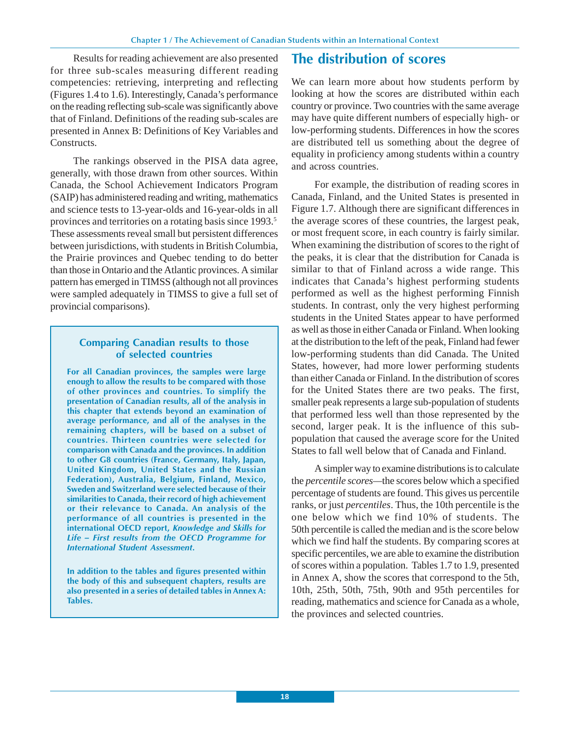Results for reading achievement are also presented for three sub-scales measuring different reading competencies: retrieving, interpreting and reflecting (Figures 1.4 to 1.6). Interestingly, Canada's performance on the reading reflecting sub-scale was significantly above that of Finland. Definitions of the reading sub-scales are presented in Annex B: Definitions of Key Variables and Constructs.

The rankings observed in the PISA data agree, generally, with those drawn from other sources. Within Canada, the School Achievement Indicators Program (SAIP) has administered reading and writing, mathematics and science tests to 13-year-olds and 16-year-olds in all provinces and territories on a rotating basis since 1993.[5] These assessments reveal small but persistent differences between jurisdictions, with students in British Columbia, the Prairie provinces and Quebec tending to do better than those in Ontario and the Atlantic provinces. A similar pattern has emerged in TIMSS (although not all provinces were sampled adequately in TIMSS to give a full set of provincial comparisons).

### Comparing Canadian results to those of selected countries

**For all Canadian provinces, the samples were large enough to allow the results to be compared with those of other provinces and countries. To simplify the presentation of Canadian results, all of the analysis in this chapter that extends beyond an examination of average performance, and all of the analyses in the remaining chapters, will be based on a subset of countries. Thirteen countries were selected for comparison with Canada and the provinces. In addition to other G8 countries (France, Germany, Italy, Japan, United Kingdom, United States and the Russian Federation), Australia, Belgium, Finland, Mexico, Sweden and Switzerland were selected because of their similarities to Canada, their record of high achievement or their relevance to Canada. An analysis of the performance of all countries is presented in the international OECD report, *Knowledge and Skills for Life – First results from the OECD Programme for International Student Assessment*.**

**In addition to the tables and figures presented within the body of this and subsequent chapters, results are also presented in a series of detailed tables in Annex A: Tables.**

## The distribution of scores

We can learn more about how students perform by looking at how the scores are distributed within each country or province. Two countries with the same average may have quite different numbers of especially high- or low-performing students. Differences in how the scores are distributed tell us something about the degree of equality in proficiency among students within a country and across countries.

For example, the distribution of reading scores in Canada, Finland, and the United States is presented in Figure 1.7. Although there are significant differences in the average scores of these countries, the largest peak, or most frequent score, in each country is fairly similar. When examining the distribution of scores to the right of the peaks, it is clear that the distribution for Canada is similar to that of Finland across a wide range. This indicates that Canada's highest performing students performed as well as the highest performing Finnish students. In contrast, only the very highest performing students in the United States appear to have performed as well as those in either Canada or Finland. When looking at the distribution to the left of the peak, Finland had fewer low-performing students than did Canada. The United States, however, had more lower performing students than either Canada or Finland. In the distribution of scores for the United States there are two peaks. The first, smaller peak represents a large sub-population of students that performed less well than those represented by the second, larger peak. It is the influence of this sub-population that caused the average score for the United States to fall well below that of Canada and Finland.

A simpler way to examine distributions is to calculate the *percentile scores*—the scores below which a specified percentage of students are found. This gives us percentile ranks, or just *percentiles*. Thus, the 10th percentile is the one below which we find 10% of students. The 50th percentile is called the median and is the score below which we find half the students. By comparing scores at specific percentiles, we are able to examine the distribution of scores within a population. Tables 1.7 to 1.9, presented in Annex A, show the scores that correspond to the 5th, 10th, 25th, 50th, 75th, 90th and 95th percentiles for reading, mathematics and science for Canada as a whole, the provinces and selected countries.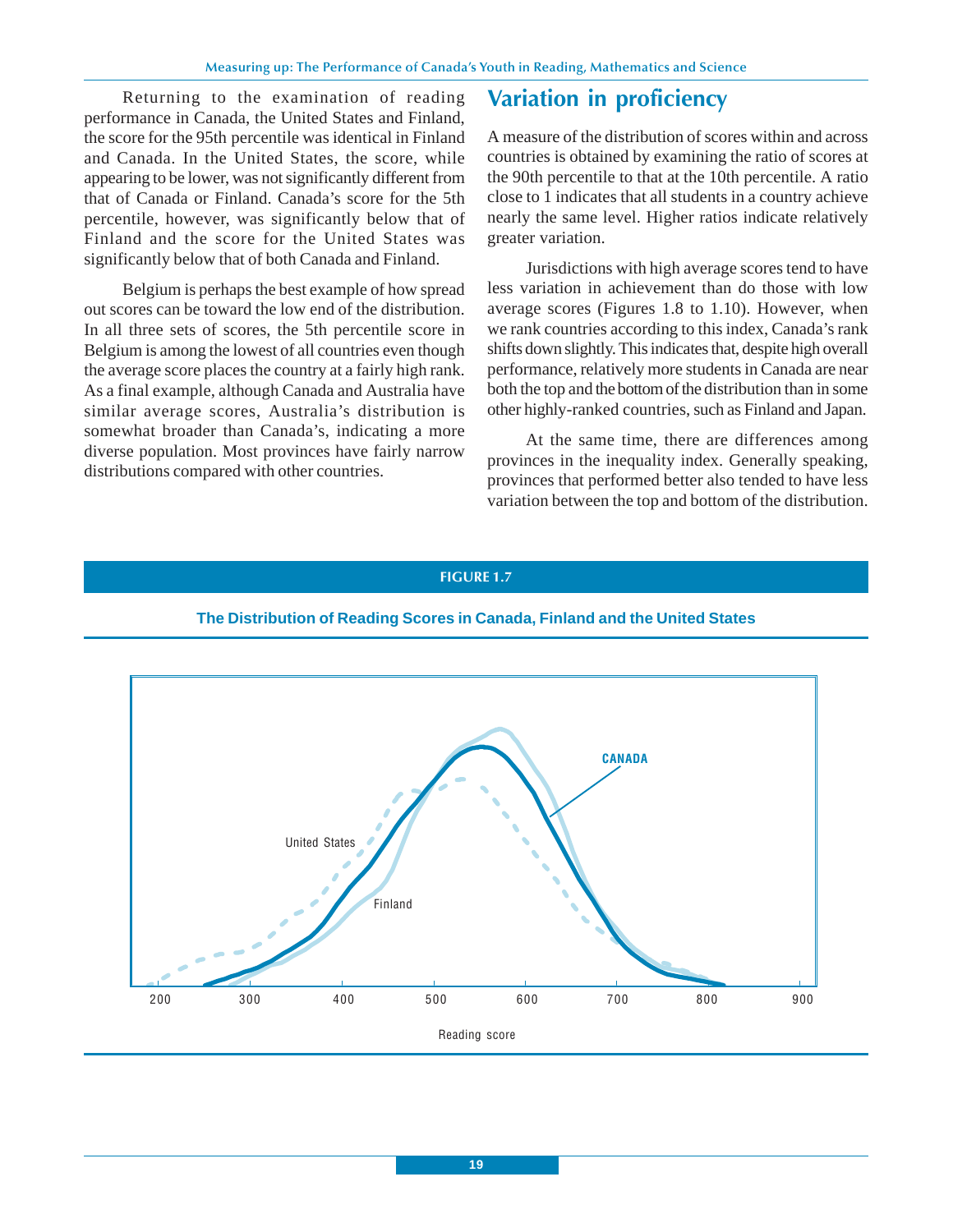Returning to the examination of reading performance in Canada, the United States and Finland, the score for the 95th percentile was identical in Finland and Canada. In the United States, the score, while appearing to be lower, was not significantly different from that of Canada or Finland. Canada's score for the 5th percentile, however, was significantly below that of Finland and the score for the United States was significantly below that of both Canada and Finland.

Belgium is perhaps the best example of how spread out scores can be toward the low end of the distribution. In all three sets of scores, the 5th percentile score in Belgium is among the lowest of all countries even though the average score places the country at a fairly high rank. As a final example, although Canada and Australia have similar average scores, Australia's distribution is somewhat broader than Canada's, indicating a more diverse population. Most provinces have fairly narrow distributions compared with other countries.

## Variation in proficiency

A measure of the distribution of scores within and across countries is obtained by examining the ratio of scores at the 90th percentile to that at the 10th percentile. A ratio close to 1 indicates that all students in a country achieve nearly the same level. Higher ratios indicate relatively greater variation.

Jurisdictions with high average scores tend to have less variation in achievement than do those with low average scores (Figures 1.8 to 1.10). However, when we rank countries according to this index, Canada's rank shifts down slightly. This indicates that, despite high overall performance, relatively more students in Canada are near both the top and the bottom of the distribution than in some other highly-ranked countries, such as Finland and Japan.

At the same time, there are differences among provinces in the inequality index. Generally speaking, provinces that performed better also tended to have less variation between the top and bottom of the distribution.

**FIGURE 1.7**

**The Distribution of Reading Scores in Canada, Finland and the United States**

CANADA

United States

Finland

200 300 400 500 600 700 800 900

Reading score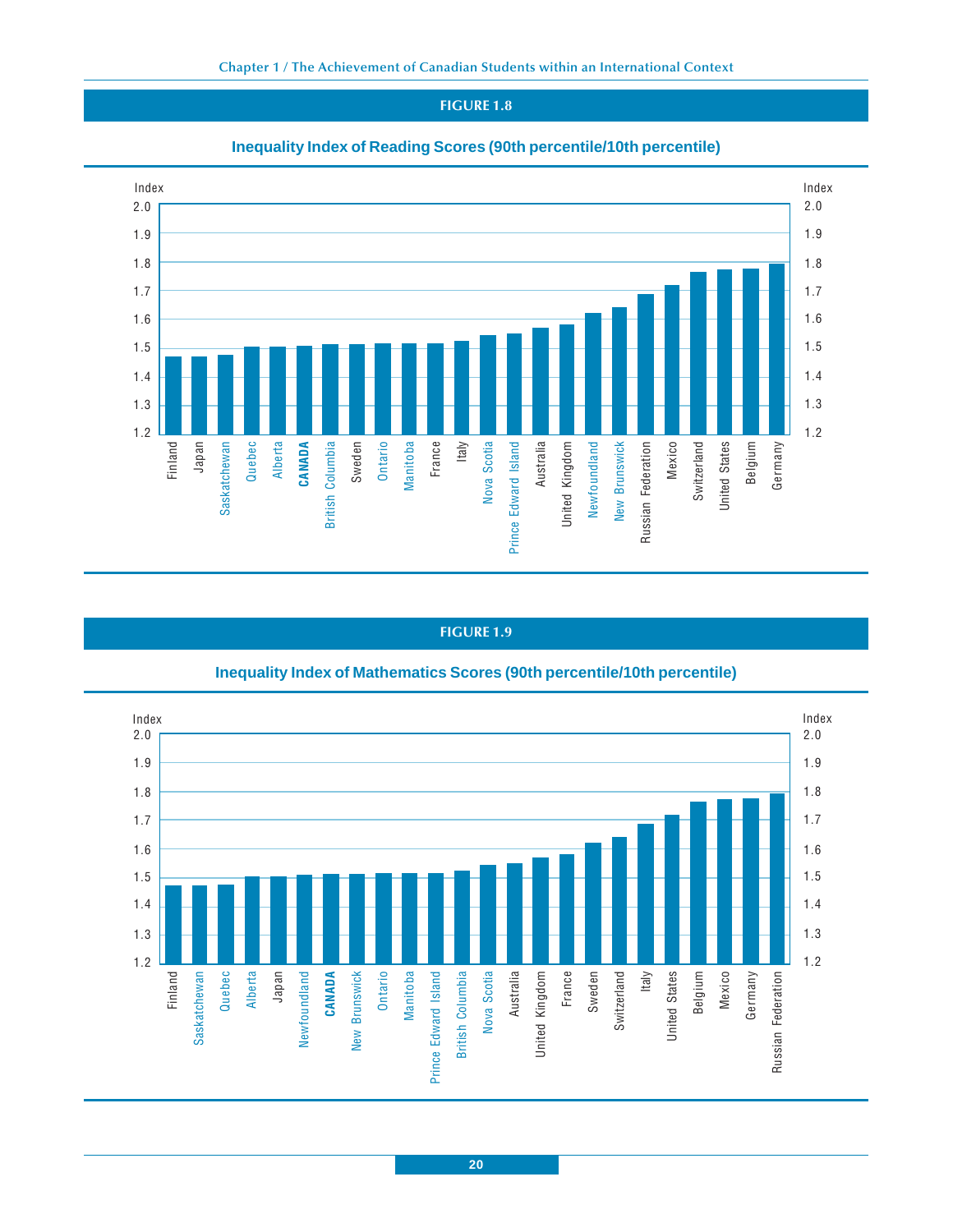**FIGURE 1.8**

**Inequality Index of Reading Scores (90th percentile/10th percentile)**

Index

2.0
1.9
1.8
1.7
1.6
1.5
1.4
1.3
1.2

Finland, Japan, Saskatchewan, Quebec, Alberta, **CANADA**, British Columbia, Sweden, Ontario, Manitoba, France, Italy, Nova Scotia, Prince Edward Island, Australia, United Kingdom, Newfoundland, New Brunswick, Russian Federation, Mexico, Switzerland, United States, Belgium, Germany

**FIGURE 1.9**

**Inequality Index of Mathematics Scores (90th percentile/10th percentile)**

Index

2.0
1.9
1.8
1.7
1.6
1.5
1.4
1.3
1.2

Finland, Saskatchewan, Quebec, Alberta, Japan, Newfoundland, **CANADA**, New Brunswick, Ontario, Manitoba, Prince Edward Island, British Columbia, Nova Scotia, Australia, United Kingdom, France, Sweden, Switzerland, Italy, United States, Belgium, Mexico, Germany, Russian Federation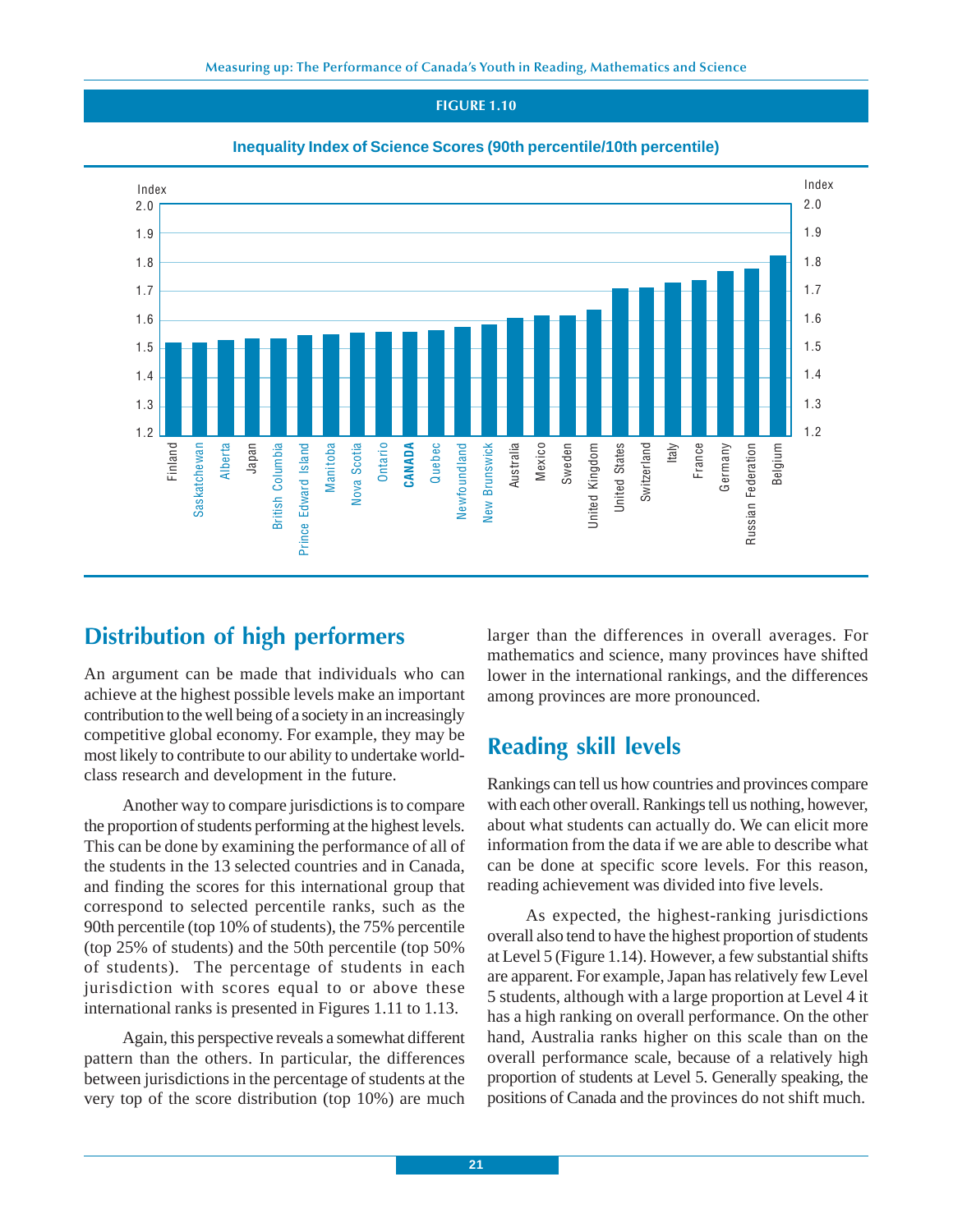**FIGURE 1.10**

**Inequality Index of Science Scores (90th percentile/10th percentile)**

| Jurisdiction | Index (approx.) |
|---|---|
| Finland | 1.52 |
| Saskatchewan | 1.52 |
| Alberta | 1.53 |
| Japan | 1.53 |
| British Columbia | 1.53 |
| Prince Edward Island | 1.55 |
| Manitoba | 1.55 |
| Nova Scotia | 1.56 |
| Ontario | 1.56 |
| CANADA | 1.56 |
| Quebec | 1.56 |
| Newfoundland | 1.57 |
| New Brunswick | 1.58 |
| Australia | 1.61 |
| Mexico | 1.61 |
| Sweden | 1.61 |
| United Kingdom | 1.63 |
| United States | 1.71 |
| Switzerland | 1.71 |
| Italy | 1.73 |
| France | 1.74 |
| Germany | 1.77 |
| Russian Federation | 1.78 |
| Belgium | 1.82 |

## Distribution of high performers

An argument can be made that individuals who can achieve at the highest possible levels make an important contribution to the well being of a society in an increasingly competitive global economy. For example, they may be most likely to contribute to our ability to undertake world-class research and development in the future.

Another way to compare jurisdictions is to compare the proportion of students performing at the highest levels. This can be done by examining the performance of all of the students in the 13 selected countries and in Canada, and finding the scores for this international group that correspond to selected percentile ranks, such as the 90th percentile (top 10% of students), the 75% percentile (top 25% of students) and the 50th percentile (top 50% of students). The percentage of students in each jurisdiction with scores equal to or above these international ranks is presented in Figures 1.11 to 1.13.

Again, this perspective reveals a somewhat different pattern than the others. In particular, the differences between jurisdictions in the percentage of students at the very top of the score distribution (top 10%) are much larger than the differences in overall averages. For mathematics and science, many provinces have shifted lower in the international rankings, and the differences among provinces are more pronounced.

## Reading skill levels

Rankings can tell us how countries and provinces compare with each other overall. Rankings tell us nothing, however, about what students can actually do. We can elicit more information from the data if we are able to describe what can be done at specific score levels. For this reason, reading achievement was divided into five levels.

As expected, the highest-ranking jurisdictions overall also tend to have the highest proportion of students at Level 5 (Figure 1.14). However, a few substantial shifts are apparent. For example, Japan has relatively few Level 5 students, although with a large proportion at Level 4 it has a high ranking on overall performance. On the other hand, Australia ranks higher on this scale than on the overall performance scale, because of a relatively high proportion of students at Level 5. Generally speaking, the positions of Canada and the provinces do not shift much.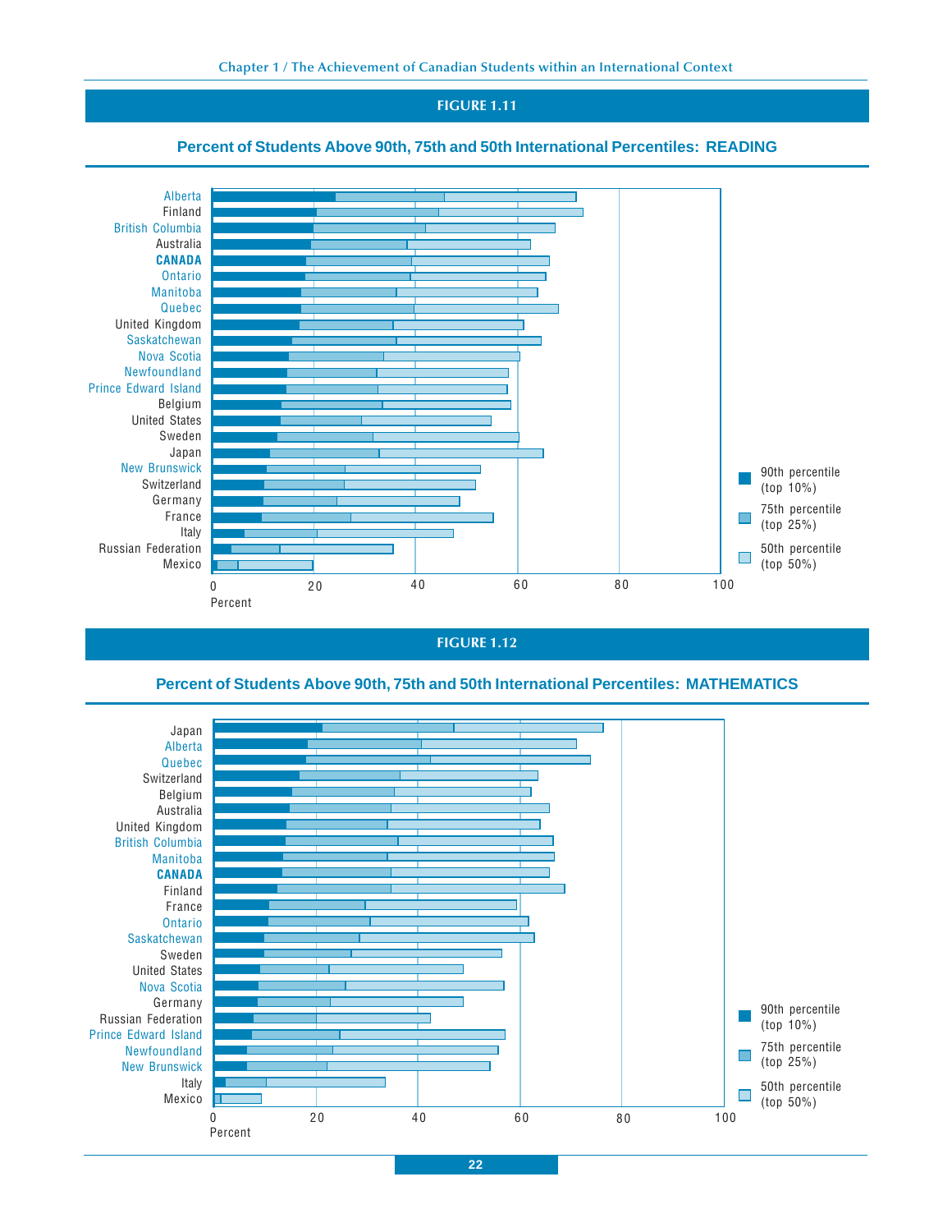## FIGURE 1.11

### Percent of Students Above 90th, 75th and 50th International Percentiles: READING

Alberta
Finland
British Columbia
Australia
**CANADA**
Ontario
Manitoba
Quebec
United Kingdom
Saskatchewan
Nova Scotia
Newfoundland
Prince Edward Island
Belgium
United States
Sweden
Japan
New Brunswick
Switzerland
Germany
France
Italy
Russian Federation
Mexico

0 20 40 60 80 100
Percent

90th percentile (top 10%)
75th percentile (top 25%)
50th percentile (top 50%)

## FIGURE 1.12

### Percent of Students Above 90th, 75th and 50th International Percentiles: MATHEMATICS

Japan
Alberta
Quebec
Switzerland
Belgium
Australia
United Kingdom
British Columbia
Manitoba
**CANADA**
Finland
France
Ontario
Saskatchewan
Sweden
United States
Nova Scotia
Germany
Russian Federation
Prince Edward Island
Newfoundland
New Brunswick
Italy
Mexico

0 20 40 60 80 100
Percent

90th percentile (top 10%)
75th percentile (top 25%)
50th percentile (top 50%)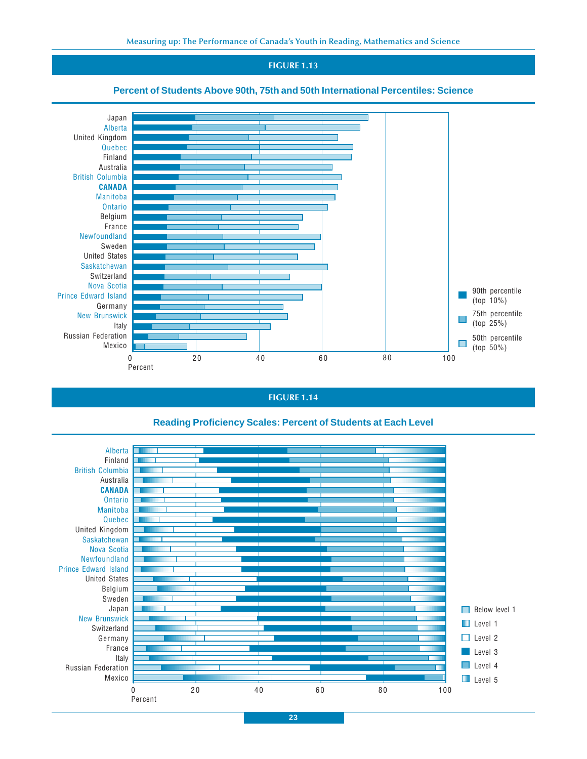## FIGURE 1.13

### Percent of Students Above 90th, 75th and 50th International Percentiles: Science

Countries/provinces (in order): Japan, Alberta, United Kingdom, Quebec, Finland, Australia, British Columbia, **CANADA**, Manitoba, Ontario, Belgium, France, Newfoundland, Sweden, United States, Saskatchewan, Switzerland, Nova Scotia, Prince Edward Island, Germany, New Brunswick, Italy, Russian Federation, Mexico

Legend:
- 90th percentile (top 10%)
- 75th percentile (top 25%)
- 50th percentile (top 50%)

Percent (0–100)

## FIGURE 1.14

### Reading Proficiency Scales: Percent of Students at Each Level

Countries/provinces (in order): Alberta, Finland, British Columbia, Australia, **CANADA**, Ontario, Manitoba, Quebec, United Kingdom, Saskatchewan, Nova Scotia, Newfoundland, Prince Edward Island, United States, Belgium, Sweden, Japan, New Brunswick, Switzerland, Germany, France, Italy, Russian Federation, Mexico

Legend:
- Below level 1
- Level 1
- Level 2
- Level 3
- Level 4
- Level 5

Percent (0–100)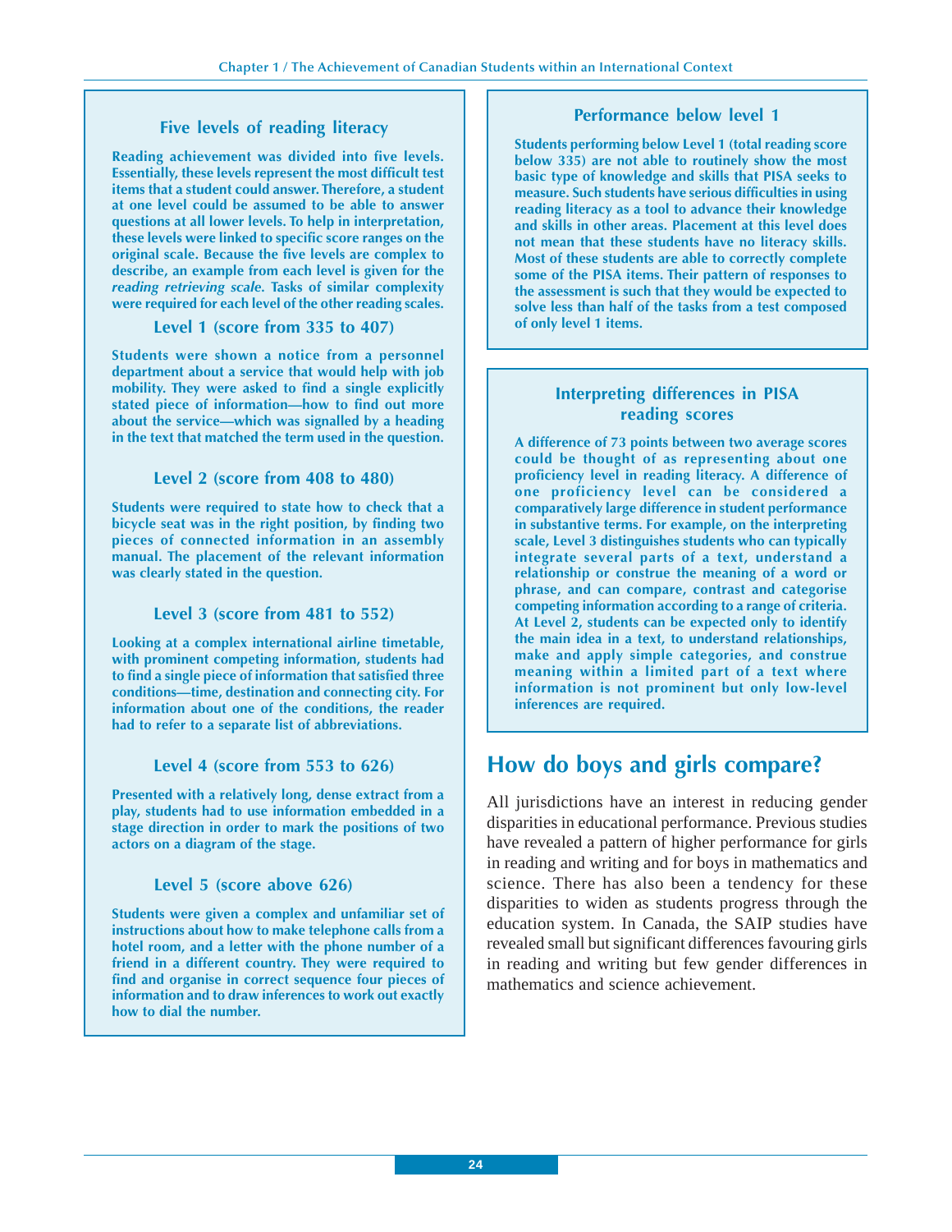### Five levels of reading literacy

**Reading achievement was divided into five levels. Essentially, these levels represent the most difficult test items that a student could answer. Therefore, a student at one level could be assumed to be able to answer questions at all lower levels. To help in interpretation, these levels were linked to specific score ranges on the original scale. Because the five levels are complex to describe, an example from each level is given for the *reading retrieving scale*. Tasks of similar complexity were required for each level of the other reading scales.**

#### Level 1 (score from 335 to 407)

**Students were shown a notice from a personnel department about a service that would help with job mobility. They were asked to find a single explicitly stated piece of information—how to find out more about the service—which was signalled by a heading in the text that matched the term used in the question.**

#### Level 2 (score from 408 to 480)

**Students were required to state how to check that a bicycle seat was in the right position, by finding two pieces of connected information in an assembly manual. The placement of the relevant information was clearly stated in the question.**

#### Level 3 (score from 481 to 552)

**Looking at a complex international airline timetable, with prominent competing information, students had to find a single piece of information that satisfied three conditions—time, destination and connecting city. For information about one of the conditions, the reader had to refer to a separate list of abbreviations.**

#### Level 4 (score from 553 to 626)

**Presented with a relatively long, dense extract from a play, students had to use information embedded in a stage direction in order to mark the positions of two actors on a diagram of the stage.**

#### Level 5 (score above 626)

**Students were given a complex and unfamiliar set of instructions about how to make telephone calls from a hotel room, and a letter with the phone number of a friend in a different country. They were required to find and organise in correct sequence four pieces of information and to draw inferences to work out exactly how to dial the number.**

### Performance below level 1

**Students performing below Level 1 (total reading score below 335) are not able to routinely show the most basic type of knowledge and skills that PISA seeks to measure. Such students have serious difficulties in using reading literacy as a tool to advance their knowledge and skills in other areas. Placement at this level does not mean that these students have no literacy skills. Most of these students are able to correctly complete some of the PISA items. Their pattern of responses to the assessment is such that they would be expected to solve less than half of the tasks from a test composed of only level 1 items.**

### Interpreting differences in PISA reading scores

**A difference of 73 points between two average scores could be thought of as representing about one proficiency level in reading literacy. A difference of one proficiency level can be considered a comparatively large difference in student performance in substantive terms. For example, on the interpreting scale, Level 3 distinguishes students who can typically integrate several parts of a text, understand a relationship or construe the meaning of a word or phrase, and can compare, contrast and categorise competing information according to a range of criteria. At Level 2, students can be expected only to identify the main idea in a text, to understand relationships, make and apply simple categories, and construe meaning within a limited part of a text where information is not prominent but only low-level inferences are required.**

## How do boys and girls compare?

All jurisdictions have an interest in reducing gender disparities in educational performance. Previous studies have revealed a pattern of higher performance for girls in reading and writing and for boys in mathematics and science. There has also been a tendency for these disparities to widen as students progress through the education system. In Canada, the SAIP studies have revealed small but significant differences favouring girls in reading and writing but few gender differences in mathematics and science achievement.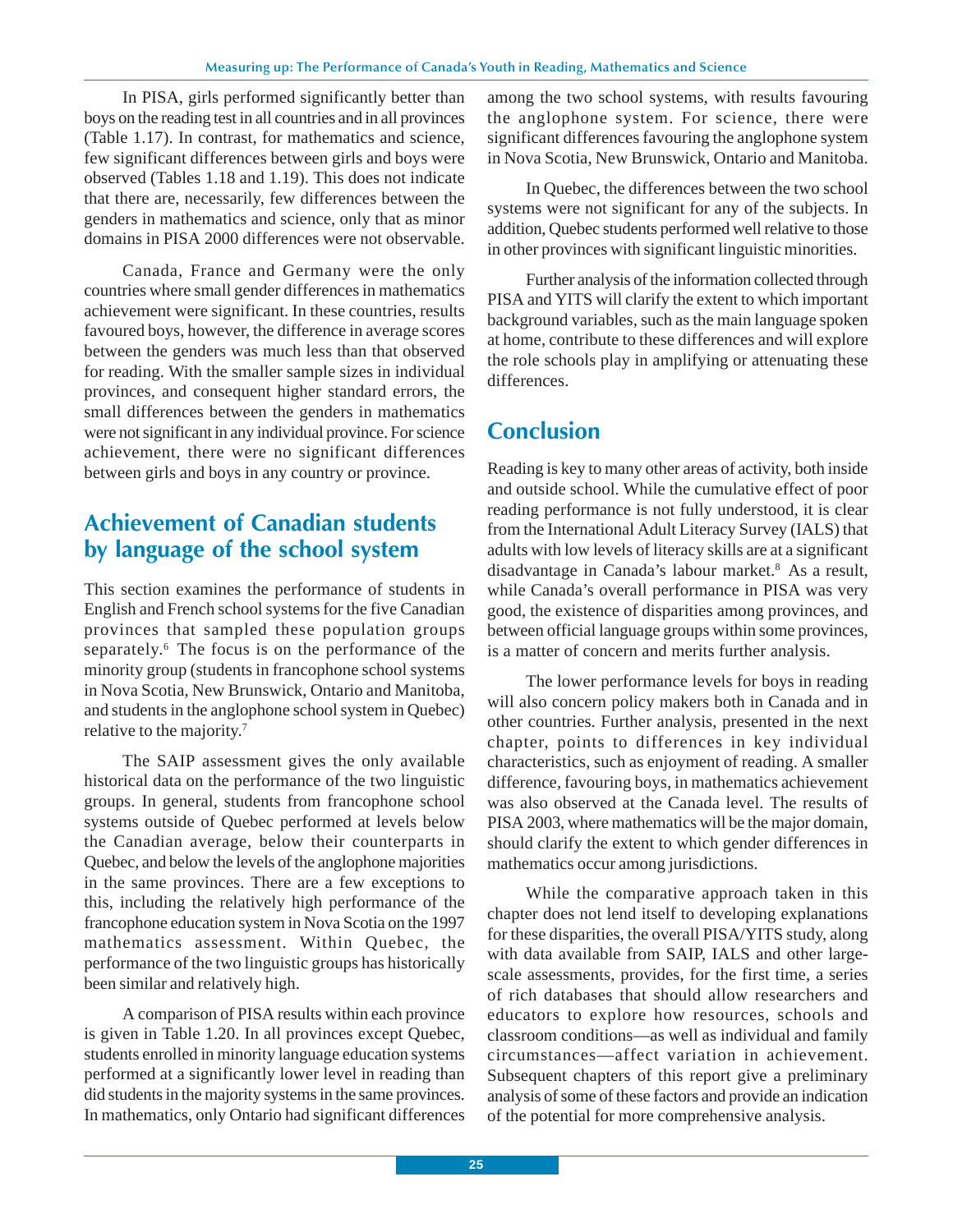In PISA, girls performed significantly better than boys on the reading test in all countries and in all provinces (Table 1.17). In contrast, for mathematics and science, few significant differences between girls and boys were observed (Tables 1.18 and 1.19). This does not indicate that there are, necessarily, few differences between the genders in mathematics and science, only that as minor domains in PISA 2000 differences were not observable.

Canada, France and Germany were the only countries where small gender differences in mathematics achievement were significant. In these countries, results favoured boys, however, the difference in average scores between the genders was much less than that observed for reading. With the smaller sample sizes in individual provinces, and consequent higher standard errors, the small differences between the genders in mathematics were not significant in any individual province. For science achievement, there were no significant differences between girls and boys in any country or province.

## Achievement of Canadian students by language of the school system

This section examines the performance of students in English and French school systems for the five Canadian provinces that sampled these population groups separately.[6] The focus is on the performance of the minority group (students in francophone school systems in Nova Scotia, New Brunswick, Ontario and Manitoba, and students in the anglophone school system in Quebec) relative to the majority.[7]

The SAIP assessment gives the only available historical data on the performance of the two linguistic groups. In general, students from francophone school systems outside of Quebec performed at levels below the Canadian average, below their counterparts in Quebec, and below the levels of the anglophone majorities in the same provinces. There are a few exceptions to this, including the relatively high performance of the francophone education system in Nova Scotia on the 1997 mathematics assessment. Within Quebec, the performance of the two linguistic groups has historically been similar and relatively high.

A comparison of PISA results within each province is given in Table 1.20. In all provinces except Quebec, students enrolled in minority language education systems performed at a significantly lower level in reading than did students in the majority systems in the same provinces. In mathematics, only Ontario had significant differences among the two school systems, with results favouring the anglophone system. For science, there were significant differences favouring the anglophone system in Nova Scotia, New Brunswick, Ontario and Manitoba.

In Quebec, the differences between the two school systems were not significant for any of the subjects. In addition, Quebec students performed well relative to those in other provinces with significant linguistic minorities.

Further analysis of the information collected through PISA and YITS will clarify the extent to which important background variables, such as the main language spoken at home, contribute to these differences and will explore the role schools play in amplifying or attenuating these differences.

## Conclusion

Reading is key to many other areas of activity, both inside and outside school. While the cumulative effect of poor reading performance is not fully understood, it is clear from the International Adult Literacy Survey (IALS) that adults with low levels of literacy skills are at a significant disadvantage in Canada's labour market.[8] As a result, while Canada's overall performance in PISA was very good, the existence of disparities among provinces, and between official language groups within some provinces, is a matter of concern and merits further analysis.

The lower performance levels for boys in reading will also concern policy makers both in Canada and in other countries. Further analysis, presented in the next chapter, points to differences in key individual characteristics, such as enjoyment of reading. A smaller difference, favouring boys, in mathematics achievement was also observed at the Canada level. The results of PISA 2003, where mathematics will be the major domain, should clarify the extent to which gender differences in mathematics occur among jurisdictions.

While the comparative approach taken in this chapter does not lend itself to developing explanations for these disparities, the overall PISA/YITS study, along with data available from SAIP, IALS and other large-scale assessments, provides, for the first time, a series of rich databases that should allow researchers and educators to explore how resources, schools and classroom conditions—as well as individual and family circumstances—affect variation in achievement. Subsequent chapters of this report give a preliminary analysis of some of these factors and provide an indication of the potential for more comprehensive analysis.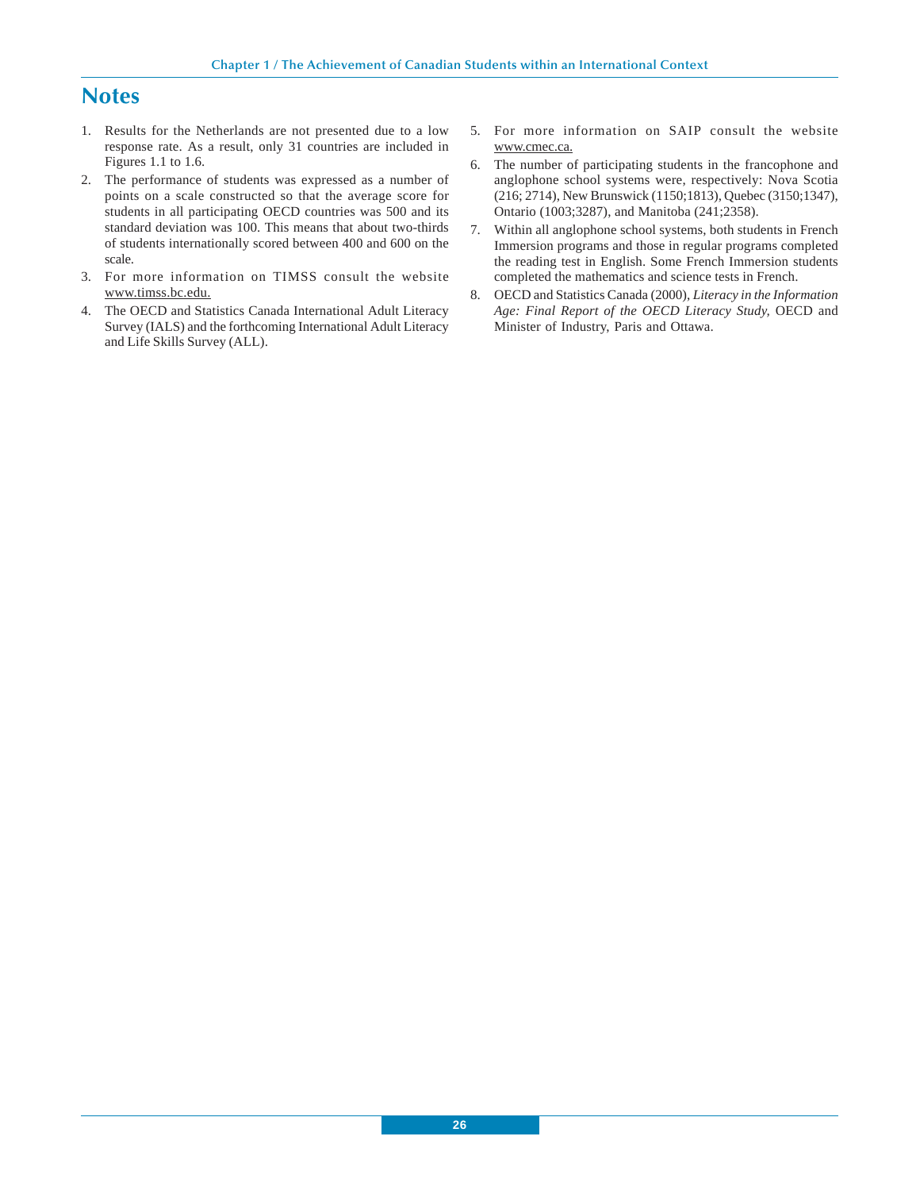# Notes

1. Results for the Netherlands are not presented due to a low response rate. As a result, only 31 countries are included in Figures 1.1 to 1.6.
2. The performance of students was expressed as a number of points on a scale constructed so that the average score for students in all participating OECD countries was 500 and its standard deviation was 100. This means that about two-thirds of students internationally scored between 400 and 600 on the scale.
3. For more information on TIMSS consult the website www.timss.bc.edu.
4. The OECD and Statistics Canada International Adult Literacy Survey (IALS) and the forthcoming International Adult Literacy and Life Skills Survey (ALL).
5. For more information on SAIP consult the website www.cmec.ca.
6. The number of participating students in the francophone and anglophone school systems were, respectively: Nova Scotia (216; 2714), New Brunswick (1150;1813), Quebec (3150;1347), Ontario (1003;3287), and Manitoba (241;2358).
7. Within all anglophone school systems, both students in French Immersion programs and those in regular programs completed the reading test in English. Some French Immersion students completed the mathematics and science tests in French.
8. OECD and Statistics Canada (2000), *Literacy in the Information Age: Final Report of the OECD Literacy Study,* OECD and Minister of Industry, Paris and Ottawa.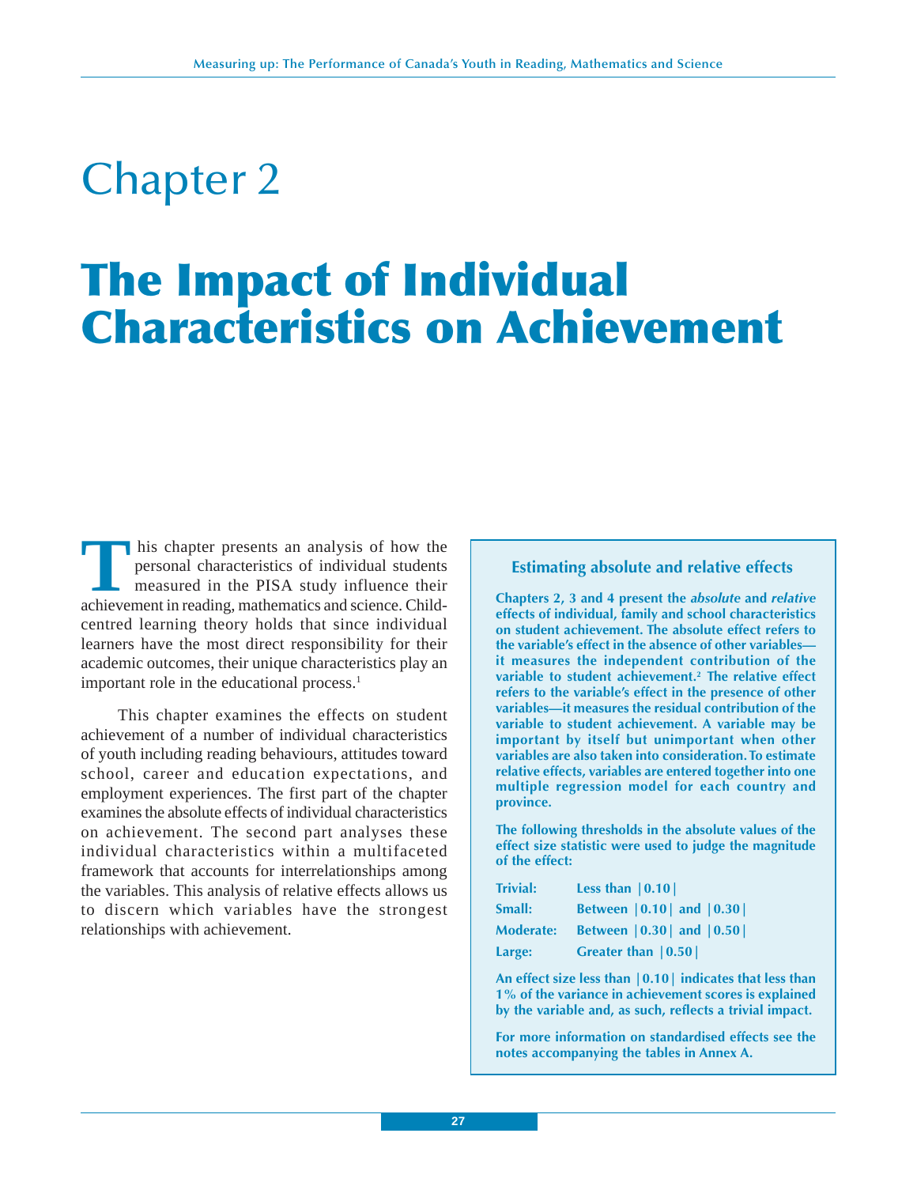# Chapter 2

# The Impact of Individual Characteristics on Achievement

This chapter presents an analysis of how the personal characteristics of individual students measured in the PISA study influence their achievement in reading, mathematics and science. Child-centred learning theory holds that since individual learners have the most direct responsibility for their academic outcomes, their unique characteristics play an important role in the educational process.[1]

This chapter examines the effects on student achievement of a number of individual characteristics of youth including reading behaviours, attitudes toward school, career and education expectations, and employment experiences. The first part of the chapter examines the absolute effects of individual characteristics on achievement. The second part analyses these individual characteristics within a multifaceted framework that accounts for interrelationships among the variables. This analysis of relative effects allows us to discern which variables have the strongest relationships with achievement.

**Estimating absolute and relative effects**

**Chapters 2, 3 and 4 present the *absolute* and *relative* effects of individual, family and school characteristics on student achievement. The absolute effect refers to the variable's effect in the absence of other variables—it measures the independent contribution of the variable to student achievement.[2] The relative effect refers to the variable's effect in the presence of other variables—it measures the residual contribution of the variable to student achievement. A variable may be important by itself but unimportant when other variables are also taken into consideration. To estimate relative effects, variables are entered together into one multiple regression model for each country and province.**

**The following thresholds in the absolute values of the effect size statistic were used to judge the magnitude of the effect:**

| | |
|---|---|
| **Trivial:** | **Less than \|0.10\|** |
| **Small:** | **Between \|0.10\| and \|0.30\|** |
| **Moderate:** | **Between \|0.30\| and \|0.50\|** |
| **Large:** | **Greater than \|0.50\|** |

**An effect size less than |0.10| indicates that less than 1% of the variance in achievement scores is explained by the variable and, as such, reflects a trivial impact.**

**For more information on standardised effects see the notes accompanying the tables in Annex A.**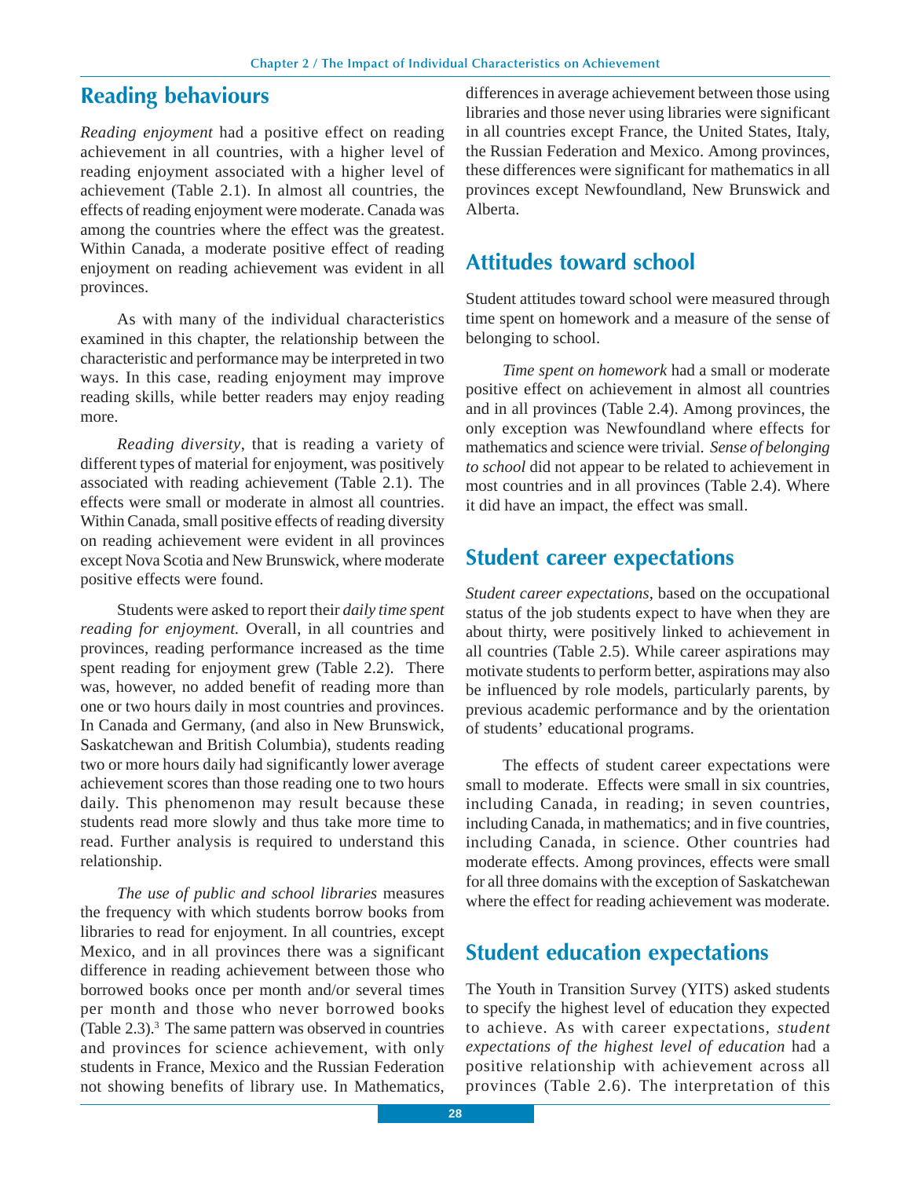## Reading behaviours

*Reading enjoyment* had a positive effect on reading achievement in all countries, with a higher level of reading enjoyment associated with a higher level of achievement (Table 2.1). In almost all countries, the effects of reading enjoyment were moderate. Canada was among the countries where the effect was the greatest. Within Canada, a moderate positive effect of reading enjoyment on reading achievement was evident in all provinces.

As with many of the individual characteristics examined in this chapter, the relationship between the characteristic and performance may be interpreted in two ways. In this case, reading enjoyment may improve reading skills, while better readers may enjoy reading more.

*Reading diversity*, that is reading a variety of different types of material for enjoyment, was positively associated with reading achievement (Table 2.1). The effects were small or moderate in almost all countries. Within Canada, small positive effects of reading diversity on reading achievement were evident in all provinces except Nova Scotia and New Brunswick, where moderate positive effects were found.

Students were asked to report their *daily time spent reading for enjoyment.* Overall, in all countries and provinces, reading performance increased as the time spent reading for enjoyment grew (Table 2.2). There was, however, no added benefit of reading more than one or two hours daily in most countries and provinces. In Canada and Germany, (and also in New Brunswick, Saskatchewan and British Columbia), students reading two or more hours daily had significantly lower average achievement scores than those reading one to two hours daily. This phenomenon may result because these students read more slowly and thus take more time to read. Further analysis is required to understand this relationship.

*The use of public and school libraries* measures the frequency with which students borrow books from libraries to read for enjoyment. In all countries, except Mexico, and in all provinces there was a significant difference in reading achievement between those who borrowed books once per month and/or several times per month and those who never borrowed books (Table 2.3).[3] The same pattern was observed in countries and provinces for science achievement, with only students in France, Mexico and the Russian Federation not showing benefits of library use. In Mathematics, differences in average achievement between those using libraries and those never using libraries were significant in all countries except France, the United States, Italy, the Russian Federation and Mexico. Among provinces, these differences were significant for mathematics in all provinces except Newfoundland, New Brunswick and Alberta.

## Attitudes toward school

Student attitudes toward school were measured through time spent on homework and a measure of the sense of belonging to school.

*Time spent on homework* had a small or moderate positive effect on achievement in almost all countries and in all provinces (Table 2.4). Among provinces, the only exception was Newfoundland where effects for mathematics and science were trivial. *Sense of belonging to school* did not appear to be related to achievement in most countries and in all provinces (Table 2.4). Where it did have an impact, the effect was small.

## Student career expectations

*Student career expectations,* based on the occupational status of the job students expect to have when they are about thirty, were positively linked to achievement in all countries (Table 2.5). While career aspirations may motivate students to perform better, aspirations may also be influenced by role models, particularly parents, by previous academic performance and by the orientation of students' educational programs.

The effects of student career expectations were small to moderate. Effects were small in six countries, including Canada, in reading; in seven countries, including Canada, in mathematics; and in five countries, including Canada, in science. Other countries had moderate effects. Among provinces, effects were small for all three domains with the exception of Saskatchewan where the effect for reading achievement was moderate.

## Student education expectations

The Youth in Transition Survey (YITS) asked students to specify the highest level of education they expected to achieve. As with career expectations, *student expectations of the highest level of education* had a positive relationship with achievement across all provinces (Table 2.6). The interpretation of this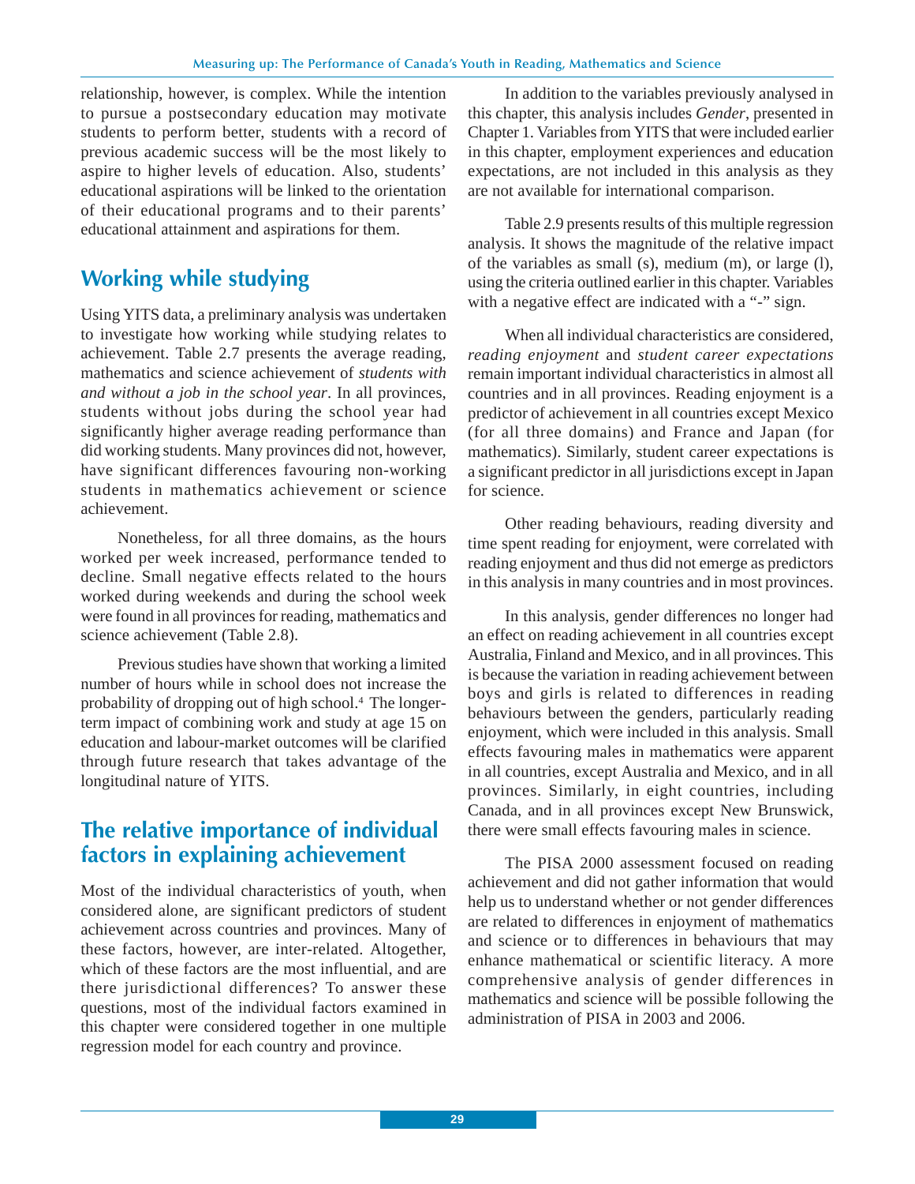relationship, however, is complex. While the intention to pursue a postsecondary education may motivate students to perform better, students with a record of previous academic success will be the most likely to aspire to higher levels of education. Also, students' educational aspirations will be linked to the orientation of their educational programs and to their parents' educational attainment and aspirations for them.

## Working while studying

Using YITS data, a preliminary analysis was undertaken to investigate how working while studying relates to achievement. Table 2.7 presents the average reading, mathematics and science achievement of *students with and without a job in the school year*. In all provinces, students without jobs during the school year had significantly higher average reading performance than did working students. Many provinces did not, however, have significant differences favouring non-working students in mathematics achievement or science achievement.

Nonetheless, for all three domains, as the hours worked per week increased, performance tended to decline. Small negative effects related to the hours worked during weekends and during the school week were found in all provinces for reading, mathematics and science achievement (Table 2.8).

Previous studies have shown that working a limited number of hours while in school does not increase the probability of dropping out of high school.[4] The longer-term impact of combining work and study at age 15 on education and labour-market outcomes will be clarified through future research that takes advantage of the longitudinal nature of YITS.

## The relative importance of individual factors in explaining achievement

Most of the individual characteristics of youth, when considered alone, are significant predictors of student achievement across countries and provinces. Many of these factors, however, are inter-related. Altogether, which of these factors are the most influential, and are there jurisdictional differences? To answer these questions, most of the individual factors examined in this chapter were considered together in one multiple regression model for each country and province.

In addition to the variables previously analysed in this chapter, this analysis includes *Gender*, presented in Chapter 1. Variables from YITS that were included earlier in this chapter, employment experiences and education expectations, are not included in this analysis as they are not available for international comparison.

Table 2.9 presents results of this multiple regression analysis. It shows the magnitude of the relative impact of the variables as small (s), medium (m), or large (l), using the criteria outlined earlier in this chapter. Variables with a negative effect are indicated with a "-" sign.

When all individual characteristics are considered, *reading enjoyment* and *student career expectations* remain important individual characteristics in almost all countries and in all provinces. Reading enjoyment is a predictor of achievement in all countries except Mexico (for all three domains) and France and Japan (for mathematics). Similarly, student career expectations is a significant predictor in all jurisdictions except in Japan for science.

Other reading behaviours, reading diversity and time spent reading for enjoyment, were correlated with reading enjoyment and thus did not emerge as predictors in this analysis in many countries and in most provinces.

In this analysis, gender differences no longer had an effect on reading achievement in all countries except Australia, Finland and Mexico, and in all provinces. This is because the variation in reading achievement between boys and girls is related to differences in reading behaviours between the genders, particularly reading enjoyment, which were included in this analysis. Small effects favouring males in mathematics were apparent in all countries, except Australia and Mexico, and in all provinces. Similarly, in eight countries, including Canada, and in all provinces except New Brunswick, there were small effects favouring males in science.

The PISA 2000 assessment focused on reading achievement and did not gather information that would help us to understand whether or not gender differences are related to differences in enjoyment of mathematics and science or to differences in behaviours that may enhance mathematical or scientific literacy. A more comprehensive analysis of gender differences in mathematics and science will be possible following the administration of PISA in 2003 and 2006.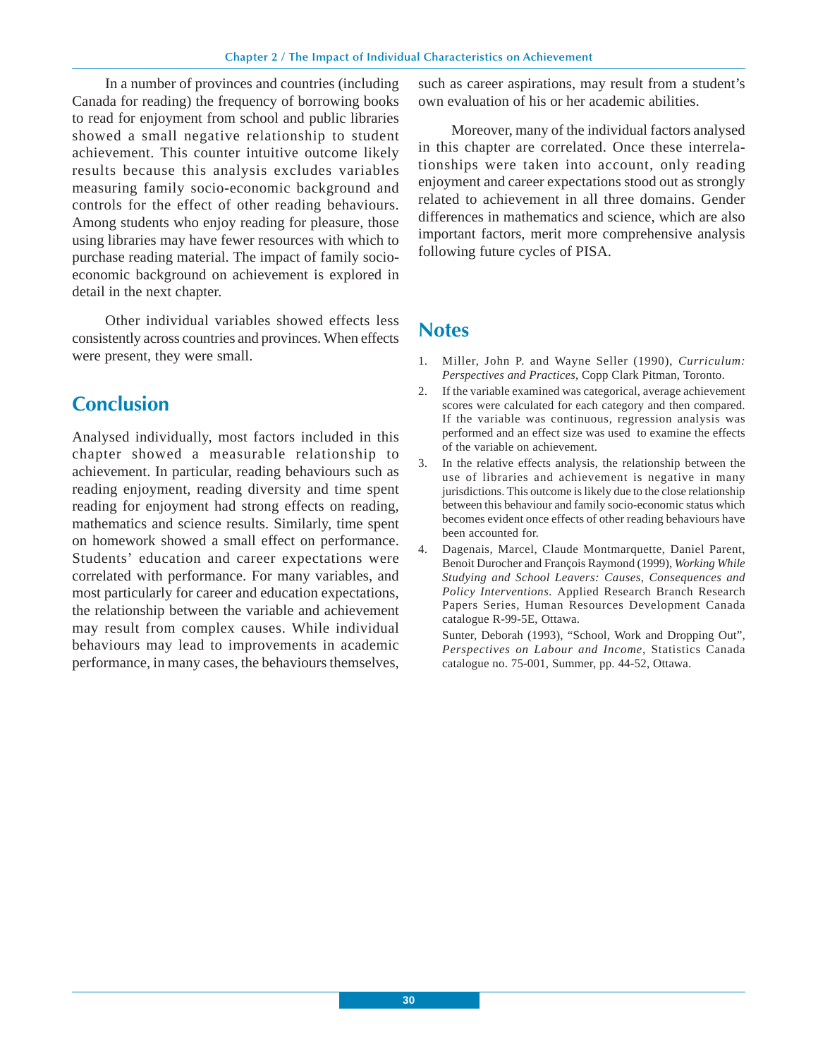In a number of provinces and countries (including Canada for reading) the frequency of borrowing books to read for enjoyment from school and public libraries showed a small negative relationship to student achievement. This counter intuitive outcome likely results because this analysis excludes variables measuring family socio-economic background and controls for the effect of other reading behaviours. Among students who enjoy reading for pleasure, those using libraries may have fewer resources with which to purchase reading material. The impact of family socio-economic background on achievement is explored in detail in the next chapter.

Other individual variables showed effects less consistently across countries and provinces. When effects were present, they were small.

## Conclusion

Analysed individually, most factors included in this chapter showed a measurable relationship to achievement. In particular, reading behaviours such as reading enjoyment, reading diversity and time spent reading for enjoyment had strong effects on reading, mathematics and science results. Similarly, time spent on homework showed a small effect on performance. Students' education and career expectations were correlated with performance. For many variables, and most particularly for career and education expectations, the relationship between the variable and achievement may result from complex causes. While individual behaviours may lead to improvements in academic performance, in many cases, the behaviours themselves, such as career aspirations, may result from a student's own evaluation of his or her academic abilities.

Moreover, many of the individual factors analysed in this chapter are correlated. Once these interrelationships were taken into account, only reading enjoyment and career expectations stood out as strongly related to achievement in all three domains. Gender differences in mathematics and science, which are also important factors, merit more comprehensive analysis following future cycles of PISA.

## Notes

1. Miller, John P. and Wayne Seller (1990), *Curriculum: Perspectives and Practices*, Copp Clark Pitman, Toronto.
2. If the variable examined was categorical, average achievement scores were calculated for each category and then compared. If the variable was continuous, regression analysis was performed and an effect size was used to examine the effects of the variable on achievement.
3. In the relative effects analysis, the relationship between the use of libraries and achievement is negative in many jurisdictions. This outcome is likely due to the close relationship between this behaviour and family socio-economic status which becomes evident once effects of other reading behaviours have been accounted for.
4. Dagenais, Marcel, Claude Montmarquette, Daniel Parent, Benoit Durocher and François Raymond (1999), *Working While Studying and School Leavers: Causes, Consequences and Policy Interventions*. Applied Research Branch Research Papers Series, Human Resources Development Canada catalogue R-99-5E, Ottawa.

   Sunter, Deborah (1993), "School, Work and Dropping Out", *Perspectives on Labour and Income*, Statistics Canada catalogue no. 75-001, Summer, pp. 44-52, Ottawa.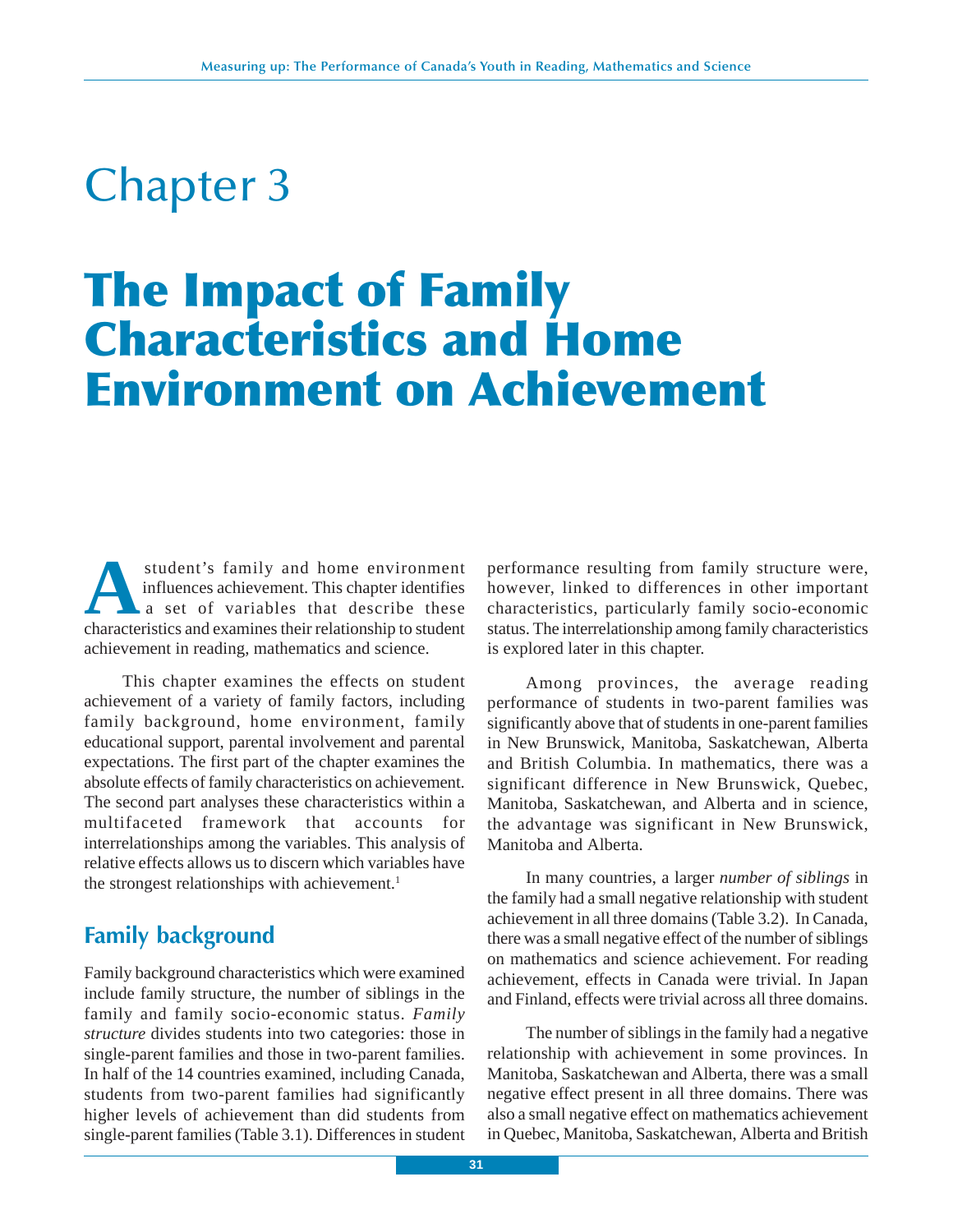// Chapter 3

# The Impact of Family Characteristics and Home Environment on Achievement

A student's family and home environment influences achievement. This chapter identifies a set of variables that describe these characteristics and examines their relationship to student achievement in reading, mathematics and science.

This chapter examines the effects on student achievement of a variety of family factors, including family background, home environment, family educational support, parental involvement and parental expectations. The first part of the chapter examines the absolute effects of family characteristics on achievement. The second part analyses these characteristics within a multifaceted framework that accounts for interrelationships among the variables. This analysis of relative effects allows us to discern which variables have the strongest relationships with achievement.[1]

## Family background

Family background characteristics which were examined include family structure, the number of siblings in the family and family socio-economic status. *Family structure* divides students into two categories: those in single-parent families and those in two-parent families. In half of the 14 countries examined, including Canada, students from two-parent families had significantly higher levels of achievement than did students from single-parent families (Table 3.1). Differences in student performance resulting from family structure were, however, linked to differences in other important characteristics, particularly family socio-economic status. The interrelationship among family characteristics is explored later in this chapter.

Among provinces, the average reading performance of students in two-parent families was significantly above that of students in one-parent families in New Brunswick, Manitoba, Saskatchewan, Alberta and British Columbia. In mathematics, there was a significant difference in New Brunswick, Quebec, Manitoba, Saskatchewan, and Alberta and in science, the advantage was significant in New Brunswick, Manitoba and Alberta.

In many countries, a larger *number of siblings* in the family had a small negative relationship with student achievement in all three domains (Table 3.2). In Canada, there was a small negative effect of the number of siblings on mathematics and science achievement. For reading achievement, effects in Canada were trivial. In Japan and Finland, effects were trivial across all three domains.

The number of siblings in the family had a negative relationship with achievement in some provinces. In Manitoba, Saskatchewan and Alberta, there was a small negative effect present in all three domains. There was also a small negative effect on mathematics achievement in Quebec, Manitoba, Saskatchewan, Alberta and British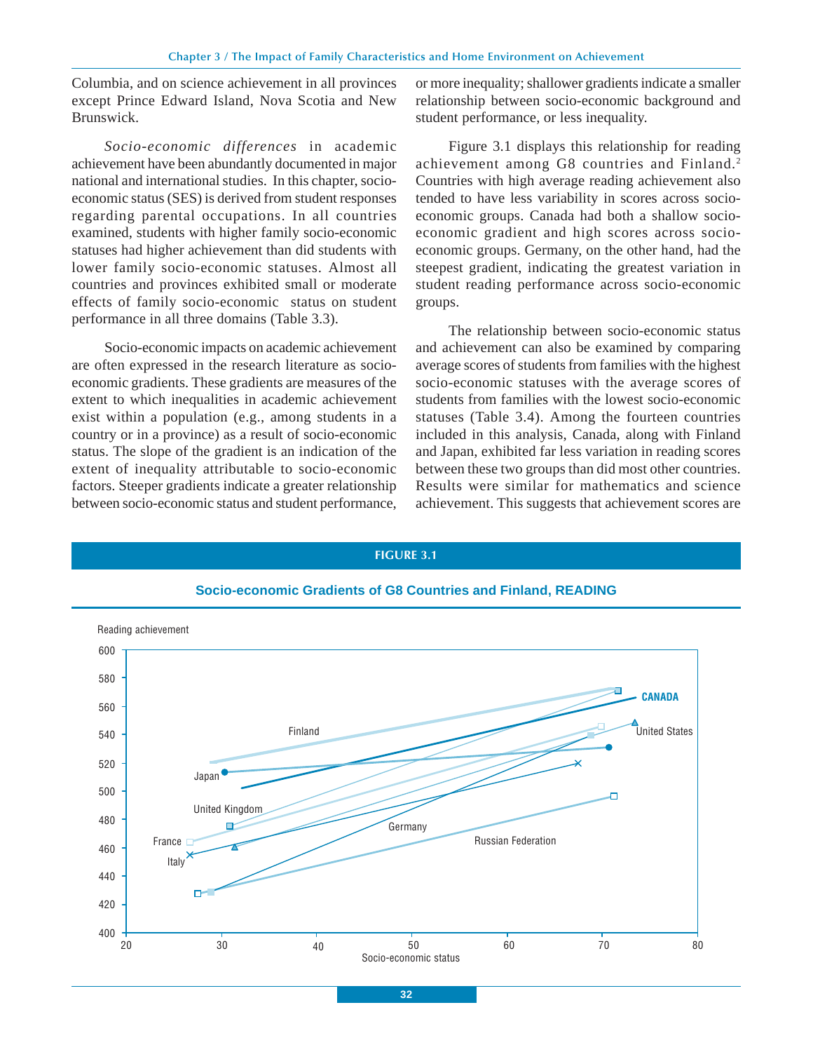Columbia, and on science achievement in all provinces except Prince Edward Island, Nova Scotia and New Brunswick.

*Socio-economic differences* in academic achievement have been abundantly documented in major national and international studies. In this chapter, socio-economic status (SES) is derived from student responses regarding parental occupations. In all countries examined, students with higher family socio-economic statuses had higher achievement than did students with lower family socio-economic statuses. Almost all countries and provinces exhibited small or moderate effects of family socio-economic status on student performance in all three domains (Table 3.3).

Socio-economic impacts on academic achievement are often expressed in the research literature as socio-economic gradients. These gradients are measures of the extent to which inequalities in academic achievement exist within a population (e.g., among students in a country or in a province) as a result of socio-economic status. The slope of the gradient is an indication of the extent of inequality attributable to socio-economic factors. Steeper gradients indicate a greater relationship between socio-economic status and student performance, or more inequality; shallower gradients indicate a smaller relationship between socio-economic background and student performance, or less inequality.

Figure 3.1 displays this relationship for reading achievement among G8 countries and Finland.[2] Countries with high average reading achievement also tended to have less variability in scores across socio-economic groups. Canada had both a shallow socio-economic gradient and high scores across socio-economic groups. Germany, on the other hand, had the steepest gradient, indicating the greatest variation in student reading performance across socio-economic groups.

The relationship between socio-economic status and achievement can also be examined by comparing average scores of students from families with the highest socio-economic statuses with the average scores of students from families with the lowest socio-economic statuses (Table 3.4). Among the fourteen countries included in this analysis, Canada, along with Finland and Japan, exhibited far less variation in reading scores between these two groups than did most other countries. Results were similar for mathematics and science achievement. This suggests that achievement scores are

**FIGURE 3.1**

**Socio-economic Gradients of G8 Countries and Finland, READING**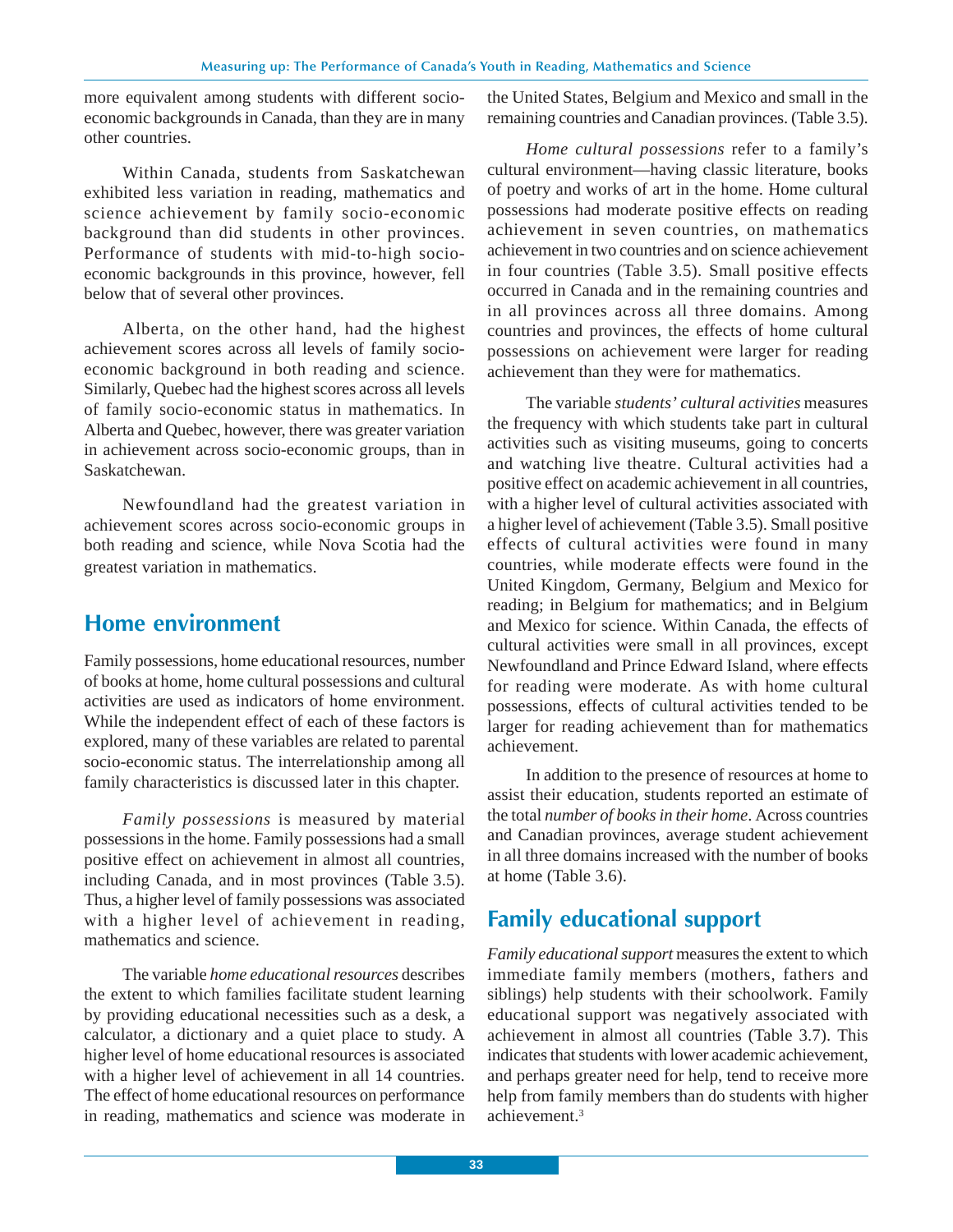more equivalent among students with different socio-economic backgrounds in Canada, than they are in many other countries.

Within Canada, students from Saskatchewan exhibited less variation in reading, mathematics and science achievement by family socio-economic background than did students in other provinces. Performance of students with mid-to-high socio-economic backgrounds in this province, however, fell below that of several other provinces.

Alberta, on the other hand, had the highest achievement scores across all levels of family socio-economic background in both reading and science. Similarly, Quebec had the highest scores across all levels of family socio-economic status in mathematics. In Alberta and Quebec, however, there was greater variation in achievement across socio-economic groups, than in Saskatchewan.

Newfoundland had the greatest variation in achievement scores across socio-economic groups in both reading and science, while Nova Scotia had the greatest variation in mathematics.

## Home environment

Family possessions, home educational resources, number of books at home, home cultural possessions and cultural activities are used as indicators of home environment. While the independent effect of each of these factors is explored, many of these variables are related to parental socio-economic status. The interrelationship among all family characteristics is discussed later in this chapter.

*Family possessions* is measured by material possessions in the home. Family possessions had a small positive effect on achievement in almost all countries, including Canada, and in most provinces (Table 3.5). Thus, a higher level of family possessions was associated with a higher level of achievement in reading, mathematics and science.

The variable *home educational resources* describes the extent to which families facilitate student learning by providing educational necessities such as a desk, a calculator, a dictionary and a quiet place to study. A higher level of home educational resources is associated with a higher level of achievement in all 14 countries. The effect of home educational resources on performance in reading, mathematics and science was moderate in the United States, Belgium and Mexico and small in the remaining countries and Canadian provinces. (Table 3.5).

*Home cultural possessions* refer to a family's cultural environment—having classic literature, books of poetry and works of art in the home. Home cultural possessions had moderate positive effects on reading achievement in seven countries, on mathematics achievement in two countries and on science achievement in four countries (Table 3.5). Small positive effects occurred in Canada and in the remaining countries and in all provinces across all three domains. Among countries and provinces, the effects of home cultural possessions on achievement were larger for reading achievement than they were for mathematics.

The variable *students' cultural activities* measures the frequency with which students take part in cultural activities such as visiting museums, going to concerts and watching live theatre. Cultural activities had a positive effect on academic achievement in all countries, with a higher level of cultural activities associated with a higher level of achievement (Table 3.5). Small positive effects of cultural activities were found in many countries, while moderate effects were found in the United Kingdom, Germany, Belgium and Mexico for reading; in Belgium for mathematics; and in Belgium and Mexico for science. Within Canada, the effects of cultural activities were small in all provinces, except Newfoundland and Prince Edward Island, where effects for reading were moderate. As with home cultural possessions, effects of cultural activities tended to be larger for reading achievement than for mathematics achievement.

In addition to the presence of resources at home to assist their education, students reported an estimate of the total *number of books in their home*. Across countries and Canadian provinces, average student achievement in all three domains increased with the number of books at home (Table 3.6).

## Family educational support

*Family educational support* measures the extent to which immediate family members (mothers, fathers and siblings) help students with their schoolwork. Family educational support was negatively associated with achievement in almost all countries (Table 3.7). This indicates that students with lower academic achievement, and perhaps greater need for help, tend to receive more help from family members than do students with higher achievement.[3]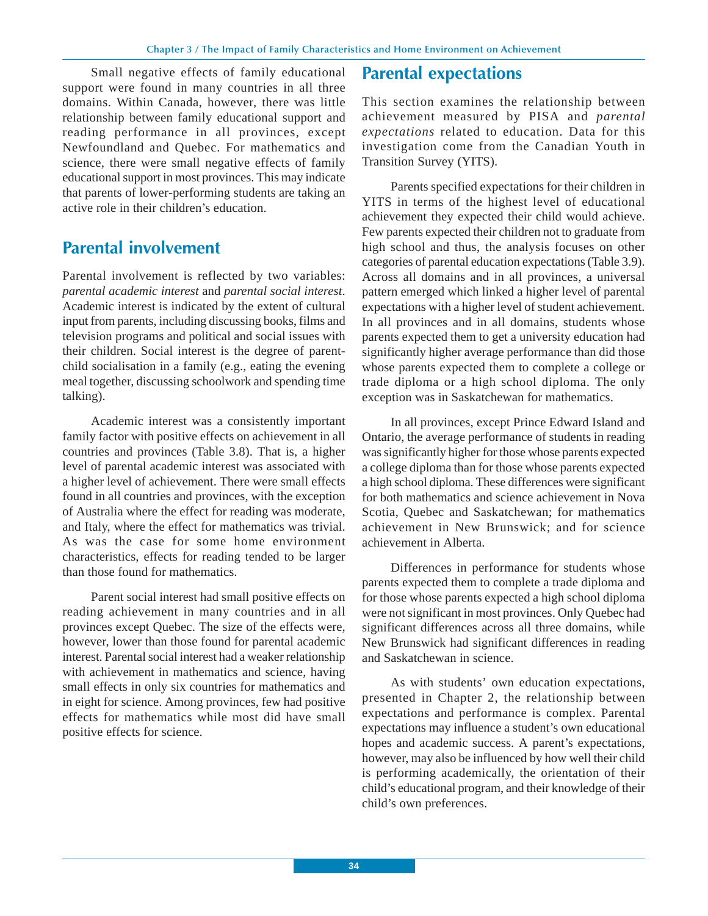Small negative effects of family educational support were found in many countries in all three domains. Within Canada, however, there was little relationship between family educational support and reading performance in all provinces, except Newfoundland and Quebec. For mathematics and science, there were small negative effects of family educational support in most provinces. This may indicate that parents of lower-performing students are taking an active role in their children's education.

## Parental involvement

Parental involvement is reflected by two variables: *parental academic interest* and *parental social interest*. Academic interest is indicated by the extent of cultural input from parents, including discussing books, films and television programs and political and social issues with their children. Social interest is the degree of parent-child socialisation in a family (e.g., eating the evening meal together, discussing schoolwork and spending time talking).

Academic interest was a consistently important family factor with positive effects on achievement in all countries and provinces (Table 3.8). That is, a higher level of parental academic interest was associated with a higher level of achievement. There were small effects found in all countries and provinces, with the exception of Australia where the effect for reading was moderate, and Italy, where the effect for mathematics was trivial. As was the case for some home environment characteristics, effects for reading tended to be larger than those found for mathematics.

Parent social interest had small positive effects on reading achievement in many countries and in all provinces except Quebec. The size of the effects were, however, lower than those found for parental academic interest. Parental social interest had a weaker relationship with achievement in mathematics and science, having small effects in only six countries for mathematics and in eight for science. Among provinces, few had positive effects for mathematics while most did have small positive effects for science.

## Parental expectations

This section examines the relationship between achievement measured by PISA and *parental expectations* related to education. Data for this investigation come from the Canadian Youth in Transition Survey (YITS).

Parents specified expectations for their children in YITS in terms of the highest level of educational achievement they expected their child would achieve. Few parents expected their children not to graduate from high school and thus, the analysis focuses on other categories of parental education expectations (Table 3.9). Across all domains and in all provinces, a universal pattern emerged which linked a higher level of parental expectations with a higher level of student achievement. In all provinces and in all domains, students whose parents expected them to get a university education had significantly higher average performance than did those whose parents expected them to complete a college or trade diploma or a high school diploma. The only exception was in Saskatchewan for mathematics.

In all provinces, except Prince Edward Island and Ontario, the average performance of students in reading was significantly higher for those whose parents expected a college diploma than for those whose parents expected a high school diploma. These differences were significant for both mathematics and science achievement in Nova Scotia, Quebec and Saskatchewan; for mathematics achievement in New Brunswick; and for science achievement in Alberta.

Differences in performance for students whose parents expected them to complete a trade diploma and for those whose parents expected a high school diploma were not significant in most provinces. Only Quebec had significant differences across all three domains, while New Brunswick had significant differences in reading and Saskatchewan in science.

As with students' own education expectations, presented in Chapter 2, the relationship between expectations and performance is complex. Parental expectations may influence a student's own educational hopes and academic success. A parent's expectations, however, may also be influenced by how well their child is performing academically, the orientation of their child's educational program, and their knowledge of their child's own preferences.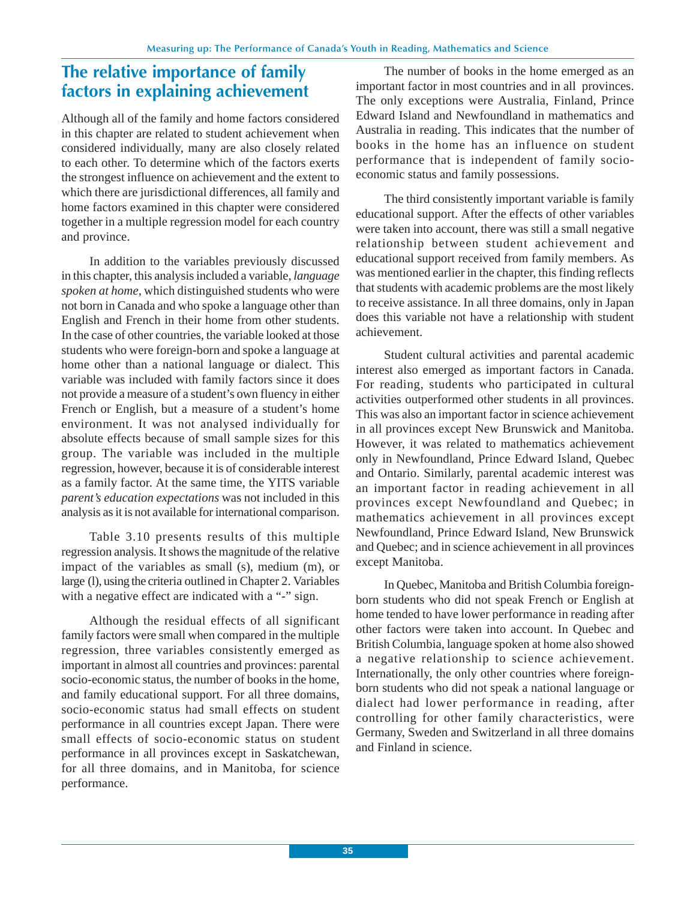## The relative importance of family factors in explaining achievement

Although all of the family and home factors considered in this chapter are related to student achievement when considered individually, many are also closely related to each other. To determine which of the factors exerts the strongest influence on achievement and the extent to which there are jurisdictional differences, all family and home factors examined in this chapter were considered together in a multiple regression model for each country and province.

In addition to the variables previously discussed in this chapter, this analysis included a variable, *language spoken at home*, which distinguished students who were not born in Canada and who spoke a language other than English and French in their home from other students. In the case of other countries, the variable looked at those students who were foreign-born and spoke a language at home other than a national language or dialect. This variable was included with family factors since it does not provide a measure of a student's own fluency in either French or English, but a measure of a student's home environment. It was not analysed individually for absolute effects because of small sample sizes for this group. The variable was included in the multiple regression, however, because it is of considerable interest as a family factor. At the same time, the YITS variable *parent's education expectations* was not included in this analysis as it is not available for international comparison.

Table 3.10 presents results of this multiple regression analysis. It shows the magnitude of the relative impact of the variables as small (s), medium (m), or large (l), using the criteria outlined in Chapter 2. Variables with a negative effect are indicated with a "-" sign.

Although the residual effects of all significant family factors were small when compared in the multiple regression, three variables consistently emerged as important in almost all countries and provinces: parental socio-economic status, the number of books in the home, and family educational support. For all three domains, socio-economic status had small effects on student performance in all countries except Japan. There were small effects of socio-economic status on student performance in all provinces except in Saskatchewan, for all three domains, and in Manitoba, for science performance.

The number of books in the home emerged as an important factor in most countries and in all provinces. The only exceptions were Australia, Finland, Prince Edward Island and Newfoundland in mathematics and Australia in reading. This indicates that the number of books in the home has an influence on student performance that is independent of family socio-economic status and family possessions.

The third consistently important variable is family educational support. After the effects of other variables were taken into account, there was still a small negative relationship between student achievement and educational support received from family members. As was mentioned earlier in the chapter, this finding reflects that students with academic problems are the most likely to receive assistance. In all three domains, only in Japan does this variable not have a relationship with student achievement.

Student cultural activities and parental academic interest also emerged as important factors in Canada. For reading, students who participated in cultural activities outperformed other students in all provinces. This was also an important factor in science achievement in all provinces except New Brunswick and Manitoba. However, it was related to mathematics achievement only in Newfoundland, Prince Edward Island, Quebec and Ontario. Similarly, parental academic interest was an important factor in reading achievement in all provinces except Newfoundland and Quebec; in mathematics achievement in all provinces except Newfoundland, Prince Edward Island, New Brunswick and Quebec; and in science achievement in all provinces except Manitoba.

In Quebec, Manitoba and British Columbia foreign-born students who did not speak French or English at home tended to have lower performance in reading after other factors were taken into account. In Quebec and British Columbia, language spoken at home also showed a negative relationship to science achievement. Internationally, the only other countries where foreign-born students who did not speak a national language or dialect had lower performance in reading, after controlling for other family characteristics, were Germany, Sweden and Switzerland in all three domains and Finland in science.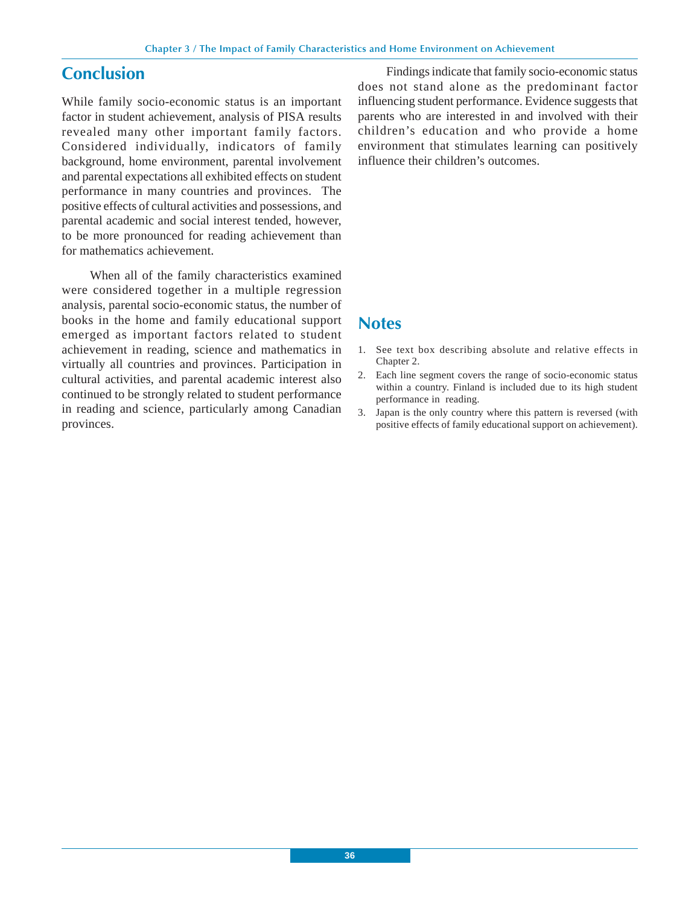## Conclusion

While family socio-economic status is an important factor in student achievement, analysis of PISA results revealed many other important family factors. Considered individually, indicators of family background, home environment, parental involvement and parental expectations all exhibited effects on student performance in many countries and provinces. The positive effects of cultural activities and possessions, and parental academic and social interest tended, however, to be more pronounced for reading achievement than for mathematics achievement.

When all of the family characteristics examined were considered together in a multiple regression analysis, parental socio-economic status, the number of books in the home and family educational support emerged as important factors related to student achievement in reading, science and mathematics in virtually all countries and provinces. Participation in cultural activities, and parental academic interest also continued to be strongly related to student performance in reading and science, particularly among Canadian provinces.

Findings indicate that family socio-economic status does not stand alone as the predominant factor influencing student performance. Evidence suggests that parents who are interested in and involved with their children's education and who provide a home environment that stimulates learning can positively influence their children's outcomes.

## Notes

1. See text box describing absolute and relative effects in Chapter 2.
2. Each line segment covers the range of socio-economic status within a country. Finland is included due to its high student performance in reading.
3. Japan is the only country where this pattern is reversed (with positive effects of family educational support on achievement).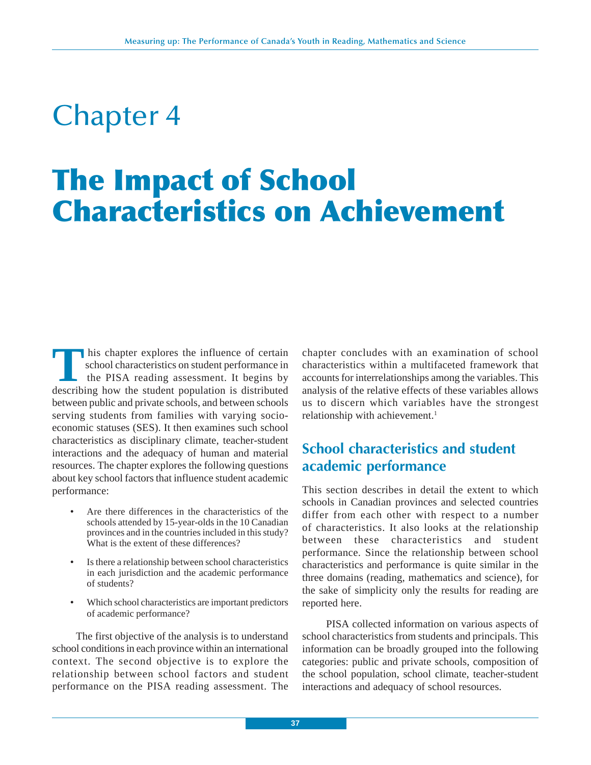# Chapter 4

# The Impact of School Characteristics on Achievement

This chapter explores the influence of certain school characteristics on student performance in the PISA reading assessment. It begins by describing how the student population is distributed between public and private schools, and between schools serving students from families with varying socio-economic statuses (SES). It then examines such school characteristics as disciplinary climate, teacher-student interactions and the adequacy of human and material resources. The chapter explores the following questions about key school factors that influence student academic performance:

- Are there differences in the characteristics of the schools attended by 15-year-olds in the 10 Canadian provinces and in the countries included in this study? What is the extent of these differences?
- Is there a relationship between school characteristics in each jurisdiction and the academic performance of students?
- Which school characteristics are important predictors of academic performance?

The first objective of the analysis is to understand school conditions in each province within an international context. The second objective is to explore the relationship between school factors and student performance on the PISA reading assessment. The chapter concludes with an examination of school characteristics within a multifaceted framework that accounts for interrelationships among the variables. This analysis of the relative effects of these variables allows us to discern which variables have the strongest relationship with achievement.[1]

## School characteristics and student academic performance

This section describes in detail the extent to which schools in Canadian provinces and selected countries differ from each other with respect to a number of characteristics. It also looks at the relationship between these characteristics and student performance. Since the relationship between school characteristics and performance is quite similar in the three domains (reading, mathematics and science), for the sake of simplicity only the results for reading are reported here.

PISA collected information on various aspects of school characteristics from students and principals. This information can be broadly grouped into the following categories: public and private schools, composition of the school population, school climate, teacher-student interactions and adequacy of school resources.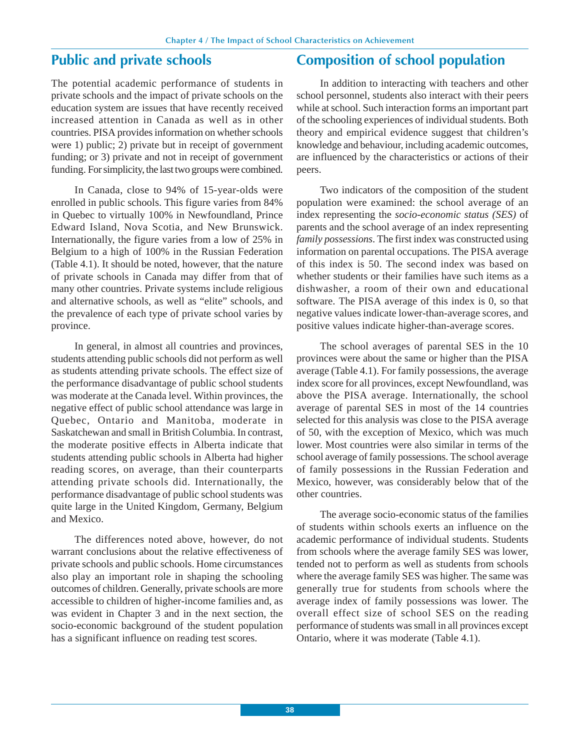## Public and private schools

The potential academic performance of students in private schools and the impact of private schools on the education system are issues that have recently received increased attention in Canada as well as in other countries. PISA provides information on whether schools were 1) public; 2) private but in receipt of government funding; or 3) private and not in receipt of government funding. For simplicity, the last two groups were combined.

In Canada, close to 94% of 15-year-olds were enrolled in public schools. This figure varies from 84% in Quebec to virtually 100% in Newfoundland, Prince Edward Island, Nova Scotia, and New Brunswick. Internationally, the figure varies from a low of 25% in Belgium to a high of 100% in the Russian Federation (Table 4.1). It should be noted, however, that the nature of private schools in Canada may differ from that of many other countries. Private systems include religious and alternative schools, as well as "elite" schools, and the prevalence of each type of private school varies by province.

In general, in almost all countries and provinces, students attending public schools did not perform as well as students attending private schools. The effect size of the performance disadvantage of public school students was moderate at the Canada level. Within provinces, the negative effect of public school attendance was large in Quebec, Ontario and Manitoba, moderate in Saskatchewan and small in British Columbia. In contrast, the moderate positive effects in Alberta indicate that students attending public schools in Alberta had higher reading scores, on average, than their counterparts attending private schools did. Internationally, the performance disadvantage of public school students was quite large in the United Kingdom, Germany, Belgium and Mexico.

The differences noted above, however, do not warrant conclusions about the relative effectiveness of private schools and public schools. Home circumstances also play an important role in shaping the schooling outcomes of children. Generally, private schools are more accessible to children of higher-income families and, as was evident in Chapter 3 and in the next section, the socio-economic background of the student population has a significant influence on reading test scores.

## Composition of school population

In addition to interacting with teachers and other school personnel, students also interact with their peers while at school. Such interaction forms an important part of the schooling experiences of individual students. Both theory and empirical evidence suggest that children's knowledge and behaviour, including academic outcomes, are influenced by the characteristics or actions of their peers.

Two indicators of the composition of the student population were examined: the school average of an index representing the *socio-economic status (SES)* of parents and the school average of an index representing *family possessions*. The first index was constructed using information on parental occupations. The PISA average of this index is 50. The second index was based on whether students or their families have such items as a dishwasher, a room of their own and educational software. The PISA average of this index is 0, so that negative values indicate lower-than-average scores, and positive values indicate higher-than-average scores.

The school averages of parental SES in the 10 provinces were about the same or higher than the PISA average (Table 4.1). For family possessions, the average index score for all provinces, except Newfoundland, was above the PISA average. Internationally, the school average of parental SES in most of the 14 countries selected for this analysis was close to the PISA average of 50, with the exception of Mexico, which was much lower. Most countries were also similar in terms of the school average of family possessions. The school average of family possessions in the Russian Federation and Mexico, however, was considerably below that of the other countries.

The average socio-economic status of the families of students within schools exerts an influence on the academic performance of individual students. Students from schools where the average family SES was lower, tended not to perform as well as students from schools where the average family SES was higher. The same was generally true for students from schools where the average index of family possessions was lower. The overall effect size of school SES on the reading performance of students was small in all provinces except Ontario, where it was moderate (Table 4.1).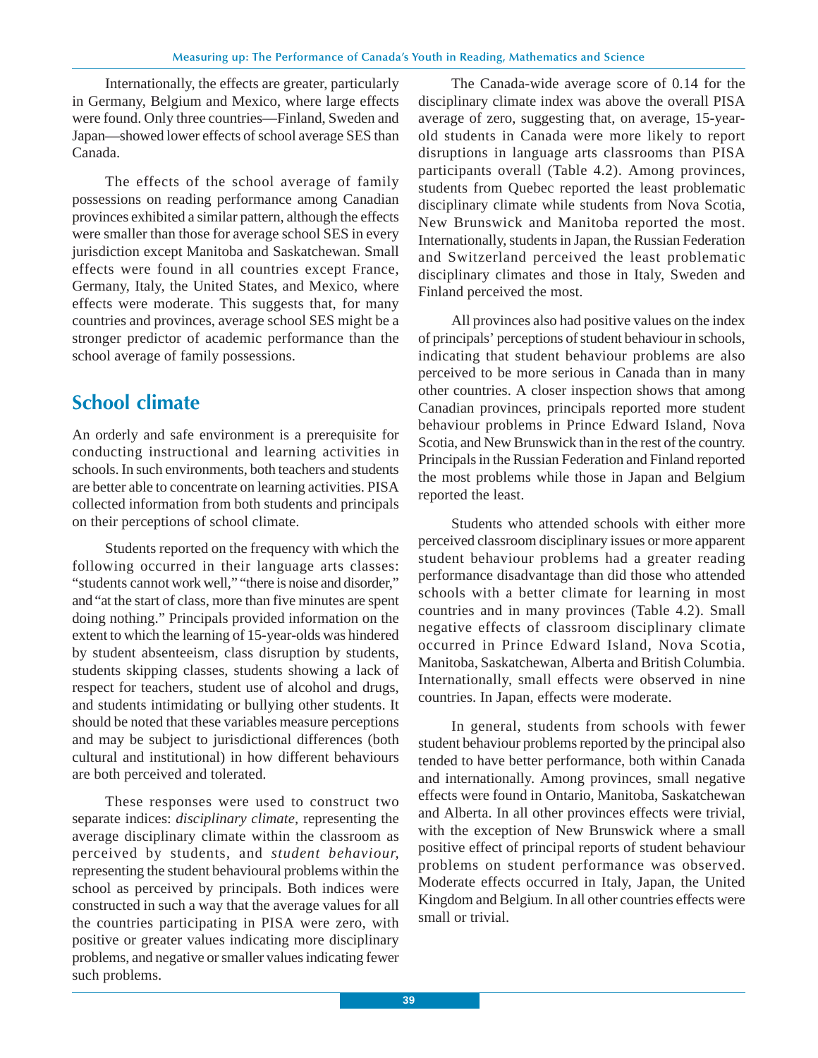Internationally, the effects are greater, particularly in Germany, Belgium and Mexico, where large effects were found. Only three countries—Finland, Sweden and Japan—showed lower effects of school average SES than Canada.

The effects of the school average of family possessions on reading performance among Canadian provinces exhibited a similar pattern, although the effects were smaller than those for average school SES in every jurisdiction except Manitoba and Saskatchewan. Small effects were found in all countries except France, Germany, Italy, the United States, and Mexico, where effects were moderate. This suggests that, for many countries and provinces, average school SES might be a stronger predictor of academic performance than the school average of family possessions.

## School climate

An orderly and safe environment is a prerequisite for conducting instructional and learning activities in schools. In such environments, both teachers and students are better able to concentrate on learning activities. PISA collected information from both students and principals on their perceptions of school climate.

Students reported on the frequency with which the following occurred in their language arts classes: "students cannot work well," "there is noise and disorder," and "at the start of class, more than five minutes are spent doing nothing." Principals provided information on the extent to which the learning of 15-year-olds was hindered by student absenteeism, class disruption by students, students skipping classes, students showing a lack of respect for teachers, student use of alcohol and drugs, and students intimidating or bullying other students. It should be noted that these variables measure perceptions and may be subject to jurisdictional differences (both cultural and institutional) in how different behaviours are both perceived and tolerated.

These responses were used to construct two separate indices: *disciplinary climate,* representing the average disciplinary climate within the classroom as perceived by students, and *student behaviour,* representing the student behavioural problems within the school as perceived by principals. Both indices were constructed in such a way that the average values for all the countries participating in PISA were zero, with positive or greater values indicating more disciplinary problems, and negative or smaller values indicating fewer such problems.

The Canada-wide average score of 0.14 for the disciplinary climate index was above the overall PISA average of zero, suggesting that, on average, 15-year-old students in Canada were more likely to report disruptions in language arts classrooms than PISA participants overall (Table 4.2). Among provinces, students from Quebec reported the least problematic disciplinary climate while students from Nova Scotia, New Brunswick and Manitoba reported the most. Internationally, students in Japan, the Russian Federation and Switzerland perceived the least problematic disciplinary climates and those in Italy, Sweden and Finland perceived the most.

All provinces also had positive values on the index of principals' perceptions of student behaviour in schools, indicating that student behaviour problems are also perceived to be more serious in Canada than in many other countries. A closer inspection shows that among Canadian provinces, principals reported more student behaviour problems in Prince Edward Island, Nova Scotia, and New Brunswick than in the rest of the country. Principals in the Russian Federation and Finland reported the most problems while those in Japan and Belgium reported the least.

Students who attended schools with either more perceived classroom disciplinary issues or more apparent student behaviour problems had a greater reading performance disadvantage than did those who attended schools with a better climate for learning in most countries and in many provinces (Table 4.2). Small negative effects of classroom disciplinary climate occurred in Prince Edward Island, Nova Scotia, Manitoba, Saskatchewan, Alberta and British Columbia. Internationally, small effects were observed in nine countries. In Japan, effects were moderate.

In general, students from schools with fewer student behaviour problems reported by the principal also tended to have better performance, both within Canada and internationally. Among provinces, small negative effects were found in Ontario, Manitoba, Saskatchewan and Alberta. In all other provinces effects were trivial, with the exception of New Brunswick where a small positive effect of principal reports of student behaviour problems on student performance was observed. Moderate effects occurred in Italy, Japan, the United Kingdom and Belgium. In all other countries effects were small or trivial.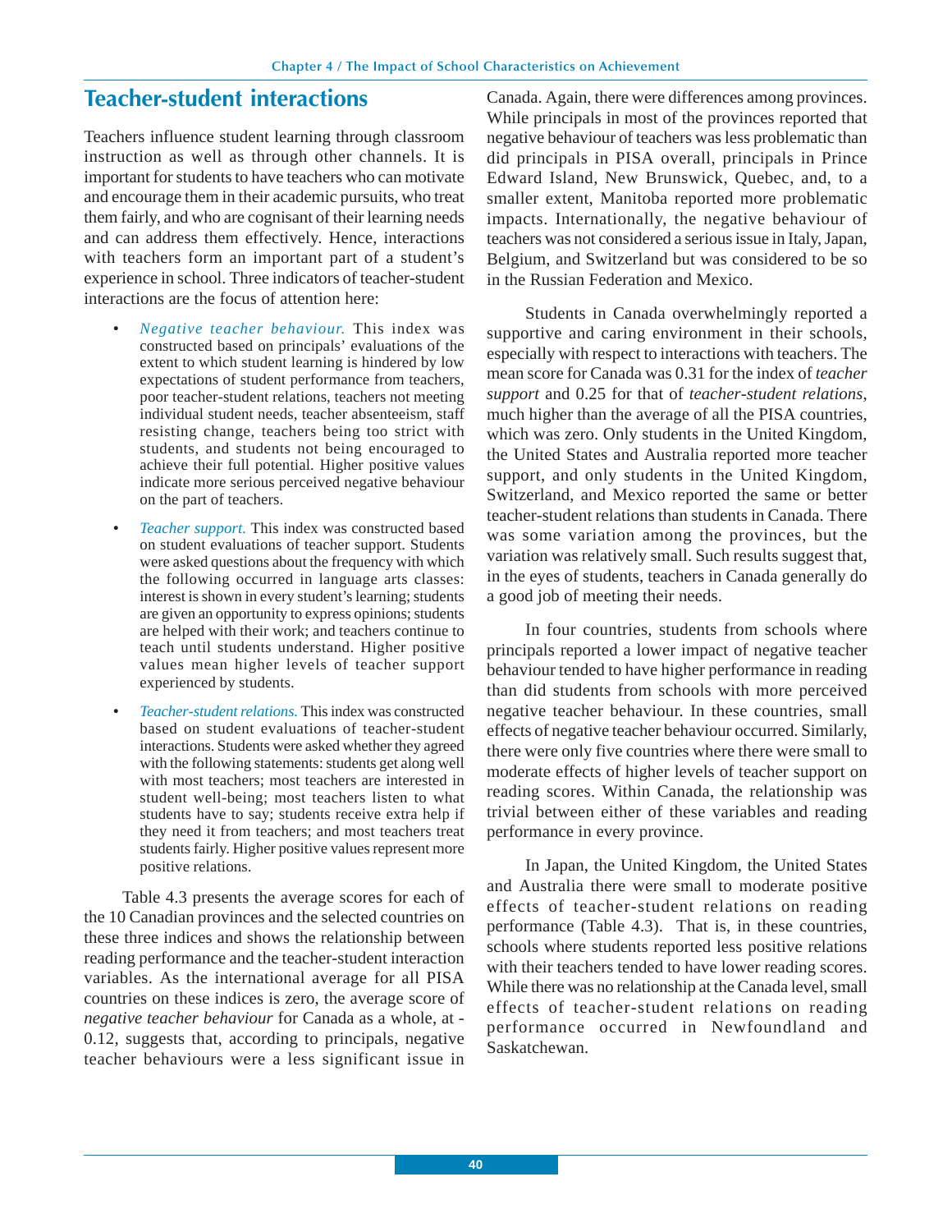## Teacher-student interactions

Teachers influence student learning through classroom instruction as well as through other channels. It is important for students to have teachers who can motivate and encourage them in their academic pursuits, who treat them fairly, and who are cognisant of their learning needs and can address them effectively. Hence, interactions with teachers form an important part of a student's experience in school. Three indicators of teacher-student interactions are the focus of attention here:

- *Negative teacher behaviour.* This index was constructed based on principals' evaluations of the extent to which student learning is hindered by low expectations of student performance from teachers, poor teacher-student relations, teachers not meeting individual student needs, teacher absenteeism, staff resisting change, teachers being too strict with students, and students not being encouraged to achieve their full potential. Higher positive values indicate more serious perceived negative behaviour on the part of teachers.
- *Teacher support.* This index was constructed based on student evaluations of teacher support. Students were asked questions about the frequency with which the following occurred in language arts classes: interest is shown in every student's learning; students are given an opportunity to express opinions; students are helped with their work; and teachers continue to teach until students understand. Higher positive values mean higher levels of teacher support experienced by students.
- *Teacher-student relations.* This index was constructed based on student evaluations of teacher-student interactions. Students were asked whether they agreed with the following statements: students get along well with most teachers; most teachers are interested in student well-being; most teachers listen to what students have to say; students receive extra help if they need it from teachers; and most teachers treat students fairly. Higher positive values represent more positive relations.

Table 4.3 presents the average scores for each of the 10 Canadian provinces and the selected countries on these three indices and shows the relationship between reading performance and the teacher-student interaction variables. As the international average for all PISA countries on these indices is zero, the average score of *negative teacher behaviour* for Canada as a whole, at -0.12, suggests that, according to principals, negative teacher behaviours were a less significant issue in Canada. Again, there were differences among provinces. While principals in most of the provinces reported that negative behaviour of teachers was less problematic than did principals in PISA overall, principals in Prince Edward Island, New Brunswick, Quebec, and, to a smaller extent, Manitoba reported more problematic impacts. Internationally, the negative behaviour of teachers was not considered a serious issue in Italy, Japan, Belgium, and Switzerland but was considered to be so in the Russian Federation and Mexico.

Students in Canada overwhelmingly reported a supportive and caring environment in their schools, especially with respect to interactions with teachers. The mean score for Canada was 0.31 for the index of *teacher support* and 0.25 for that of *teacher-student relations*, much higher than the average of all the PISA countries, which was zero. Only students in the United Kingdom, the United States and Australia reported more teacher support, and only students in the United Kingdom, Switzerland, and Mexico reported the same or better teacher-student relations than students in Canada. There was some variation among the provinces, but the variation was relatively small. Such results suggest that, in the eyes of students, teachers in Canada generally do a good job of meeting their needs.

In four countries, students from schools where principals reported a lower impact of negative teacher behaviour tended to have higher performance in reading than did students from schools with more perceived negative teacher behaviour. In these countries, small effects of negative teacher behaviour occurred. Similarly, there were only five countries where there were small to moderate effects of higher levels of teacher support on reading scores. Within Canada, the relationship was trivial between either of these variables and reading performance in every province.

In Japan, the United Kingdom, the United States and Australia there were small to moderate positive effects of teacher-student relations on reading performance (Table 4.3). That is, in these countries, schools where students reported less positive relations with their teachers tended to have lower reading scores. While there was no relationship at the Canada level, small effects of teacher-student relations on reading performance occurred in Newfoundland and Saskatchewan.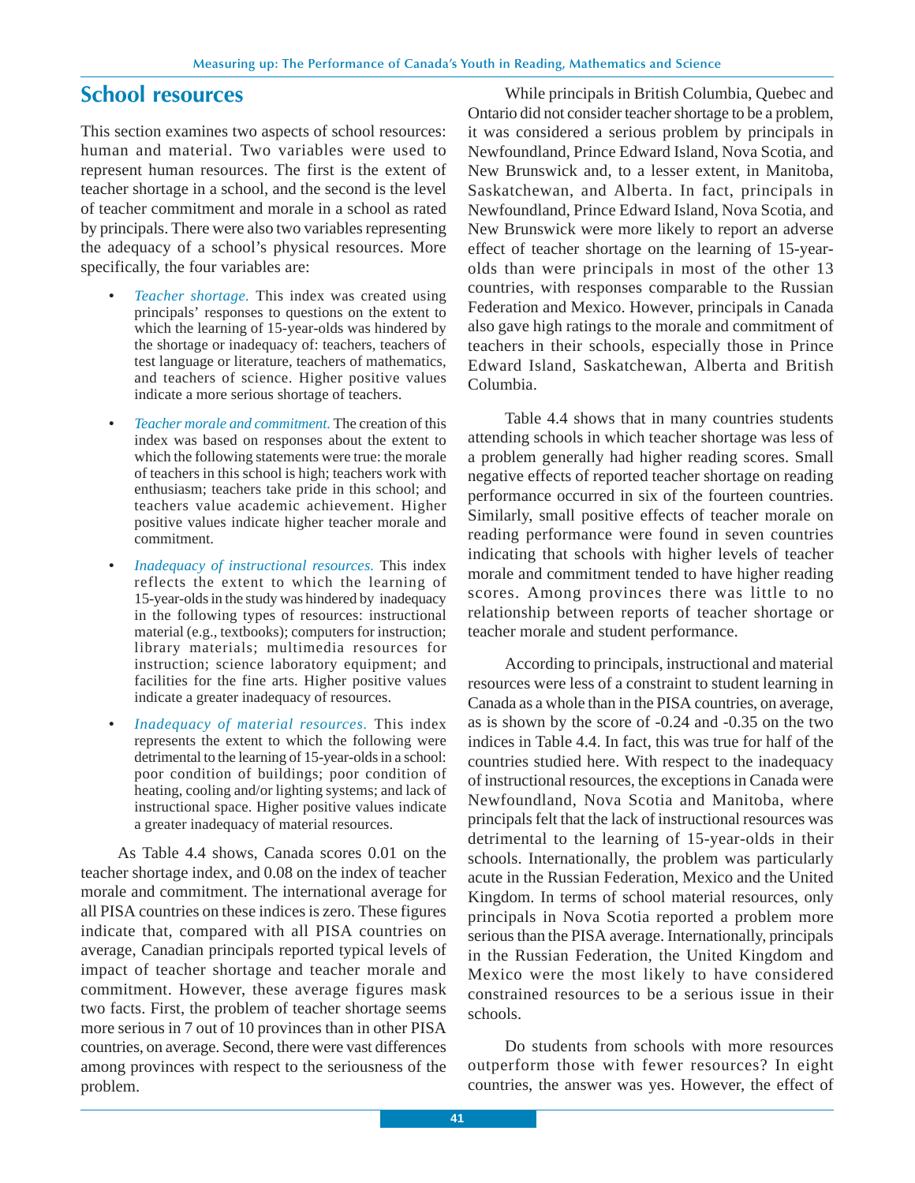## School resources

This section examines two aspects of school resources: human and material. Two variables were used to represent human resources. The first is the extent of teacher shortage in a school, and the second is the level of teacher commitment and morale in a school as rated by principals. There were also two variables representing the adequacy of a school's physical resources. More specifically, the four variables are:

- *Teacher shortage.* This index was created using principals' responses to questions on the extent to which the learning of 15-year-olds was hindered by the shortage or inadequacy of: teachers, teachers of test language or literature, teachers of mathematics, and teachers of science. Higher positive values indicate a more serious shortage of teachers.
- *Teacher morale and commitment.* The creation of this index was based on responses about the extent to which the following statements were true: the morale of teachers in this school is high; teachers work with enthusiasm; teachers take pride in this school; and teachers value academic achievement. Higher positive values indicate higher teacher morale and commitment.
- *Inadequacy of instructional resources.* This index reflects the extent to which the learning of 15-year-olds in the study was hindered by inadequacy in the following types of resources: instructional material (e.g., textbooks); computers for instruction; library materials; multimedia resources for instruction; science laboratory equipment; and facilities for the fine arts. Higher positive values indicate a greater inadequacy of resources.
- *Inadequacy of material resources.* This index represents the extent to which the following were detrimental to the learning of 15-year-olds in a school: poor condition of buildings; poor condition of heating, cooling and/or lighting systems; and lack of instructional space. Higher positive values indicate a greater inadequacy of material resources.

As Table 4.4 shows, Canada scores 0.01 on the teacher shortage index, and 0.08 on the index of teacher morale and commitment. The international average for all PISA countries on these indices is zero. These figures indicate that, compared with all PISA countries on average, Canadian principals reported typical levels of impact of teacher shortage and teacher morale and commitment. However, these average figures mask two facts. First, the problem of teacher shortage seems more serious in 7 out of 10 provinces than in other PISA countries, on average. Second, there were vast differences among provinces with respect to the seriousness of the problem.

While principals in British Columbia, Quebec and Ontario did not consider teacher shortage to be a problem, it was considered a serious problem by principals in Newfoundland, Prince Edward Island, Nova Scotia, and New Brunswick and, to a lesser extent, in Manitoba, Saskatchewan, and Alberta. In fact, principals in Newfoundland, Prince Edward Island, Nova Scotia, and New Brunswick were more likely to report an adverse effect of teacher shortage on the learning of 15-year-olds than were principals in most of the other 13 countries, with responses comparable to the Russian Federation and Mexico. However, principals in Canada also gave high ratings to the morale and commitment of teachers in their schools, especially those in Prince Edward Island, Saskatchewan, Alberta and British Columbia.

Table 4.4 shows that in many countries students attending schools in which teacher shortage was less of a problem generally had higher reading scores. Small negative effects of reported teacher shortage on reading performance occurred in six of the fourteen countries. Similarly, small positive effects of teacher morale on reading performance were found in seven countries indicating that schools with higher levels of teacher morale and commitment tended to have higher reading scores. Among provinces there was little to no relationship between reports of teacher shortage or teacher morale and student performance.

According to principals, instructional and material resources were less of a constraint to student learning in Canada as a whole than in the PISA countries, on average, as is shown by the score of -0.24 and -0.35 on the two indices in Table 4.4. In fact, this was true for half of the countries studied here. With respect to the inadequacy of instructional resources, the exceptions in Canada were Newfoundland, Nova Scotia and Manitoba, where principals felt that the lack of instructional resources was detrimental to the learning of 15-year-olds in their schools. Internationally, the problem was particularly acute in the Russian Federation, Mexico and the United Kingdom. In terms of school material resources, only principals in Nova Scotia reported a problem more serious than the PISA average. Internationally, principals in the Russian Federation, the United Kingdom and Mexico were the most likely to have considered constrained resources to be a serious issue in their schools.

Do students from schools with more resources outperform those with fewer resources? In eight countries, the answer was yes. However, the effect of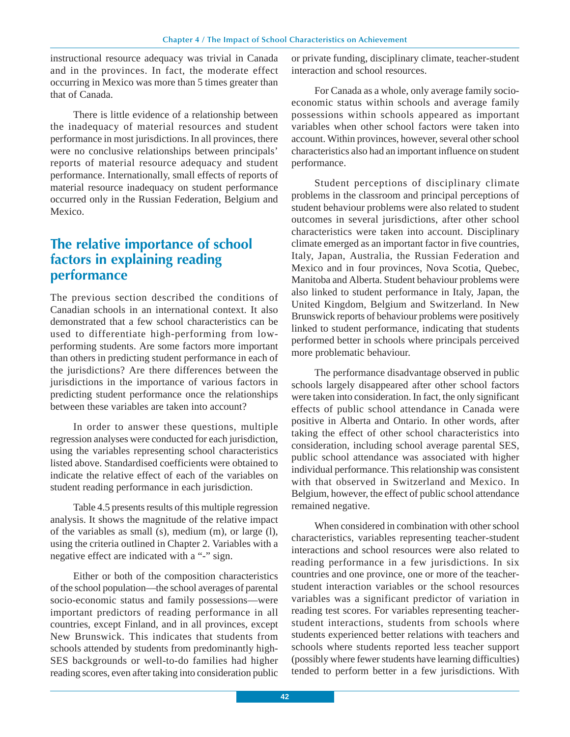instructional resource adequacy was trivial in Canada and in the provinces. In fact, the moderate effect occurring in Mexico was more than 5 times greater than that of Canada.

There is little evidence of a relationship between the inadequacy of material resources and student performance in most jurisdictions. In all provinces, there were no conclusive relationships between principals' reports of material resource adequacy and student performance. Internationally, small effects of reports of material resource inadequacy on student performance occurred only in the Russian Federation, Belgium and Mexico.

## The relative importance of school factors in explaining reading performance

The previous section described the conditions of Canadian schools in an international context. It also demonstrated that a few school characteristics can be used to differentiate high-performing from low-performing students. Are some factors more important than others in predicting student performance in each of the jurisdictions? Are there differences between the jurisdictions in the importance of various factors in predicting student performance once the relationships between these variables are taken into account?

In order to answer these questions, multiple regression analyses were conducted for each jurisdiction, using the variables representing school characteristics listed above. Standardised coefficients were obtained to indicate the relative effect of each of the variables on student reading performance in each jurisdiction.

Table 4.5 presents results of this multiple regression analysis. It shows the magnitude of the relative impact of the variables as small (s), medium (m), or large (l), using the criteria outlined in Chapter 2. Variables with a negative effect are indicated with a "-" sign.

Either or both of the composition characteristics of the school population—the school averages of parental socio-economic status and family possessions—were important predictors of reading performance in all countries, except Finland, and in all provinces, except New Brunswick. This indicates that students from schools attended by students from predominantly high-SES backgrounds or well-to-do families had higher reading scores, even after taking into consideration public or private funding, disciplinary climate, teacher-student interaction and school resources.

For Canada as a whole, only average family socio-economic status within schools and average family possessions within schools appeared as important variables when other school factors were taken into account. Within provinces, however, several other school characteristics also had an important influence on student performance.

Student perceptions of disciplinary climate problems in the classroom and principal perceptions of student behaviour problems were also related to student outcomes in several jurisdictions, after other school characteristics were taken into account. Disciplinary climate emerged as an important factor in five countries, Italy, Japan, Australia, the Russian Federation and Mexico and in four provinces, Nova Scotia, Quebec, Manitoba and Alberta. Student behaviour problems were also linked to student performance in Italy, Japan, the United Kingdom, Belgium and Switzerland. In New Brunswick reports of behaviour problems were positively linked to student performance, indicating that students performed better in schools where principals perceived more problematic behaviour.

The performance disadvantage observed in public schools largely disappeared after other school factors were taken into consideration. In fact, the only significant effects of public school attendance in Canada were positive in Alberta and Ontario. In other words, after taking the effect of other school characteristics into consideration, including school average parental SES, public school attendance was associated with higher individual performance. This relationship was consistent with that observed in Switzerland and Mexico. In Belgium, however, the effect of public school attendance remained negative.

When considered in combination with other school characteristics, variables representing teacher-student interactions and school resources were also related to reading performance in a few jurisdictions. In six countries and one province, one or more of the teacher-student interaction variables or the school resources variables was a significant predictor of variation in reading test scores. For variables representing teacher-student interactions, students from schools where students experienced better relations with teachers and schools where students reported less teacher support (possibly where fewer students have learning difficulties) tended to perform better in a few jurisdictions. With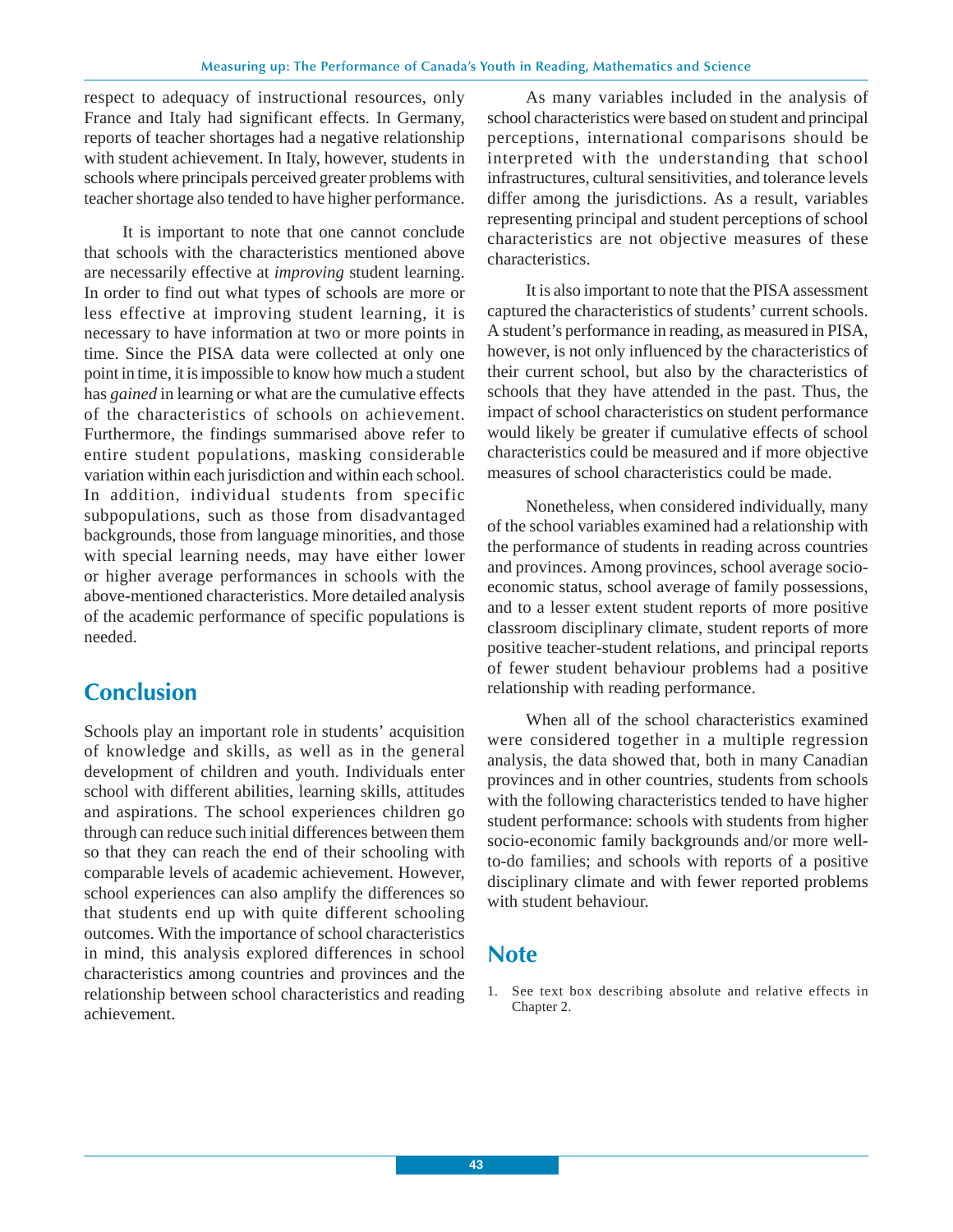respect to adequacy of instructional resources, only France and Italy had significant effects. In Germany, reports of teacher shortages had a negative relationship with student achievement. In Italy, however, students in schools where principals perceived greater problems with teacher shortage also tended to have higher performance.

It is important to note that one cannot conclude that schools with the characteristics mentioned above are necessarily effective at *improving* student learning. In order to find out what types of schools are more or less effective at improving student learning, it is necessary to have information at two or more points in time. Since the PISA data were collected at only one point in time, it is impossible to know how much a student has *gained* in learning or what are the cumulative effects of the characteristics of schools on achievement. Furthermore, the findings summarised above refer to entire student populations, masking considerable variation within each jurisdiction and within each school. In addition, individual students from specific subpopulations, such as those from disadvantaged backgrounds, those from language minorities, and those with special learning needs, may have either lower or higher average performances in schools with the above-mentioned characteristics. More detailed analysis of the academic performance of specific populations is needed.

## Conclusion

Schools play an important role in students' acquisition of knowledge and skills, as well as in the general development of children and youth. Individuals enter school with different abilities, learning skills, attitudes and aspirations. The school experiences children go through can reduce such initial differences between them so that they can reach the end of their schooling with comparable levels of academic achievement. However, school experiences can also amplify the differences so that students end up with quite different schooling outcomes. With the importance of school characteristics in mind, this analysis explored differences in school characteristics among countries and provinces and the relationship between school characteristics and reading achievement.

As many variables included in the analysis of school characteristics were based on student and principal perceptions, international comparisons should be interpreted with the understanding that school infrastructures, cultural sensitivities, and tolerance levels differ among the jurisdictions. As a result, variables representing principal and student perceptions of school characteristics are not objective measures of these characteristics.

It is also important to note that the PISA assessment captured the characteristics of students' current schools. A student's performance in reading, as measured in PISA, however, is not only influenced by the characteristics of their current school, but also by the characteristics of schools that they have attended in the past. Thus, the impact of school characteristics on student performance would likely be greater if cumulative effects of school characteristics could be measured and if more objective measures of school characteristics could be made.

Nonetheless, when considered individually, many of the school variables examined had a relationship with the performance of students in reading across countries and provinces. Among provinces, school average socio-economic status, school average of family possessions, and to a lesser extent student reports of more positive classroom disciplinary climate, student reports of more positive teacher-student relations, and principal reports of fewer student behaviour problems had a positive relationship with reading performance.

When all of the school characteristics examined were considered together in a multiple regression analysis, the data showed that, both in many Canadian provinces and in other countries, students from schools with the following characteristics tended to have higher student performance: schools with students from higher socio-economic family backgrounds and/or more well-to-do families; and schools with reports of a positive disciplinary climate and with fewer reported problems with student behaviour.

## Note

1. See text box describing absolute and relative effects in Chapter 2.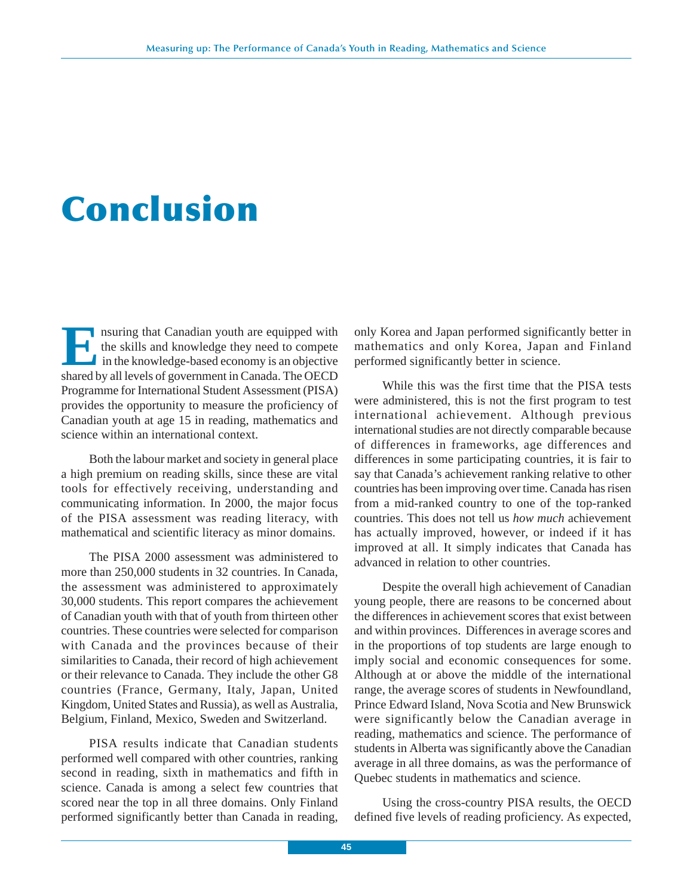# Conclusion

Ensuring that Canadian youth are equipped with the skills and knowledge they need to compete in the knowledge-based economy is an objective shared by all levels of government in Canada. The OECD Programme for International Student Assessment (PISA) provides the opportunity to measure the proficiency of Canadian youth at age 15 in reading, mathematics and science within an international context.

Both the labour market and society in general place a high premium on reading skills, since these are vital tools for effectively receiving, understanding and communicating information. In 2000, the major focus of the PISA assessment was reading literacy, with mathematical and scientific literacy as minor domains.

The PISA 2000 assessment was administered to more than 250,000 students in 32 countries. In Canada, the assessment was administered to approximately 30,000 students. This report compares the achievement of Canadian youth with that of youth from thirteen other countries. These countries were selected for comparison with Canada and the provinces because of their similarities to Canada, their record of high achievement or their relevance to Canada. They include the other G8 countries (France, Germany, Italy, Japan, United Kingdom, United States and Russia), as well as Australia, Belgium, Finland, Mexico, Sweden and Switzerland.

PISA results indicate that Canadian students performed well compared with other countries, ranking second in reading, sixth in mathematics and fifth in science. Canada is among a select few countries that scored near the top in all three domains. Only Finland performed significantly better than Canada in reading, only Korea and Japan performed significantly better in mathematics and only Korea, Japan and Finland performed significantly better in science.

While this was the first time that the PISA tests were administered, this is not the first program to test international achievement. Although previous international studies are not directly comparable because of differences in frameworks, age differences and differences in some participating countries, it is fair to say that Canada's achievement ranking relative to other countries has been improving over time. Canada has risen from a mid-ranked country to one of the top-ranked countries. This does not tell us *how much* achievement has actually improved, however, or indeed if it has improved at all. It simply indicates that Canada has advanced in relation to other countries.

Despite the overall high achievement of Canadian young people, there are reasons to be concerned about the differences in achievement scores that exist between and within provinces. Differences in average scores and in the proportions of top students are large enough to imply social and economic consequences for some. Although at or above the middle of the international range, the average scores of students in Newfoundland, Prince Edward Island, Nova Scotia and New Brunswick were significantly below the Canadian average in reading, mathematics and science. The performance of students in Alberta was significantly above the Canadian average in all three domains, as was the performance of Quebec students in mathematics and science.

Using the cross-country PISA results, the OECD defined five levels of reading proficiency. As expected,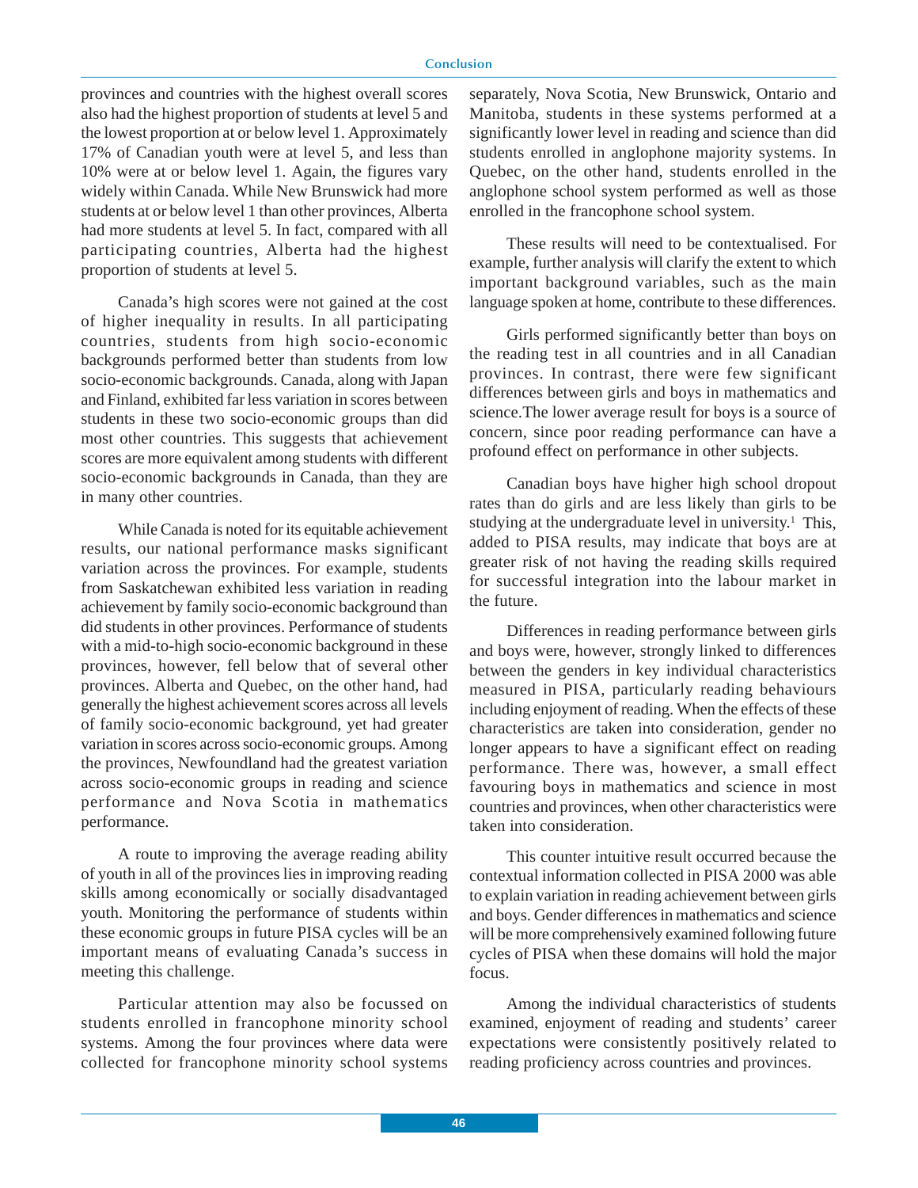provinces and countries with the highest overall scores also had the highest proportion of students at level 5 and the lowest proportion at or below level 1. Approximately 17% of Canadian youth were at level 5, and less than 10% were at or below level 1. Again, the figures vary widely within Canada. While New Brunswick had more students at or below level 1 than other provinces, Alberta had more students at level 5. In fact, compared with all participating countries, Alberta had the highest proportion of students at level 5.

Canada's high scores were not gained at the cost of higher inequality in results. In all participating countries, students from high socio-economic backgrounds performed better than students from low socio-economic backgrounds. Canada, along with Japan and Finland, exhibited far less variation in scores between students in these two socio-economic groups than did most other countries. This suggests that achievement scores are more equivalent among students with different socio-economic backgrounds in Canada, than they are in many other countries.

While Canada is noted for its equitable achievement results, our national performance masks significant variation across the provinces. For example, students from Saskatchewan exhibited less variation in reading achievement by family socio-economic background than did students in other provinces. Performance of students with a mid-to-high socio-economic background in these provinces, however, fell below that of several other provinces. Alberta and Quebec, on the other hand, had generally the highest achievement scores across all levels of family socio-economic background, yet had greater variation in scores across socio-economic groups. Among the provinces, Newfoundland had the greatest variation across socio-economic groups in reading and science performance and Nova Scotia in mathematics performance.

A route to improving the average reading ability of youth in all of the provinces lies in improving reading skills among economically or socially disadvantaged youth. Monitoring the performance of students within these economic groups in future PISA cycles will be an important means of evaluating Canada's success in meeting this challenge.

Particular attention may also be focussed on students enrolled in francophone minority school systems. Among the four provinces where data were collected for francophone minority school systems separately, Nova Scotia, New Brunswick, Ontario and Manitoba, students in these systems performed at a significantly lower level in reading and science than did students enrolled in anglophone majority systems. In Quebec, on the other hand, students enrolled in the anglophone school system performed as well as those enrolled in the francophone school system.

These results will need to be contextualised. For example, further analysis will clarify the extent to which important background variables, such as the main language spoken at home, contribute to these differences.

Girls performed significantly better than boys on the reading test in all countries and in all Canadian provinces. In contrast, there were few significant differences between girls and boys in mathematics and science.The lower average result for boys is a source of concern, since poor reading performance can have a profound effect on performance in other subjects.

Canadian boys have higher high school dropout rates than do girls and are less likely than girls to be studying at the undergraduate level in university.[1] This, added to PISA results, may indicate that boys are at greater risk of not having the reading skills required for successful integration into the labour market in the future.

Differences in reading performance between girls and boys were, however, strongly linked to differences between the genders in key individual characteristics measured in PISA, particularly reading behaviours including enjoyment of reading. When the effects of these characteristics are taken into consideration, gender no longer appears to have a significant effect on reading performance. There was, however, a small effect favouring boys in mathematics and science in most countries and provinces, when other characteristics were taken into consideration.

This counter intuitive result occurred because the contextual information collected in PISA 2000 was able to explain variation in reading achievement between girls and boys. Gender differences in mathematics and science will be more comprehensively examined following future cycles of PISA when these domains will hold the major focus.

Among the individual characteristics of students examined, enjoyment of reading and students' career expectations were consistently positively related to reading proficiency across countries and provinces.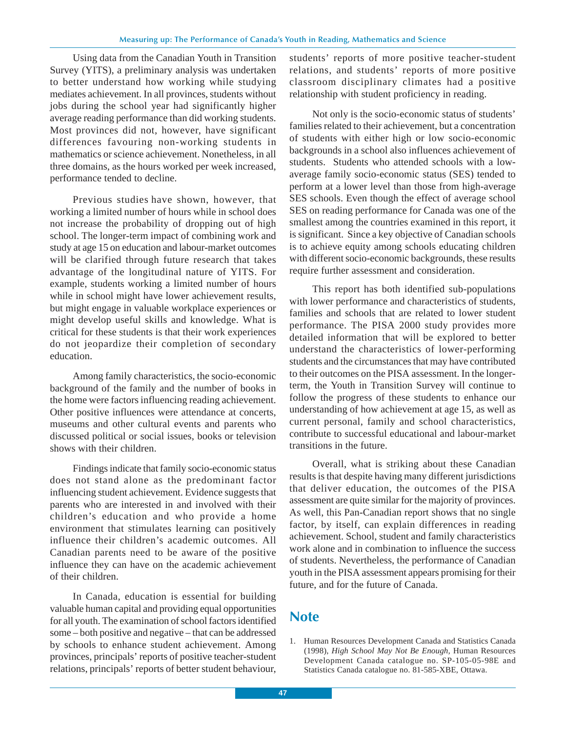Using data from the Canadian Youth in Transition Survey (YITS), a preliminary analysis was undertaken to better understand how working while studying mediates achievement. In all provinces, students without jobs during the school year had significantly higher average reading performance than did working students. Most provinces did not, however, have significant differences favouring non-working students in mathematics or science achievement. Nonetheless, in all three domains, as the hours worked per week increased, performance tended to decline.

Previous studies have shown, however, that working a limited number of hours while in school does not increase the probability of dropping out of high school. The longer-term impact of combining work and study at age 15 on education and labour-market outcomes will be clarified through future research that takes advantage of the longitudinal nature of YITS. For example, students working a limited number of hours while in school might have lower achievement results, but might engage in valuable workplace experiences or might develop useful skills and knowledge. What is critical for these students is that their work experiences do not jeopardize their completion of secondary education.

Among family characteristics, the socio-economic background of the family and the number of books in the home were factors influencing reading achievement. Other positive influences were attendance at concerts, museums and other cultural events and parents who discussed political or social issues, books or television shows with their children.

Findings indicate that family socio-economic status does not stand alone as the predominant factor influencing student achievement. Evidence suggests that parents who are interested in and involved with their children's education and who provide a home environment that stimulates learning can positively influence their children's academic outcomes. All Canadian parents need to be aware of the positive influence they can have on the academic achievement of their children.

In Canada, education is essential for building valuable human capital and providing equal opportunities for all youth. The examination of school factors identified some – both positive and negative – that can be addressed by schools to enhance student achievement. Among provinces, principals' reports of positive teacher-student relations, principals' reports of better student behaviour, students' reports of more positive teacher-student relations, and students' reports of more positive classroom disciplinary climates had a positive relationship with student proficiency in reading.

Not only is the socio-economic status of students' families related to their achievement, but a concentration of students with either high or low socio-economic backgrounds in a school also influences achievement of students. Students who attended schools with a low-average family socio-economic status (SES) tended to perform at a lower level than those from high-average SES schools. Even though the effect of average school SES on reading performance for Canada was one of the smallest among the countries examined in this report, it is significant. Since a key objective of Canadian schools is to achieve equity among schools educating children with different socio-economic backgrounds, these results require further assessment and consideration.

This report has both identified sub-populations with lower performance and characteristics of students, families and schools that are related to lower student performance. The PISA 2000 study provides more detailed information that will be explored to better understand the characteristics of lower-performing students and the circumstances that may have contributed to their outcomes on the PISA assessment. In the longer-term, the Youth in Transition Survey will continue to follow the progress of these students to enhance our understanding of how achievement at age 15, as well as current personal, family and school characteristics, contribute to successful educational and labour-market transitions in the future.

Overall, what is striking about these Canadian results is that despite having many different jurisdictions that deliver education, the outcomes of the PISA assessment are quite similar for the majority of provinces. As well, this Pan-Canadian report shows that no single factor, by itself, can explain differences in reading achievement. School, student and family characteristics work alone and in combination to influence the success of students. Nevertheless, the performance of Canadian youth in the PISA assessment appears promising for their future, and for the future of Canada.

## Note

1. Human Resources Development Canada and Statistics Canada (1998), *High School May Not Be Enough,* Human Resources Development Canada catalogue no. SP-105-05-98E and Statistics Canada catalogue no. 81-585-XBE, Ottawa.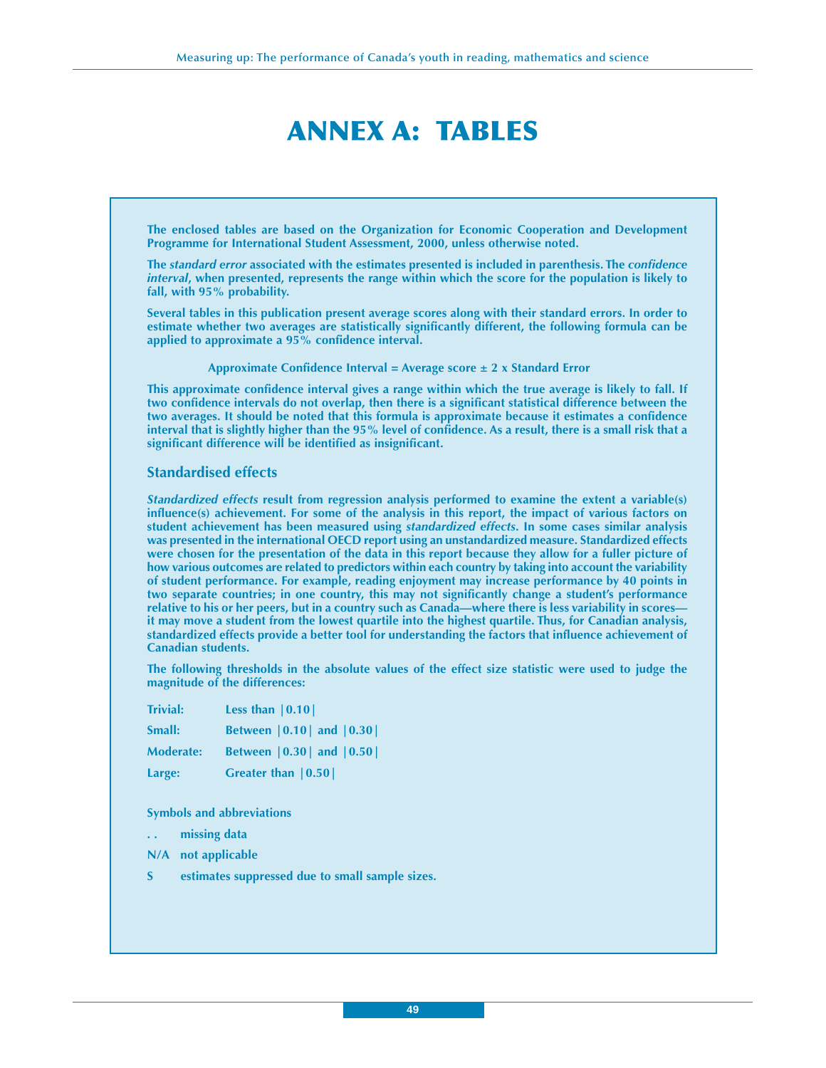# ANNEX A: TABLES

**The enclosed tables are based on the Organization for Economic Cooperation and Development Programme for International Student Assessment, 2000, unless otherwise noted.**

**The *standard error* associated with the estimates presented is included in parenthesis. The *confidence interval*, when presented, represents the range within which the score for the population is likely to fall, with 95% probability.**

**Several tables in this publication present average scores along with their standard errors. In order to estimate whether two averages are statistically significantly different, the following formula can be applied to approximate a 95% confidence interval.**

**Approximate Confidence Interval = Average score ± 2 x Standard Error**

**This approximate confidence interval gives a range within which the true average is likely to fall. If two confidence intervals do not overlap, then there is a significant statistical difference between the two averages. It should be noted that this formula is approximate because it estimates a confidence interval that is slightly higher than the 95% level of confidence. As a result, there is a small risk that a significant difference will be identified as insignificant.**

## Standardised effects

***Standardized effects* result from regression analysis performed to examine the extent a variable(s) influence(s) achievement. For some of the analysis in this report, the impact of various factors on student achievement has been measured using *standardized effects*. In some cases similar analysis was presented in the international OECD report using an unstandardized measure. Standardized effects were chosen for the presentation of the data in this report because they allow for a fuller picture of how various outcomes are related to predictors within each country by taking into account the variability of student performance. For example, reading enjoyment may increase performance by 40 points in two separate countries; in one country, this may not significantly change a student's performance relative to his or her peers, but in a country such as Canada—where there is less variability in scores—it may move a student from the lowest quartile into the highest quartile. Thus, for Canadian analysis, standardized effects provide a better tool for understanding the factors that influence achievement of Canadian students.**

**The following thresholds in the absolute values of the effect size statistic were used to judge the magnitude of the differences:**

**Trivial:** Less than |0.10|

**Small:** Between |0.10| and |0.30|

**Moderate:** Between |0.30| and |0.50|

**Large:** Greater than |0.50|

**Symbols and abbreviations**

- **. .** missing data
- **N/A** not applicable
- **S** estimates suppressed due to small sample sizes.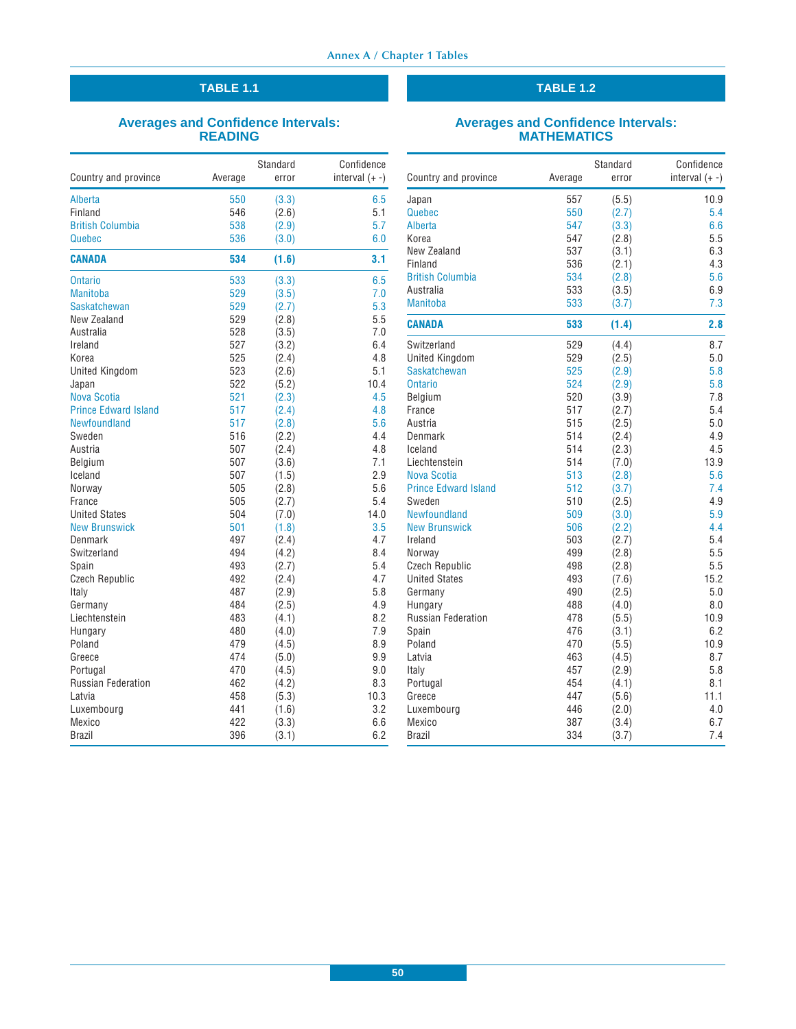## TABLE 1.1

### Averages and Confidence Intervals: READING

| Country and province | Average | Standard error | Confidence interval (+ -) |
|---|---|---|---|
| Alberta | 550 | (3.3) | 6.5 |
| Finland | 546 | (2.6) | 5.1 |
| British Columbia | 538 | (2.9) | 5.7 |
| Quebec | 536 | (3.0) | 6.0 |
| **CANADA** | **534** | **(1.6)** | **3.1** |
| Ontario | 533 | (3.3) | 6.5 |
| Manitoba | 529 | (3.5) | 7.0 |
| Saskatchewan | 529 | (2.7) | 5.3 |
| New Zealand | 529 | (2.8) | 5.5 |
| Australia | 528 | (3.5) | 7.0 |
| Ireland | 527 | (3.2) | 6.4 |
| Korea | 525 | (2.4) | 4.8 |
| United Kingdom | 523 | (2.6) | 5.1 |
| Japan | 522 | (5.2) | 10.4 |
| Nova Scotia | 521 | (2.3) | 4.5 |
| Prince Edward Island | 517 | (2.4) | 4.8 |
| Newfoundland | 517 | (2.8) | 5.6 |
| Sweden | 516 | (2.2) | 4.4 |
| Austria | 507 | (2.4) | 4.8 |
| Belgium | 507 | (3.6) | 7.1 |
| Iceland | 507 | (1.5) | 2.9 |
| Norway | 505 | (2.8) | 5.6 |
| France | 505 | (2.7) | 5.4 |
| United States | 504 | (7.0) | 14.0 |
| New Brunswick | 501 | (1.8) | 3.5 |
| Denmark | 497 | (2.4) | 4.7 |
| Switzerland | 494 | (4.2) | 8.4 |
| Spain | 493 | (2.7) | 5.4 |
| Czech Republic | 492 | (2.4) | 4.7 |
| Italy | 487 | (2.9) | 5.8 |
| Germany | 484 | (2.5) | 4.9 |
| Liechtenstein | 483 | (4.1) | 8.2 |
| Hungary | 480 | (4.0) | 7.9 |
| Poland | 479 | (4.5) | 8.9 |
| Greece | 474 | (5.0) | 9.9 |
| Portugal | 470 | (4.5) | 9.0 |
| Russian Federation | 462 | (4.2) | 8.3 |
| Latvia | 458 | (5.3) | 10.3 |
| Luxembourg | 441 | (1.6) | 3.2 |
| Mexico | 422 | (3.3) | 6.6 |
| Brazil | 396 | (3.1) | 6.2 |

## TABLE 1.2

### Averages and Confidence Intervals: MATHEMATICS

| Country and province | Average | Standard error | Confidence interval (+ -) |
|---|---|---|---|
| Japan | 557 | (5.5) | 10.9 |
| Quebec | 550 | (2.7) | 5.4 |
| Alberta | 547 | (3.3) | 6.6 |
| Korea | 547 | (2.8) | 5.5 |
| New Zealand | 537 | (3.1) | 6.3 |
| Finland | 536 | (2.1) | 4.3 |
| British Columbia | 534 | (2.8) | 5.6 |
| Australia | 533 | (3.5) | 6.9 |
| Manitoba | 533 | (3.7) | 7.3 |
| **CANADA** | **533** | **(1.4)** | **2.8** |
| Switzerland | 529 | (4.4) | 8.7 |
| United Kingdom | 529 | (2.5) | 5.0 |
| Saskatchewan | 525 | (2.9) | 5.8 |
| Ontario | 524 | (2.9) | 5.8 |
| Belgium | 520 | (3.9) | 7.8 |
| France | 517 | (2.7) | 5.4 |
| Austria | 515 | (2.5) | 5.0 |
| Denmark | 514 | (2.4) | 4.9 |
| Iceland | 514 | (2.3) | 4.5 |
| Liechtenstein | 514 | (7.0) | 13.9 |
| Nova Scotia | 513 | (2.8) | 5.6 |
| Prince Edward Island | 512 | (3.7) | 7.4 |
| Sweden | 510 | (2.5) | 4.9 |
| Newfoundland | 509 | (3.0) | 5.9 |
| New Brunswick | 506 | (2.2) | 4.4 |
| Ireland | 503 | (2.7) | 5.4 |
| Norway | 499 | (2.8) | 5.5 |
| Czech Republic | 498 | (2.8) | 5.5 |
| United States | 493 | (7.6) | 15.2 |
| Germany | 490 | (2.5) | 5.0 |
| Hungary | 488 | (4.0) | 8.0 |
| Russian Federation | 478 | (5.5) | 10.9 |
| Spain | 476 | (3.1) | 6.2 |
| Poland | 470 | (5.5) | 10.9 |
| Latvia | 463 | (4.5) | 8.7 |
| Italy | 457 | (2.9) | 5.8 |
| Portugal | 454 | (4.1) | 8.1 |
| Greece | 447 | (5.6) | 11.1 |
| Luxembourg | 446 | (2.0) | 4.0 |
| Mexico | 387 | (3.4) | 6.7 |
| Brazil | 334 | (3.7) | 7.4 |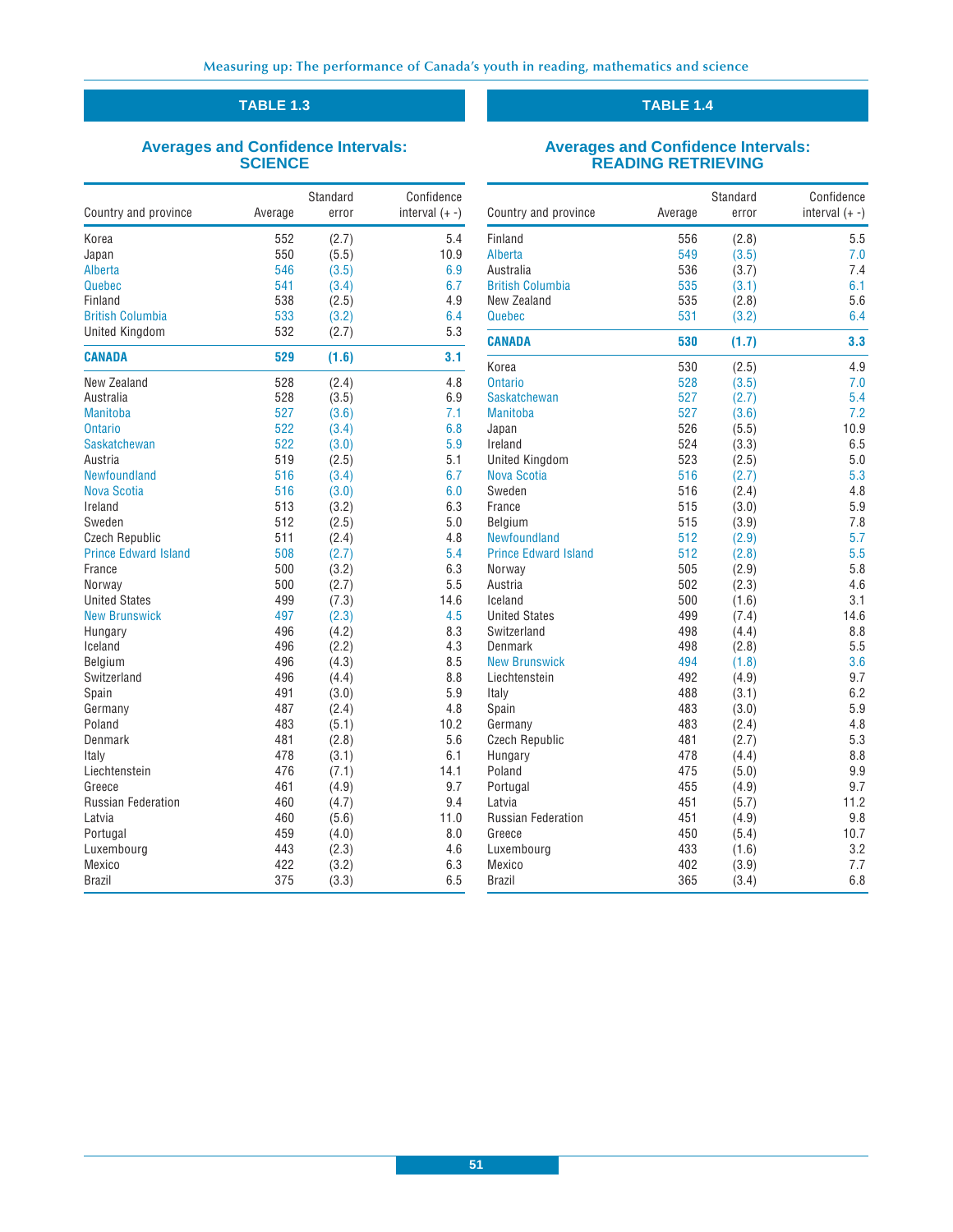## TABLE 1.3

### Averages and Confidence Intervals: SCIENCE

| Country and province | Average | Standard error | Confidence interval (+ -) |
|---|---|---|---|
| Korea | 552 | (2.7) | 5.4 |
| Japan | 550 | (5.5) | 10.9 |
| Alberta | 546 | (3.5) | 6.9 |
| Quebec | 541 | (3.4) | 6.7 |
| Finland | 538 | (2.5) | 4.9 |
| British Columbia | 533 | (3.2) | 6.4 |
| United Kingdom | 532 | (2.7) | 5.3 |
| **CANADA** | **529** | **(1.6)** | **3.1** |
| New Zealand | 528 | (2.4) | 4.8 |
| Australia | 528 | (3.5) | 6.9 |
| Manitoba | 527 | (3.6) | 7.1 |
| Ontario | 522 | (3.4) | 6.8 |
| Saskatchewan | 522 | (3.0) | 5.9 |
| Austria | 519 | (2.5) | 5.1 |
| Newfoundland | 516 | (3.4) | 6.7 |
| Nova Scotia | 516 | (3.0) | 6.0 |
| Ireland | 513 | (3.2) | 6.3 |
| Sweden | 512 | (2.5) | 5.0 |
| Czech Republic | 511 | (2.4) | 4.8 |
| Prince Edward Island | 508 | (2.7) | 5.4 |
| France | 500 | (3.2) | 6.3 |
| Norway | 500 | (2.7) | 5.5 |
| United States | 499 | (7.3) | 14.6 |
| New Brunswick | 497 | (2.3) | 4.5 |
| Hungary | 496 | (4.2) | 8.3 |
| Iceland | 496 | (2.2) | 4.3 |
| Belgium | 496 | (4.3) | 8.5 |
| Switzerland | 496 | (4.4) | 8.8 |
| Spain | 491 | (3.0) | 5.9 |
| Germany | 487 | (2.4) | 4.8 |
| Poland | 483 | (5.1) | 10.2 |
| Denmark | 481 | (2.8) | 5.6 |
| Italy | 478 | (3.1) | 6.1 |
| Liechtenstein | 476 | (7.1) | 14.1 |
| Greece | 461 | (4.9) | 9.7 |
| Russian Federation | 460 | (4.7) | 9.4 |
| Latvia | 460 | (5.6) | 11.0 |
| Portugal | 459 | (4.0) | 8.0 |
| Luxembourg | 443 | (2.3) | 4.6 |
| Mexico | 422 | (3.2) | 6.3 |
| Brazil | 375 | (3.3) | 6.5 |

## TABLE 1.4

### Averages and Confidence Intervals: READING RETRIEVING

| Country and province | Average | Standard error | Confidence interval (+ -) |
|---|---|---|---|
| Finland | 556 | (2.8) | 5.5 |
| Alberta | 549 | (3.5) | 7.0 |
| Australia | 536 | (3.7) | 7.4 |
| British Columbia | 535 | (3.1) | 6.1 |
| New Zealand | 535 | (2.8) | 5.6 |
| Quebec | 531 | (3.2) | 6.4 |
| **CANADA** | **530** | **(1.7)** | **3.3** |
| Korea | 530 | (2.5) | 4.9 |
| Ontario | 528 | (3.5) | 7.0 |
| Saskatchewan | 527 | (2.7) | 5.4 |
| Manitoba | 527 | (3.6) | 7.2 |
| Japan | 526 | (5.5) | 10.9 |
| Ireland | 524 | (3.3) | 6.5 |
| United Kingdom | 523 | (2.5) | 5.0 |
| Nova Scotia | 516 | (2.7) | 5.3 |
| Sweden | 516 | (2.4) | 4.8 |
| France | 515 | (3.0) | 5.9 |
| Belgium | 515 | (3.9) | 7.8 |
| Newfoundland | 512 | (2.9) | 5.7 |
| Prince Edward Island | 512 | (2.8) | 5.5 |
| Norway | 505 | (2.9) | 5.8 |
| Austria | 502 | (2.3) | 4.6 |
| Iceland | 500 | (1.6) | 3.1 |
| United States | 499 | (7.4) | 14.6 |
| Switzerland | 498 | (4.4) | 8.8 |
| Denmark | 498 | (2.8) | 5.5 |
| New Brunswick | 494 | (1.8) | 3.6 |
| Liechtenstein | 492 | (4.9) | 9.7 |
| Italy | 488 | (3.1) | 6.2 |
| Spain | 483 | (3.0) | 5.9 |
| Germany | 483 | (2.4) | 4.8 |
| Czech Republic | 481 | (2.7) | 5.3 |
| Hungary | 478 | (4.4) | 8.8 |
| Poland | 475 | (5.0) | 9.9 |
| Portugal | 455 | (4.9) | 9.7 |
| Latvia | 451 | (5.7) | 11.2 |
| Russian Federation | 451 | (4.9) | 9.8 |
| Greece | 450 | (5.4) | 10.7 |
| Luxembourg | 433 | (1.6) | 3.2 |
| Mexico | 402 | (3.9) | 7.7 |
| Brazil | 365 | (3.4) | 6.8 |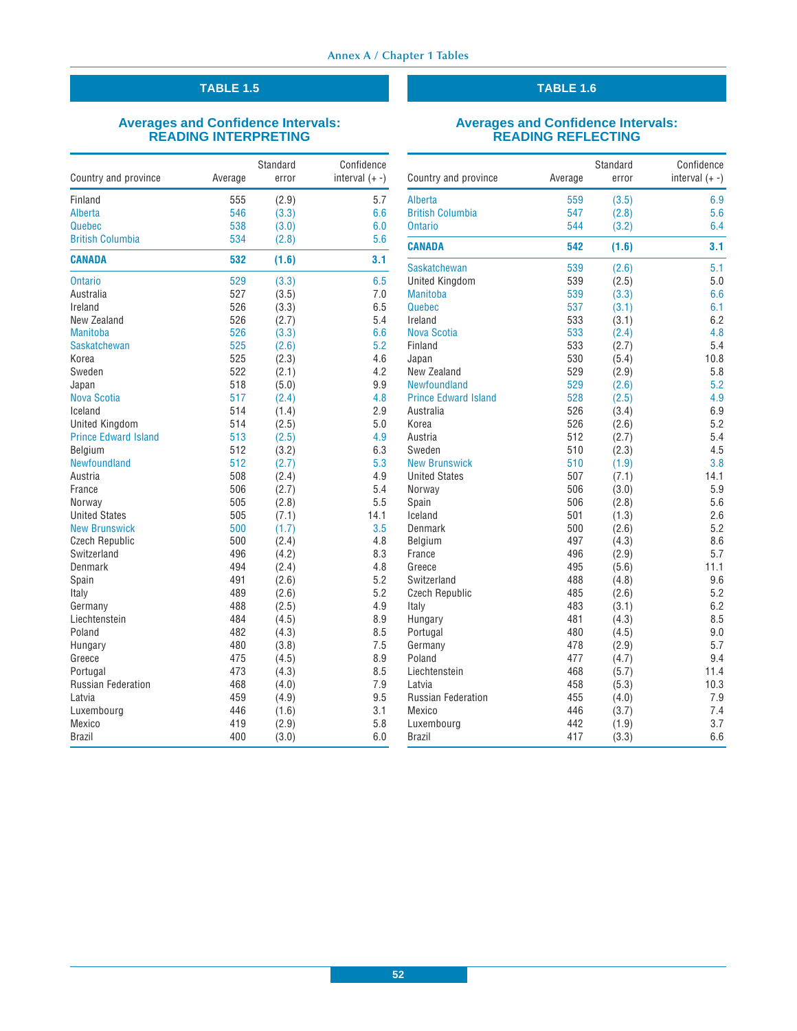## TABLE 1.5

### Averages and Confidence Intervals: READING INTERPRETING

| Country and province | Average | Standard error | Confidence interval (+ -) |
|---|---|---|---|
| Finland | 555 | (2.9) | 5.7 |
| Alberta | 546 | (3.3) | 6.6 |
| Quebec | 538 | (3.0) | 6.0 |
| British Columbia | 534 | (2.8) | 5.6 |
| **CANADA** | **532** | **(1.6)** | **3.1** |
| Ontario | 529 | (3.3) | 6.5 |
| Australia | 527 | (3.5) | 7.0 |
| Ireland | 526 | (3.3) | 6.5 |
| New Zealand | 526 | (2.7) | 5.4 |
| Manitoba | 526 | (3.3) | 6.6 |
| Saskatchewan | 525 | (2.6) | 5.2 |
| Korea | 525 | (2.3) | 4.6 |
| Sweden | 522 | (2.1) | 4.2 |
| Japan | 518 | (5.0) | 9.9 |
| Nova Scotia | 517 | (2.4) | 4.8 |
| Iceland | 514 | (1.4) | 2.9 |
| United Kingdom | 514 | (2.5) | 5.0 |
| Prince Edward Island | 513 | (2.5) | 4.9 |
| Belgium | 512 | (3.2) | 6.3 |
| Newfoundland | 512 | (2.7) | 5.3 |
| Austria | 508 | (2.4) | 4.9 |
| France | 506 | (2.7) | 5.4 |
| Norway | 505 | (2.8) | 5.5 |
| United States | 505 | (7.1) | 14.1 |
| New Brunswick | 500 | (1.7) | 3.5 |
| Czech Republic | 500 | (2.4) | 4.8 |
| Switzerland | 496 | (4.2) | 8.3 |
| Denmark | 494 | (2.4) | 4.8 |
| Spain | 491 | (2.6) | 5.2 |
| Italy | 489 | (2.6) | 5.2 |
| Germany | 488 | (2.5) | 4.9 |
| Liechtenstein | 484 | (4.5) | 8.9 |
| Poland | 482 | (4.3) | 8.5 |
| Hungary | 480 | (3.8) | 7.5 |
| Greece | 475 | (4.5) | 8.9 |
| Portugal | 473 | (4.3) | 8.5 |
| Russian Federation | 468 | (4.0) | 7.9 |
| Latvia | 459 | (4.9) | 9.5 |
| Luxembourg | 446 | (1.6) | 3.1 |
| Mexico | 419 | (2.9) | 5.8 |
| Brazil | 400 | (3.0) | 6.0 |

## TABLE 1.6

### Averages and Confidence Intervals: READING REFLECTING

| Country and province | Average | Standard error | Confidence interval (+ -) |
|---|---|---|---|
| Alberta | 559 | (3.5) | 6.9 |
| British Columbia | 547 | (2.8) | 5.6 |
| Ontario | 544 | (3.2) | 6.4 |
| **CANADA** | **542** | **(1.6)** | **3.1** |
| Saskatchewan | 539 | (2.6) | 5.1 |
| United Kingdom | 539 | (2.5) | 5.0 |
| Manitoba | 539 | (3.3) | 6.6 |
| Quebec | 537 | (3.1) | 6.1 |
| Ireland | 533 | (3.1) | 6.2 |
| Nova Scotia | 533 | (2.4) | 4.8 |
| Finland | 533 | (2.7) | 5.4 |
| Japan | 530 | (5.4) | 10.8 |
| New Zealand | 529 | (2.9) | 5.8 |
| Newfoundland | 529 | (2.6) | 5.2 |
| Prince Edward Island | 528 | (2.5) | 4.9 |
| Australia | 526 | (3.4) | 6.9 |
| Korea | 526 | (2.6) | 5.2 |
| Austria | 512 | (2.7) | 5.4 |
| Sweden | 510 | (2.3) | 4.5 |
| New Brunswick | 510 | (1.9) | 3.8 |
| United States | 507 | (7.1) | 14.1 |
| Norway | 506 | (3.0) | 5.9 |
| Spain | 506 | (2.8) | 5.6 |
| Iceland | 501 | (1.3) | 2.6 |
| Denmark | 500 | (2.6) | 5.2 |
| Belgium | 497 | (4.3) | 8.6 |
| France | 496 | (2.9) | 5.7 |
| Greece | 495 | (5.6) | 11.1 |
| Switzerland | 488 | (4.8) | 9.6 |
| Czech Republic | 485 | (2.6) | 5.2 |
| Italy | 483 | (3.1) | 6.2 |
| Hungary | 481 | (4.3) | 8.5 |
| Portugal | 480 | (4.5) | 9.0 |
| Germany | 478 | (2.9) | 5.7 |
| Poland | 477 | (4.7) | 9.4 |
| Liechtenstein | 468 | (5.7) | 11.4 |
| Latvia | 458 | (5.3) | 10.3 |
| Russian Federation | 455 | (4.0) | 7.9 |
| Mexico | 446 | (3.7) | 7.4 |
| Luxembourg | 442 | (1.9) | 3.7 |
| Brazil | 417 | (3.3) | 6.6 |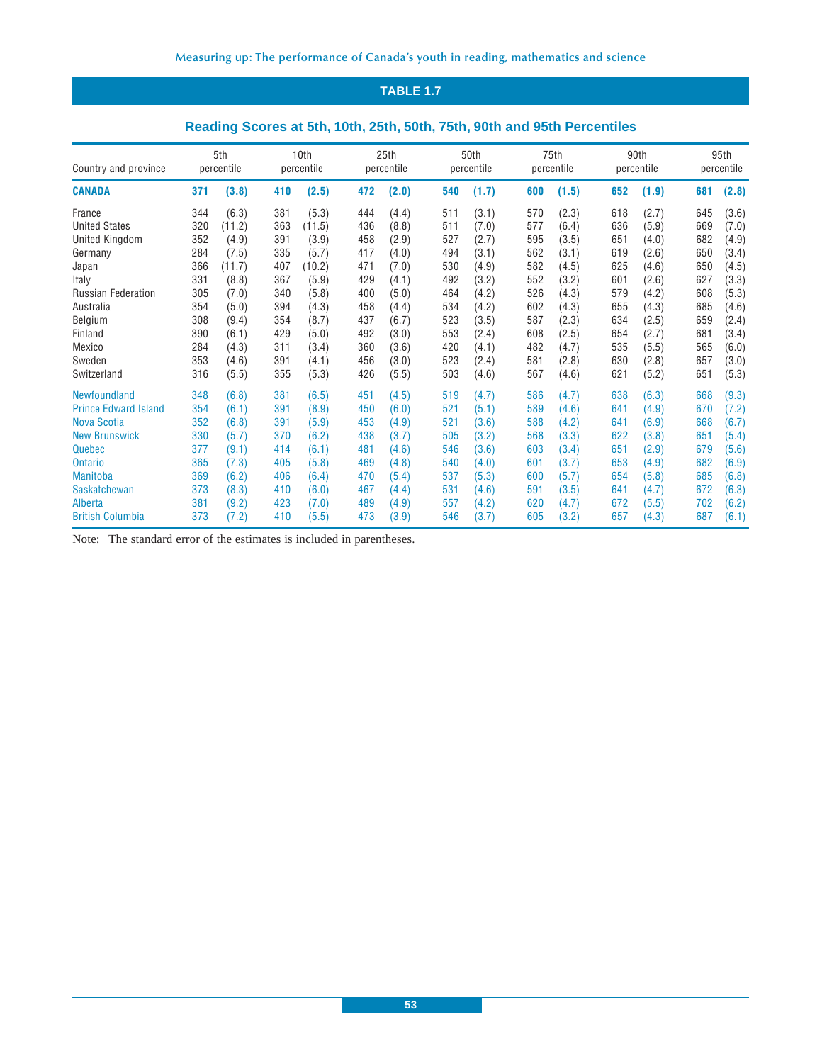## TABLE 1.7

### Reading Scores at 5th, 10th, 25th, 50th, 75th, 90th and 95th Percentiles

| Country and province | 5th percentile | | 10th percentile | | 25th percentile | | 50th percentile | | 75th percentile | | 90th percentile | | 95th percentile | |
|---|---|---|---|---|---|---|---|---|---|---|---|---|---|---|
| **CANADA** | **371** | **(3.8)** | **410** | **(2.5)** | **472** | **(2.0)** | **540** | **(1.7)** | **600** | **(1.5)** | **652** | **(1.9)** | **681** | **(2.8)** |
| France | 344 | (6.3) | 381 | (5.3) | 444 | (4.4) | 511 | (3.1) | 570 | (2.3) | 618 | (2.7) | 645 | (3.6) |
| United States | 320 | (11.2) | 363 | (11.5) | 436 | (8.8) | 511 | (7.0) | 577 | (6.4) | 636 | (5.9) | 669 | (7.0) |
| United Kingdom | 352 | (4.9) | 391 | (3.9) | 458 | (2.9) | 527 | (2.7) | 595 | (3.5) | 651 | (4.0) | 682 | (4.9) |
| Germany | 284 | (7.5) | 335 | (5.7) | 417 | (4.0) | 494 | (3.1) | 562 | (3.1) | 619 | (2.6) | 650 | (3.4) |
| Japan | 366 | (11.7) | 407 | (10.2) | 471 | (7.0) | 530 | (4.9) | 582 | (4.5) | 625 | (4.6) | 650 | (4.5) |
| Italy | 331 | (8.8) | 367 | (5.9) | 429 | (4.1) | 492 | (3.2) | 552 | (3.2) | 601 | (2.6) | 627 | (3.3) |
| Russian Federation | 305 | (7.0) | 340 | (5.8) | 400 | (5.0) | 464 | (4.2) | 526 | (4.3) | 579 | (4.2) | 608 | (5.3) |
| Australia | 354 | (5.0) | 394 | (4.3) | 458 | (4.4) | 534 | (4.2) | 602 | (4.3) | 655 | (4.3) | 685 | (4.6) |
| Belgium | 308 | (9.4) | 354 | (8.7) | 437 | (6.7) | 523 | (3.5) | 587 | (2.3) | 634 | (2.5) | 659 | (2.4) |
| Finland | 390 | (6.1) | 429 | (5.0) | 492 | (3.0) | 553 | (2.4) | 608 | (2.5) | 654 | (2.7) | 681 | (3.4) |
| Mexico | 284 | (4.3) | 311 | (3.4) | 360 | (3.6) | 420 | (4.1) | 482 | (4.7) | 535 | (5.5) | 565 | (6.0) |
| Sweden | 353 | (4.6) | 391 | (4.1) | 456 | (3.0) | 523 | (2.4) | 581 | (2.8) | 630 | (2.8) | 657 | (3.0) |
| Switzerland | 316 | (5.5) | 355 | (5.3) | 426 | (5.5) | 503 | (4.6) | 567 | (4.6) | 621 | (5.2) | 651 | (5.3) |
| Newfoundland | 348 | (6.8) | 381 | (6.5) | 451 | (4.5) | 519 | (4.7) | 586 | (4.7) | 638 | (6.3) | 668 | (9.3) |
| Prince Edward Island | 354 | (6.1) | 391 | (8.9) | 450 | (6.0) | 521 | (5.1) | 589 | (4.6) | 641 | (4.9) | 670 | (7.2) |
| Nova Scotia | 352 | (6.8) | 391 | (5.9) | 453 | (4.9) | 521 | (3.6) | 588 | (4.2) | 641 | (6.9) | 668 | (6.7) |
| New Brunswick | 330 | (5.7) | 370 | (6.2) | 438 | (3.7) | 505 | (3.2) | 568 | (3.3) | 622 | (3.8) | 651 | (5.4) |
| Quebec | 377 | (9.1) | 414 | (6.1) | 481 | (4.6) | 546 | (3.6) | 603 | (3.4) | 651 | (2.9) | 679 | (5.6) |
| Ontario | 365 | (7.3) | 405 | (5.8) | 469 | (4.8) | 540 | (4.0) | 601 | (3.7) | 653 | (4.9) | 682 | (6.9) |
| Manitoba | 369 | (6.2) | 406 | (6.4) | 470 | (5.4) | 537 | (5.3) | 600 | (5.7) | 654 | (5.8) | 685 | (6.8) |
| Saskatchewan | 373 | (8.3) | 410 | (6.0) | 467 | (4.4) | 531 | (4.6) | 591 | (3.5) | 641 | (4.7) | 672 | (6.3) |
| Alberta | 381 | (9.2) | 423 | (7.0) | 489 | (4.9) | 557 | (4.2) | 620 | (4.7) | 672 | (5.5) | 702 | (6.2) |
| British Columbia | 373 | (7.2) | 410 | (5.5) | 473 | (3.9) | 546 | (3.7) | 605 | (3.2) | 657 | (4.3) | 687 | (6.1) |

Note: The standard error of the estimates is included in parentheses.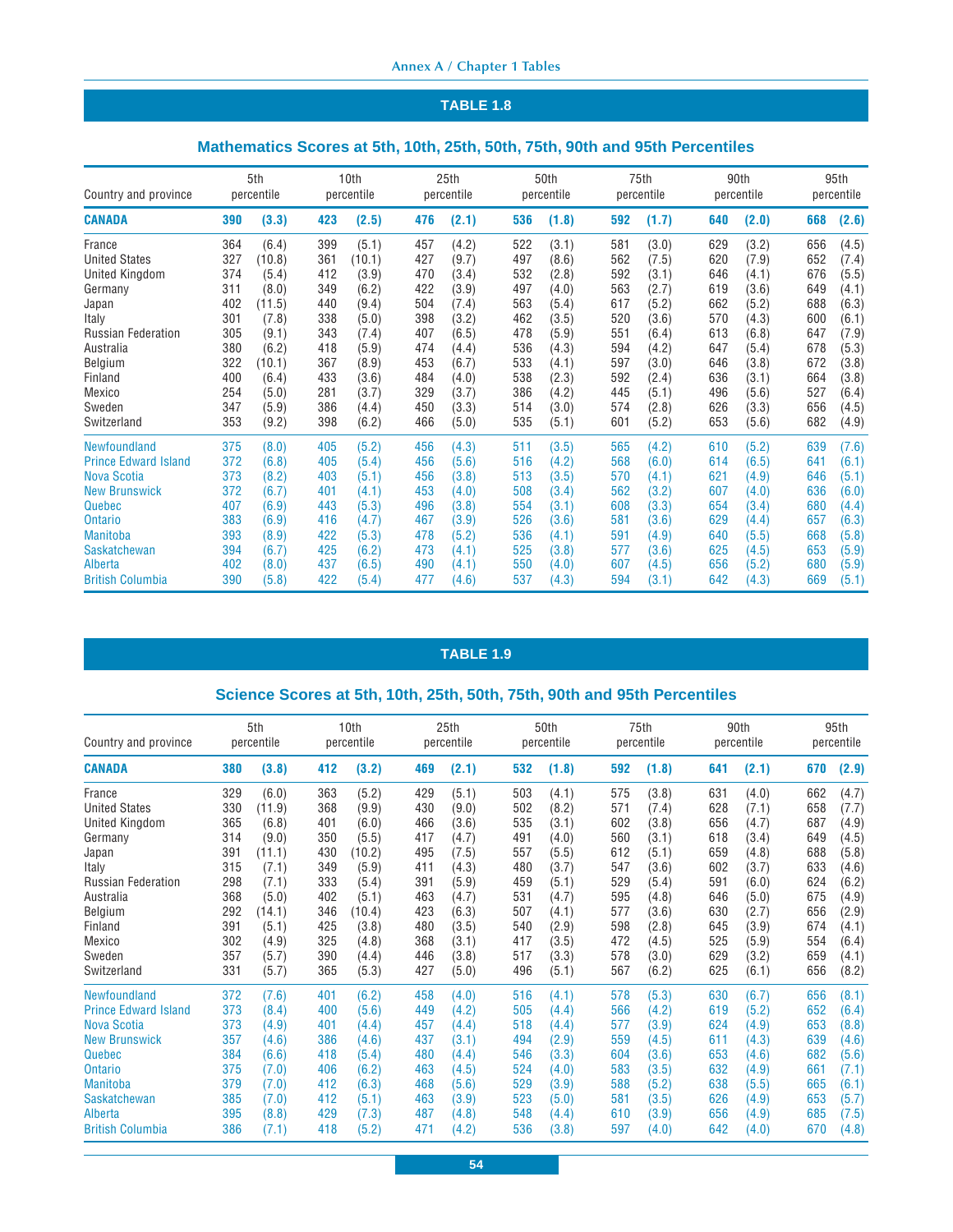## TABLE 1.8

### Mathematics Scores at 5th, 10th, 25th, 50th, 75th, 90th and 95th Percentiles

| Country and province | 5th percentile | | 10th percentile | | 25th percentile | | 50th percentile | | 75th percentile | | 90th percentile | | 95th percentile | |
|---|---|---|---|---|---|---|---|---|---|---|---|---|---|---|
| **CANADA** | **390** | **(3.3)** | **423** | **(2.5)** | **476** | **(2.1)** | **536** | **(1.8)** | **592** | **(1.7)** | **640** | **(2.0)** | **668** | **(2.6)** |
| France | 364 | (6.4) | 399 | (5.1) | 457 | (4.2) | 522 | (3.1) | 581 | (3.0) | 629 | (3.2) | 656 | (4.5) |
| United States | 327 | (10.8) | 361 | (10.1) | 427 | (9.7) | 497 | (8.6) | 562 | (7.5) | 620 | (7.9) | 652 | (7.4) |
| United Kingdom | 374 | (5.4) | 412 | (3.9) | 470 | (3.4) | 532 | (2.8) | 592 | (3.1) | 646 | (4.1) | 676 | (5.5) |
| Germany | 311 | (8.0) | 349 | (6.2) | 422 | (3.9) | 497 | (4.0) | 563 | (2.7) | 619 | (3.6) | 649 | (4.1) |
| Japan | 402 | (11.5) | 440 | (9.4) | 504 | (7.4) | 563 | (5.4) | 617 | (5.2) | 662 | (5.2) | 688 | (6.3) |
| Italy | 301 | (7.8) | 338 | (5.0) | 398 | (3.2) | 462 | (3.5) | 520 | (3.6) | 570 | (4.3) | 600 | (6.1) |
| Russian Federation | 305 | (9.1) | 343 | (7.4) | 407 | (6.5) | 478 | (5.9) | 551 | (6.4) | 613 | (6.8) | 647 | (7.9) |
| Australia | 380 | (6.2) | 418 | (5.9) | 474 | (4.4) | 536 | (4.3) | 594 | (4.2) | 647 | (5.4) | 678 | (5.3) |
| Belgium | 322 | (10.1) | 367 | (8.9) | 453 | (6.7) | 533 | (4.1) | 597 | (3.0) | 646 | (3.8) | 672 | (3.8) |
| Finland | 400 | (6.4) | 433 | (3.6) | 484 | (4.0) | 538 | (2.3) | 592 | (2.4) | 636 | (3.1) | 664 | (3.8) |
| Mexico | 254 | (5.0) | 281 | (3.7) | 329 | (3.7) | 386 | (4.2) | 445 | (5.1) | 496 | (5.6) | 527 | (6.4) |
| Sweden | 347 | (5.9) | 386 | (4.4) | 450 | (3.3) | 514 | (3.0) | 574 | (2.8) | 626 | (3.3) | 656 | (4.5) |
| Switzerland | 353 | (9.2) | 398 | (6.2) | 466 | (5.0) | 535 | (5.1) | 601 | (5.2) | 653 | (5.6) | 682 | (4.9) |
| Newfoundland | 375 | (8.0) | 405 | (5.2) | 456 | (4.3) | 511 | (3.5) | 565 | (4.2) | 610 | (5.2) | 639 | (7.6) |
| Prince Edward Island | 372 | (6.8) | 405 | (5.4) | 456 | (5.6) | 516 | (4.2) | 568 | (6.0) | 614 | (6.5) | 641 | (6.1) |
| Nova Scotia | 373 | (8.2) | 403 | (5.1) | 456 | (3.8) | 513 | (3.5) | 570 | (4.1) | 621 | (4.9) | 646 | (5.1) |
| New Brunswick | 372 | (6.7) | 401 | (4.1) | 453 | (4.0) | 508 | (3.4) | 562 | (3.2) | 607 | (4.0) | 636 | (6.0) |
| Quebec | 407 | (6.9) | 443 | (5.3) | 496 | (3.8) | 554 | (3.1) | 608 | (3.3) | 654 | (3.4) | 680 | (4.4) |
| Ontario | 383 | (6.9) | 416 | (4.7) | 467 | (3.9) | 526 | (3.6) | 581 | (3.6) | 629 | (4.4) | 657 | (6.3) |
| Manitoba | 393 | (8.9) | 422 | (5.3) | 478 | (5.2) | 536 | (4.1) | 591 | (4.9) | 640 | (5.5) | 668 | (5.8) |
| Saskatchewan | 394 | (6.7) | 425 | (6.2) | 473 | (4.1) | 525 | (3.8) | 577 | (3.6) | 625 | (4.5) | 653 | (5.9) |
| Alberta | 402 | (8.0) | 437 | (6.5) | 490 | (4.1) | 550 | (4.0) | 607 | (4.5) | 656 | (5.2) | 680 | (5.9) |
| British Columbia | 390 | (5.8) | 422 | (5.4) | 477 | (4.6) | 537 | (4.3) | 594 | (3.1) | 642 | (4.3) | 669 | (5.1) |

## TABLE 1.9

### Science Scores at 5th, 10th, 25th, 50th, 75th, 90th and 95th Percentiles

| Country and province | 5th percentile | | 10th percentile | | 25th percentile | | 50th percentile | | 75th percentile | | 90th percentile | | 95th percentile | |
|---|---|---|---|---|---|---|---|---|---|---|---|---|---|---|
| **CANADA** | **380** | **(3.8)** | **412** | **(3.2)** | **469** | **(2.1)** | **532** | **(1.8)** | **592** | **(1.8)** | **641** | **(2.1)** | **670** | **(2.9)** |
| France | 329 | (6.0) | 363 | (5.2) | 429 | (5.1) | 503 | (4.1) | 575 | (3.8) | 631 | (4.0) | 662 | (4.7) |
| United States | 330 | (11.9) | 368 | (9.9) | 430 | (9.0) | 502 | (8.2) | 571 | (7.4) | 628 | (7.1) | 658 | (7.7) |
| United Kingdom | 365 | (6.8) | 401 | (6.0) | 466 | (3.6) | 535 | (3.1) | 602 | (3.8) | 656 | (4.7) | 687 | (4.9) |
| Germany | 314 | (9.0) | 350 | (5.5) | 417 | (4.7) | 491 | (4.0) | 560 | (3.1) | 618 | (3.4) | 649 | (4.5) |
| Japan | 391 | (11.1) | 430 | (10.2) | 495 | (7.5) | 557 | (5.5) | 612 | (5.1) | 659 | (4.8) | 688 | (5.8) |
| Italy | 315 | (7.1) | 349 | (5.9) | 411 | (4.3) | 480 | (3.7) | 547 | (3.6) | 602 | (3.7) | 633 | (4.6) |
| Russian Federation | 298 | (7.1) | 333 | (5.4) | 391 | (5.9) | 459 | (5.1) | 529 | (5.4) | 591 | (6.0) | 624 | (6.2) |
| Australia | 368 | (5.0) | 402 | (5.1) | 463 | (4.7) | 531 | (4.7) | 595 | (4.8) | 646 | (5.0) | 675 | (4.9) |
| Belgium | 292 | (14.1) | 346 | (10.4) | 423 | (6.3) | 507 | (4.1) | 577 | (3.6) | 630 | (2.7) | 656 | (2.9) |
| Finland | 391 | (5.1) | 425 | (3.8) | 480 | (3.5) | 540 | (2.9) | 598 | (2.8) | 645 | (3.9) | 674 | (4.1) |
| Mexico | 302 | (4.9) | 325 | (4.8) | 368 | (3.1) | 417 | (3.5) | 472 | (4.5) | 525 | (5.9) | 554 | (6.4) |
| Sweden | 357 | (5.7) | 390 | (4.4) | 446 | (3.8) | 517 | (3.3) | 578 | (3.0) | 629 | (3.2) | 659 | (4.1) |
| Switzerland | 331 | (5.7) | 365 | (5.3) | 427 | (5.0) | 496 | (5.1) | 567 | (6.2) | 625 | (6.1) | 656 | (8.2) |
| Newfoundland | 372 | (7.6) | 401 | (6.2) | 458 | (4.0) | 516 | (4.1) | 578 | (5.3) | 630 | (6.7) | 656 | (8.1) |
| Prince Edward Island | 373 | (8.4) | 400 | (5.6) | 449 | (4.2) | 505 | (4.4) | 566 | (4.2) | 619 | (5.2) | 652 | (6.4) |
| Nova Scotia | 373 | (4.9) | 401 | (4.4) | 457 | (4.4) | 518 | (4.4) | 577 | (3.9) | 624 | (4.9) | 653 | (8.8) |
| New Brunswick | 357 | (4.6) | 386 | (4.6) | 437 | (3.1) | 494 | (2.9) | 559 | (4.5) | 611 | (4.3) | 639 | (4.6) |
| Quebec | 384 | (6.6) | 418 | (5.4) | 480 | (4.4) | 546 | (3.3) | 604 | (3.6) | 653 | (4.6) | 682 | (5.6) |
| Ontario | 375 | (7.0) | 406 | (6.2) | 463 | (4.5) | 524 | (4.0) | 583 | (3.5) | 632 | (4.9) | 661 | (7.1) |
| Manitoba | 379 | (7.0) | 412 | (6.3) | 468 | (5.6) | 529 | (3.9) | 588 | (5.2) | 638 | (5.5) | 665 | (6.1) |
| Saskatchewan | 385 | (7.0) | 412 | (5.1) | 463 | (3.9) | 523 | (5.0) | 581 | (3.5) | 626 | (4.9) | 653 | (5.7) |
| Alberta | 395 | (8.8) | 429 | (7.3) | 487 | (4.8) | 548 | (4.4) | 610 | (3.9) | 656 | (4.9) | 685 | (7.5) |
| British Columbia | 386 | (7.1) | 418 | (5.2) | 471 | (4.2) | 536 | (3.8) | 597 | (4.0) | 642 | (4.0) | 670 | (4.8) |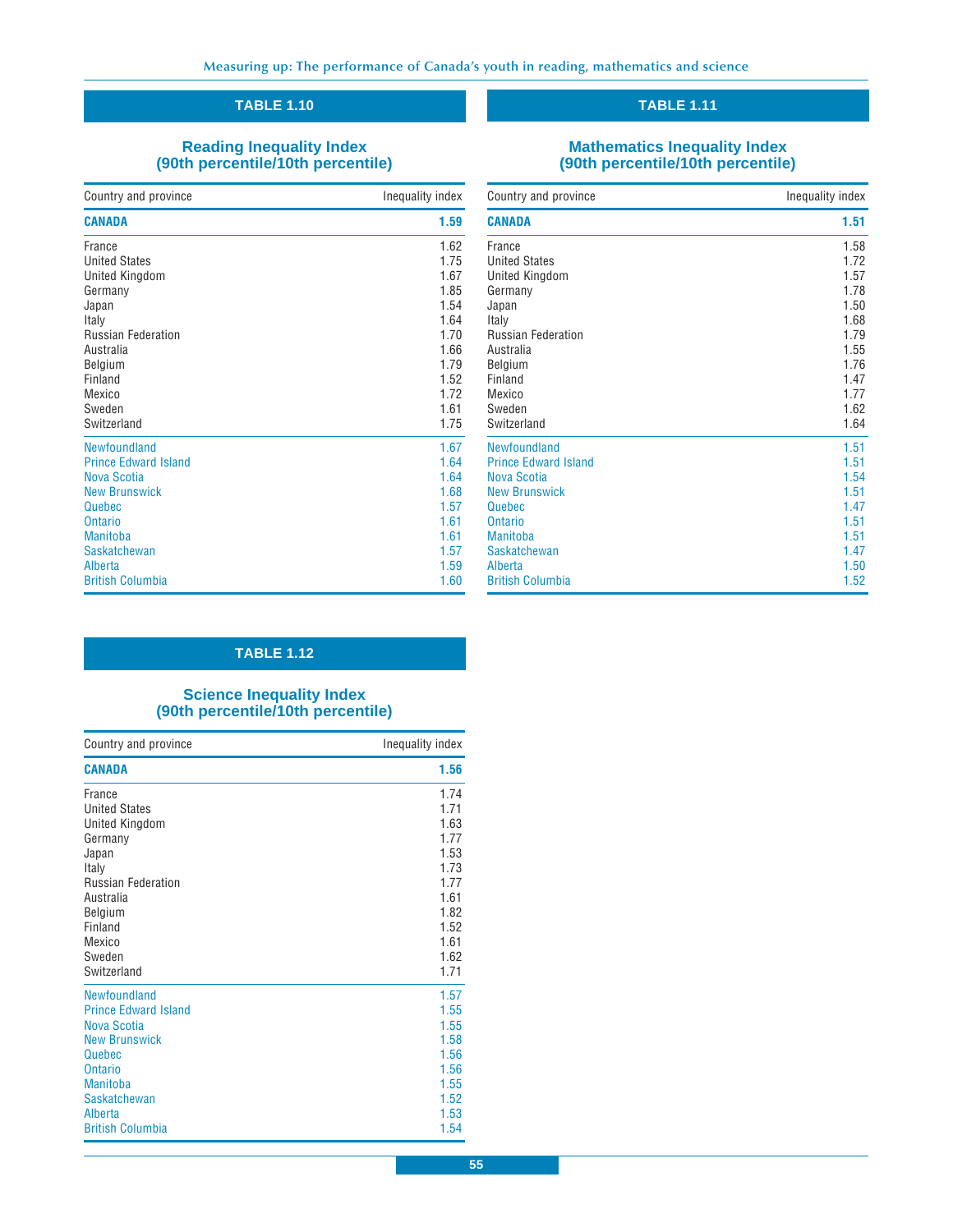## TABLE 1.10

### Reading Inequality Index (90th percentile/10th percentile)

| Country and province | Inequality index |
|---|---|
| **CANADA** | **1.59** |
| France | 1.62 |
| United States | 1.75 |
| United Kingdom | 1.67 |
| Germany | 1.85 |
| Japan | 1.54 |
| Italy | 1.64 |
| Russian Federation | 1.70 |
| Australia | 1.66 |
| Belgium | 1.79 |
| Finland | 1.52 |
| Mexico | 1.72 |
| Sweden | 1.61 |
| Switzerland | 1.75 |
| Newfoundland | 1.67 |
| Prince Edward Island | 1.64 |
| Nova Scotia | 1.64 |
| New Brunswick | 1.68 |
| Quebec | 1.57 |
| Ontario | 1.61 |
| Manitoba | 1.61 |
| Saskatchewan | 1.57 |
| Alberta | 1.59 |
| British Columbia | 1.60 |

## TABLE 1.11

### Mathematics Inequality Index (90th percentile/10th percentile)

| Country and province | Inequality index |
|---|---|
| **CANADA** | **1.51** |
| France | 1.58 |
| United States | 1.72 |
| United Kingdom | 1.57 |
| Germany | 1.78 |
| Japan | 1.50 |
| Italy | 1.68 |
| Russian Federation | 1.79 |
| Australia | 1.55 |
| Belgium | 1.76 |
| Finland | 1.47 |
| Mexico | 1.77 |
| Sweden | 1.62 |
| Switzerland | 1.64 |
| Newfoundland | 1.51 |
| Prince Edward Island | 1.51 |
| Nova Scotia | 1.54 |
| New Brunswick | 1.51 |
| Quebec | 1.47 |
| Ontario | 1.51 |
| Manitoba | 1.51 |
| Saskatchewan | 1.47 |
| Alberta | 1.50 |
| British Columbia | 1.52 |

## TABLE 1.12

### Science Inequality Index (90th percentile/10th percentile)

| Country and province | Inequality index |
|---|---|
| **CANADA** | **1.56** |
| France | 1.74 |
| United States | 1.71 |
| United Kingdom | 1.63 |
| Germany | 1.77 |
| Japan | 1.53 |
| Italy | 1.73 |
| Russian Federation | 1.77 |
| Australia | 1.61 |
| Belgium | 1.82 |
| Finland | 1.52 |
| Mexico | 1.61 |
| Sweden | 1.62 |
| Switzerland | 1.71 |
| Newfoundland | 1.57 |
| Prince Edward Island | 1.55 |
| Nova Scotia | 1.55 |
| New Brunswick | 1.58 |
| Quebec | 1.56 |
| Ontario | 1.56 |
| Manitoba | 1.55 |
| Saskatchewan | 1.52 |
| Alberta | 1.53 |
| British Columbia | 1.54 |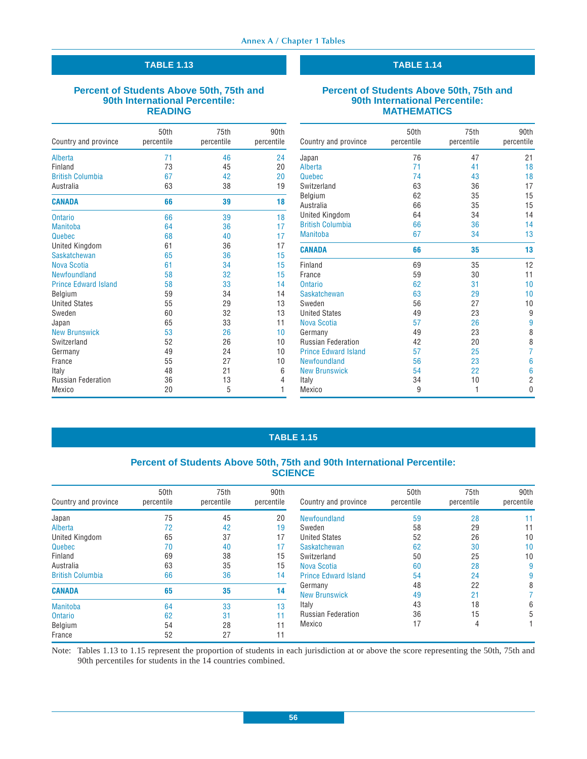## TABLE 1.13

### Percent of Students Above 50th, 75th and 90th International Percentile: READING

| Country and province | 50th percentile | 75th percentile | 90th percentile |
|---|---|---|---|
| Alberta | 71 | 46 | 24 |
| Finland | 73 | 45 | 20 |
| British Columbia | 67 | 42 | 20 |
| Australia | 63 | 38 | 19 |
| **CANADA** | **66** | **39** | **18** |
| Ontario | 66 | 39 | 18 |
| Manitoba | 64 | 36 | 17 |
| Quebec | 68 | 40 | 17 |
| United Kingdom | 61 | 36 | 17 |
| Saskatchewan | 65 | 36 | 15 |
| Nova Scotia | 61 | 34 | 15 |
| Newfoundland | 58 | 32 | 15 |
| Prince Edward Island | 58 | 33 | 14 |
| Belgium | 59 | 34 | 14 |
| United States | 55 | 29 | 13 |
| Sweden | 60 | 32 | 13 |
| Japan | 65 | 33 | 11 |
| New Brunswick | 53 | 26 | 10 |
| Switzerland | 52 | 26 | 10 |
| Germany | 49 | 24 | 10 |
| France | 55 | 27 | 10 |
| Italy | 48 | 21 | 6 |
| Russian Federation | 36 | 13 | 4 |
| Mexico | 20 | 5 | 1 |

## TABLE 1.14

### Percent of Students Above 50th, 75th and 90th International Percentile: MATHEMATICS

| Country and province | 50th percentile | 75th percentile | 90th percentile |
|---|---|---|---|
| Japan | 76 | 47 | 21 |
| Alberta | 71 | 41 | 18 |
| Quebec | 74 | 43 | 18 |
| Switzerland | 63 | 36 | 17 |
| Belgium | 62 | 35 | 15 |
| Australia | 66 | 35 | 15 |
| United Kingdom | 64 | 34 | 14 |
| British Columbia | 66 | 36 | 14 |
| Manitoba | 67 | 34 | 13 |
| **CANADA** | **66** | **35** | **13** |
| Finland | 69 | 35 | 12 |
| France | 59 | 30 | 11 |
| Ontario | 62 | 31 | 10 |
| Saskatchewan | 63 | 29 | 10 |
| Sweden | 56 | 27 | 10 |
| United States | 49 | 23 | 9 |
| Nova Scotia | 57 | 26 | 9 |
| Germany | 49 | 23 | 8 |
| Russian Federation | 42 | 20 | 8 |
| Prince Edward Island | 57 | 25 | 7 |
| Newfoundland | 56 | 23 | 6 |
| New Brunswick | 54 | 22 | 6 |
| Italy | 34 | 10 | 2 |
| Mexico | 9 | 1 | 0 |

## TABLE 1.15

### Percent of Students Above 50th, 75th and 90th International Percentile: SCIENCE

| Country and province | 50th percentile | 75th percentile | 90th percentile |
|---|---|---|---|
| Japan | 75 | 45 | 20 |
| Alberta | 72 | 42 | 19 |
| United Kingdom | 65 | 37 | 17 |
| Quebec | 70 | 40 | 17 |
| Finland | 69 | 38 | 15 |
| Australia | 63 | 35 | 15 |
| British Columbia | 66 | 36 | 14 |
| **CANADA** | **65** | **35** | **14** |
| Manitoba | 64 | 33 | 13 |
| Ontario | 62 | 31 | 11 |
| Belgium | 54 | 28 | 11 |
| France | 52 | 27 | 11 |
| Newfoundland | 59 | 28 | 11 |
| Sweden | 58 | 29 | 11 |
| United States | 52 | 26 | 10 |
| Saskatchewan | 62 | 30 | 10 |
| Switzerland | 50 | 25 | 10 |
| Nova Scotia | 60 | 28 | 9 |
| Prince Edward Island | 54 | 24 | 9 |
| Germany | 48 | 22 | 8 |
| New Brunswick | 49 | 21 | 7 |
| Italy | 43 | 18 | 6 |
| Russian Federation | 36 | 15 | 5 |
| Mexico | 17 | 4 | 1 |

Note: Tables 1.13 to 1.15 represent the proportion of students in each jurisdiction at or above the score representing the 50th, 75th and 90th percentiles for students in the 14 countries combined.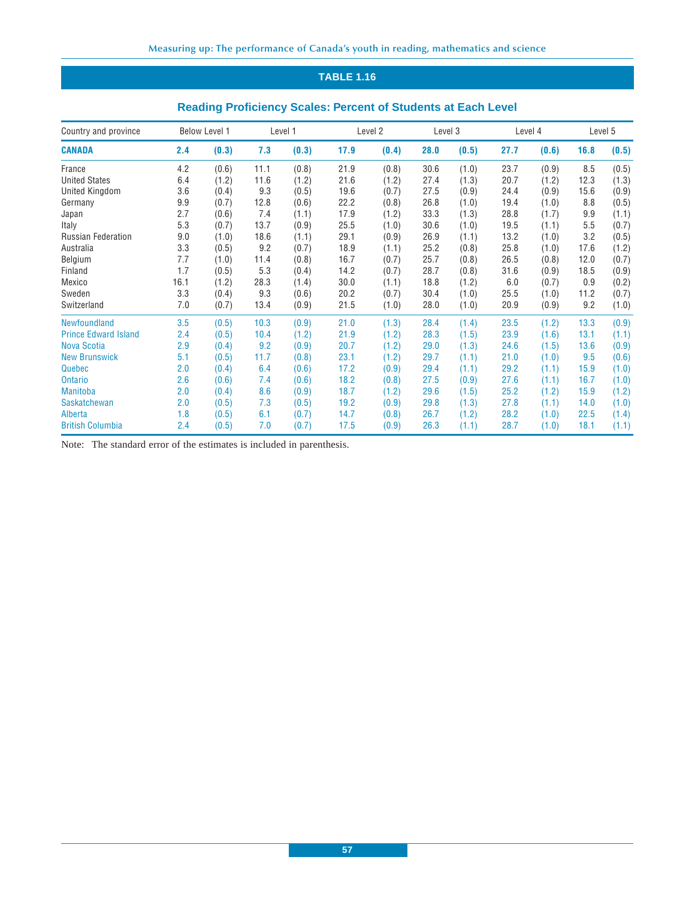## TABLE 1.16

### Reading Proficiency Scales: Percent of Students at Each Level

| Country and province | Below Level 1 | | Level 1 | | Level 2 | | Level 3 | | Level 4 | | Level 5 | |
|---|---|---|---|---|---|---|---|---|---|---|---|---|
| **CANADA** | **2.4** | **(0.3)** | **7.3** | **(0.3)** | **17.9** | **(0.4)** | **28.0** | **(0.5)** | **27.7** | **(0.6)** | **16.8** | **(0.5)** |
| France | 4.2 | (0.6) | 11.1 | (0.8) | 21.9 | (0.8) | 30.6 | (1.0) | 23.7 | (0.9) | 8.5 | (0.5) |
| United States | 6.4 | (1.2) | 11.6 | (1.2) | 21.6 | (1.2) | 27.4 | (1.3) | 20.7 | (1.2) | 12.3 | (1.3) |
| United Kingdom | 3.6 | (0.4) | 9.3 | (0.5) | 19.6 | (0.7) | 27.5 | (0.9) | 24.4 | (0.9) | 15.6 | (0.9) |
| Germany | 9.9 | (0.7) | 12.8 | (0.6) | 22.2 | (0.8) | 26.8 | (1.0) | 19.4 | (1.0) | 8.8 | (0.5) |
| Japan | 2.7 | (0.6) | 7.4 | (1.1) | 17.9 | (1.2) | 33.3 | (1.3) | 28.8 | (1.7) | 9.9 | (1.1) |
| Italy | 5.3 | (0.7) | 13.7 | (0.9) | 25.5 | (1.0) | 30.6 | (1.0) | 19.5 | (1.1) | 5.5 | (0.7) |
| Russian Federation | 9.0 | (1.0) | 18.6 | (1.1) | 29.1 | (0.9) | 26.9 | (1.1) | 13.2 | (1.0) | 3.2 | (0.5) |
| Australia | 3.3 | (0.5) | 9.2 | (0.7) | 18.9 | (1.1) | 25.2 | (0.8) | 25.8 | (1.0) | 17.6 | (1.2) |
| Belgium | 7.7 | (1.0) | 11.4 | (0.8) | 16.7 | (0.7) | 25.7 | (0.8) | 26.5 | (0.8) | 12.0 | (0.7) |
| Finland | 1.7 | (0.5) | 5.3 | (0.4) | 14.2 | (0.7) | 28.7 | (0.8) | 31.6 | (0.9) | 18.5 | (0.9) |
| Mexico | 16.1 | (1.2) | 28.3 | (1.4) | 30.0 | (1.1) | 18.8 | (1.2) | 6.0 | (0.7) | 0.9 | (0.2) |
| Sweden | 3.3 | (0.4) | 9.3 | (0.6) | 20.2 | (0.7) | 30.4 | (1.0) | 25.5 | (1.0) | 11.2 | (0.7) |
| Switzerland | 7.0 | (0.7) | 13.4 | (0.9) | 21.5 | (1.0) | 28.0 | (1.0) | 20.9 | (0.9) | 9.2 | (1.0) |
| Newfoundland | 3.5 | (0.5) | 10.3 | (0.9) | 21.0 | (1.3) | 28.4 | (1.4) | 23.5 | (1.2) | 13.3 | (0.9) |
| Prince Edward Island | 2.4 | (0.5) | 10.4 | (1.2) | 21.9 | (1.2) | 28.3 | (1.5) | 23.9 | (1.6) | 13.1 | (1.1) |
| Nova Scotia | 2.9 | (0.4) | 9.2 | (0.9) | 20.7 | (1.2) | 29.0 | (1.3) | 24.6 | (1.5) | 13.6 | (0.9) |
| New Brunswick | 5.1 | (0.5) | 11.7 | (0.8) | 23.1 | (1.2) | 29.7 | (1.1) | 21.0 | (1.0) | 9.5 | (0.6) |
| Quebec | 2.0 | (0.4) | 6.4 | (0.6) | 17.2 | (0.9) | 29.4 | (1.1) | 29.2 | (1.1) | 15.9 | (1.0) |
| Ontario | 2.6 | (0.6) | 7.4 | (0.6) | 18.2 | (0.8) | 27.5 | (0.9) | 27.6 | (1.1) | 16.7 | (1.0) |
| Manitoba | 2.0 | (0.4) | 8.6 | (0.9) | 18.7 | (1.2) | 29.6 | (1.5) | 25.2 | (1.2) | 15.9 | (1.2) |
| Saskatchewan | 2.0 | (0.5) | 7.3 | (0.5) | 19.2 | (0.9) | 29.8 | (1.3) | 27.8 | (1.1) | 14.0 | (1.0) |
| Alberta | 1.8 | (0.5) | 6.1 | (0.7) | 14.7 | (0.8) | 26.7 | (1.2) | 28.2 | (1.0) | 22.5 | (1.4) |
| British Columbia | 2.4 | (0.5) | 7.0 | (0.7) | 17.5 | (0.9) | 26.3 | (1.1) | 28.7 | (1.0) | 18.1 | (1.1) |

Note: The standard error of the estimates is included in parenthesis.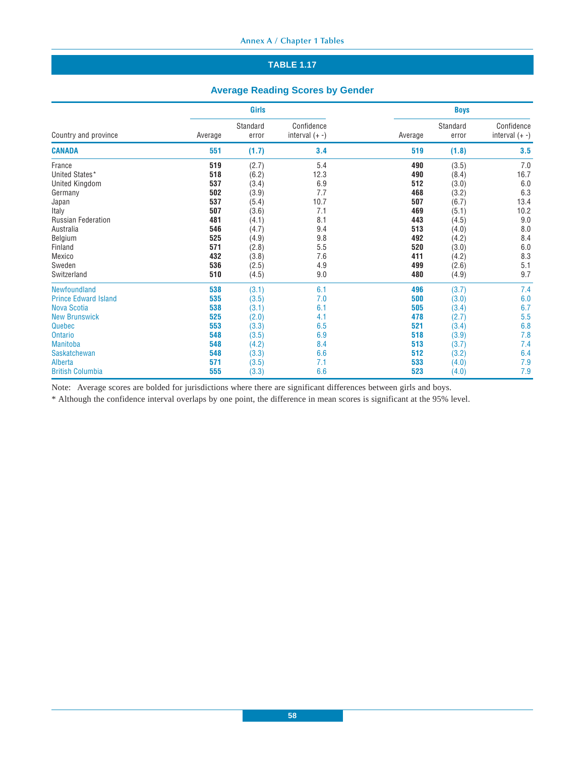## TABLE 1.17

### Average Reading Scores by Gender

| Country and province | Girls |  |  | Boys |  |  |
|---|---|---|---|---|---|---|
|  | Average | Standard error | Confidence interval (+ -) | Average | Standard error | Confidence interval (+ -) |
| **CANADA** | **551** | **(1.7)** | **3.4** | **519** | **(1.8)** | **3.5** |
| France | **519** | (2.7) | 5.4 | **490** | (3.5) | 7.0 |
| United States* | **518** | (6.2) | 12.3 | **490** | (8.4) | 16.7 |
| United Kingdom | **537** | (3.4) | 6.9 | **512** | (3.0) | 6.0 |
| Germany | **502** | (3.9) | 7.7 | **468** | (3.2) | 6.3 |
| Japan | **537** | (5.4) | 10.7 | **507** | (6.7) | 13.4 |
| Italy | **507** | (3.6) | 7.1 | **469** | (5.1) | 10.2 |
| Russian Federation | **481** | (4.1) | 8.1 | **443** | (4.5) | 9.0 |
| Australia | **546** | (4.7) | 9.4 | **513** | (4.0) | 8.0 |
| Belgium | **525** | (4.9) | 9.8 | **492** | (4.2) | 8.4 |
| Finland | **571** | (2.8) | 5.5 | **520** | (3.0) | 6.0 |
| Mexico | **432** | (3.8) | 7.6 | **411** | (4.2) | 8.3 |
| Sweden | **536** | (2.5) | 4.9 | **499** | (2.6) | 5.1 |
| Switzerland | **510** | (4.5) | 9.0 | **480** | (4.9) | 9.7 |
| Newfoundland | **538** | (3.1) | 6.1 | **496** | (3.7) | 7.4 |
| Prince Edward Island | **535** | (3.5) | 7.0 | **500** | (3.0) | 6.0 |
| Nova Scotia | **538** | (3.1) | 6.1 | **505** | (3.4) | 6.7 |
| New Brunswick | **525** | (2.0) | 4.1 | **478** | (2.7) | 5.5 |
| Quebec | **553** | (3.3) | 6.5 | **521** | (3.4) | 6.8 |
| Ontario | **548** | (3.5) | 6.9 | **518** | (3.9) | 7.8 |
| Manitoba | **548** | (4.2) | 8.4 | **513** | (3.7) | 7.4 |
| Saskatchewan | **548** | (3.3) | 6.6 | **512** | (3.2) | 6.4 |
| Alberta | **571** | (3.5) | 7.1 | **533** | (4.0) | 7.9 |
| British Columbia | **555** | (3.3) | 6.6 | **523** | (4.0) | 7.9 |

Note: Average scores are bolded for jurisdictions where there are significant differences between girls and boys.

* Although the confidence interval overlaps by one point, the difference in mean scores is significant at the 95% level.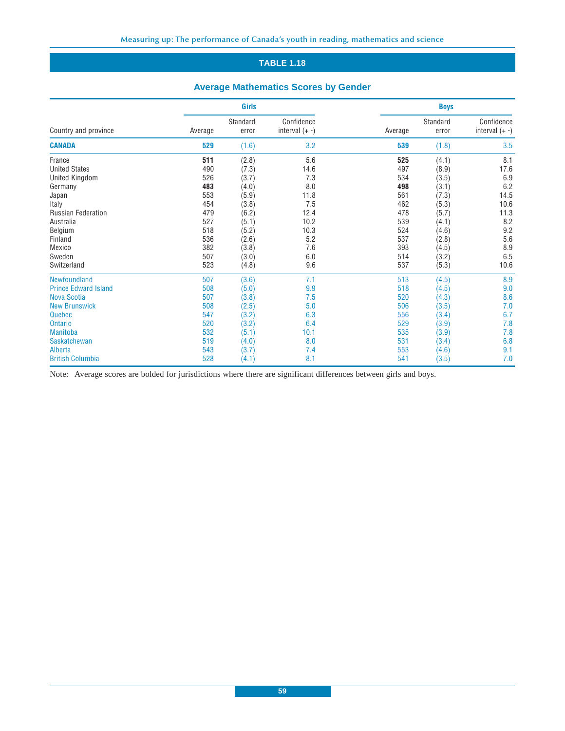## TABLE 1.18

### Average Mathematics Scores by Gender

| Country and province | Girls | | | Boys | | |
|---|---|---|---|---|---|---|
| | Average | Standard error | Confidence interval (+ -) | Average | Standard error | Confidence interval (+ -) |
| **CANADA** | **529** | (1.6) | 3.2 | **539** | (1.8) | 3.5 |
| France | **511** | (2.8) | 5.6 | **525** | (4.1) | 8.1 |
| United States | 490 | (7.3) | 14.6 | 497 | (8.9) | 17.6 |
| United Kingdom | 526 | (3.7) | 7.3 | 534 | (3.5) | 6.9 |
| Germany | **483** | (4.0) | 8.0 | **498** | (3.1) | 6.2 |
| Japan | 553 | (5.9) | 11.8 | 561 | (7.3) | 14.5 |
| Italy | 454 | (3.8) | 7.5 | 462 | (5.3) | 10.6 |
| Russian Federation | 479 | (6.2) | 12.4 | 478 | (5.7) | 11.3 |
| Australia | 527 | (5.1) | 10.2 | 539 | (4.1) | 8.2 |
| Belgium | 518 | (5.2) | 10.3 | 524 | (4.6) | 9.2 |
| Finland | 536 | (2.6) | 5.2 | 537 | (2.8) | 5.6 |
| Mexico | 382 | (3.8) | 7.6 | 393 | (4.5) | 8.9 |
| Sweden | 507 | (3.0) | 6.0 | 514 | (3.2) | 6.5 |
| Switzerland | 523 | (4.8) | 9.6 | 537 | (5.3) | 10.6 |
| Newfoundland | 507 | (3.6) | 7.1 | 513 | (4.5) | 8.9 |
| Prince Edward Island | 508 | (5.0) | 9.9 | 518 | (4.5) | 9.0 |
| Nova Scotia | 507 | (3.8) | 7.5 | 520 | (4.3) | 8.6 |
| New Brunswick | 508 | (2.5) | 5.0 | 506 | (3.5) | 7.0 |
| Quebec | 547 | (3.2) | 6.3 | 556 | (3.4) | 6.7 |
| Ontario | 520 | (3.2) | 6.4 | 529 | (3.9) | 7.8 |
| Manitoba | 532 | (5.1) | 10.1 | 535 | (3.9) | 7.8 |
| Saskatchewan | 519 | (4.0) | 8.0 | 531 | (3.4) | 6.8 |
| Alberta | 543 | (3.7) | 7.4 | 553 | (4.6) | 9.1 |
| British Columbia | 528 | (4.1) | 8.1 | 541 | (3.5) | 7.0 |

Note: Average scores are bolded for jurisdictions where there are significant differences between girls and boys.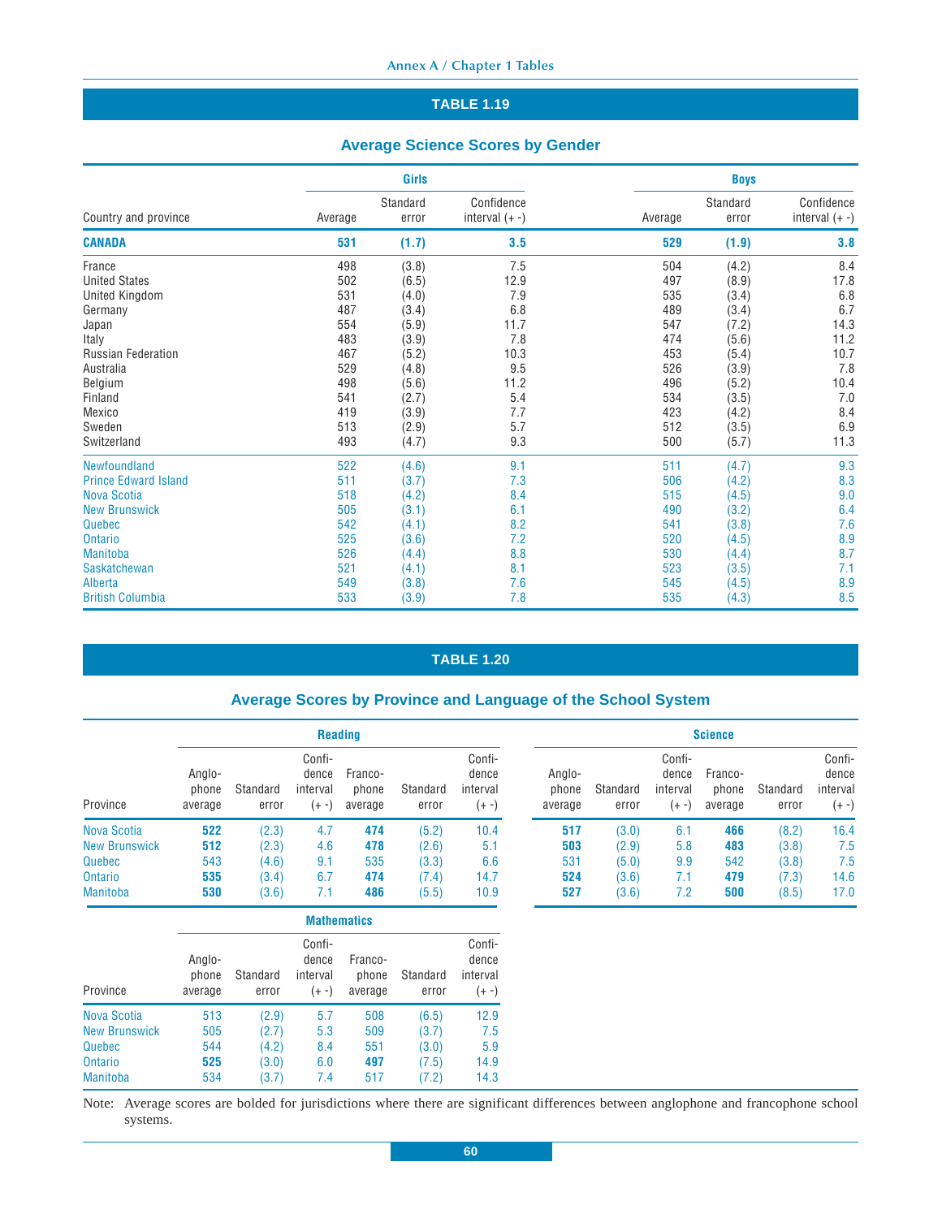## TABLE 1.19

### Average Science Scores by Gender

| Country and province | Girls | | | Boys | | |
|---|---|---|---|---|---|---|
| | Average | Standard error | Confidence interval (+ -) | Average | Standard error | Confidence interval (+ -) |
| **CANADA** | **531** | **(1.7)** | **3.5** | **529** | **(1.9)** | **3.8** |
| France | 498 | (3.8) | 7.5 | 504 | (4.2) | 8.4 |
| United States | 502 | (6.5) | 12.9 | 497 | (8.9) | 17.8 |
| United Kingdom | 531 | (4.0) | 7.9 | 535 | (3.4) | 6.8 |
| Germany | 487 | (3.4) | 6.8 | 489 | (3.4) | 6.7 |
| Japan | 554 | (5.9) | 11.7 | 547 | (7.2) | 14.3 |
| Italy | 483 | (3.9) | 7.8 | 474 | (5.6) | 11.2 |
| Russian Federation | 467 | (5.2) | 10.3 | 453 | (5.4) | 10.7 |
| Australia | 529 | (4.8) | 9.5 | 526 | (3.9) | 7.8 |
| Belgium | 498 | (5.6) | 11.2 | 496 | (5.2) | 10.4 |
| Finland | 541 | (2.7) | 5.4 | 534 | (3.5) | 7.0 |
| Mexico | 419 | (3.9) | 7.7 | 423 | (4.2) | 8.4 |
| Sweden | 513 | (2.9) | 5.7 | 512 | (3.5) | 6.9 |
| Switzerland | 493 | (4.7) | 9.3 | 500 | (5.7) | 11.3 |
| Newfoundland | 522 | (4.6) | 9.1 | 511 | (4.7) | 9.3 |
| Prince Edward Island | 511 | (3.7) | 7.3 | 506 | (4.2) | 8.3 |
| Nova Scotia | 518 | (4.2) | 8.4 | 515 | (4.5) | 9.0 |
| New Brunswick | 505 | (3.1) | 6.1 | 490 | (3.2) | 6.4 |
| Quebec | 542 | (4.1) | 8.2 | 541 | (3.8) | 7.6 |
| Ontario | 525 | (3.6) | 7.2 | 520 | (4.5) | 8.9 |
| Manitoba | 526 | (4.4) | 8.8 | 530 | (4.4) | 8.7 |
| Saskatchewan | 521 | (4.1) | 8.1 | 523 | (3.5) | 7.1 |
| Alberta | 549 | (3.8) | 7.6 | 545 | (4.5) | 8.9 |
| British Columbia | 533 | (3.9) | 7.8 | 535 | (4.3) | 8.5 |

## TABLE 1.20

### Average Scores by Province and Language of the School System

| Province | Reading | | | | | | Science | | | | | |
|---|---|---|---|---|---|---|---|---|---|---|---|---|
| | Anglo-phone average | Standard error | Confi-dence interval (+ -) | Franco-phone average | Standard error | Confi-dence interval (+ -) | Anglo-phone average | Standard error | Confi-dence interval (+ -) | Franco-phone average | Standard error | Confi-dence interval (+ -) |
| Nova Scotia | **522** | (2.3) | 4.7 | **474** | (5.2) | 10.4 | **517** | (3.0) | 6.1 | **466** | (8.2) | 16.4 |
| New Brunswick | **512** | (2.3) | 4.6 | **478** | (2.6) | 5.1 | **503** | (2.9) | 5.8 | **483** | (3.8) | 7.5 |
| Quebec | 543 | (4.6) | 9.1 | 535 | (3.3) | 6.6 | 531 | (5.0) | 9.9 | 542 | (3.8) | 7.5 |
| Ontario | **535** | (3.4) | 6.7 | **474** | (7.4) | 14.7 | **524** | (3.6) | 7.1 | **479** | (7.3) | 14.6 |
| Manitoba | **530** | (3.6) | 7.1 | **486** | (5.5) | 10.9 | **527** | (3.6) | 7.2 | **500** | (8.5) | 17.0 |

| Province | Mathematics | | | | | |
|---|---|---|---|---|---|---|
| | Anglo-phone average | Standard error | Confi-dence interval (+ -) | Franco-phone average | Standard error | Confi-dence interval (+ -) |
| Nova Scotia | 513 | (2.9) | 5.7 | 508 | (6.5) | 12.9 |
| New Brunswick | 505 | (2.7) | 5.3 | 509 | (3.7) | 7.5 |
| Quebec | 544 | (4.2) | 8.4 | 551 | (3.0) | 5.9 |
| Ontario | **525** | (3.0) | 6.0 | **497** | (7.5) | 14.9 |
| Manitoba | 534 | (3.7) | 7.4 | 517 | (7.2) | 14.3 |

Note: Average scores are bolded for jurisdictions where there are significant differences between anglophone and francophone school systems.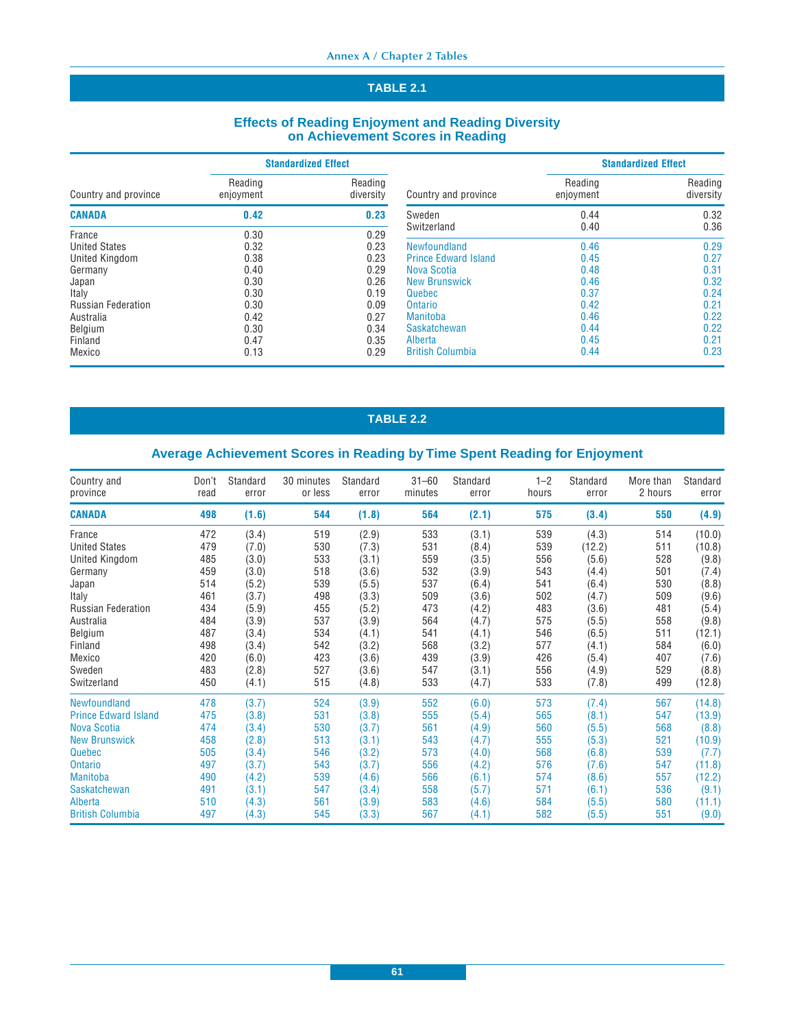## TABLE 2.1

### Effects of Reading Enjoyment and Reading Diversity on Achievement Scores in Reading

| Country and province | Standardized Effect | |
|---|---|---|
| | Reading enjoyment | Reading diversity |
| **CANADA** | **0.42** | **0.23** |
| France | 0.30 | 0.29 |
| United States | 0.32 | 0.23 |
| United Kingdom | 0.38 | 0.23 |
| Germany | 0.40 | 0.29 |
| Japan | 0.30 | 0.26 |
| Italy | 0.30 | 0.19 |
| Russian Federation | 0.30 | 0.09 |
| Australia | 0.42 | 0.27 |
| Belgium | 0.30 | 0.34 |
| Finland | 0.47 | 0.35 |
| Mexico | 0.13 | 0.29 |
| Sweden | 0.44 | 0.32 |
| Switzerland | 0.40 | 0.36 |
| Newfoundland | 0.46 | 0.29 |
| Prince Edward Island | 0.45 | 0.27 |
| Nova Scotia | 0.48 | 0.31 |
| New Brunswick | 0.46 | 0.32 |
| Quebec | 0.37 | 0.24 |
| Ontario | 0.42 | 0.21 |
| Manitoba | 0.46 | 0.22 |
| Saskatchewan | 0.44 | 0.22 |
| Alberta | 0.45 | 0.21 |
| British Columbia | 0.44 | 0.23 |

## TABLE 2.2

### Average Achievement Scores in Reading by Time Spent Reading for Enjoyment

| Country and province | Don't read | Standard error | 30 minutes or less | Standard error | 31–60 minutes | Standard error | 1–2 hours | Standard error | More than 2 hours | Standard error |
|---|---|---|---|---|---|---|---|---|---|---|
| **CANADA** | **498** | **(1.6)** | **544** | **(1.8)** | **564** | **(2.1)** | **575** | **(3.4)** | **550** | **(4.9)** |
| France | 472 | (3.4) | 519 | (2.9) | 533 | (3.1) | 539 | (4.3) | 514 | (10.0) |
| United States | 479 | (7.0) | 530 | (7.3) | 531 | (8.4) | 539 | (12.2) | 511 | (10.8) |
| United Kingdom | 485 | (3.0) | 533 | (3.1) | 559 | (3.5) | 556 | (5.6) | 528 | (9.8) |
| Germany | 459 | (3.0) | 518 | (3.6) | 532 | (3.9) | 543 | (4.4) | 501 | (7.4) |
| Japan | 514 | (5.2) | 539 | (5.5) | 537 | (6.4) | 541 | (6.4) | 530 | (8.8) |
| Italy | 461 | (3.7) | 498 | (3.3) | 509 | (3.6) | 502 | (4.7) | 509 | (9.6) |
| Russian Federation | 434 | (5.9) | 455 | (5.2) | 473 | (4.2) | 483 | (3.6) | 481 | (5.4) |
| Australia | 484 | (3.9) | 537 | (3.9) | 564 | (4.7) | 575 | (5.5) | 558 | (9.8) |
| Belgium | 487 | (3.4) | 534 | (4.1) | 541 | (4.1) | 546 | (6.5) | 511 | (12.1) |
| Finland | 498 | (3.4) | 542 | (3.2) | 568 | (3.2) | 577 | (4.1) | 584 | (6.0) |
| Mexico | 420 | (6.0) | 423 | (3.6) | 439 | (3.9) | 426 | (5.4) | 407 | (7.6) |
| Sweden | 483 | (2.8) | 527 | (3.6) | 547 | (3.1) | 556 | (4.9) | 529 | (8.8) |
| Switzerland | 450 | (4.1) | 515 | (4.8) | 533 | (4.7) | 533 | (7.8) | 499 | (12.8) |
| Newfoundland | 478 | (3.7) | 524 | (3.9) | 552 | (6.0) | 573 | (7.4) | 567 | (14.8) |
| Prince Edward Island | 475 | (3.8) | 531 | (3.8) | 555 | (5.4) | 565 | (8.1) | 547 | (13.9) |
| Nova Scotia | 474 | (3.4) | 530 | (3.7) | 561 | (4.9) | 560 | (5.5) | 568 | (8.8) |
| New Brunswick | 458 | (2.8) | 513 | (3.1) | 543 | (4.7) | 555 | (5.3) | 521 | (10.9) |
| Quebec | 505 | (3.4) | 546 | (3.2) | 573 | (4.0) | 568 | (6.8) | 539 | (7.7) |
| Ontario | 497 | (3.7) | 543 | (3.7) | 556 | (4.2) | 576 | (7.6) | 547 | (11.8) |
| Manitoba | 490 | (4.2) | 539 | (4.6) | 566 | (6.1) | 574 | (8.6) | 557 | (12.2) |
| Saskatchewan | 491 | (3.1) | 547 | (3.4) | 558 | (5.7) | 571 | (6.1) | 536 | (9.1) |
| Alberta | 510 | (4.3) | 561 | (3.9) | 583 | (4.6) | 584 | (5.5) | 580 | (11.1) |
| British Columbia | 497 | (4.3) | 545 | (3.3) | 567 | (4.1) | 582 | (5.5) | 551 | (9.0) |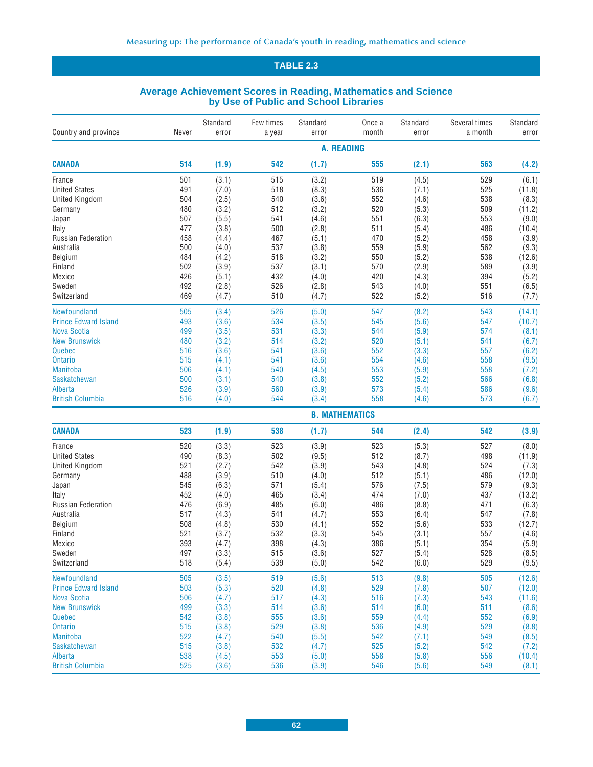## TABLE 2.3

### Average Achievement Scores in Reading, Mathematics and Science by Use of Public and School Libraries

| Country and province | Never | Standard error | Few times a year | Standard error | Once a month | Standard error | Several times a month | Standard error |
|---|---|---|---|---|---|---|---|---|
| **A. READING** | | | | | | | | |
| **CANADA** | **514** | **(1.9)** | **542** | **(1.7)** | **555** | **(2.1)** | **563** | **(4.2)** |
| France | 501 | (3.1) | 515 | (3.2) | 519 | (4.5) | 529 | (6.1) |
| United States | 491 | (7.0) | 518 | (8.3) | 536 | (7.1) | 525 | (11.8) |
| United Kingdom | 504 | (2.5) | 540 | (3.6) | 552 | (4.6) | 538 | (8.3) |
| Germany | 480 | (3.2) | 512 | (3.2) | 520 | (5.3) | 509 | (11.2) |
| Japan | 507 | (5.5) | 541 | (4.6) | 551 | (6.3) | 553 | (9.0) |
| Italy | 477 | (3.8) | 500 | (2.8) | 511 | (5.4) | 486 | (10.4) |
| Russian Federation | 458 | (4.4) | 467 | (5.1) | 470 | (5.2) | 458 | (3.9) |
| Australia | 500 | (4.0) | 537 | (3.8) | 559 | (5.9) | 562 | (9.3) |
| Belgium | 484 | (4.2) | 518 | (3.2) | 550 | (5.2) | 538 | (12.6) |
| Finland | 502 | (3.9) | 537 | (3.1) | 570 | (2.9) | 589 | (3.9) |
| Mexico | 426 | (5.1) | 432 | (4.0) | 420 | (4.3) | 394 | (5.2) |
| Sweden | 492 | (2.8) | 526 | (2.8) | 543 | (4.0) | 551 | (6.5) |
| Switzerland | 469 | (4.7) | 510 | (4.7) | 522 | (5.2) | 516 | (7.7) |
| Newfoundland | 505 | (3.4) | 526 | (5.0) | 547 | (8.2) | 543 | (14.1) |
| Prince Edward Island | 493 | (3.6) | 534 | (3.5) | 545 | (5.6) | 547 | (10.7) |
| Nova Scotia | 499 | (3.5) | 531 | (3.3) | 544 | (5.9) | 574 | (8.1) |
| New Brunswick | 480 | (3.2) | 514 | (3.2) | 520 | (5.1) | 541 | (6.7) |
| Quebec | 516 | (3.6) | 541 | (3.6) | 552 | (3.3) | 557 | (6.2) |
| Ontario | 515 | (4.1) | 541 | (3.6) | 554 | (4.6) | 558 | (9.5) |
| Manitoba | 506 | (4.1) | 540 | (4.5) | 553 | (5.9) | 558 | (7.2) |
| Saskatchewan | 500 | (3.1) | 540 | (3.8) | 552 | (5.2) | 566 | (6.8) |
| Alberta | 526 | (3.9) | 560 | (3.9) | 573 | (5.4) | 586 | (9.6) |
| British Columbia | 516 | (4.0) | 544 | (3.4) | 558 | (4.6) | 573 | (6.7) |
| **B. MATHEMATICS** | | | | | | | | |
| **CANADA** | **523** | **(1.9)** | **538** | **(1.7)** | **544** | **(2.4)** | **542** | **(3.9)** |
| France | 520 | (3.3) | 523 | (3.9) | 523 | (5.3) | 527 | (8.0) |
| United States | 490 | (8.3) | 502 | (9.5) | 512 | (8.7) | 498 | (11.9) |
| United Kingdom | 521 | (2.7) | 542 | (3.9) | 543 | (4.8) | 524 | (7.3) |
| Germany | 488 | (3.9) | 510 | (4.0) | 512 | (5.1) | 486 | (12.0) |
| Japan | 545 | (6.3) | 571 | (5.4) | 576 | (7.5) | 579 | (9.3) |
| Italy | 452 | (4.0) | 465 | (3.4) | 474 | (7.0) | 437 | (13.2) |
| Russian Federation | 476 | (6.9) | 485 | (6.0) | 486 | (8.8) | 471 | (6.3) |
| Australia | 517 | (4.3) | 541 | (4.7) | 553 | (6.4) | 547 | (7.8) |
| Belgium | 508 | (4.8) | 530 | (4.1) | 552 | (5.6) | 533 | (12.7) |
| Finland | 521 | (3.7) | 532 | (3.3) | 545 | (3.1) | 557 | (4.6) |
| Mexico | 393 | (4.7) | 398 | (4.3) | 386 | (5.1) | 354 | (5.9) |
| Sweden | 497 | (3.3) | 515 | (3.6) | 527 | (5.4) | 528 | (8.5) |
| Switzerland | 518 | (5.4) | 539 | (5.0) | 542 | (6.0) | 529 | (9.5) |
| Newfoundland | 505 | (3.5) | 519 | (5.6) | 513 | (9.8) | 505 | (12.6) |
| Prince Edward Island | 503 | (5.3) | 520 | (4.8) | 529 | (7.8) | 507 | (12.0) |
| Nova Scotia | 506 | (4.7) | 517 | (4.3) | 516 | (7.3) | 543 | (11.6) |
| New Brunswick | 499 | (3.3) | 514 | (3.6) | 514 | (6.0) | 511 | (8.6) |
| Quebec | 542 | (3.8) | 555 | (3.6) | 559 | (4.4) | 552 | (6.9) |
| Ontario | 515 | (3.8) | 529 | (3.8) | 536 | (4.9) | 529 | (8.8) |
| Manitoba | 522 | (4.7) | 540 | (5.5) | 542 | (7.1) | 549 | (8.5) |
| Saskatchewan | 515 | (3.8) | 532 | (4.7) | 525 | (5.2) | 542 | (7.2) |
| Alberta | 538 | (4.5) | 553 | (5.0) | 558 | (5.8) | 556 | (10.4) |
| British Columbia | 525 | (3.6) | 536 | (3.9) | 546 | (5.6) | 549 | (8.1) |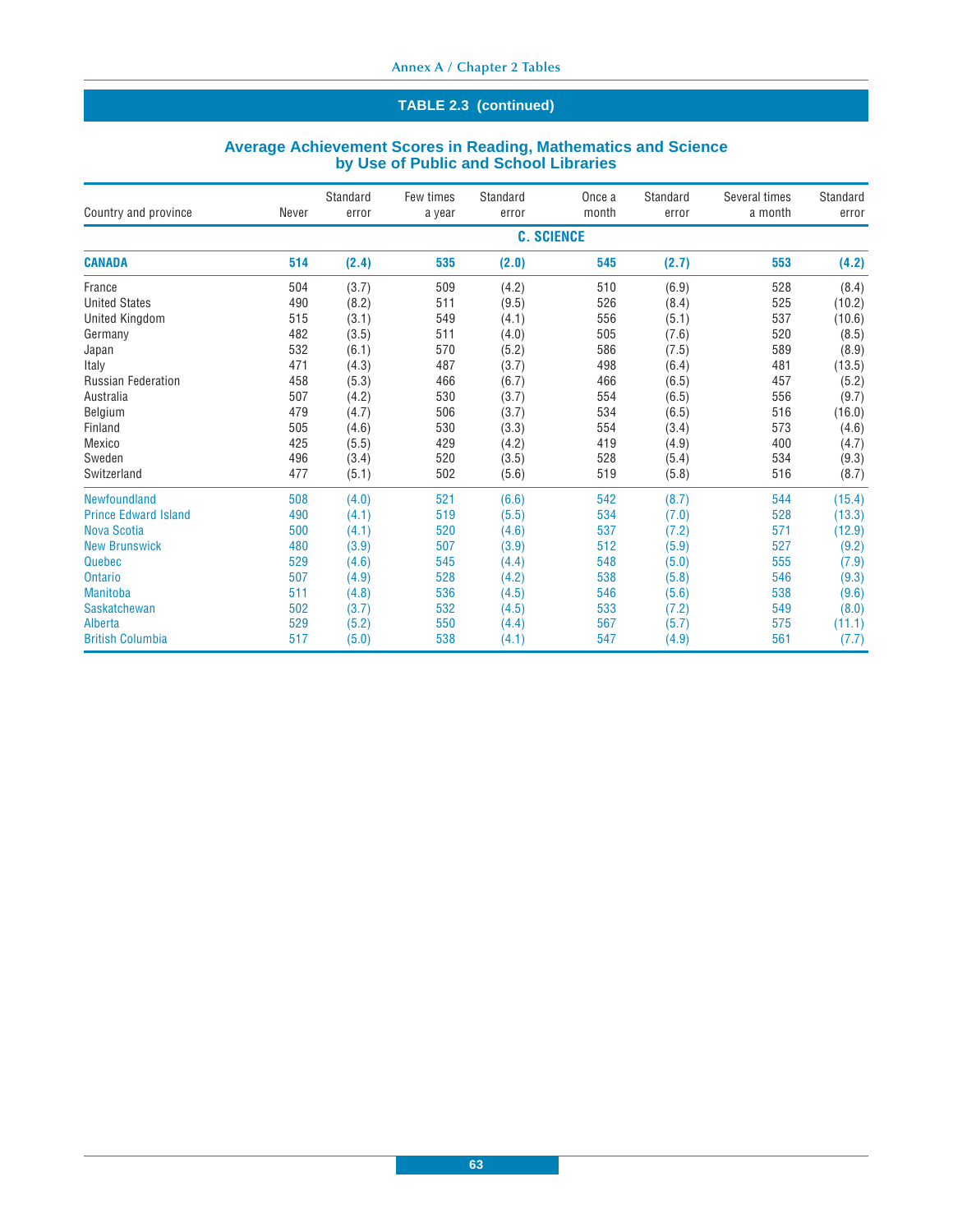## TABLE 2.3 (continued)

### Average Achievement Scores in Reading, Mathematics and Science by Use of Public and School Libraries

| Country and province | Never | Standard error | Few times a year | Standard error | Once a month | Standard error | Several times a month | Standard error |
|---|---|---|---|---|---|---|---|---|
| | | | | **C. SCIENCE** | | | | |
| **CANADA** | **514** | **(2.4)** | **535** | **(2.0)** | **545** | **(2.7)** | **553** | **(4.2)** |
| France | 504 | (3.7) | 509 | (4.2) | 510 | (6.9) | 528 | (8.4) |
| United States | 490 | (8.2) | 511 | (9.5) | 526 | (8.4) | 525 | (10.2) |
| United Kingdom | 515 | (3.1) | 549 | (4.1) | 556 | (5.1) | 537 | (10.6) |
| Germany | 482 | (3.5) | 511 | (4.0) | 505 | (7.6) | 520 | (8.5) |
| Japan | 532 | (6.1) | 570 | (5.2) | 586 | (7.5) | 589 | (8.9) |
| Italy | 471 | (4.3) | 487 | (3.7) | 498 | (6.4) | 481 | (13.5) |
| Russian Federation | 458 | (5.3) | 466 | (6.7) | 466 | (6.5) | 457 | (5.2) |
| Australia | 507 | (4.2) | 530 | (3.7) | 554 | (6.5) | 556 | (9.7) |
| Belgium | 479 | (4.7) | 506 | (3.7) | 534 | (6.5) | 516 | (16.0) |
| Finland | 505 | (4.6) | 530 | (3.3) | 554 | (3.4) | 573 | (4.6) |
| Mexico | 425 | (5.5) | 429 | (4.2) | 419 | (4.9) | 400 | (4.7) |
| Sweden | 496 | (3.4) | 520 | (3.5) | 528 | (5.4) | 534 | (9.3) |
| Switzerland | 477 | (5.1) | 502 | (5.6) | 519 | (5.8) | 516 | (8.7) |
| Newfoundland | 508 | (4.0) | 521 | (6.6) | 542 | (8.7) | 544 | (15.4) |
| Prince Edward Island | 490 | (4.1) | 519 | (5.5) | 534 | (7.0) | 528 | (13.3) |
| Nova Scotia | 500 | (4.1) | 520 | (4.6) | 537 | (7.2) | 571 | (12.9) |
| New Brunswick | 480 | (3.9) | 507 | (3.9) | 512 | (5.9) | 527 | (9.2) |
| Quebec | 529 | (4.6) | 545 | (4.4) | 548 | (5.0) | 555 | (7.9) |
| Ontario | 507 | (4.9) | 528 | (4.2) | 538 | (5.8) | 546 | (9.3) |
| Manitoba | 511 | (4.8) | 536 | (4.5) | 546 | (5.6) | 538 | (9.6) |
| Saskatchewan | 502 | (3.7) | 532 | (4.5) | 533 | (7.2) | 549 | (8.0) |
| Alberta | 529 | (5.2) | 550 | (4.4) | 567 | (5.7) | 575 | (11.1) |
| British Columbia | 517 | (5.0) | 538 | (4.1) | 547 | (4.9) | 561 | (7.7) |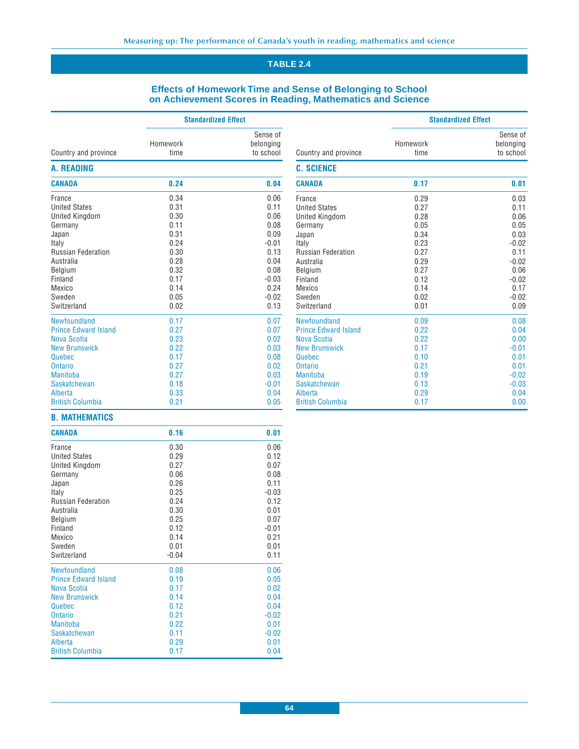## TABLE 2.4

### Effects of Homework Time and Sense of Belonging to School on Achievement Scores in Reading, Mathematics and Science

| Country and province | Standardized Effect: Homework time | Standardized Effect: Sense of belonging to school |
|---|---|---|
| **A. READING** | | |
| **CANADA** | **0.24** | **0.04** |
| France | 0.34 | 0.06 |
| United States | 0.31 | 0.11 |
| United Kingdom | 0.30 | 0.06 |
| Germany | 0.11 | 0.08 |
| Japan | 0.31 | 0.09 |
| Italy | 0.24 | -0.01 |
| Russian Federation | 0.30 | 0.13 |
| Australia | 0.28 | 0.04 |
| Belgium | 0.32 | 0.08 |
| Finland | 0.17 | -0.03 |
| Mexico | 0.14 | 0.24 |
| Sweden | 0.05 | -0.02 |
| Switzerland | 0.02 | 0.13 |
| Newfoundland | 0.17 | 0.07 |
| Prince Edward Island | 0.27 | 0.07 |
| Nova Scotia | 0.23 | 0.02 |
| New Brunswick | 0.22 | 0.03 |
| Quebec | 0.17 | 0.08 |
| Ontario | 0.27 | 0.02 |
| Manitoba | 0.27 | 0.03 |
| Saskatchewan | 0.18 | -0.01 |
| Alberta | 0.33 | 0.04 |
| British Columbia | 0.21 | 0.05 |
| **B. MATHEMATICS** | | |
| **CANADA** | **0.16** | **0.01** |
| France | 0.30 | 0.06 |
| United States | 0.29 | 0.12 |
| United Kingdom | 0.27 | 0.07 |
| Germany | 0.06 | 0.08 |
| Japan | 0.26 | 0.11 |
| Italy | 0.25 | -0.03 |
| Russian Federation | 0.24 | 0.12 |
| Australia | 0.30 | 0.01 |
| Belgium | 0.25 | 0.07 |
| Finland | 0.12 | -0.01 |
| Mexico | 0.14 | 0.21 |
| Sweden | 0.01 | 0.01 |
| Switzerland | -0.04 | 0.11 |
| Newfoundland | 0.08 | 0.06 |
| Prince Edward Island | 0.19 | 0.05 |
| Nova Scotia | 0.17 | 0.02 |
| New Brunswick | 0.14 | 0.04 |
| Quebec | 0.12 | 0.04 |
| Ontario | 0.21 | -0.02 |
| Manitoba | 0.22 | 0.01 |
| Saskatchewan | 0.11 | -0.02 |
| Alberta | 0.29 | 0.01 |
| British Columbia | 0.17 | 0.04 |
| **C. SCIENCE** | | |
| **CANADA** | **0.17** | **0.01** |
| France | 0.29 | 0.03 |
| United States | 0.27 | 0.11 |
| United Kingdom | 0.28 | 0.06 |
| Germany | 0.05 | 0.05 |
| Japan | 0.34 | 0.03 |
| Italy | 0.23 | -0.02 |
| Russian Federation | 0.27 | 0.11 |
| Australia | 0.29 | -0.02 |
| Belgium | 0.27 | 0.06 |
| Finland | 0.12 | -0.02 |
| Mexico | 0.14 | 0.17 |
| Sweden | 0.02 | -0.02 |
| Switzerland | 0.01 | 0.09 |
| Newfoundland | 0.09 | 0.08 |
| Prince Edward Island | 0.22 | 0.04 |
| Nova Scotia | 0.22 | 0.00 |
| New Brunswick | 0.17 | -0.01 |
| Quebec | 0.10 | 0.01 |
| Ontario | 0.21 | 0.01 |
| Manitoba | 0.19 | -0.02 |
| Saskatchewan | 0.13 | -0.03 |
| Alberta | 0.29 | 0.04 |
| British Columbia | 0.17 | 0.00 |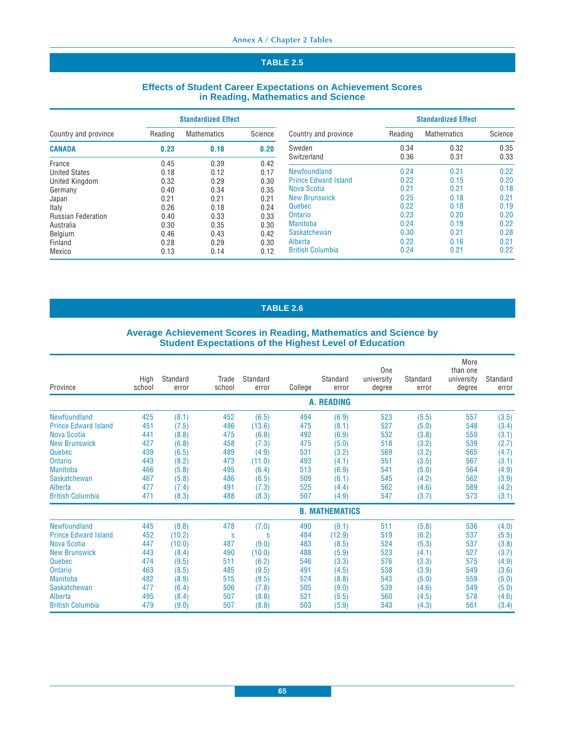## TABLE 2.5

### Effects of Student Career Expectations on Achievement Scores in Reading, Mathematics and Science

| Country and province | Standardized Effect | | |
|---|---|---|---|
| | Reading | Mathematics | Science |
| **CANADA** | **0.23** | **0.18** | **0.20** |
| France | 0.45 | 0.39 | 0.42 |
| United States | 0.18 | 0.12 | 0.17 |
| United Kingdom | 0.32 | 0.29 | 0.30 |
| Germany | 0.40 | 0.34 | 0.35 |
| Japan | 0.21 | 0.21 | 0.21 |
| Italy | 0.26 | 0.18 | 0.24 |
| Russian Federation | 0.40 | 0.33 | 0.33 |
| Australia | 0.30 | 0.35 | 0.30 |
| Belgium | 0.46 | 0.43 | 0.42 |
| Finland | 0.28 | 0.29 | 0.30 |
| Mexico | 0.13 | 0.14 | 0.12 |
| Sweden | 0.34 | 0.32 | 0.35 |
| Switzerland | 0.36 | 0.31 | 0.33 |
| Newfoundland | 0.24 | 0.21 | 0.22 |
| Prince Edward Island | 0.22 | 0.15 | 0.20 |
| Nova Scotia | 0.21 | 0.21 | 0.18 |
| New Brunswick | 0.25 | 0.18 | 0.21 |
| Quebec | 0.22 | 0.18 | 0.19 |
| Ontario | 0.23 | 0.20 | 0.20 |
| Manitoba | 0.24 | 0.19 | 0.22 |
| Saskatchewan | 0.30 | 0.21 | 0.28 |
| Alberta | 0.22 | 0.16 | 0.21 |
| British Columbia | 0.24 | 0.21 | 0.22 |

## TABLE 2.6

### Average Achievement Scores in Reading, Mathematics and Science by Student Expectations of the Highest Level of Education

| Province | High school | Standard error | Trade school | Standard error | College | Standard error | One university degree | Standard error | More than one university degree | Standard error |
|---|---|---|---|---|---|---|---|---|---|---|
| **A. READING** | | | | | | | | | | |
| Newfoundland | 425 | (8.1) | 452 | (6.5) | 494 | (6.9) | 523 | (5.5) | 557 | (3.5) |
| Prince Edward Island | 451 | (7.5) | 486 | (13.6) | 475 | (8.1) | 527 | (5.0) | 548 | (3.4) |
| Nova Scotia | 441 | (8.8) | 475 | (6.8) | 492 | (6.9) | 532 | (3.8) | 550 | (3.1) |
| New Brunswick | 427 | (6.8) | 458 | (7.3) | 475 | (5.0) | 518 | (3.2) | 539 | (2.7) |
| Quebec | 439 | (6.5) | 489 | (4.9) | 531 | (3.2) | 569 | (3.2) | 565 | (4.7) |
| Ontario | 443 | (8.2) | 473 | (11.0) | 493 | (4.1) | 551 | (3.5) | 567 | (3.1) |
| Manitoba | 466 | (5.8) | 495 | (6.4) | 513 | (6.9) | 541 | (5.0) | 564 | (4.9) |
| Saskatchewan | 467 | (5.8) | 486 | (6.5) | 509 | (6.1) | 545 | (4.2) | 562 | (3.9) |
| Alberta | 477 | (7.4) | 491 | (7.3) | 525 | (4.4) | 562 | (4.6) | 589 | (4.2) |
| British Columbia | 471 | (8.3) | 488 | (8.3) | 507 | (4.9) | 547 | (3.7) | 573 | (3.1) |
| **B. MATHEMATICS** | | | | | | | | | | |
| Newfoundland | 445 | (9.8) | 478 | (7.0) | 490 | (9.1) | 511 | (5.8) | 536 | (4.0) |
| Prince Edward Island | 452 | (10.2) | s | s | 484 | (12.9) | 519 | (6.2) | 537 | (5.5) |
| Nova Scotia | 447 | (10.0) | 487 | (9.0) | 483 | (8.5) | 524 | (5.3) | 537 | (3.8) |
| New Brunswick | 443 | (8.4) | 490 | (10.0) | 488 | (5.9) | 523 | (4.1) | 527 | (3.7) |
| Quebec | 474 | (9.5) | 511 | (6.2) | 546 | (3.3) | 576 | (3.3) | 575 | (4.9) |
| Ontario | 463 | (8.5) | 485 | (9.5) | 491 | (4.5) | 538 | (3.9) | 549 | (3.6) |
| Manitoba | 482 | (8.9) | 515 | (9.5) | 524 | (8.8) | 543 | (5.0) | 559 | (5.0) |
| Saskatchewan | 477 | (6.4) | 506 | (7.8) | 505 | (9.0) | 539 | (4.6) | 549 | (5.0) |
| Alberta | 495 | (8.4) | 507 | (8.8) | 521 | (5.5) | 560 | (4.5) | 578 | (4.6) |
| British Columbia | 479 | (9.0) | 507 | (8.8) | 503 | (5.9) | 543 | (4.3) | 561 | (3.4) |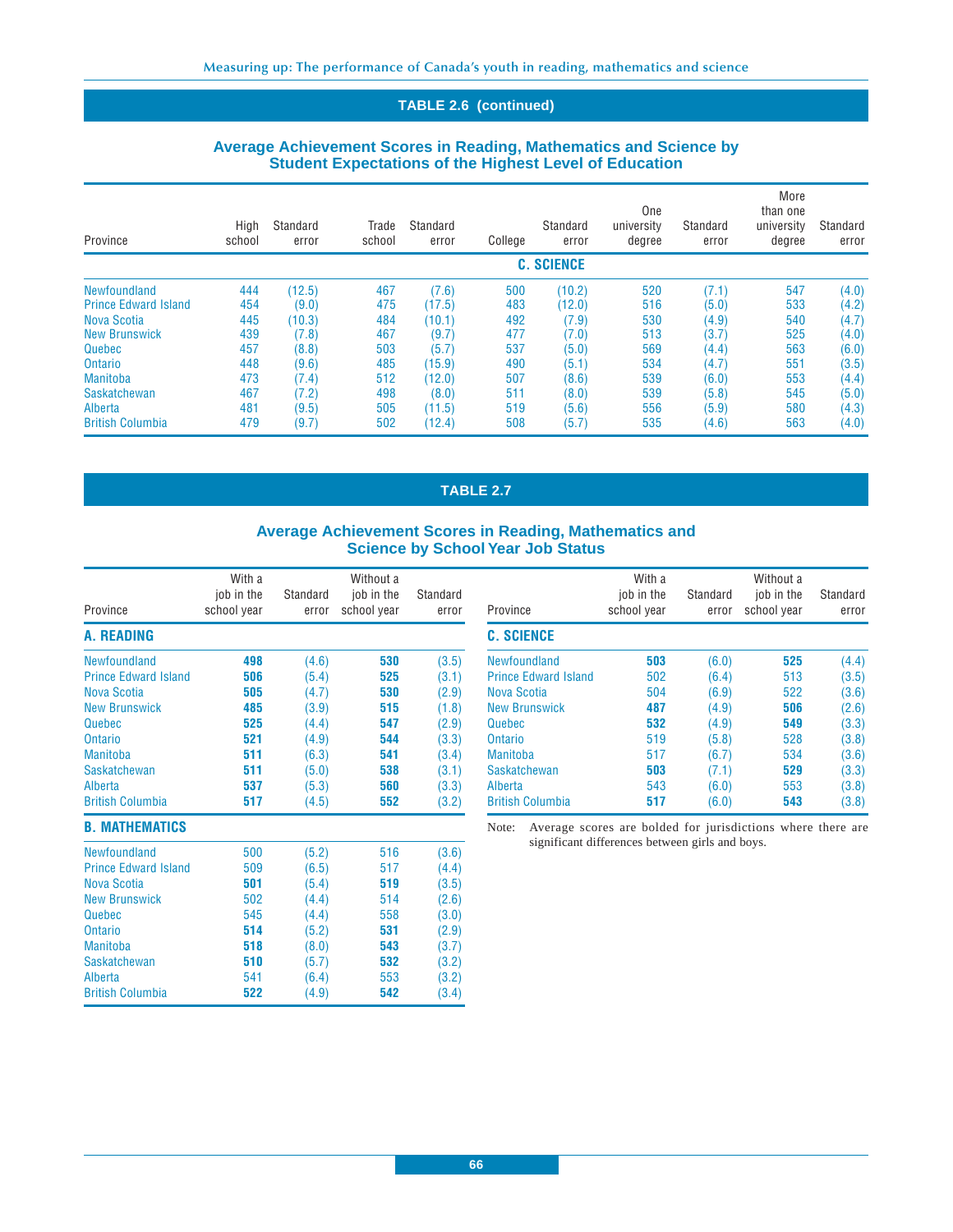## TABLE 2.6 (continued)

### Average Achievement Scores in Reading, Mathematics and Science by Student Expectations of the Highest Level of Education

| Province | High school | Standard error | Trade school | Standard error | College | Standard error | One university degree | Standard error | More than one university degree | Standard error |
|---|---|---|---|---|---|---|---|---|---|---|
| **C. SCIENCE** | | | | | | | | | | |
| Newfoundland | 444 | (12.5) | 467 | (7.6) | 500 | (10.2) | 520 | (7.1) | 547 | (4.0) |
| Prince Edward Island | 454 | (9.0) | 475 | (17.5) | 483 | (12.0) | 516 | (5.0) | 533 | (4.2) |
| Nova Scotia | 445 | (10.3) | 484 | (10.1) | 492 | (7.9) | 530 | (4.9) | 540 | (4.7) |
| New Brunswick | 439 | (7.8) | 467 | (9.7) | 477 | (7.0) | 513 | (3.7) | 525 | (4.0) |
| Quebec | 457 | (8.8) | 503 | (5.7) | 537 | (5.0) | 569 | (4.4) | 563 | (6.0) |
| Ontario | 448 | (9.6) | 485 | (15.9) | 490 | (5.1) | 534 | (4.7) | 551 | (3.5) |
| Manitoba | 473 | (7.4) | 512 | (12.0) | 507 | (8.6) | 539 | (6.0) | 553 | (4.4) |
| Saskatchewan | 467 | (7.2) | 498 | (8.0) | 511 | (8.0) | 539 | (5.8) | 545 | (5.0) |
| Alberta | 481 | (9.5) | 505 | (11.5) | 519 | (5.6) | 556 | (5.9) | 580 | (4.3) |
| British Columbia | 479 | (9.7) | 502 | (12.4) | 508 | (5.7) | 535 | (4.6) | 563 | (4.0) |

## TABLE 2.7

### Average Achievement Scores in Reading, Mathematics and Science by School Year Job Status

| Province | With a job in the school year | Standard error | Without a job in the school year | Standard error |
|---|---|---|---|---|
| **A. READING** | | | | |
| Newfoundland | **498** | (4.6) | **530** | (3.5) |
| Prince Edward Island | **506** | (5.4) | **525** | (3.1) |
| Nova Scotia | **505** | (4.7) | **530** | (2.9) |
| New Brunswick | **485** | (3.9) | **515** | (1.8) |
| Quebec | **525** | (4.4) | **547** | (2.9) |
| Ontario | **521** | (4.9) | **544** | (3.3) |
| Manitoba | **511** | (6.3) | **541** | (3.4) |
| Saskatchewan | **511** | (5.0) | **538** | (3.1) |
| Alberta | **537** | (5.3) | **560** | (3.3) |
| British Columbia | **517** | (4.5) | **552** | (3.2) |
| **B. MATHEMATICS** | | | | |
| Newfoundland | 500 | (5.2) | 516 | (3.6) |
| Prince Edward Island | 509 | (6.5) | 517 | (4.4) |
| Nova Scotia | **501** | (5.4) | **519** | (3.5) |
| New Brunswick | 502 | (4.4) | 514 | (2.6) |
| Quebec | 545 | (4.4) | 558 | (3.0) |
| Ontario | **514** | (5.2) | **531** | (2.9) |
| Manitoba | **518** | (8.0) | **543** | (3.7) |
| Saskatchewan | **510** | (5.7) | **532** | (3.2) |
| Alberta | 541 | (6.4) | 553 | (3.2) |
| British Columbia | **522** | (4.9) | **542** | (3.4) |
| **C. SCIENCE** | | | | |
| Newfoundland | **503** | (6.0) | **525** | (4.4) |
| Prince Edward Island | 502 | (6.4) | 513 | (3.5) |
| Nova Scotia | 504 | (6.9) | 522 | (3.6) |
| New Brunswick | **487** | (4.9) | **506** | (2.6) |
| Quebec | **532** | (4.9) | **549** | (3.3) |
| Ontario | 519 | (5.8) | 528 | (3.8) |
| Manitoba | 517 | (6.7) | 534 | (3.6) |
| Saskatchewan | **503** | (7.1) | **529** | (3.3) |
| Alberta | 543 | (6.0) | 553 | (3.8) |
| British Columbia | **517** | (6.0) | **543** | (3.8) |

Note: Average scores are bolded for jurisdictions where there are significant differences between girls and boys.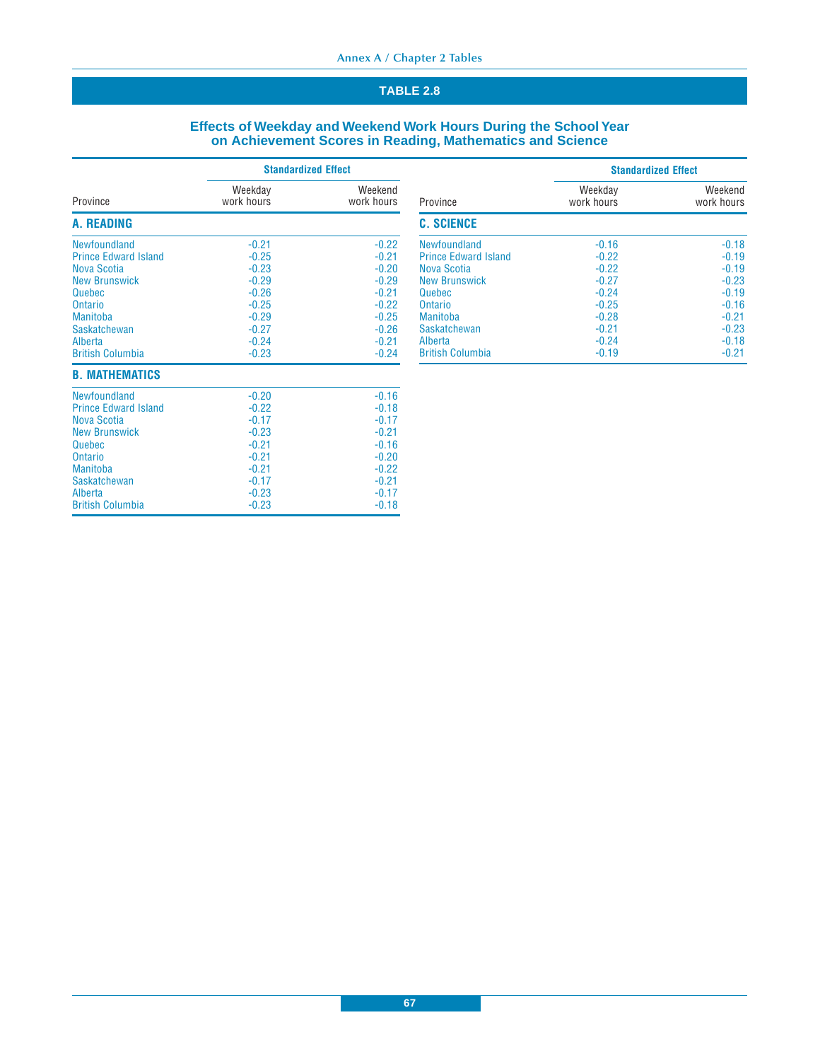## TABLE 2.8

### Effects of Weekday and Weekend Work Hours During the School Year on Achievement Scores in Reading, Mathematics and Science

| Province | Standardized Effect | |
|---|---|---|
| | Weekday work hours | Weekend work hours |
| **A. READING** | | |
| Newfoundland | -0.21 | -0.22 |
| Prince Edward Island | -0.25 | -0.21 |
| Nova Scotia | -0.23 | -0.20 |
| New Brunswick | -0.29 | -0.29 |
| Quebec | -0.26 | -0.21 |
| Ontario | -0.25 | -0.22 |
| Manitoba | -0.29 | -0.25 |
| Saskatchewan | -0.27 | -0.26 |
| Alberta | -0.24 | -0.21 |
| British Columbia | -0.23 | -0.24 |
| **B. MATHEMATICS** | | |
| Newfoundland | -0.20 | -0.16 |
| Prince Edward Island | -0.22 | -0.18 |
| Nova Scotia | -0.17 | -0.17 |
| New Brunswick | -0.23 | -0.21 |
| Quebec | -0.21 | -0.16 |
| Ontario | -0.21 | -0.20 |
| Manitoba | -0.21 | -0.22 |
| Saskatchewan | -0.17 | -0.21 |
| Alberta | -0.23 | -0.17 |
| British Columbia | -0.23 | -0.18 |
| **C. SCIENCE** | | |
| Newfoundland | -0.16 | -0.18 |
| Prince Edward Island | -0.22 | -0.19 |
| Nova Scotia | -0.22 | -0.19 |
| New Brunswick | -0.27 | -0.23 |
| Quebec | -0.24 | -0.19 |
| Ontario | -0.25 | -0.16 |
| Manitoba | -0.28 | -0.21 |
| Saskatchewan | -0.21 | -0.23 |
| Alberta | -0.24 | -0.18 |
| British Columbia | -0.19 | -0.21 |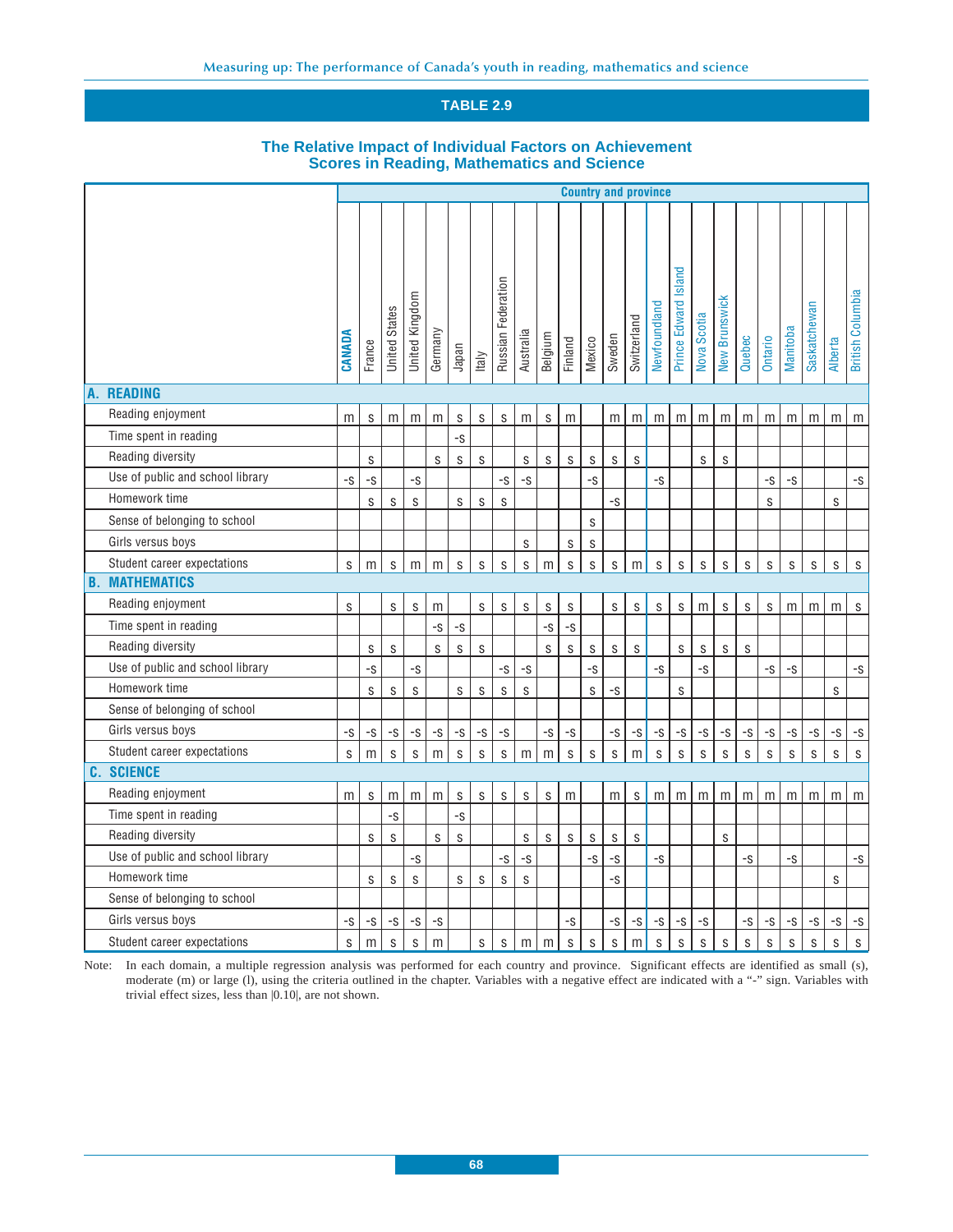## TABLE 2.9

### The Relative Impact of Individual Factors on Achievement Scores in Reading, Mathematics and Science

| | Country and province | | | | | | | | | | | | | | | | | | | | | | | |
|---|---|---|---|---|---|---|---|---|---|---|---|---|---|---|---|---|---|---|---|---|---|---|---|---|
| | **CANADA** | France | United States | United Kingdom | Germany | Japan | Italy | Russian Federation | Australia | Belgium | Finland | Mexico | Sweden | Switzerland | Newfoundland | Prince Edward Island | Nova Scotia | New Brunswick | Quebec | Ontario | Manitoba | Saskatchewan | Alberta | British Columbia |
| **A. READING** | | | | | | | | | | | | | | | | | | | | | | | | |
| Reading enjoyment | m | s | m | m | m | s | s | s | m | s | m | | m | m | m | m | m | m | m | m | m | m | m | m |
| Time spent in reading | | | | | | -s | | | | | | | | | | | | | | | | | | |
| Reading diversity | | s | | | s | s | s | | s | s | s | s | s | s | | | s | s | | | | | | |
| Use of public and school library | -s | -s | | -s | | | | -s | -s | | | -s | | | -s | | | | | -s | -s | | | -s |
| Homework time | | s | s | s | | s | s | s | | | | | -s | | | | | | | s | | | s | |
| Sense of belonging to school | | | | | | | | | | | | s | | | | | | | | | | | | |
| Girls versus boys | | | | | | | | | s | | s | s | | | | | | | | | | | | |
| Student career expectations | s | m | s | m | m | s | s | s | s | m | s | s | s | m | s | s | s | s | s | s | s | s | s | s |
| **B. MATHEMATICS** | | | | | | | | | | | | | | | | | | | | | | | | |
| Reading enjoyment | s | | s | s | m | | s | s | s | s | s | | s | s | s | s | m | s | s | s | m | m | m | s |
| Time spent in reading | | | | | -s | -s | | | | -s | -s | | | | | | | | | | | | | |
| Reading diversity | | s | s | | s | s | s | | | s | s | s | s | s | | s | s | s | s | | | | | |
| Use of public and school library | | -s | | -s | | | | -s | -s | | | -s | | | -s | | -s | | | -s | -s | | | -s |
| Homework time | | s | s | s | | s | s | s | s | | | s | -s | | | s | | | | | | | s | |
| Sense of belonging of school | | | | | | | | | | | | | | | | | | | | | | | | |
| Girls versus boys | -s | -s | -s | -s | -s | -s | -s | -s | | -s | -s | | -s | -s | -s | -s | -s | -s | -s | -s | -s | -s | -s | -s |
| Student career expectations | s | m | s | s | m | s | s | s | m | m | s | s | s | m | s | s | s | s | s | s | s | s | s | s |
| **C. SCIENCE** | | | | | | | | | | | | | | | | | | | | | | | | |
| Reading enjoyment | m | s | m | m | m | s | s | s | s | s | m | | m | s | m | m | m | m | m | m | m | m | m | m |
| Time spent in reading | | | -s | | | -s | | | | | | | | | | | | | | | | | | |
| Reading diversity | | s | s | | s | s | | | s | s | s | s | s | s | | | | s | | | | | | |
| Use of public and school library | | | | -s | | | | -s | -s | | | -s | -s | | -s | | | | -s | | -s | | | -s |
| Homework time | | s | s | s | | s | s | s | s | | | | -s | | | | | | | | | | s | |
| Sense of belonging to school | | | | | | | | | | | | | | | | | | | | | | | | |
| Girls versus boys | -s | -s | -s | -s | -s | | | | | | -s | | -s | -s | -s | -s | -s | | -s | -s | -s | -s | -s | -s |
| Student career expectations | s | m | s | s | m | | s | s | m | m | s | s | s | m | s | s | s | s | s | s | s | s | s | s |

Note: In each domain, a multiple regression analysis was performed for each country and province. Significant effects are identified as small (s), moderate (m) or large (l), using the criteria outlined in the chapter. Variables with a negative effect are indicated with a "-" sign. Variables with trivial effect sizes, less than |0.10|, are not shown.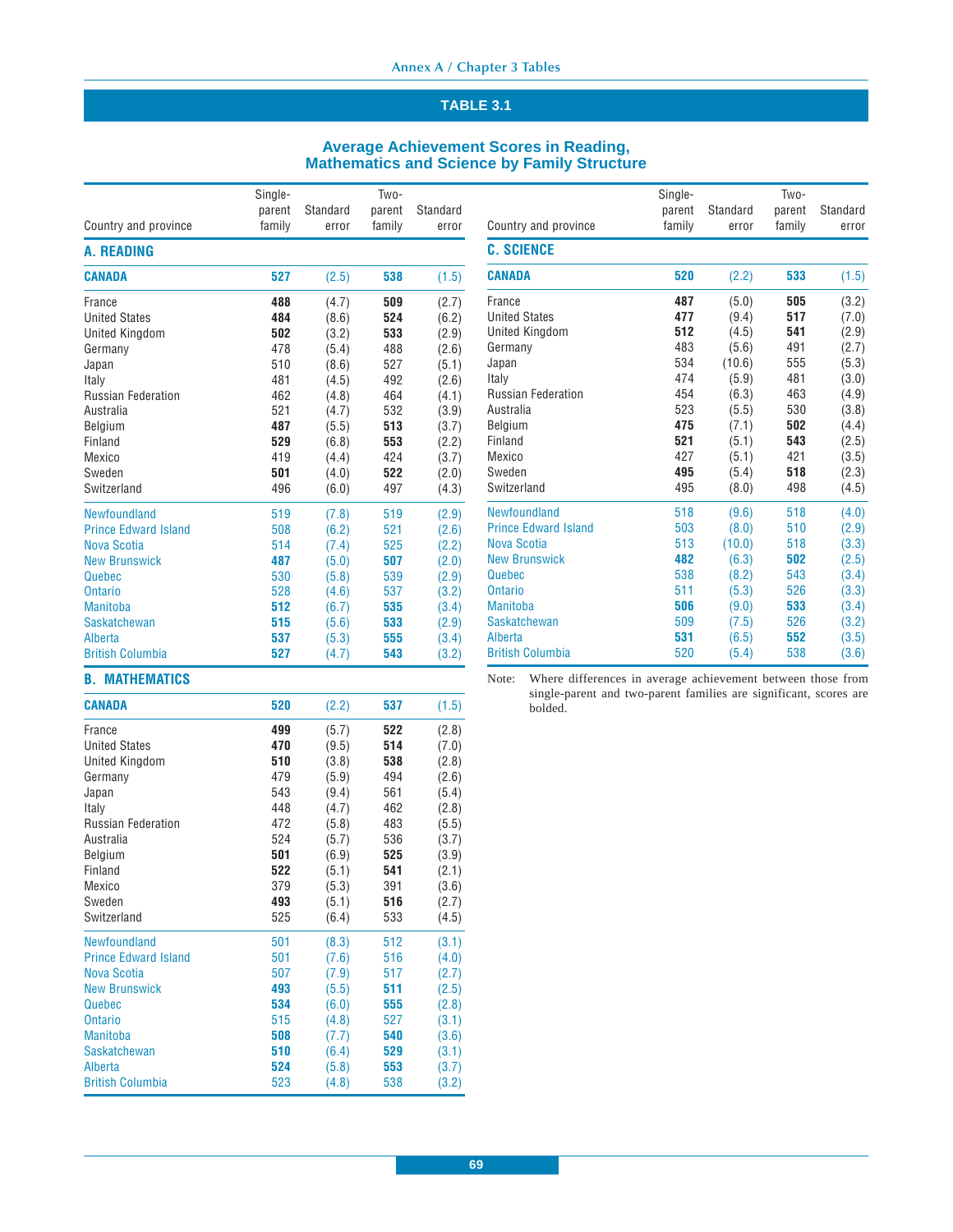## TABLE 3.1

### Average Achievement Scores in Reading, Mathematics and Science by Family Structure

| Country and province | Single-parent family | Standard error | Two-parent family | Standard error |
|---|---|---|---|---|
| **A. READING** | | | | |
| **CANADA** | **527** | (2.5) | **538** | (1.5) |
| France | **488** | (4.7) | **509** | (2.7) |
| United States | **484** | (8.6) | **524** | (6.2) |
| United Kingdom | **502** | (3.2) | **533** | (2.9) |
| Germany | 478 | (5.4) | 488 | (2.6) |
| Japan | 510 | (8.6) | 527 | (5.1) |
| Italy | 481 | (4.5) | 492 | (2.6) |
| Russian Federation | 462 | (4.8) | 464 | (4.1) |
| Australia | 521 | (4.7) | 532 | (3.9) |
| Belgium | **487** | (5.5) | **513** | (3.7) |
| Finland | **529** | (6.8) | **553** | (2.2) |
| Mexico | 419 | (4.4) | 424 | (3.7) |
| Sweden | **501** | (4.0) | **522** | (2.0) |
| Switzerland | 496 | (6.0) | 497 | (4.3) |
| Newfoundland | 519 | (7.8) | 519 | (2.9) |
| Prince Edward Island | 508 | (6.2) | 521 | (2.6) |
| Nova Scotia | 514 | (7.4) | 525 | (2.2) |
| New Brunswick | **487** | (5.0) | **507** | (2.0) |
| Quebec | 530 | (5.8) | 539 | (2.9) |
| Ontario | 528 | (4.6) | 537 | (3.2) |
| Manitoba | **512** | (6.7) | **535** | (3.4) |
| Saskatchewan | **515** | (5.6) | **533** | (2.9) |
| Alberta | **537** | (5.3) | **555** | (3.4) |
| British Columbia | **527** | (4.7) | **543** | (3.2) |
| **B. MATHEMATICS** | | | | |
| **CANADA** | **520** | (2.2) | **537** | (1.5) |
| France | **499** | (5.7) | **522** | (2.8) |
| United States | **470** | (9.5) | **514** | (7.0) |
| United Kingdom | **510** | (3.8) | **538** | (2.8) |
| Germany | 479 | (5.9) | 494 | (2.6) |
| Japan | 543 | (9.4) | 561 | (5.4) |
| Italy | 448 | (4.7) | 462 | (2.8) |
| Russian Federation | 472 | (5.8) | 483 | (5.5) |
| Australia | 524 | (5.7) | 536 | (3.7) |
| Belgium | **501** | (6.9) | **525** | (3.9) |
| Finland | **522** | (5.1) | **541** | (2.1) |
| Mexico | 379 | (5.3) | 391 | (3.6) |
| Sweden | **493** | (5.1) | **516** | (2.7) |
| Switzerland | 525 | (6.4) | 533 | (4.5) |
| Newfoundland | 501 | (8.3) | 512 | (3.1) |
| Prince Edward Island | 501 | (7.6) | 516 | (4.0) |
| Nova Scotia | 507 | (7.9) | 517 | (2.7) |
| New Brunswick | **493** | (5.5) | **511** | (2.5) |
| Quebec | **534** | (6.0) | **555** | (2.8) |
| Ontario | 515 | (4.8) | 527 | (3.1) |
| Manitoba | **508** | (7.7) | **540** | (3.6) |
| Saskatchewan | **510** | (6.4) | **529** | (3.1) |
| Alberta | **524** | (5.8) | **553** | (3.7) |
| British Columbia | 523 | (4.8) | 538 | (3.2) |
| **C. SCIENCE** | | | | |
| **CANADA** | **520** | (2.2) | **533** | (1.5) |
| France | **487** | (5.0) | **505** | (3.2) |
| United States | **477** | (9.4) | **517** | (7.0) |
| United Kingdom | **512** | (4.5) | **541** | (2.9) |
| Germany | 483 | (5.6) | 491 | (2.7) |
| Japan | 534 | (10.6) | 555 | (5.3) |
| Italy | 474 | (5.9) | 481 | (3.0) |
| Russian Federation | 454 | (6.3) | 463 | (4.9) |
| Australia | 523 | (5.5) | 530 | (3.8) |
| Belgium | **475** | (7.1) | **502** | (4.4) |
| Finland | **521** | (5.1) | **543** | (2.5) |
| Mexico | 427 | (5.1) | 421 | (3.5) |
| Sweden | **495** | (5.4) | **518** | (2.3) |
| Switzerland | 495 | (8.0) | 498 | (4.5) |
| Newfoundland | 518 | (9.6) | 518 | (4.0) |
| Prince Edward Island | 503 | (8.0) | 510 | (2.9) |
| Nova Scotia | 513 | (10.0) | 518 | (3.3) |
| New Brunswick | **482** | (6.3) | **502** | (2.5) |
| Quebec | 538 | (8.2) | 543 | (3.4) |
| Ontario | 511 | (5.3) | 526 | (3.3) |
| Manitoba | **506** | (9.0) | **533** | (3.4) |
| Saskatchewan | 509 | (7.5) | 526 | (3.2) |
| Alberta | **531** | (6.5) | **552** | (3.5) |
| British Columbia | 520 | (5.4) | 538 | (3.6) |

Note: Where differences in average achievement between those from single-parent and two-parent families are significant, scores are bolded.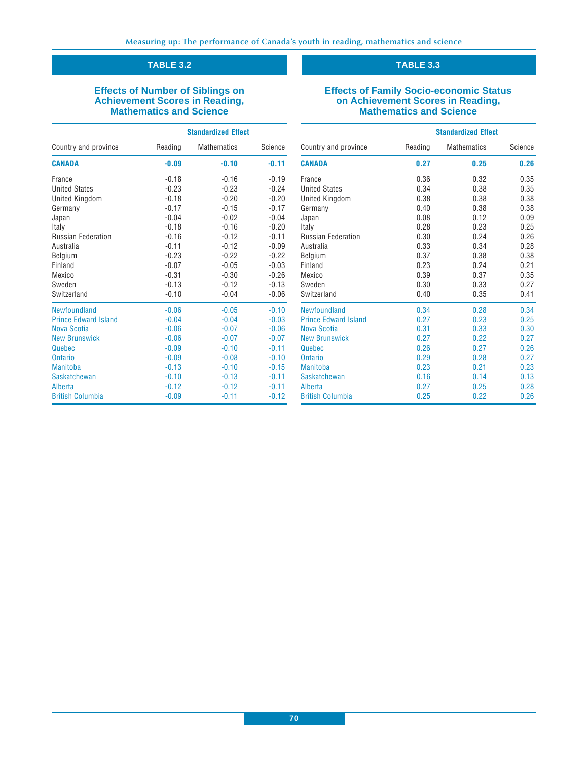## TABLE 3.2

### Effects of Number of Siblings on Achievement Scores in Reading, Mathematics and Science

| Country and province | Standardized Effect | | |
|---|---|---|---|
| | Reading | Mathematics | Science |
| **CANADA** | **-0.09** | **-0.10** | **-0.11** |
| France | -0.18 | -0.16 | -0.19 |
| United States | -0.23 | -0.23 | -0.24 |
| United Kingdom | -0.18 | -0.20 | -0.20 |
| Germany | -0.17 | -0.15 | -0.17 |
| Japan | -0.04 | -0.02 | -0.04 |
| Italy | -0.18 | -0.16 | -0.20 |
| Russian Federation | -0.16 | -0.12 | -0.11 |
| Australia | -0.11 | -0.12 | -0.09 |
| Belgium | -0.23 | -0.22 | -0.22 |
| Finland | -0.07 | -0.05 | -0.03 |
| Mexico | -0.31 | -0.30 | -0.26 |
| Sweden | -0.13 | -0.12 | -0.13 |
| Switzerland | -0.10 | -0.04 | -0.06 |
| Newfoundland | -0.06 | -0.05 | -0.10 |
| Prince Edward Island | -0.04 | -0.04 | -0.03 |
| Nova Scotia | -0.06 | -0.07 | -0.06 |
| New Brunswick | -0.06 | -0.07 | -0.07 |
| Quebec | -0.09 | -0.10 | -0.11 |
| Ontario | -0.09 | -0.08 | -0.10 |
| Manitoba | -0.13 | -0.10 | -0.15 |
| Saskatchewan | -0.10 | -0.13 | -0.11 |
| Alberta | -0.12 | -0.12 | -0.11 |
| British Columbia | -0.09 | -0.11 | -0.12 |

## TABLE 3.3

### Effects of Family Socio-economic Status on Achievement Scores in Reading, Mathematics and Science

| Country and province | Standardized Effect | | |
|---|---|---|---|
| | Reading | Mathematics | Science |
| **CANADA** | **0.27** | **0.25** | **0.26** |
| France | 0.36 | 0.32 | 0.35 |
| United States | 0.34 | 0.38 | 0.35 |
| United Kingdom | 0.38 | 0.38 | 0.38 |
| Germany | 0.40 | 0.38 | 0.38 |
| Japan | 0.08 | 0.12 | 0.09 |
| Italy | 0.28 | 0.23 | 0.25 |
| Russian Federation | 0.30 | 0.24 | 0.26 |
| Australia | 0.33 | 0.34 | 0.28 |
| Belgium | 0.37 | 0.38 | 0.38 |
| Finland | 0.23 | 0.24 | 0.21 |
| Mexico | 0.39 | 0.37 | 0.35 |
| Sweden | 0.30 | 0.33 | 0.27 |
| Switzerland | 0.40 | 0.35 | 0.41 |
| Newfoundland | 0.34 | 0.28 | 0.34 |
| Prince Edward Island | 0.27 | 0.23 | 0.25 |
| Nova Scotia | 0.31 | 0.33 | 0.30 |
| New Brunswick | 0.27 | 0.22 | 0.27 |
| Quebec | 0.26 | 0.27 | 0.26 |
| Ontario | 0.29 | 0.28 | 0.27 |
| Manitoba | 0.23 | 0.21 | 0.23 |
| Saskatchewan | 0.16 | 0.14 | 0.13 |
| Alberta | 0.27 | 0.25 | 0.28 |
| British Columbia | 0.25 | 0.22 | 0.26 |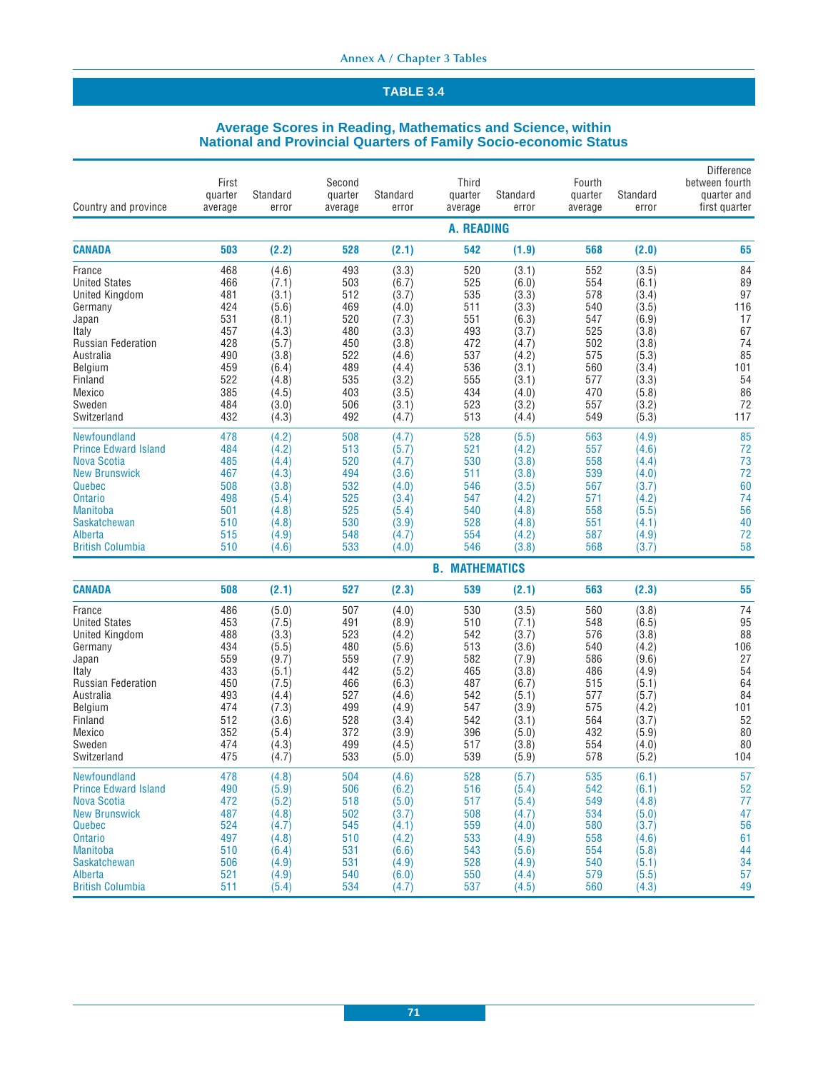## TABLE 3.4

### Average Scores in Reading, Mathematics and Science, within National and Provincial Quarters of Family Socio-economic Status

| Country and province | First quarter average | Standard error | Second quarter average | Standard error | Third quarter average | Standard error | Fourth quarter average | Standard error | Difference between fourth quarter and first quarter |
|---|---|---|---|---|---|---|---|---|---|
| **A. READING** | | | | | | | | | |
| **CANADA** | **503** | **(2.2)** | **528** | **(2.1)** | **542** | **(1.9)** | **568** | **(2.0)** | **65** |
| France | 468 | (4.6) | 493 | (3.3) | 520 | (3.1) | 552 | (3.5) | 84 |
| United States | 466 | (7.1) | 503 | (6.7) | 525 | (6.0) | 554 | (6.1) | 89 |
| United Kingdom | 481 | (3.1) | 512 | (3.7) | 535 | (3.3) | 578 | (3.4) | 97 |
| Germany | 424 | (5.6) | 469 | (4.0) | 511 | (3.3) | 540 | (3.5) | 116 |
| Japan | 531 | (8.1) | 520 | (7.3) | 551 | (6.3) | 547 | (6.9) | 17 |
| Italy | 457 | (4.3) | 480 | (3.3) | 493 | (3.7) | 525 | (3.8) | 67 |
| Russian Federation | 428 | (5.7) | 450 | (3.8) | 472 | (4.7) | 502 | (3.8) | 74 |
| Australia | 490 | (3.8) | 522 | (4.6) | 537 | (4.2) | 575 | (5.3) | 85 |
| Belgium | 459 | (6.4) | 489 | (4.4) | 536 | (3.1) | 560 | (3.4) | 101 |
| Finland | 522 | (4.8) | 535 | (3.2) | 555 | (3.1) | 577 | (3.3) | 54 |
| Mexico | 385 | (4.5) | 403 | (3.5) | 434 | (4.0) | 470 | (5.8) | 86 |
| Sweden | 484 | (3.0) | 506 | (3.1) | 523 | (3.2) | 557 | (3.2) | 72 |
| Switzerland | 432 | (4.3) | 492 | (4.7) | 513 | (4.4) | 549 | (5.3) | 117 |
| Newfoundland | 478 | (4.2) | 508 | (4.7) | 528 | (5.5) | 563 | (4.9) | 85 |
| Prince Edward Island | 484 | (4.2) | 513 | (5.7) | 521 | (4.2) | 557 | (4.6) | 72 |
| Nova Scotia | 485 | (4.4) | 520 | (4.7) | 530 | (3.8) | 558 | (4.4) | 73 |
| New Brunswick | 467 | (4.3) | 494 | (3.6) | 511 | (3.8) | 539 | (4.0) | 72 |
| Quebec | 508 | (3.8) | 532 | (4.0) | 546 | (3.5) | 567 | (3.7) | 60 |
| Ontario | 498 | (5.4) | 525 | (3.4) | 547 | (4.2) | 571 | (4.2) | 74 |
| Manitoba | 501 | (4.8) | 525 | (5.4) | 540 | (4.8) | 558 | (5.5) | 56 |
| Saskatchewan | 510 | (4.8) | 530 | (3.9) | 528 | (4.8) | 551 | (4.1) | 40 |
| Alberta | 515 | (4.9) | 548 | (4.7) | 554 | (4.2) | 587 | (4.9) | 72 |
| British Columbia | 510 | (4.6) | 533 | (4.0) | 546 | (3.8) | 568 | (3.7) | 58 |
| **B. MATHEMATICS** | | | | | | | | | |
| **CANADA** | **508** | **(2.1)** | **527** | **(2.3)** | **539** | **(2.1)** | **563** | **(2.3)** | **55** |
| France | 486 | (5.0) | 507 | (4.0) | 530 | (3.5) | 560 | (3.8) | 74 |
| United States | 453 | (7.5) | 491 | (8.9) | 510 | (7.1) | 548 | (6.5) | 95 |
| United Kingdom | 488 | (3.3) | 523 | (4.2) | 542 | (3.7) | 576 | (3.8) | 88 |
| Germany | 434 | (5.5) | 480 | (5.6) | 513 | (3.6) | 540 | (4.2) | 106 |
| Japan | 559 | (9.7) | 559 | (7.9) | 582 | (7.9) | 586 | (9.6) | 27 |
| Italy | 433 | (5.1) | 442 | (5.2) | 465 | (3.8) | 486 | (4.9) | 54 |
| Russian Federation | 450 | (7.5) | 466 | (6.3) | 487 | (6.7) | 515 | (5.1) | 64 |
| Australia | 493 | (4.4) | 527 | (4.6) | 542 | (5.1) | 577 | (5.7) | 84 |
| Belgium | 474 | (7.3) | 499 | (4.9) | 547 | (3.9) | 575 | (4.2) | 101 |
| Finland | 512 | (3.6) | 528 | (3.4) | 542 | (3.1) | 564 | (3.7) | 52 |
| Mexico | 352 | (5.4) | 372 | (3.9) | 396 | (5.0) | 432 | (5.9) | 80 |
| Sweden | 474 | (4.3) | 499 | (4.5) | 517 | (3.8) | 554 | (4.0) | 80 |
| Switzerland | 475 | (4.7) | 533 | (5.0) | 539 | (5.9) | 578 | (5.2) | 104 |
| Newfoundland | 478 | (4.8) | 504 | (4.6) | 528 | (5.7) | 535 | (6.1) | 57 |
| Prince Edward Island | 490 | (5.9) | 506 | (6.2) | 516 | (5.4) | 542 | (6.1) | 52 |
| Nova Scotia | 472 | (5.2) | 518 | (5.0) | 517 | (5.4) | 549 | (4.8) | 77 |
| New Brunswick | 487 | (4.8) | 502 | (3.7) | 508 | (4.7) | 534 | (5.0) | 47 |
| Quebec | 524 | (4.7) | 545 | (4.1) | 559 | (4.0) | 580 | (3.7) | 56 |
| Ontario | 497 | (4.8) | 510 | (4.2) | 533 | (4.9) | 558 | (4.6) | 61 |
| Manitoba | 510 | (6.4) | 531 | (6.6) | 543 | (5.6) | 554 | (5.8) | 44 |
| Saskatchewan | 506 | (4.9) | 531 | (4.9) | 528 | (4.9) | 540 | (5.1) | 34 |
| Alberta | 521 | (4.9) | 540 | (6.0) | 550 | (4.4) | 579 | (5.5) | 57 |
| British Columbia | 511 | (5.4) | 534 | (4.7) | 537 | (4.5) | 560 | (4.3) | 49 |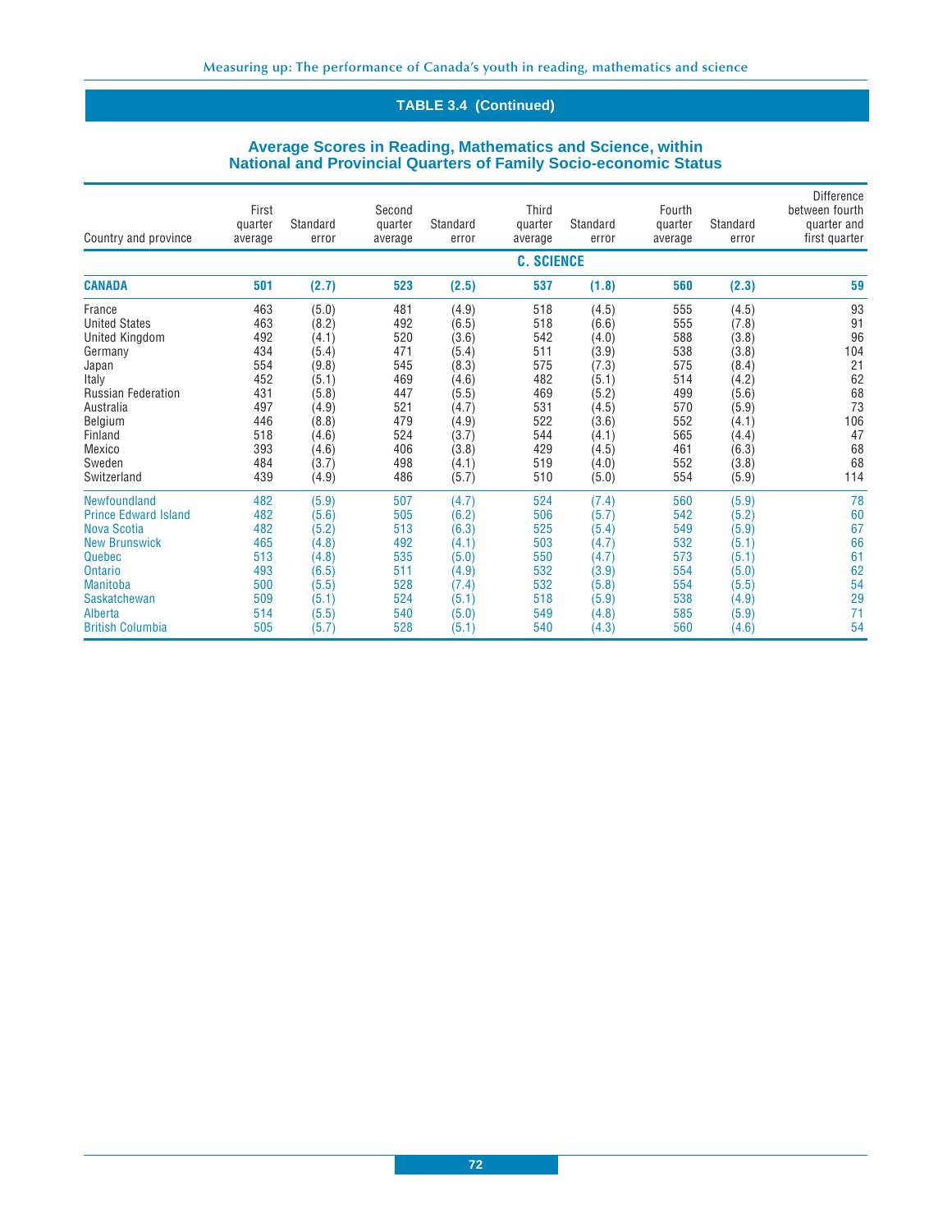## TABLE 3.4 (Continued)

### Average Scores in Reading, Mathematics and Science, within National and Provincial Quarters of Family Socio-economic Status

| Country and province | First quarter average | Standard error | Second quarter average | Standard error | Third quarter average | Standard error | Fourth quarter average | Standard error | Difference between fourth quarter and first quarter |
|---|---|---|---|---|---|---|---|---|---|
| | | | | | **C. SCIENCE** | | | | |
| **CANADA** | **501** | **(2.7)** | **523** | **(2.5)** | **537** | **(1.8)** | **560** | **(2.3)** | **59** |
| France | 463 | (5.0) | 481 | (4.9) | 518 | (4.5) | 555 | (4.5) | 93 |
| United States | 463 | (8.2) | 492 | (6.5) | 518 | (6.6) | 555 | (7.8) | 91 |
| United Kingdom | 492 | (4.1) | 520 | (3.6) | 542 | (4.0) | 588 | (3.8) | 96 |
| Germany | 434 | (5.4) | 471 | (5.4) | 511 | (3.9) | 538 | (3.8) | 104 |
| Japan | 554 | (9.8) | 545 | (8.3) | 575 | (7.3) | 575 | (8.4) | 21 |
| Italy | 452 | (5.1) | 469 | (4.6) | 482 | (5.1) | 514 | (4.2) | 62 |
| Russian Federation | 431 | (5.8) | 447 | (5.5) | 469 | (5.2) | 499 | (5.6) | 68 |
| Australia | 497 | (4.9) | 521 | (4.7) | 531 | (4.5) | 570 | (5.9) | 73 |
| Belgium | 446 | (8.8) | 479 | (4.9) | 522 | (3.6) | 552 | (4.1) | 106 |
| Finland | 518 | (4.6) | 524 | (3.7) | 544 | (4.1) | 565 | (4.4) | 47 |
| Mexico | 393 | (4.6) | 406 | (3.8) | 429 | (4.5) | 461 | (6.3) | 68 |
| Sweden | 484 | (3.7) | 498 | (4.1) | 519 | (4.0) | 552 | (3.8) | 68 |
| Switzerland | 439 | (4.9) | 486 | (5.7) | 510 | (5.0) | 554 | (5.9) | 114 |
| Newfoundland | 482 | (5.9) | 507 | (4.7) | 524 | (7.4) | 560 | (5.9) | 78 |
| Prince Edward Island | 482 | (5.6) | 505 | (6.2) | 506 | (5.7) | 542 | (5.2) | 60 |
| Nova Scotia | 482 | (5.2) | 513 | (6.3) | 525 | (5.4) | 549 | (5.9) | 67 |
| New Brunswick | 465 | (4.8) | 492 | (4.1) | 503 | (4.7) | 532 | (5.1) | 66 |
| Quebec | 513 | (4.8) | 535 | (5.0) | 550 | (4.7) | 573 | (5.1) | 61 |
| Ontario | 493 | (6.5) | 511 | (4.9) | 532 | (3.9) | 554 | (5.0) | 62 |
| Manitoba | 500 | (5.5) | 528 | (7.4) | 532 | (5.8) | 554 | (5.5) | 54 |
| Saskatchewan | 509 | (5.1) | 524 | (5.1) | 518 | (5.9) | 538 | (4.9) | 29 |
| Alberta | 514 | (5.5) | 540 | (5.0) | 549 | (4.8) | 585 | (5.9) | 71 |
| British Columbia | 505 | (5.7) | 528 | (5.1) | 540 | (4.3) | 560 | (4.6) | 54 |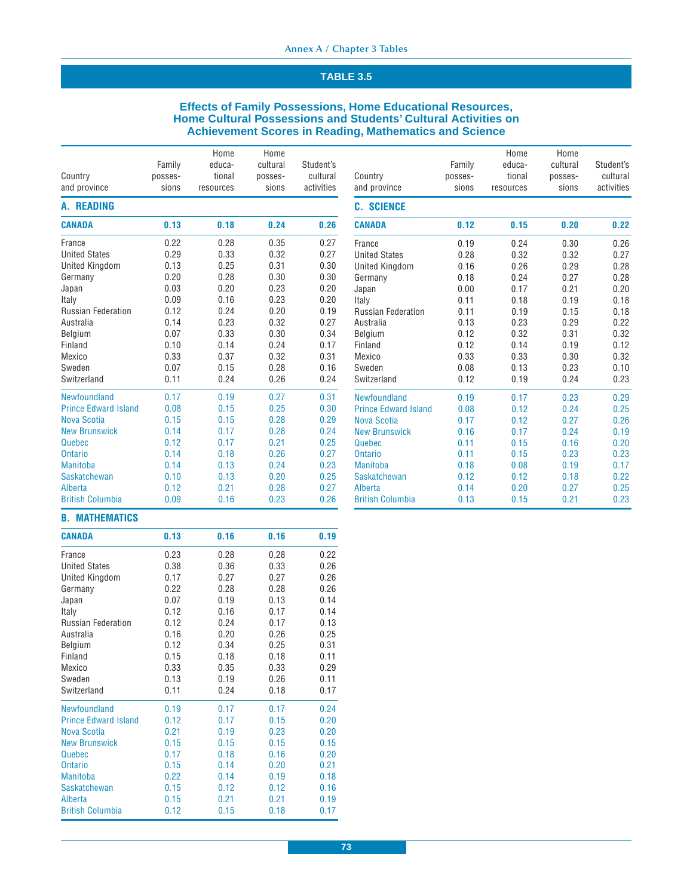## TABLE 3.5

### Effects of Family Possessions, Home Educational Resources, Home Cultural Possessions and Students' Cultural Activities on Achievement Scores in Reading, Mathematics and Science

| Country and province | Family possessions | Home educational resources | Home cultural possessions | Student's cultural activities |
|---|---|---|---|---|
| **A. READING** | | | | |
| **CANADA** | **0.13** | **0.18** | **0.24** | **0.26** |
| France | 0.22 | 0.28 | 0.35 | 0.27 |
| United States | 0.29 | 0.33 | 0.32 | 0.27 |
| United Kingdom | 0.13 | 0.25 | 0.31 | 0.30 |
| Germany | 0.20 | 0.28 | 0.30 | 0.30 |
| Japan | 0.03 | 0.20 | 0.23 | 0.20 |
| Italy | 0.09 | 0.16 | 0.23 | 0.20 |
| Russian Federation | 0.12 | 0.24 | 0.20 | 0.19 |
| Australia | 0.14 | 0.23 | 0.32 | 0.27 |
| Belgium | 0.07 | 0.33 | 0.30 | 0.34 |
| Finland | 0.10 | 0.14 | 0.24 | 0.17 |
| Mexico | 0.33 | 0.37 | 0.32 | 0.31 |
| Sweden | 0.07 | 0.15 | 0.28 | 0.16 |
| Switzerland | 0.11 | 0.24 | 0.26 | 0.24 |
| Newfoundland | 0.17 | 0.19 | 0.27 | 0.31 |
| Prince Edward Island | 0.08 | 0.15 | 0.25 | 0.30 |
| Nova Scotia | 0.15 | 0.15 | 0.28 | 0.29 |
| New Brunswick | 0.14 | 0.17 | 0.28 | 0.24 |
| Quebec | 0.12 | 0.17 | 0.21 | 0.25 |
| Ontario | 0.14 | 0.18 | 0.26 | 0.27 |
| Manitoba | 0.14 | 0.13 | 0.24 | 0.23 |
| Saskatchewan | 0.10 | 0.13 | 0.20 | 0.25 |
| Alberta | 0.12 | 0.21 | 0.28 | 0.27 |
| British Columbia | 0.09 | 0.16 | 0.23 | 0.26 |
| **B. MATHEMATICS** | | | | |
| **CANADA** | **0.13** | **0.16** | **0.16** | **0.19** |
| France | 0.23 | 0.28 | 0.28 | 0.22 |
| United States | 0.38 | 0.36 | 0.33 | 0.26 |
| United Kingdom | 0.17 | 0.27 | 0.27 | 0.26 |
| Germany | 0.22 | 0.28 | 0.28 | 0.26 |
| Japan | 0.07 | 0.19 | 0.13 | 0.14 |
| Italy | 0.12 | 0.16 | 0.17 | 0.14 |
| Russian Federation | 0.12 | 0.24 | 0.17 | 0.13 |
| Australia | 0.16 | 0.20 | 0.26 | 0.25 |
| Belgium | 0.12 | 0.34 | 0.25 | 0.31 |
| Finland | 0.15 | 0.18 | 0.18 | 0.11 |
| Mexico | 0.33 | 0.35 | 0.33 | 0.29 |
| Sweden | 0.13 | 0.19 | 0.26 | 0.11 |
| Switzerland | 0.11 | 0.24 | 0.18 | 0.17 |
| Newfoundland | 0.19 | 0.17 | 0.17 | 0.24 |
| Prince Edward Island | 0.12 | 0.17 | 0.15 | 0.20 |
| Nova Scotia | 0.21 | 0.19 | 0.23 | 0.20 |
| New Brunswick | 0.15 | 0.15 | 0.15 | 0.15 |
| Quebec | 0.17 | 0.18 | 0.16 | 0.20 |
| Ontario | 0.15 | 0.14 | 0.20 | 0.21 |
| Manitoba | 0.22 | 0.14 | 0.19 | 0.18 |
| Saskatchewan | 0.15 | 0.12 | 0.12 | 0.16 |
| Alberta | 0.15 | 0.21 | 0.21 | 0.19 |
| British Columbia | 0.12 | 0.15 | 0.18 | 0.17 |
| **C. SCIENCE** | | | | |
| **CANADA** | **0.12** | **0.15** | **0.20** | **0.22** |
| France | 0.19 | 0.24 | 0.30 | 0.26 |
| United States | 0.28 | 0.32 | 0.32 | 0.27 |
| United Kingdom | 0.16 | 0.26 | 0.29 | 0.28 |
| Germany | 0.18 | 0.24 | 0.27 | 0.28 |
| Japan | 0.00 | 0.17 | 0.21 | 0.20 |
| Italy | 0.11 | 0.18 | 0.19 | 0.18 |
| Russian Federation | 0.11 | 0.19 | 0.15 | 0.18 |
| Australia | 0.13 | 0.23 | 0.29 | 0.22 |
| Belgium | 0.12 | 0.32 | 0.31 | 0.32 |
| Finland | 0.12 | 0.14 | 0.19 | 0.12 |
| Mexico | 0.33 | 0.33 | 0.30 | 0.32 |
| Sweden | 0.08 | 0.13 | 0.23 | 0.10 |
| Switzerland | 0.12 | 0.19 | 0.24 | 0.23 |
| Newfoundland | 0.19 | 0.17 | 0.23 | 0.29 |
| Prince Edward Island | 0.08 | 0.12 | 0.24 | 0.25 |
| Nova Scotia | 0.17 | 0.12 | 0.27 | 0.26 |
| New Brunswick | 0.16 | 0.17 | 0.24 | 0.19 |
| Quebec | 0.11 | 0.15 | 0.16 | 0.20 |
| Ontario | 0.11 | 0.15 | 0.23 | 0.23 |
| Manitoba | 0.18 | 0.08 | 0.19 | 0.17 |
| Saskatchewan | 0.12 | 0.12 | 0.18 | 0.22 |
| Alberta | 0.14 | 0.20 | 0.27 | 0.25 |
| British Columbia | 0.13 | 0.15 | 0.21 | 0.23 |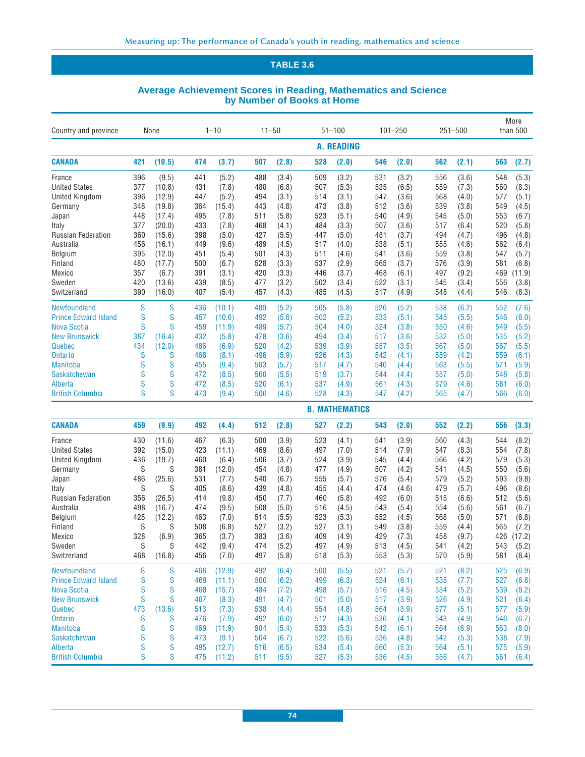## TABLE 3.6

### Average Achievement Scores in Reading, Mathematics and Science by Number of Books at Home

| Country and province | None | | 1–10 | | 11–50 | | 51–100 | | 101–250 | | 251–500 | | More than 500 | |
|---|---|---|---|---|---|---|---|---|---|---|---|---|---|---|
| **A. READING** | | | | | | | | | | | | | | |
| **CANADA** | **421** | **(10.5)** | **474** | **(3.7)** | **507** | **(2.8)** | **528** | **(2.0)** | **546** | **(2.0)** | **562** | **(2.1)** | **563** | **(2.7)** |
| France | 396 | (9.5) | 441 | (5.2) | 488 | (3.4) | 509 | (3.2) | 531 | (3.2) | 556 | (3.6) | 548 | (5.3) |
| United States | 377 | (10.8) | 431 | (7.8) | 480 | (6.8) | 507 | (5.3) | 535 | (6.5) | 559 | (7.3) | 560 | (8.3) |
| United Kingdom | 396 | (12.9) | 447 | (5.2) | 494 | (3.1) | 514 | (3.1) | 547 | (3.6) | 568 | (4.0) | 577 | (5.1) |
| Germany | 348 | (19.8) | 364 | (15.4) | 443 | (4.8) | 473 | (3.8) | 512 | (3.6) | 539 | (3.8) | 549 | (4.5) |
| Japan | 448 | (17.4) | 495 | (7.8) | 511 | (5.8) | 523 | (5.1) | 540 | (4.9) | 545 | (5.0) | 553 | (6.7) |
| Italy | 377 | (20.0) | 433 | (7.8) | 468 | (4.1) | 484 | (3.3) | 507 | (3.6) | 517 | (6.4) | 520 | (5.8) |
| Russian Federation | 360 | (15.6) | 398 | (5.0) | 427 | (5.5) | 447 | (5.0) | 481 | (3.7) | 494 | (4.7) | 496 | (4.8) |
| Australia | 456 | (16.1) | 449 | (9.6) | 489 | (4.5) | 517 | (4.0) | 538 | (5.1) | 555 | (4.6) | 562 | (6.4) |
| Belgium | 395 | (12.0) | 451 | (5.4) | 501 | (4.3) | 511 | (4.6) | 541 | (3.6) | 559 | (3.8) | 547 | (5.7) |
| Finland | 480 | (17.7) | 500 | (6.7) | 528 | (3.3) | 537 | (2.9) | 565 | (3.7) | 576 | (3.9) | 581 | (6.8) |
| Mexico | 357 | (6.7) | 391 | (3.1) | 420 | (3.3) | 446 | (3.7) | 468 | (6.1) | 497 | (9.2) | 469 | (11.9) |
| Sweden | 420 | (13.6) | 439 | (8.5) | 477 | (3.2) | 502 | (3.4) | 522 | (3.1) | 545 | (3.4) | 556 | (3.8) |
| Switzerland | 390 | (16.0) | 407 | (5.4) | 457 | (4.3) | 485 | (4.5) | 517 | (4.9) | 548 | (4.4) | 546 | (8.3) |
| Newfoundland | S | S | 436 | (10.1) | 489 | (5.2) | 505 | (5.8) | 526 | (5.2) | 538 | (6.2) | 552 | (7.6) |
| Prince Edward Island | S | S | 457 | (10.6) | 492 | (5.6) | 502 | (5.2) | 533 | (5.1) | 545 | (5.5) | 546 | (6.0) |
| Nova Scotia | S | S | 459 | (11.9) | 489 | (5.7) | 504 | (4.0) | 524 | (3.8) | 550 | (4.6) | 549 | (5.5) |
| New Brunswick | 387 | (16.4) | 432 | (5.8) | 478 | (3.6) | 494 | (3.4) | 517 | (3.6) | 532 | (5.0) | 535 | (5.2) |
| Quebec | 434 | (12.0) | 486 | (6.9) | 520 | (4.2) | 539 | (3.9) | 557 | (3.5) | 567 | (5.0) | 567 | (5.5) |
| Ontario | S | S | 468 | (8.1) | 496 | (5.9) | 526 | (4.3) | 542 | (4.1) | 559 | (4.2) | 559 | (6.1) |
| Manitoba | S | S | 455 | (9.4) | 503 | (5.7) | 517 | (4.7) | 540 | (4.4) | 563 | (5.5) | 571 | (5.9) |
| Saskatchewan | S | S | 472 | (8.5) | 500 | (5.5) | 519 | (3.7) | 544 | (4.4) | 557 | (5.0) | 548 | (5.8) |
| Alberta | S | S | 472 | (8.5) | 520 | (6.1) | 537 | (4.9) | 561 | (4.3) | 579 | (4.6) | 581 | (6.0) |
| British Columbia | S | S | 473 | (9.4) | 506 | (4.6) | 528 | (4.3) | 547 | (4.2) | 565 | (4.7) | 566 | (6.0) |
| **B. MATHEMATICS** | | | | | | | | | | | | | | |
| **CANADA** | **459** | **(9.9)** | **492** | **(4.4)** | **512** | **(2.8)** | **527** | **(2.2)** | **543** | **(2.0)** | **552** | **(2.2)** | **556** | **(3.3)** |
| France | 430 | (11.6) | 467 | (6.3) | 500 | (3.9) | 523 | (4.1) | 541 | (3.9) | 560 | (4.3) | 544 | (8.2) |
| United States | 392 | (15.0) | 423 | (11.1) | 469 | (8.6) | 497 | (7.0) | 514 | (7.9) | 547 | (8.3) | 554 | (7.8) |
| United Kingdom | 436 | (19.7) | 460 | (6.4) | 506 | (3.7) | 524 | (3.9) | 545 | (4.4) | 566 | (4.2) | 579 | (5.3) |
| Germany | S | S | 381 | (12.0) | 454 | (4.8) | 477 | (4.9) | 507 | (4.2) | 541 | (4.5) | 550 | (5.6) |
| Japan | 486 | (25.6) | 531 | (7.7) | 540 | (6.7) | 555 | (5.7) | 576 | (5.4) | 579 | (5.2) | 593 | (9.8) |
| Italy | S | S | 405 | (8.6) | 439 | (4.8) | 455 | (4.4) | 474 | (4.6) | 479 | (5.7) | 496 | (8.6) |
| Russian Federation | 356 | (26.5) | 414 | (9.8) | 450 | (7.7) | 460 | (5.8) | 492 | (6.0) | 515 | (6.6) | 512 | (5.6) |
| Australia | 498 | (16.7) | 474 | (9.5) | 508 | (5.0) | 516 | (4.5) | 543 | (5.4) | 554 | (5.6) | 561 | (6.7) |
| Belgium | 425 | (12.2) | 463 | (7.0) | 514 | (5.5) | 523 | (5.3) | 552 | (4.5) | 568 | (5.0) | 571 | (6.8) |
| Finland | S | S | 508 | (6.8) | 527 | (3.2) | 527 | (3.1) | 549 | (3.8) | 559 | (4.4) | 565 | (7.2) |
| Mexico | 328 | (6.9) | 365 | (3.7) | 383 | (3.6) | 409 | (4.9) | 429 | (7.3) | 458 | (9.7) | 426 | (17.2) |
| Sweden | S | S | 442 | (9.4) | 474 | (5.2) | 497 | (4.9) | 513 | (4.5) | 541 | (4.2) | 543 | (5.2) |
| Switzerland | 468 | (16.8) | 456 | (7.0) | 497 | (5.8) | 518 | (5.3) | 553 | (5.3) | 570 | (5.9) | 581 | (8.4) |
| Newfoundland | S | S | 468 | (12.9) | 492 | (6.4) | 500 | (5.5) | 521 | (5.7) | 521 | (8.2) | 525 | (6.9) |
| Prince Edward Island | S | S | 469 | (11.1) | 500 | (6.2) | 499 | (6.3) | 524 | (6.1) | 535 | (7.7) | 527 | (6.8) |
| Nova Scotia | S | S | 468 | (15.7) | 484 | (7.2) | 498 | (5.7) | 516 | (4.5) | 534 | (5.2) | 539 | (8.2) |
| New Brunswick | S | S | 467 | (8.3) | 491 | (4.7) | 501 | (5.0) | 517 | (3.9) | 526 | (4.9) | 521 | (6.4) |
| Quebec | 473 | (13.6) | 513 | (7.3) | 538 | (4.4) | 554 | (4.8) | 564 | (3.9) | 577 | (5.1) | 577 | (5.9) |
| Ontario | S | S | 476 | (7.9) | 492 | (6.0) | 512 | (4.3) | 536 | (4.1) | 543 | (4.9) | 546 | (6.7) |
| Manitoba | S | S | 469 | (11.9) | 504 | (5.4) | 533 | (5.3) | 542 | (6.1) | 564 | (6.9) | 563 | (8.0) |
| Saskatchewan | S | S | 473 | (9.1) | 504 | (6.7) | 522 | (5.6) | 536 | (4.8) | 542 | (5.3) | 538 | (7.9) |
| Alberta | S | S | 495 | (12.7) | 516 | (6.5) | 534 | (5.4) | 560 | (5.3) | 564 | (5.1) | 575 | (5.9) |
| British Columbia | S | S | 475 | (11.2) | 511 | (5.5) | 527 | (5.3) | 536 | (4.5) | 556 | (4.7) | 561 | (6.4) |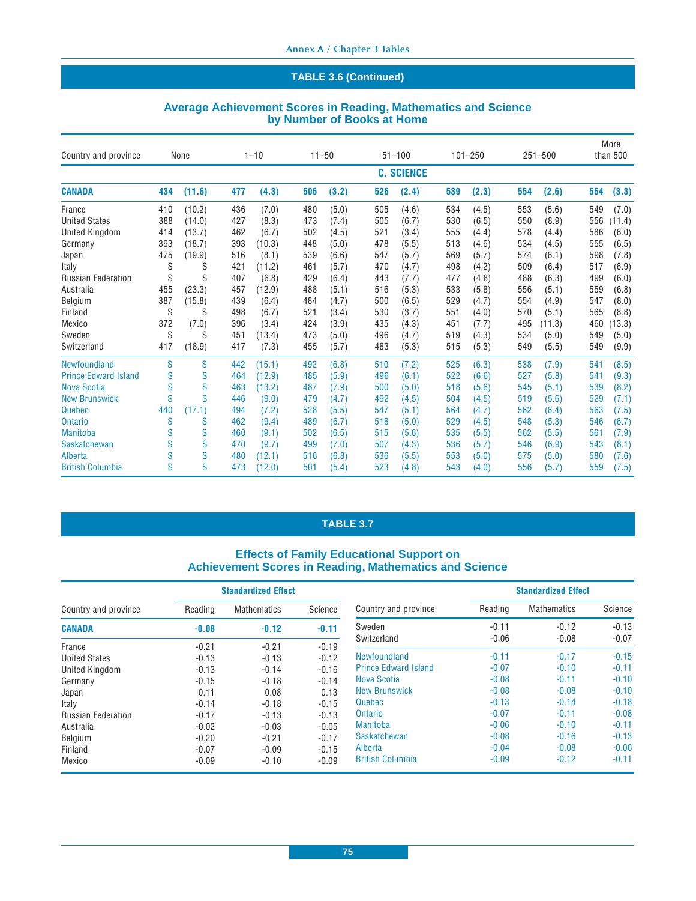## TABLE 3.6 (Continued)

### Average Achievement Scores in Reading, Mathematics and Science by Number of Books at Home

| Country and province | None | | 1–10 | | 11–50 | | 51–100 | | 101–250 | | 251–500 | | More than 500 | |
|---|---|---|---|---|---|---|---|---|---|---|---|---|---|---|
| | **C. SCIENCE** | | | | | | | | | | | | | |
| **CANADA** | **434** | **(11.6)** | **477** | **(4.3)** | **506** | **(3.2)** | **526** | **(2.4)** | **539** | **(2.3)** | **554** | **(2.6)** | **554** | **(3.3)** |
| France | 410 | (10.2) | 436 | (7.0) | 480 | (5.0) | 505 | (4.6) | 534 | (4.5) | 553 | (5.6) | 549 | (7.0) |
| United States | 388 | (14.0) | 427 | (8.3) | 473 | (7.4) | 505 | (6.7) | 530 | (6.5) | 550 | (8.9) | 556 | (11.4) |
| United Kingdom | 414 | (13.7) | 462 | (6.7) | 502 | (4.5) | 521 | (3.4) | 555 | (4.4) | 578 | (4.4) | 586 | (6.0) |
| Germany | 393 | (18.7) | 393 | (10.3) | 448 | (5.0) | 478 | (5.5) | 513 | (4.6) | 534 | (4.5) | 555 | (6.5) |
| Japan | 475 | (19.9) | 516 | (8.1) | 539 | (6.6) | 547 | (5.7) | 569 | (5.7) | 574 | (6.1) | 598 | (7.8) |
| Italy | S | S | 421 | (11.2) | 461 | (5.7) | 470 | (4.7) | 498 | (4.2) | 509 | (6.4) | 517 | (6.9) |
| Russian Federation | S | S | 407 | (6.8) | 429 | (6.4) | 443 | (7.7) | 477 | (4.8) | 488 | (6.3) | 499 | (6.0) |
| Australia | 455 | (23.3) | 457 | (12.9) | 488 | (5.1) | 516 | (5.3) | 533 | (5.8) | 556 | (5.1) | 559 | (6.8) |
| Belgium | 387 | (15.8) | 439 | (6.4) | 484 | (4.7) | 500 | (6.5) | 529 | (4.7) | 554 | (4.9) | 547 | (8.0) |
| Finland | S | S | 498 | (6.7) | 521 | (3.4) | 530 | (3.7) | 551 | (4.0) | 570 | (5.1) | 565 | (8.8) |
| Mexico | 372 | (7.0) | 396 | (3.4) | 424 | (3.9) | 435 | (4.3) | 451 | (7.7) | 495 | (11.3) | 460 | (13.3) |
| Sweden | S | S | 451 | (13.4) | 473 | (5.0) | 496 | (4.7) | 519 | (4.3) | 534 | (5.0) | 549 | (5.0) |
| Switzerland | 417 | (18.9) | 417 | (7.3) | 455 | (5.7) | 483 | (5.3) | 515 | (5.3) | 549 | (5.5) | 549 | (9.9) |
| Newfoundland | S | S | 442 | (15.1) | 492 | (6.8) | 510 | (7.2) | 525 | (6.3) | 538 | (7.9) | 541 | (8.5) |
| Prince Edward Island | S | S | 464 | (12.9) | 485 | (5.9) | 496 | (6.1) | 522 | (6.6) | 527 | (5.8) | 541 | (9.3) |
| Nova Scotia | S | S | 463 | (13.2) | 487 | (7.9) | 500 | (5.0) | 518 | (5.6) | 545 | (5.1) | 539 | (8.2) |
| New Brunswick | S | S | 446 | (9.0) | 479 | (4.7) | 492 | (4.5) | 504 | (4.5) | 519 | (5.6) | 529 | (7.1) |
| Quebec | 440 | (17.1) | 494 | (7.2) | 528 | (5.5) | 547 | (5.1) | 564 | (4.7) | 562 | (6.4) | 563 | (7.5) |
| Ontario | S | S | 462 | (9.4) | 489 | (6.7) | 518 | (5.0) | 529 | (4.5) | 548 | (5.3) | 546 | (6.7) |
| Manitoba | S | S | 460 | (9.1) | 502 | (6.5) | 515 | (5.6) | 535 | (5.5) | 562 | (5.5) | 561 | (7.9) |
| Saskatchewan | S | S | 470 | (9.7) | 499 | (7.0) | 507 | (4.3) | 536 | (5.7) | 546 | (6.9) | 543 | (8.1) |
| Alberta | S | S | 480 | (12.1) | 516 | (6.8) | 536 | (5.5) | 553 | (5.0) | 575 | (5.0) | 580 | (7.6) |
| British Columbia | S | S | 473 | (12.0) | 501 | (5.4) | 523 | (4.8) | 543 | (4.0) | 556 | (5.7) | 559 | (7.5) |

## TABLE 3.7

### Effects of Family Educational Support on Achievement Scores in Reading, Mathematics and Science

| Country and province | Standardized Effect | | |
|---|---|---|---|
| | Reading | Mathematics | Science |
| **CANADA** | **-0.08** | **-0.12** | **-0.11** |
| France | -0.21 | -0.21 | -0.19 |
| United States | -0.13 | -0.13 | -0.12 |
| United Kingdom | -0.13 | -0.14 | -0.16 |
| Germany | -0.15 | -0.18 | -0.14 |
| Japan | 0.11 | 0.08 | 0.13 |
| Italy | -0.14 | -0.18 | -0.15 |
| Russian Federation | -0.17 | -0.13 | -0.13 |
| Australia | -0.02 | -0.03 | -0.05 |
| Belgium | -0.20 | -0.21 | -0.17 |
| Finland | -0.07 | -0.09 | -0.15 |
| Mexico | -0.09 | -0.10 | -0.09 |
| Sweden | -0.11 | -0.12 | -0.13 |
| Switzerland | -0.06 | -0.08 | -0.07 |
| Newfoundland | -0.11 | -0.17 | -0.15 |
| Prince Edward Island | -0.07 | -0.10 | -0.11 |
| Nova Scotia | -0.08 | -0.11 | -0.10 |
| New Brunswick | -0.08 | -0.08 | -0.10 |
| Quebec | -0.13 | -0.14 | -0.18 |
| Ontario | -0.07 | -0.11 | -0.08 |
| Manitoba | -0.06 | -0.10 | -0.11 |
| Saskatchewan | -0.08 | -0.16 | -0.13 |
| Alberta | -0.04 | -0.08 | -0.06 |
| British Columbia | -0.09 | -0.12 | -0.11 |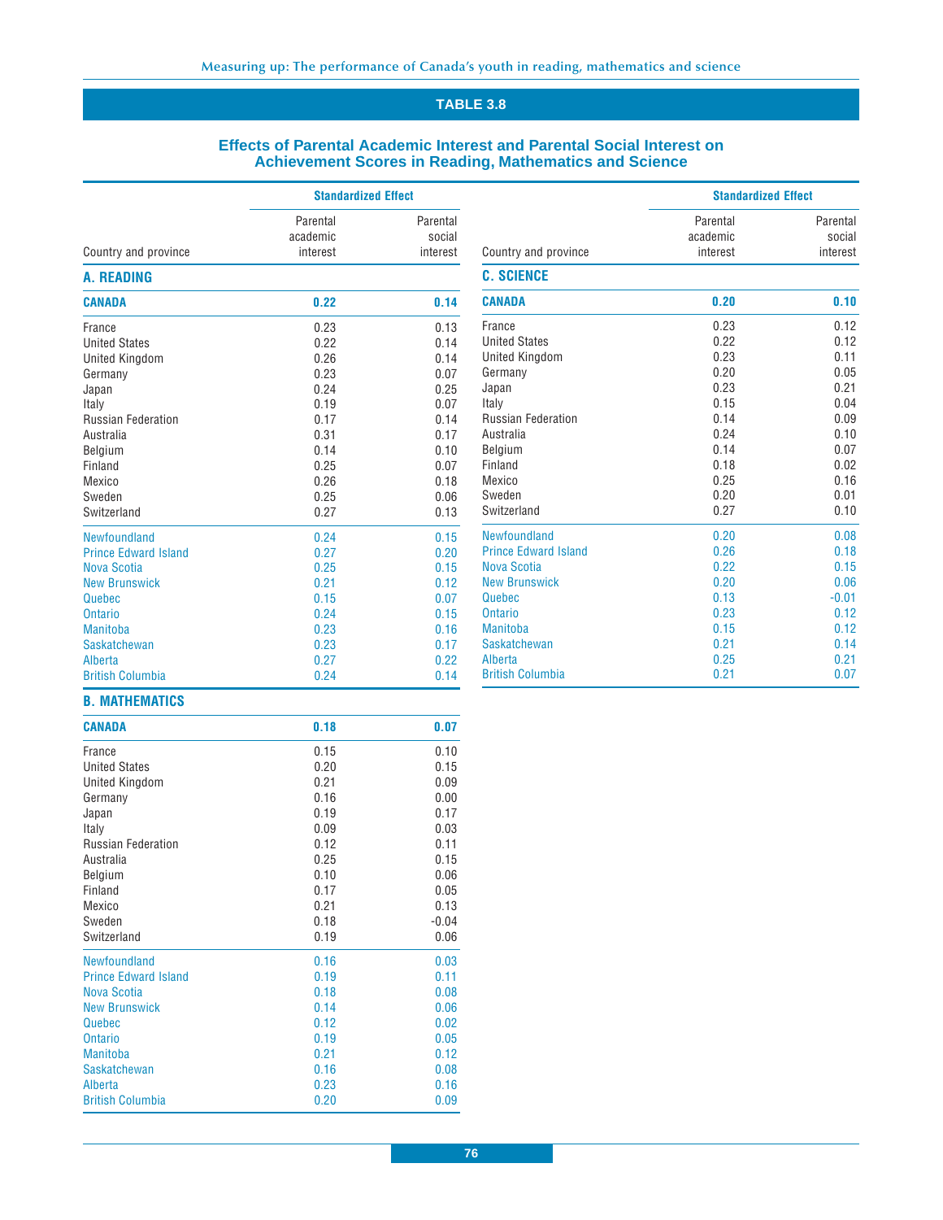## TABLE 3.8

### Effects of Parental Academic Interest and Parental Social Interest on Achievement Scores in Reading, Mathematics and Science

| Country and province | Standardized Effect: Parental academic interest | Standardized Effect: Parental social interest |
|---|---|---|
| **A. READING** | | |
| **CANADA** | **0.22** | **0.14** |
| France | 0.23 | 0.13 |
| United States | 0.22 | 0.14 |
| United Kingdom | 0.26 | 0.14 |
| Germany | 0.23 | 0.07 |
| Japan | 0.24 | 0.25 |
| Italy | 0.19 | 0.07 |
| Russian Federation | 0.17 | 0.14 |
| Australia | 0.31 | 0.17 |
| Belgium | 0.14 | 0.10 |
| Finland | 0.25 | 0.07 |
| Mexico | 0.26 | 0.18 |
| Sweden | 0.25 | 0.06 |
| Switzerland | 0.27 | 0.13 |
| Newfoundland | 0.24 | 0.15 |
| Prince Edward Island | 0.27 | 0.20 |
| Nova Scotia | 0.25 | 0.15 |
| New Brunswick | 0.21 | 0.12 |
| Quebec | 0.15 | 0.07 |
| Ontario | 0.24 | 0.15 |
| Manitoba | 0.23 | 0.16 |
| Saskatchewan | 0.23 | 0.17 |
| Alberta | 0.27 | 0.22 |
| British Columbia | 0.24 | 0.14 |
| **B. MATHEMATICS** | | |
| **CANADA** | **0.18** | **0.07** |
| France | 0.15 | 0.10 |
| United States | 0.20 | 0.15 |
| United Kingdom | 0.21 | 0.09 |
| Germany | 0.16 | 0.00 |
| Japan | 0.19 | 0.17 |
| Italy | 0.09 | 0.03 |
| Russian Federation | 0.12 | 0.11 |
| Australia | 0.25 | 0.15 |
| Belgium | 0.10 | 0.06 |
| Finland | 0.17 | 0.05 |
| Mexico | 0.21 | 0.13 |
| Sweden | 0.18 | -0.04 |
| Switzerland | 0.19 | 0.06 |
| Newfoundland | 0.16 | 0.03 |
| Prince Edward Island | 0.19 | 0.11 |
| Nova Scotia | 0.18 | 0.08 |
| New Brunswick | 0.14 | 0.06 |
| Quebec | 0.12 | 0.02 |
| Ontario | 0.19 | 0.05 |
| Manitoba | 0.21 | 0.12 |
| Saskatchewan | 0.16 | 0.08 |
| Alberta | 0.23 | 0.16 |
| British Columbia | 0.20 | 0.09 |
| **C. SCIENCE** | | |
| **CANADA** | **0.20** | **0.10** |
| France | 0.23 | 0.12 |
| United States | 0.22 | 0.12 |
| United Kingdom | 0.23 | 0.11 |
| Germany | 0.20 | 0.05 |
| Japan | 0.23 | 0.21 |
| Italy | 0.15 | 0.04 |
| Russian Federation | 0.14 | 0.09 |
| Australia | 0.24 | 0.10 |
| Belgium | 0.14 | 0.07 |
| Finland | 0.18 | 0.02 |
| Mexico | 0.25 | 0.16 |
| Sweden | 0.20 | 0.01 |
| Switzerland | 0.27 | 0.10 |
| Newfoundland | 0.20 | 0.08 |
| Prince Edward Island | 0.26 | 0.18 |
| Nova Scotia | 0.22 | 0.15 |
| New Brunswick | 0.20 | 0.06 |
| Quebec | 0.13 | -0.01 |
| Ontario | 0.23 | 0.12 |
| Manitoba | 0.15 | 0.12 |
| Saskatchewan | 0.21 | 0.14 |
| Alberta | 0.25 | 0.21 |
| British Columbia | 0.21 | 0.07 |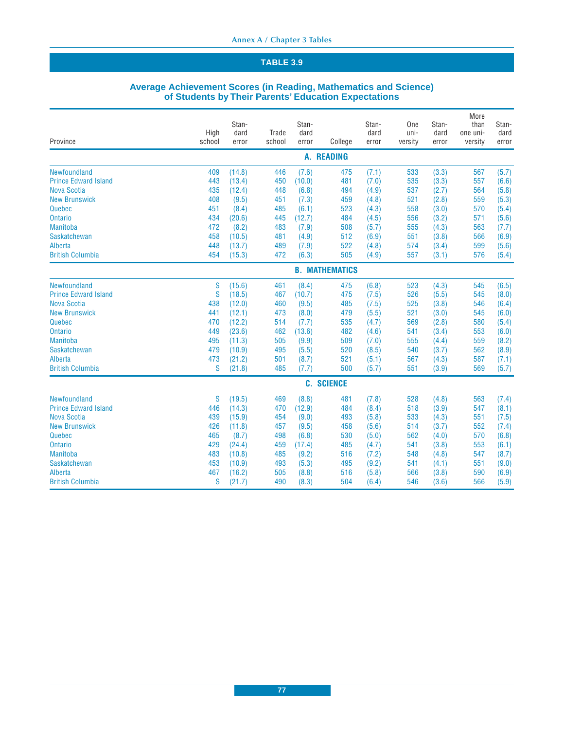## TABLE 3.9

### Average Achievement Scores (in Reading, Mathematics and Science) of Students by Their Parents' Education Expectations

| Province | High school | Standard error | Trade school | Standard error | College | Standard error | One university | Standard error | More than one university | Standard error |
|---|---|---|---|---|---|---|---|---|---|---|
| **A. READING** | | | | | | | | | | |
| Newfoundland | 409 | (14.8) | 446 | (7.6) | 475 | (7.1) | 533 | (3.3) | 567 | (5.7) |
| Prince Edward Island | 443 | (13.4) | 450 | (10.0) | 481 | (7.0) | 535 | (3.3) | 557 | (6.6) |
| Nova Scotia | 435 | (12.4) | 448 | (6.8) | 494 | (4.9) | 537 | (2.7) | 564 | (5.8) |
| New Brunswick | 408 | (9.5) | 451 | (7.3) | 459 | (4.8) | 521 | (2.8) | 559 | (5.3) |
| Quebec | 451 | (8.4) | 485 | (6.1) | 523 | (4.3) | 558 | (3.0) | 570 | (5.4) |
| Ontario | 434 | (20.6) | 445 | (12.7) | 484 | (4.5) | 556 | (3.2) | 571 | (5.6) |
| Manitoba | 472 | (8.2) | 483 | (7.9) | 508 | (5.7) | 555 | (4.3) | 563 | (7.7) |
| Saskatchewan | 458 | (10.5) | 481 | (4.9) | 512 | (6.9) | 551 | (3.8) | 566 | (6.9) |
| Alberta | 448 | (13.7) | 489 | (7.9) | 522 | (4.8) | 574 | (3.4) | 599 | (5.6) |
| British Columbia | 454 | (15.3) | 472 | (6.3) | 505 | (4.9) | 557 | (3.1) | 576 | (5.4) |
| **B. MATHEMATICS** | | | | | | | | | | |
| Newfoundland | S | (15.6) | 461 | (8.4) | 475 | (6.8) | 523 | (4.3) | 545 | (6.5) |
| Prince Edward Island | S | (18.5) | 467 | (10.7) | 475 | (7.5) | 526 | (5.5) | 545 | (8.0) |
| Nova Scotia | 438 | (12.0) | 460 | (9.5) | 485 | (7.5) | 525 | (3.8) | 546 | (6.4) |
| New Brunswick | 441 | (12.1) | 473 | (8.0) | 479 | (5.5) | 521 | (3.0) | 545 | (6.0) |
| Quebec | 470 | (12.2) | 514 | (7.7) | 535 | (4.7) | 569 | (2.8) | 580 | (5.4) |
| Ontario | 449 | (23.6) | 462 | (13.6) | 482 | (4.6) | 541 | (3.4) | 553 | (6.0) |
| Manitoba | 495 | (11.3) | 505 | (9.9) | 509 | (7.0) | 555 | (4.4) | 559 | (8.2) |
| Saskatchewan | 479 | (10.9) | 495 | (5.5) | 520 | (8.5) | 540 | (3.7) | 562 | (8.9) |
| Alberta | 473 | (21.2) | 501 | (8.7) | 521 | (5.1) | 567 | (4.3) | 587 | (7.1) |
| British Columbia | S | (21.8) | 485 | (7.7) | 500 | (5.7) | 551 | (3.9) | 569 | (5.7) |
| **C. SCIENCE** | | | | | | | | | | |
| Newfoundland | S | (19.5) | 469 | (8.8) | 481 | (7.8) | 528 | (4.8) | 563 | (7.4) |
| Prince Edward Island | 446 | (14.3) | 470 | (12.9) | 484 | (8.4) | 518 | (3.9) | 547 | (8.1) |
| Nova Scotia | 439 | (15.9) | 454 | (9.0) | 493 | (5.8) | 533 | (4.3) | 551 | (7.5) |
| New Brunswick | 426 | (11.8) | 457 | (9.5) | 458 | (5.6) | 514 | (3.7) | 552 | (7.4) |
| Quebec | 465 | (8.7) | 498 | (6.8) | 530 | (5.0) | 562 | (4.0) | 570 | (6.8) |
| Ontario | 429 | (24.4) | 459 | (17.4) | 485 | (4.7) | 541 | (3.8) | 553 | (6.1) |
| Manitoba | 483 | (10.8) | 485 | (9.2) | 516 | (7.2) | 548 | (4.8) | 547 | (8.7) |
| Saskatchewan | 453 | (10.9) | 493 | (5.3) | 495 | (9.2) | 541 | (4.1) | 551 | (9.0) |
| Alberta | 467 | (16.2) | 505 | (8.8) | 516 | (5.8) | 566 | (3.8) | 590 | (6.9) |
| British Columbia | S | (21.7) | 490 | (8.3) | 504 | (6.4) | 546 | (3.6) | 566 | (5.9) |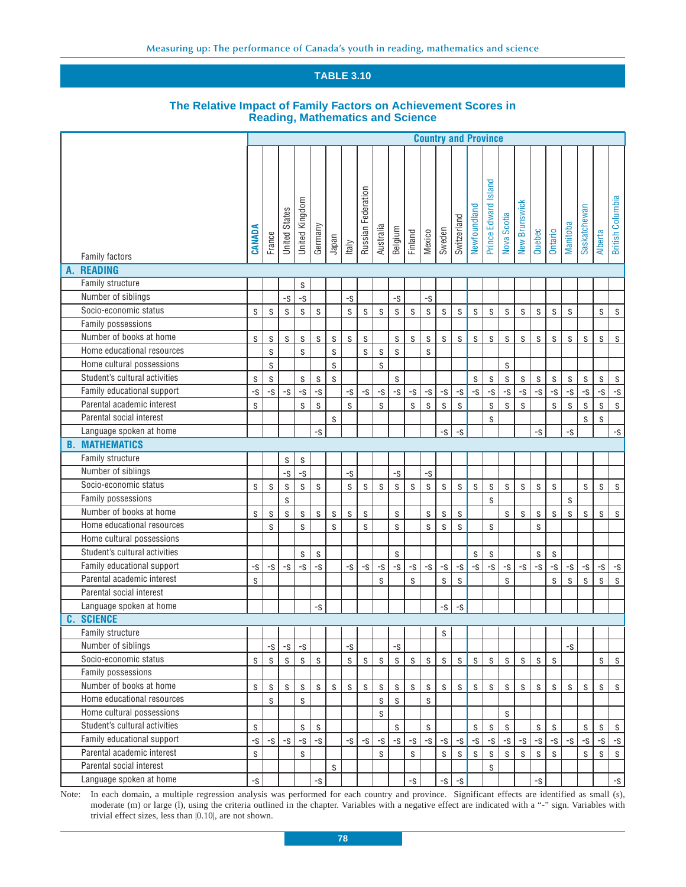## TABLE 3.10

### The Relative Impact of Family Factors on Achievement Scores in Reading, Mathematics and Science

| Family factors | CANADA | France | United States | United Kingdom | Germany | Japan | Italy | Russian Federation | Australia | Belgium | Finland | Mexico | Sweden | Switzerland | Newfoundland | Prince Edward Island | Nova Scotia | New Brunswick | Quebec | Ontario | Manitoba | Saskatchewan | Alberta | British Columbia |
|---|---|---|---|---|---|---|---|---|---|---|---|---|---|---|---|---|---|---|---|---|---|---|---|---|
| **A. READING** | | | | | | | | | | | | | | | | | | | | | | | | |
| Family structure | | | | s | | | | | | | | | | | | | | | | | | | | |
| Number of siblings | | | -s | -s | | | -s | | | -s | | -s | | | | | | | | | | | | |
| Socio-economic status | s | s | s | s | s | | s | s | s | s | s | s | s | s | s | s | s | s | s | s | s | | s | s |
| Family possessions | | | | | | | | | | | | | | | | | | | | | | | | |
| Number of books at home | s | s | s | s | s | s | s | s | | s | s | s | s | s | s | s | s | s | s | s | s | s | s | s |
| Home educational resources | | s | | s | | s | | s | s | s | | s | | | | | | | | | | | | |
| Home cultural possessions | | s | | | | s | | | s | | | | | | | | s | | | | | | | |
| Student's cultural activities | s | s | | s | s | s | | | | s | | | | | s | s | s | s | s | s | s | s | s | s |
| Family educational support | -s | -s | -s | -s | -s | | -s | -s | -s | -s | -s | -s | -s | -s | -s | -s | -s | -s | -s | -s | -s | -s | -s | -s |
| Parental academic interest | s | | | s | s | | s | | s | | s | s | s | s | | s | s | s | | s | s | s | s | s |
| Parental social interest | | | | | | s | | | | | | | | | | s | | | | | | s | s | |
| Language spoken at home | | | | | -s | | | | | | | | -s | -s | | | | | -s | | -s | | | -s |
| **B. MATHEMATICS** | | | | | | | | | | | | | | | | | | | | | | | | |
| Family structure | | | s | s | | | | | | | | | | | | | | | | | | | | |
| Number of siblings | | | -s | -s | | | -s | | | -s | | -s | | | | | | | | | | | | |
| Socio-economic status | s | s | s | s | s | | s | s | s | s | s | s | s | s | s | s | s | s | s | s | | s | s | s |
| Family possessions | | | s | | | | | | | | | | | | | s | | | | | s | | | |
| Number of books at home | s | s | s | s | s | s | s | s | | s | | s | s | s | | | s | s | s | s | s | s | s | s |
| Home educational resources | | s | | s | | s | | s | | s | | s | s | s | | s | | | s | | | | | |
| Home cultural possessions | | | | | | | | | | | | | | | | | | | | | | | | |
| Student's cultural activities | | | | s | s | | | | | s | | | | | s | s | | | s | s | | | | |
| Family educational support | -s | -s | -s | -s | -s | | -s | -s | -s | -s | -s | -s | -s | -s | -s | -s | -s | -s | -s | -s | -s | -s | -s | -s |
| Parental academic interest | s | | | | | | | | s | | s | | s | s | | | s | | | s | s | s | s | s |
| Parental social interest | | | | | | | | | | | | | | | | | | | | | | | | |
| Language spoken at home | | | | | -s | | | | | | | | -s | -s | | | | | | | | | | |
| **C. SCIENCE** | | | | | | | | | | | | | | | | | | | | | | | | |
| Family structure | | | | | | | | | | | | | s | | | | | | | | | | | |
| Number of siblings | | -s | -s | -s | | | -s | | | -s | | | | | | | | | | | -s | | | |
| Socio-economic status | s | s | s | s | s | | s | s | s | s | s | s | s | s | s | s | s | s | s | s | | | s | s |
| Family possessions | | | | | | | | | | | | | | | | | | | | | | | | |
| Number of books at home | s | s | s | s | s | s | s | s | s | s | s | s | s | s | s | s | s | s | s | s | s | s | s | s |
| Home educational resources | | s | | s | | | | | s | s | | s | | | | | | | | | | | | |
| Home cultural possessions | | | | | | | | | s | | | | | | | | s | | | | | | | |
| Student's cultural activities | s | | | s | s | | | | | s | | s | | | s | s | s | | s | s | | s | s | s |
| Family educational support | -s | -s | -s | -s | -s | | -s | -s | -s | -s | -s | -s | -s | -s | -s | -s | -s | -s | -s | -s | -s | -s | -s | -s |
| Parental academic interest | s | | | s | | | | | s | | s | | s | s | s | s | s | s | s | s | | s | s | s |
| Parental social interest | | | | | | s | | | | | | | | | | s | | | | | | | | |
| Language spoken at home | -s | | | | -s | | | | | | -s | | -s | -s | | | | | -s | | | | | -s |

Note: In each domain, a multiple regression analysis was performed for each country and province. Significant effects are identified as small (s), moderate (m) or large (l), using the criteria outlined in the chapter. Variables with a negative effect are indicated with a "-" sign. Variables with trivial effect sizes, less than |0.10|, are not shown.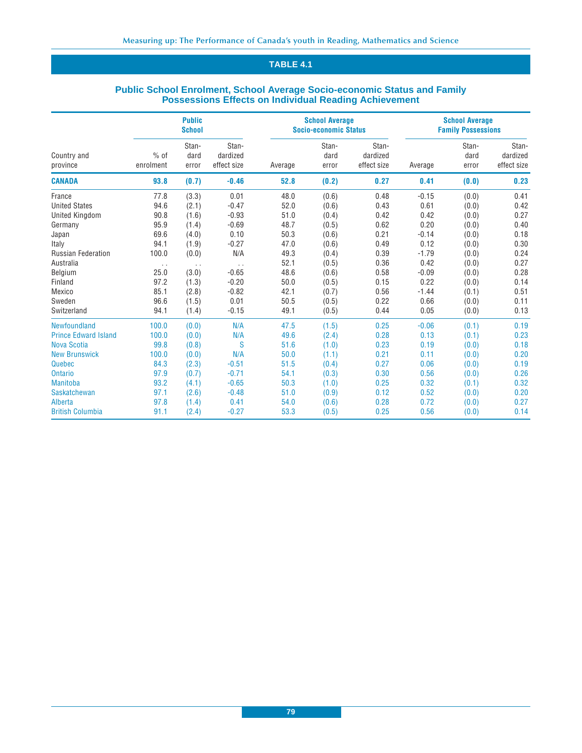## TABLE 4.1

### Public School Enrolment, School Average Socio-economic Status and Family Possessions Effects on Individual Reading Achievement

| Country and province | Public School | | | School Average Socio-economic Status | | | School Average Family Possessions | | |
|---|---|---|---|---|---|---|---|---|---|
| | % of enrolment | Standard error | Standardized effect size | Average | Standard error | Standardized effect size | Average | Standard error | Standardized effect size |
| **CANADA** | **93.8** | **(0.7)** | **-0.46** | **52.8** | **(0.2)** | **0.27** | **0.41** | **(0.0)** | **0.23** |
| France | 77.8 | (3.3) | 0.01 | 48.0 | (0.6) | 0.48 | -0.15 | (0.0) | 0.41 |
| United States | 94.6 | (2.1) | -0.47 | 52.0 | (0.6) | 0.43 | 0.61 | (0.0) | 0.42 |
| United Kingdom | 90.8 | (1.6) | -0.93 | 51.0 | (0.4) | 0.42 | 0.42 | (0.0) | 0.27 |
| Germany | 95.9 | (1.4) | -0.69 | 48.7 | (0.5) | 0.62 | 0.20 | (0.0) | 0.40 |
| Japan | 69.6 | (4.0) | 0.10 | 50.3 | (0.6) | 0.21 | -0.14 | (0.0) | 0.18 |
| Italy | 94.1 | (1.9) | -0.27 | 47.0 | (0.6) | 0.49 | 0.12 | (0.0) | 0.30 |
| Russian Federation | 100.0 | (0.0) | N/A | 49.3 | (0.4) | 0.39 | -1.79 | (0.0) | 0.24 |
| Australia | . . | . . | . . | 52.1 | (0.5) | 0.36 | 0.42 | (0.0) | 0.27 |
| Belgium | 25.0 | (3.0) | -0.65 | 48.6 | (0.6) | 0.58 | -0.09 | (0.0) | 0.28 |
| Finland | 97.2 | (1.3) | -0.20 | 50.0 | (0.5) | 0.15 | 0.22 | (0.0) | 0.14 |
| Mexico | 85.1 | (2.8) | -0.82 | 42.1 | (0.7) | 0.56 | -1.44 | (0.1) | 0.51 |
| Sweden | 96.6 | (1.5) | 0.01 | 50.5 | (0.5) | 0.22 | 0.66 | (0.0) | 0.11 |
| Switzerland | 94.1 | (1.4) | -0.15 | 49.1 | (0.5) | 0.44 | 0.05 | (0.0) | 0.13 |
| Newfoundland | 100.0 | (0.0) | N/A | 47.5 | (1.5) | 0.25 | -0.06 | (0.1) | 0.19 |
| Prince Edward Island | 100.0 | (0.0) | N/A | 49.6 | (2.4) | 0.28 | 0.13 | (0.1) | 0.23 |
| Nova Scotia | 99.8 | (0.8) | S | 51.6 | (1.0) | 0.23 | 0.19 | (0.0) | 0.18 |
| New Brunswick | 100.0 | (0.0) | N/A | 50.0 | (1.1) | 0.21 | 0.11 | (0.0) | 0.20 |
| Quebec | 84.3 | (2.3) | -0.51 | 51.5 | (0.4) | 0.27 | 0.06 | (0.0) | 0.19 |
| Ontario | 97.9 | (0.7) | -0.71 | 54.1 | (0.3) | 0.30 | 0.56 | (0.0) | 0.26 |
| Manitoba | 93.2 | (4.1) | -0.65 | 50.3 | (1.0) | 0.25 | 0.32 | (0.1) | 0.32 |
| Saskatchewan | 97.1 | (2.6) | -0.48 | 51.0 | (0.9) | 0.12 | 0.52 | (0.0) | 0.20 |
| Alberta | 97.8 | (1.4) | 0.41 | 54.0 | (0.6) | 0.28 | 0.72 | (0.0) | 0.27 |
| British Columbia | 91.1 | (2.4) | -0.27 | 53.3 | (0.5) | 0.25 | 0.56 | (0.0) | 0.14 |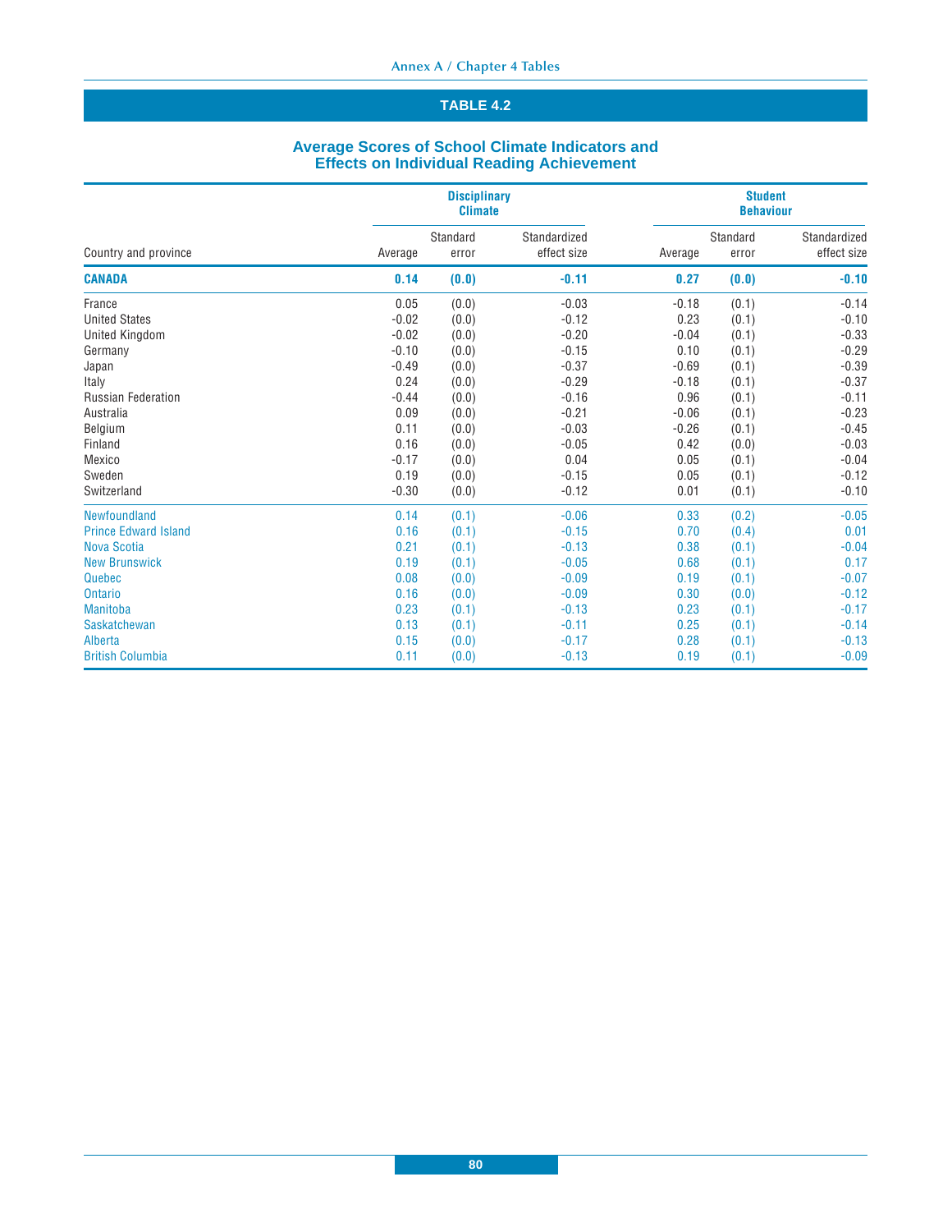## TABLE 4.2

### Average Scores of School Climate Indicators and Effects on Individual Reading Achievement

| Country and province | Disciplinary Climate | | | Student Behaviour | | |
|---|---|---|---|---|---|---|
| | Average | Standard error | Standardized effect size | Average | Standard error | Standardized effect size |
| **CANADA** | **0.14** | **(0.0)** | **-0.11** | **0.27** | **(0.0)** | **-0.10** |
| France | 0.05 | (0.0) | -0.03 | -0.18 | (0.1) | -0.14 |
| United States | -0.02 | (0.0) | -0.12 | 0.23 | (0.1) | -0.10 |
| United Kingdom | -0.02 | (0.0) | -0.20 | -0.04 | (0.1) | -0.33 |
| Germany | -0.10 | (0.0) | -0.15 | 0.10 | (0.1) | -0.29 |
| Japan | -0.49 | (0.0) | -0.37 | -0.69 | (0.1) | -0.39 |
| Italy | 0.24 | (0.0) | -0.29 | -0.18 | (0.1) | -0.37 |
| Russian Federation | -0.44 | (0.0) | -0.16 | 0.96 | (0.1) | -0.11 |
| Australia | 0.09 | (0.0) | -0.21 | -0.06 | (0.1) | -0.23 |
| Belgium | 0.11 | (0.0) | -0.03 | -0.26 | (0.1) | -0.45 |
| Finland | 0.16 | (0.0) | -0.05 | 0.42 | (0.0) | -0.03 |
| Mexico | -0.17 | (0.0) | 0.04 | 0.05 | (0.1) | -0.04 |
| Sweden | 0.19 | (0.0) | -0.15 | 0.05 | (0.1) | -0.12 |
| Switzerland | -0.30 | (0.0) | -0.12 | 0.01 | (0.1) | -0.10 |
| Newfoundland | 0.14 | (0.1) | -0.06 | 0.33 | (0.2) | -0.05 |
| Prince Edward Island | 0.16 | (0.1) | -0.15 | 0.70 | (0.4) | 0.01 |
| Nova Scotia | 0.21 | (0.1) | -0.13 | 0.38 | (0.1) | -0.04 |
| New Brunswick | 0.19 | (0.1) | -0.05 | 0.68 | (0.1) | 0.17 |
| Quebec | 0.08 | (0.0) | -0.09 | 0.19 | (0.1) | -0.07 |
| Ontario | 0.16 | (0.0) | -0.09 | 0.30 | (0.0) | -0.12 |
| Manitoba | 0.23 | (0.1) | -0.13 | 0.23 | (0.1) | -0.17 |
| Saskatchewan | 0.13 | (0.1) | -0.11 | 0.25 | (0.1) | -0.14 |
| Alberta | 0.15 | (0.0) | -0.17 | 0.28 | (0.1) | -0.13 |
| British Columbia | 0.11 | (0.0) | -0.13 | 0.19 | (0.1) | -0.09 |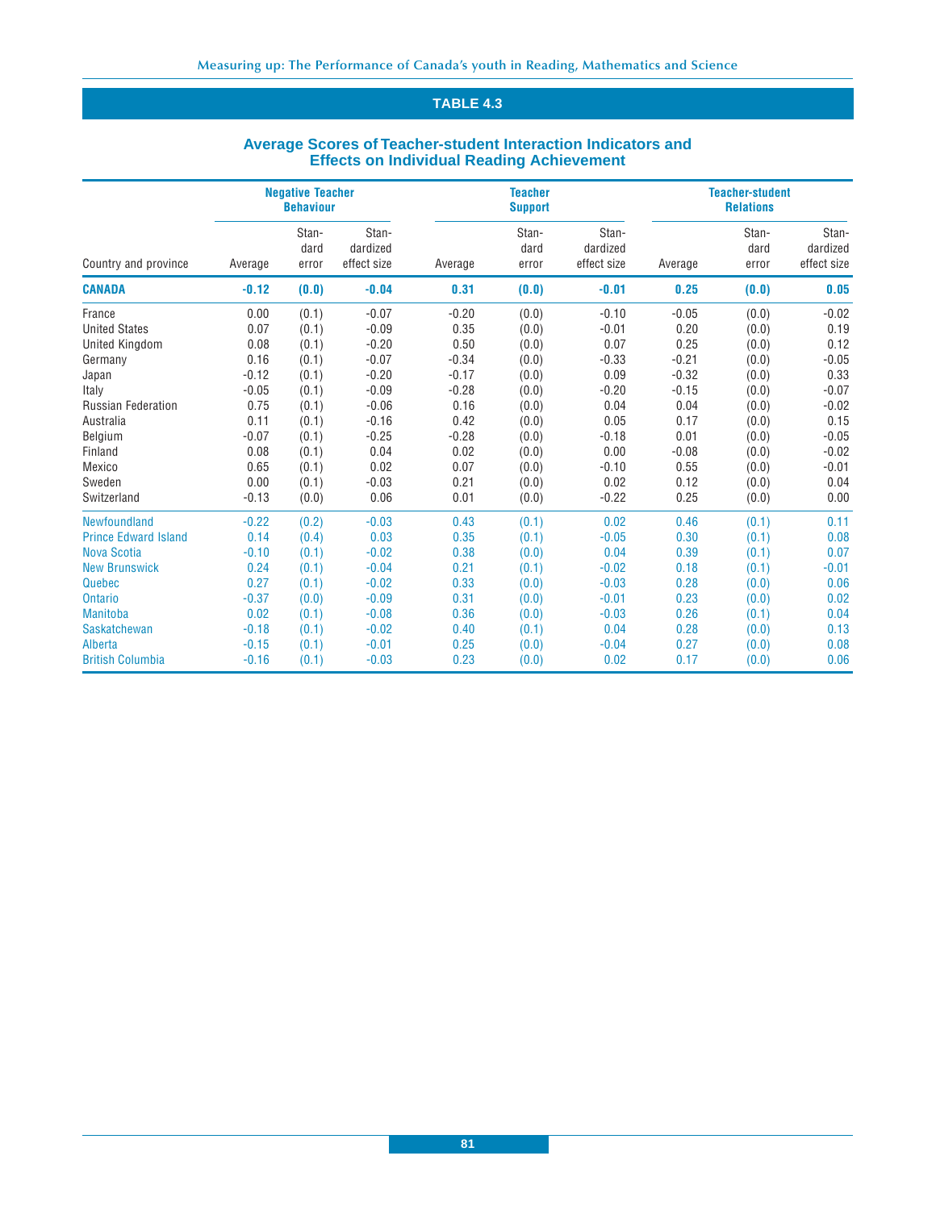## TABLE 4.3

### Average Scores of Teacher-student Interaction Indicators and Effects on Individual Reading Achievement

| Country and province | Negative Teacher Behaviour | | | Teacher Support | | | Teacher-student Relations | | |
|---|---|---|---|---|---|---|---|---|---|
| | Average | Standard error | Standardized effect size | Average | Standard error | Standardized effect size | Average | Standard error | Standardized effect size |
| **CANADA** | **-0.12** | **(0.0)** | **-0.04** | **0.31** | **(0.0)** | **-0.01** | **0.25** | **(0.0)** | **0.05** |
| France | 0.00 | (0.1) | -0.07 | -0.20 | (0.0) | -0.10 | -0.05 | (0.0) | -0.02 |
| United States | 0.07 | (0.1) | -0.09 | 0.35 | (0.0) | -0.01 | 0.20 | (0.0) | 0.19 |
| United Kingdom | 0.08 | (0.1) | -0.20 | 0.50 | (0.0) | 0.07 | 0.25 | (0.0) | 0.12 |
| Germany | 0.16 | (0.1) | -0.07 | -0.34 | (0.0) | -0.33 | -0.21 | (0.0) | -0.05 |
| Japan | -0.12 | (0.1) | -0.20 | -0.17 | (0.0) | 0.09 | -0.32 | (0.0) | 0.33 |
| Italy | -0.05 | (0.1) | -0.09 | -0.28 | (0.0) | -0.20 | -0.15 | (0.0) | -0.07 |
| Russian Federation | 0.75 | (0.1) | -0.06 | 0.16 | (0.0) | 0.04 | 0.04 | (0.0) | -0.02 |
| Australia | 0.11 | (0.1) | -0.16 | 0.42 | (0.0) | 0.05 | 0.17 | (0.0) | 0.15 |
| Belgium | -0.07 | (0.1) | -0.25 | -0.28 | (0.0) | -0.18 | 0.01 | (0.0) | -0.05 |
| Finland | 0.08 | (0.1) | 0.04 | 0.02 | (0.0) | 0.00 | -0.08 | (0.0) | -0.02 |
| Mexico | 0.65 | (0.1) | 0.02 | 0.07 | (0.0) | -0.10 | 0.55 | (0.0) | -0.01 |
| Sweden | 0.00 | (0.1) | -0.03 | 0.21 | (0.0) | 0.02 | 0.12 | (0.0) | 0.04 |
| Switzerland | -0.13 | (0.0) | 0.06 | 0.01 | (0.0) | -0.22 | 0.25 | (0.0) | 0.00 |
| Newfoundland | -0.22 | (0.2) | -0.03 | 0.43 | (0.1) | 0.02 | 0.46 | (0.1) | 0.11 |
| Prince Edward Island | 0.14 | (0.4) | 0.03 | 0.35 | (0.1) | -0.05 | 0.30 | (0.1) | 0.08 |
| Nova Scotia | -0.10 | (0.1) | -0.02 | 0.38 | (0.0) | 0.04 | 0.39 | (0.1) | 0.07 |
| New Brunswick | 0.24 | (0.1) | -0.04 | 0.21 | (0.1) | -0.02 | 0.18 | (0.1) | -0.01 |
| Quebec | 0.27 | (0.1) | -0.02 | 0.33 | (0.0) | -0.03 | 0.28 | (0.0) | 0.06 |
| Ontario | -0.37 | (0.0) | -0.09 | 0.31 | (0.0) | -0.01 | 0.23 | (0.0) | 0.02 |
| Manitoba | 0.02 | (0.1) | -0.08 | 0.36 | (0.0) | -0.03 | 0.26 | (0.1) | 0.04 |
| Saskatchewan | -0.18 | (0.1) | -0.02 | 0.40 | (0.1) | 0.04 | 0.28 | (0.0) | 0.13 |
| Alberta | -0.15 | (0.1) | -0.01 | 0.25 | (0.0) | -0.04 | 0.27 | (0.0) | 0.08 |
| British Columbia | -0.16 | (0.1) | -0.03 | 0.23 | (0.0) | 0.02 | 0.17 | (0.0) | 0.06 |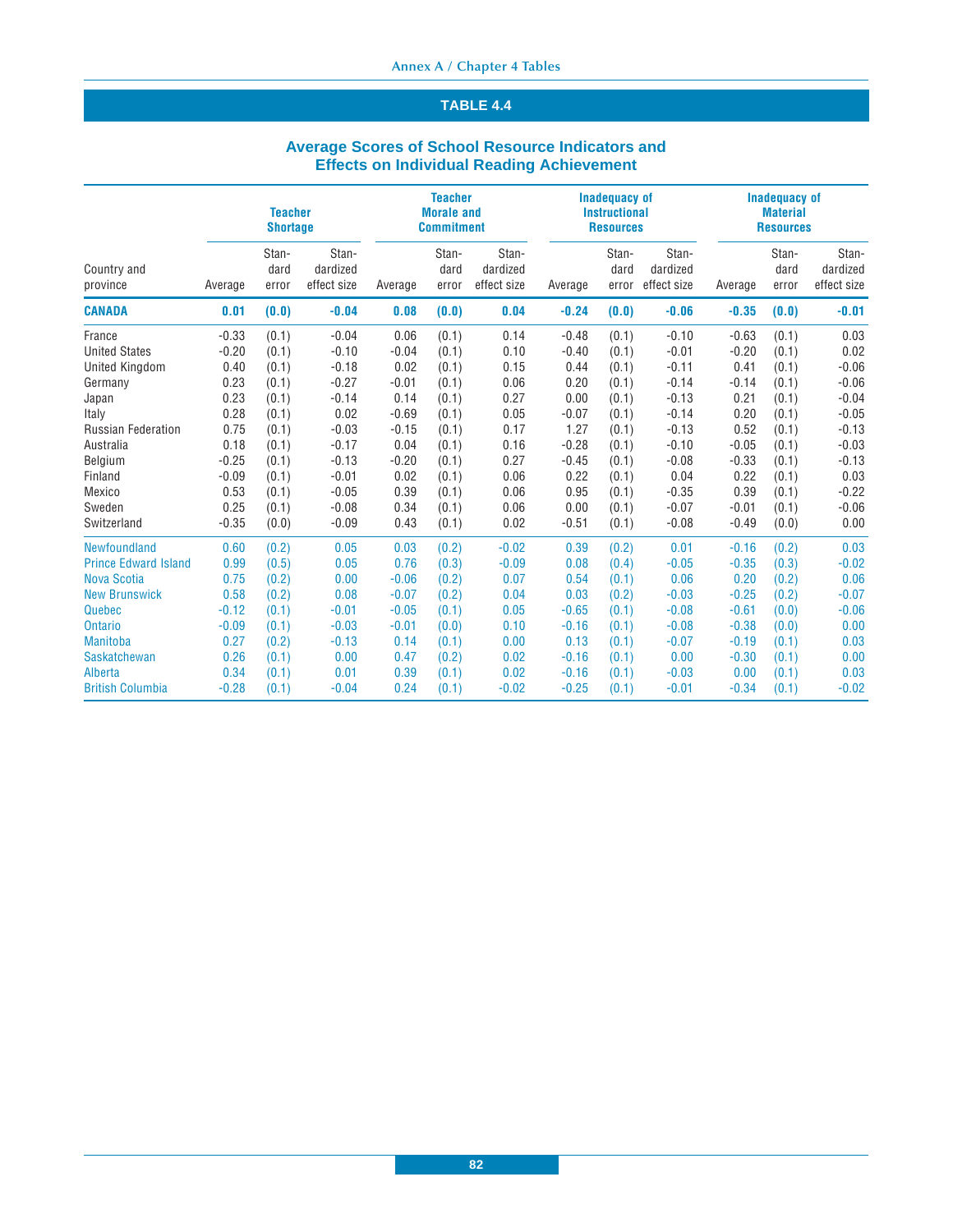## TABLE 4.4

### Average Scores of School Resource Indicators and Effects on Individual Reading Achievement

| Country and province | Teacher Shortage | | | Teacher Morale and Commitment | | | Inadequacy of Instructional Resources | | | Inadequacy of Material Resources | | |
|---|---|---|---|---|---|---|---|---|---|---|---|---|
| | Average | Standard error | Standardized effect size | Average | Standard error | Standardized effect size | Average | Standard error | Standardized effect size | Average | Standard error | Standardized effect size |
| **CANADA** | **0.01** | **(0.0)** | **-0.04** | **0.08** | **(0.0)** | **0.04** | **-0.24** | **(0.0)** | **-0.06** | **-0.35** | **(0.0)** | **-0.01** |
| France | -0.33 | (0.1) | -0.04 | 0.06 | (0.1) | 0.14 | -0.48 | (0.1) | -0.10 | -0.63 | (0.1) | 0.03 |
| United States | -0.20 | (0.1) | -0.10 | -0.04 | (0.1) | 0.10 | -0.40 | (0.1) | -0.01 | -0.20 | (0.1) | 0.02 |
| United Kingdom | 0.40 | (0.1) | -0.18 | 0.02 | (0.1) | 0.15 | 0.44 | (0.1) | -0.11 | 0.41 | (0.1) | -0.06 |
| Germany | 0.23 | (0.1) | -0.27 | -0.01 | (0.1) | 0.06 | 0.20 | (0.1) | -0.14 | -0.14 | (0.1) | -0.06 |
| Japan | 0.23 | (0.1) | -0.14 | 0.14 | (0.1) | 0.27 | 0.00 | (0.1) | -0.13 | 0.21 | (0.1) | -0.04 |
| Italy | 0.28 | (0.1) | 0.02 | -0.69 | (0.1) | 0.05 | -0.07 | (0.1) | -0.14 | 0.20 | (0.1) | -0.05 |
| Russian Federation | 0.75 | (0.1) | -0.03 | -0.15 | (0.1) | 0.17 | 1.27 | (0.1) | -0.13 | 0.52 | (0.1) | -0.13 |
| Australia | 0.18 | (0.1) | -0.17 | 0.04 | (0.1) | 0.16 | -0.28 | (0.1) | -0.10 | -0.05 | (0.1) | -0.03 |
| Belgium | -0.25 | (0.1) | -0.13 | -0.20 | (0.1) | 0.27 | -0.45 | (0.1) | -0.08 | -0.33 | (0.1) | -0.13 |
| Finland | -0.09 | (0.1) | -0.01 | 0.02 | (0.1) | 0.06 | 0.22 | (0.1) | 0.04 | 0.22 | (0.1) | 0.03 |
| Mexico | 0.53 | (0.1) | -0.05 | 0.39 | (0.1) | 0.06 | 0.95 | (0.1) | -0.35 | 0.39 | (0.1) | -0.22 |
| Sweden | 0.25 | (0.1) | -0.08 | 0.34 | (0.1) | 0.06 | 0.00 | (0.1) | -0.07 | -0.01 | (0.1) | -0.06 |
| Switzerland | -0.35 | (0.0) | -0.09 | 0.43 | (0.1) | 0.02 | -0.51 | (0.1) | -0.08 | -0.49 | (0.0) | 0.00 |
| Newfoundland | 0.60 | (0.2) | 0.05 | 0.03 | (0.2) | -0.02 | 0.39 | (0.2) | 0.01 | -0.16 | (0.2) | 0.03 |
| Prince Edward Island | 0.99 | (0.5) | 0.05 | 0.76 | (0.3) | -0.09 | 0.08 | (0.4) | -0.05 | -0.35 | (0.3) | -0.02 |
| Nova Scotia | 0.75 | (0.2) | 0.00 | -0.06 | (0.2) | 0.07 | 0.54 | (0.1) | 0.06 | 0.20 | (0.2) | 0.06 |
| New Brunswick | 0.58 | (0.2) | 0.08 | -0.07 | (0.2) | 0.04 | 0.03 | (0.2) | -0.03 | -0.25 | (0.2) | -0.07 |
| Quebec | -0.12 | (0.1) | -0.01 | -0.05 | (0.1) | 0.05 | -0.65 | (0.1) | -0.08 | -0.61 | (0.0) | -0.06 |
| Ontario | -0.09 | (0.1) | -0.03 | -0.01 | (0.0) | 0.10 | -0.16 | (0.1) | -0.08 | -0.38 | (0.0) | 0.00 |
| Manitoba | 0.27 | (0.2) | -0.13 | 0.14 | (0.1) | 0.00 | 0.13 | (0.1) | -0.07 | -0.19 | (0.1) | 0.03 |
| Saskatchewan | 0.26 | (0.1) | 0.00 | 0.47 | (0.2) | 0.02 | -0.16 | (0.1) | 0.00 | -0.30 | (0.1) | 0.00 |
| Alberta | 0.34 | (0.1) | 0.01 | 0.39 | (0.1) | 0.02 | -0.16 | (0.1) | -0.03 | 0.00 | (0.1) | 0.03 |
| British Columbia | -0.28 | (0.1) | -0.04 | 0.24 | (0.1) | -0.02 | -0.25 | (0.1) | -0.01 | -0.34 | (0.1) | -0.02 |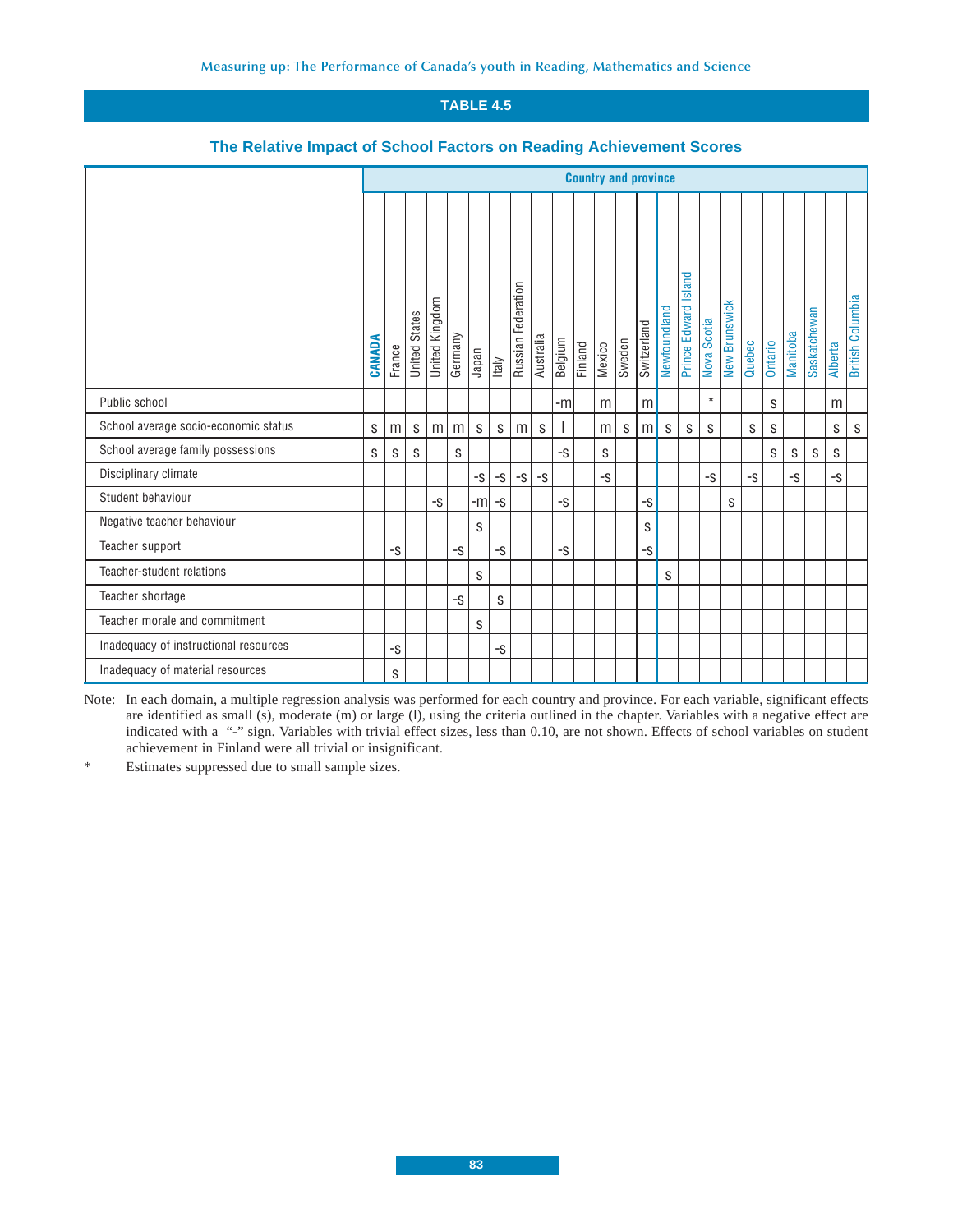## TABLE 4.5

### The Relative Impact of School Factors on Reading Achievement Scores

| | Country and province | | | | | | | | | | | | | | | | | | | | | | | |
|---|---|---|---|---|---|---|---|---|---|---|---|---|---|---|---|---|---|---|---|---|---|---|---|---|
| | **CANADA** | France | United States | United Kingdom | Germany | Japan | Italy | Russian Federation | Australia | Belgium | Finland | Mexico | Sweden | Switzerland | Newfoundland | Prince Edward Island | Nova Scotia | New Brunswick | Quebec | Ontario | Manitoba | Saskatchewan | Alberta | British Columbia |
| Public school | | | | | | | | | | -m | | m | | m | | | * | | | s | | | m | |
| School average socio-economic status | s | m | s | m | m | s | s | m | s | l | | m | s | m | s | s | s | | s | s | | | s | s |
| School average family possessions | s | s | s | | s | | | | | -s | | s | | | | | | | | s | s | s | s | |
| Disciplinary climate | | | | | | -s | -s | -s | -s | | | -s | | | | | -s | | -s | | -s | | -s | |
| Student behaviour | | | | -s | | -m | -s | | | -s | | | | -s | | | | s | | | | | | |
| Negative teacher behaviour | | | | | | s | | | | | | | | s | | | | | | | | | | |
| Teacher support | | -s | | | -s | | -s | | | -s | | | | -s | | | | | | | | | | |
| Teacher-student relations | | | | | | s | | | | | | | | | s | | | | | | | | | |
| Teacher shortage | | | | | -s | | s | | | | | | | | | | | | | | | | | |
| Teacher morale and commitment | | | | | | s | | | | | | | | | | | | | | | | | | |
| Inadequacy of instructional resources | | -s | | | | | -s | | | | | | | | | | | | | | | | | |
| Inadequacy of material resources | | s | | | | | | | | | | | | | | | | | | | | | | |

Note: In each domain, a multiple regression analysis was performed for each country and province. For each variable, significant effects are identified as small (s), moderate (m) or large (l), using the criteria outlined in the chapter. Variables with a negative effect are indicated with a "-" sign. Variables with trivial effect sizes, less than 0.10, are not shown. Effects of school variables on student achievement in Finland were all trivial or insignificant.

\* Estimates suppressed due to small sample sizes.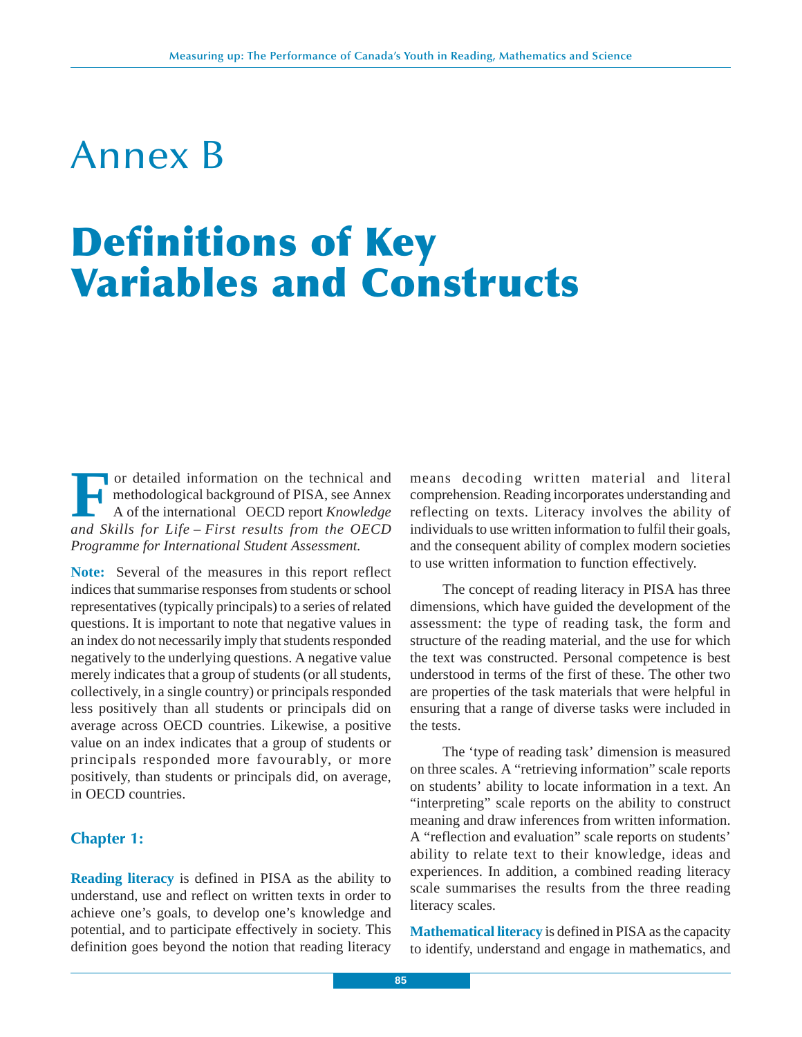# Annex B

# Definitions of Key Variables and Constructs

For detailed information on the technical and methodological background of PISA, see Annex A of the international OECD report *Knowledge and Skills for Life – First results from the OECD Programme for International Student Assessment.*

**Note:** Several of the measures in this report reflect indices that summarise responses from students or school representatives (typically principals) to a series of related questions. It is important to note that negative values in an index do not necessarily imply that students responded negatively to the underlying questions. A negative value merely indicates that a group of students (or all students, collectively, in a single country) or principals responded less positively than all students or principals did on average across OECD countries. Likewise, a positive value on an index indicates that a group of students or principals responded more favourably, or more positively, than students or principals did, on average, in OECD countries.

### Chapter 1:

**Reading literacy** is defined in PISA as the ability to understand, use and reflect on written texts in order to achieve one's goals, to develop one's knowledge and potential, and to participate effectively in society. This definition goes beyond the notion that reading literacy means decoding written material and literal comprehension. Reading incorporates understanding and reflecting on texts. Literacy involves the ability of individuals to use written information to fulfil their goals, and the consequent ability of complex modern societies to use written information to function effectively.

The concept of reading literacy in PISA has three dimensions, which have guided the development of the assessment: the type of reading task, the form and structure of the reading material, and the use for which the text was constructed. Personal competence is best understood in terms of the first of these. The other two are properties of the task materials that were helpful in ensuring that a range of diverse tasks were included in the tests.

The 'type of reading task' dimension is measured on three scales. A "retrieving information" scale reports on students' ability to locate information in a text. An "interpreting" scale reports on the ability to construct meaning and draw inferences from written information. A "reflection and evaluation" scale reports on students' ability to relate text to their knowledge, ideas and experiences. In addition, a combined reading literacy scale summarises the results from the three reading literacy scales.

**Mathematical literacy** is defined in PISA as the capacity to identify, understand and engage in mathematics, and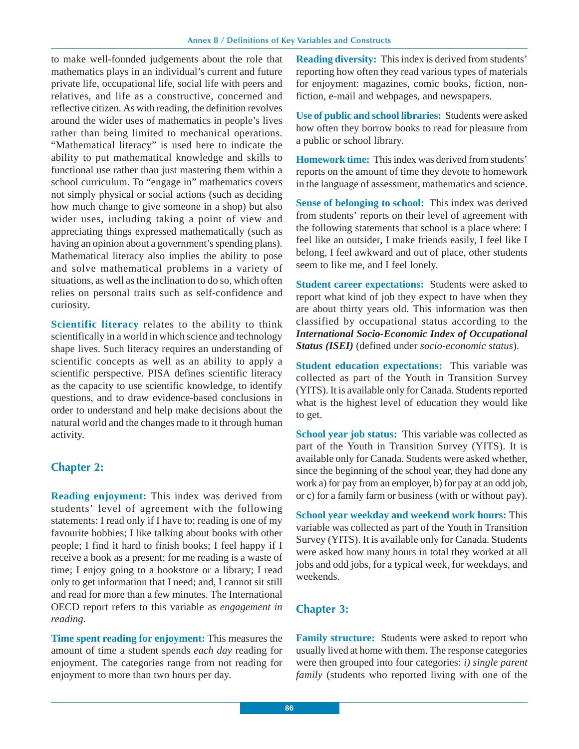to make well-founded judgements about the role that mathematics plays in an individual's current and future private life, occupational life, social life with peers and relatives, and life as a constructive, concerned and reflective citizen. As with reading, the definition revolves around the wider uses of mathematics in people's lives rather than being limited to mechanical operations. "Mathematical literacy" is used here to indicate the ability to put mathematical knowledge and skills to functional use rather than just mastering them within a school curriculum. To "engage in" mathematics covers not simply physical or social actions (such as deciding how much change to give someone in a shop) but also wider uses, including taking a point of view and appreciating things expressed mathematically (such as having an opinion about a government's spending plans). Mathematical literacy also implies the ability to pose and solve mathematical problems in a variety of situations, as well as the inclination to do so, which often relies on personal traits such as self-confidence and curiosity.

**Scientific literacy** relates to the ability to think scientifically in a world in which science and technology shape lives. Such literacy requires an understanding of scientific concepts as well as an ability to apply a scientific perspective. PISA defines scientific literacy as the capacity to use scientific knowledge, to identify questions, and to draw evidence-based conclusions in order to understand and help make decisions about the natural world and the changes made to it through human activity.

## Chapter 2:

**Reading enjoyment:** This index was derived from students' level of agreement with the following statements: I read only if I have to; reading is one of my favourite hobbies; I like talking about books with other people; I find it hard to finish books; I feel happy if I receive a book as a present; for me reading is a waste of time; I enjoy going to a bookstore or a library; I read only to get information that I need; and, I cannot sit still and read for more than a few minutes. The International OECD report refers to this variable as *engagement in reading.*

**Time spent reading for enjoyment:** This measures the amount of time a student spends *each day* reading for enjoyment. The categories range from not reading for enjoyment to more than two hours per day.

**Reading diversity:** This index is derived from students' reporting how often they read various types of materials for enjoyment: magazines, comic books, fiction, non-fiction, e-mail and webpages, and newspapers.

**Use of public and school libraries:** Students were asked how often they borrow books to read for pleasure from a public or school library.

**Homework time:** This index was derived from students' reports on the amount of time they devote to homework in the language of assessment, mathematics and science.

**Sense of belonging to school:** This index was derived from students' reports on their level of agreement with the following statements that school is a place where: I feel like an outsider, I make friends easily, I feel like I belong, I feel awkward and out of place, other students seem to like me, and I feel lonely.

**Student career expectations:** Students were asked to report what kind of job they expect to have when they are about thirty years old. This information was then classified by occupational status according to the ***International Socio-Economic Index of Occupational Status (ISEI)*** (defined under *socio-economic status*).

**Student education expectations:** This variable was collected as part of the Youth in Transition Survey (YITS). It is available only for Canada. Students reported what is the highest level of education they would like to get.

**School year job status:** This variable was collected as part of the Youth in Transition Survey (YITS). It is available only for Canada. Students were asked whether, since the beginning of the school year, they had done any work a) for pay from an employer, b) for pay at an odd job, or c) for a family farm or business (with or without pay).

**School year weekday and weekend work hours:** This variable was collected as part of the Youth in Transition Survey (YITS). It is available only for Canada. Students were asked how many hours in total they worked at all jobs and odd jobs, for a typical week, for weekdays, and weekends.

## Chapter 3:

**Family structure:** Students were asked to report who usually lived at home with them. The response categories were then grouped into four categories: *i) single parent family* (students who reported living with one of the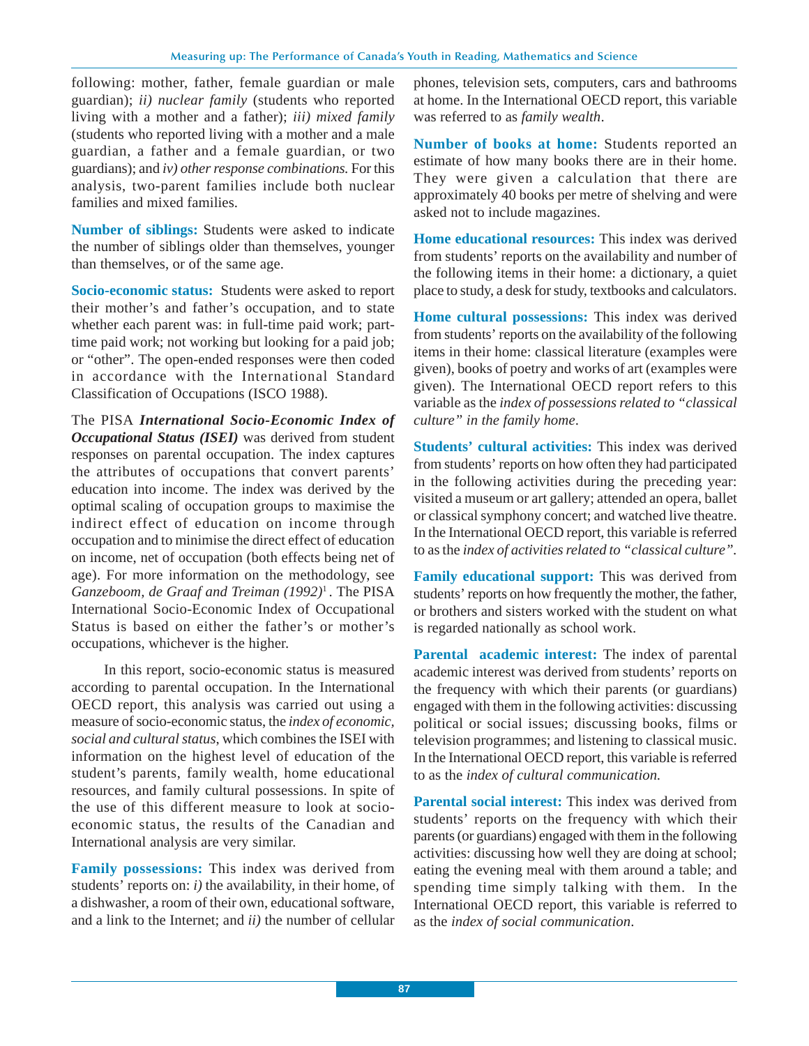following: mother, father, female guardian or male guardian); *ii) nuclear family* (students who reported living with a mother and a father); *iii) mixed family* (students who reported living with a mother and a male guardian, a father and a female guardian, or two guardians); and *iv) other response combinations.* For this analysis, two-parent families include both nuclear families and mixed families.

**Number of siblings:** Students were asked to indicate the number of siblings older than themselves, younger than themselves, or of the same age.

**Socio-economic status:** Students were asked to report their mother's and father's occupation, and to state whether each parent was: in full-time paid work; part-time paid work; not working but looking for a paid job; or "other". The open-ended responses were then coded in accordance with the International Standard Classification of Occupations (ISCO 1988).

The PISA ***International Socio-Economic Index of Occupational Status (ISEI)*** was derived from student responses on parental occupation. The index captures the attributes of occupations that convert parents' education into income. The index was derived by the optimal scaling of occupation groups to maximise the indirect effect of education on income through occupation and to minimise the direct effect of education on income, net of occupation (both effects being net of age). For more information on the methodology, see *Ganzeboom, de Graaf and Treiman (1992)*[1]. The PISA International Socio-Economic Index of Occupational Status is based on either the father's or mother's occupations, whichever is the higher.

In this report, socio-economic status is measured according to parental occupation. In the International OECD report, this analysis was carried out using a measure of socio-economic status, the *index of economic, social and cultural status*, which combines the ISEI with information on the highest level of education of the student's parents, family wealth, home educational resources, and family cultural possessions. In spite of the use of this different measure to look at socio-economic status, the results of the Canadian and International analysis are very similar.

**Family possessions:** This index was derived from students' reports on: *i)* the availability, in their home, of a dishwasher, a room of their own, educational software, and a link to the Internet; and *ii)* the number of cellular phones, television sets, computers, cars and bathrooms at home. In the International OECD report, this variable was referred to as *family wealth*.

**Number of books at home:** Students reported an estimate of how many books there are in their home. They were given a calculation that there are approximately 40 books per metre of shelving and were asked not to include magazines.

**Home educational resources:** This index was derived from students' reports on the availability and number of the following items in their home: a dictionary, a quiet place to study, a desk for study, textbooks and calculators.

**Home cultural possessions:** This index was derived from students' reports on the availability of the following items in their home: classical literature (examples were given), books of poetry and works of art (examples were given). The International OECD report refers to this variable as the *index of possessions related to "classical culture" in the family home*.

**Students' cultural activities:** This index was derived from students' reports on how often they had participated in the following activities during the preceding year: visited a museum or art gallery; attended an opera, ballet or classical symphony concert; and watched live theatre. In the International OECD report, this variable is referred to as the *index of activities related to "classical culture"*.

**Family educational support:** This was derived from students' reports on how frequently the mother, the father, or brothers and sisters worked with the student on what is regarded nationally as school work.

**Parental academic interest:** The index of parental academic interest was derived from students' reports on the frequency with which their parents (or guardians) engaged with them in the following activities: discussing political or social issues; discussing books, films or television programmes; and listening to classical music. In the International OECD report, this variable is referred to as the *index of cultural communication.*

**Parental social interest:** This index was derived from students' reports on the frequency with which their parents (or guardians) engaged with them in the following activities: discussing how well they are doing at school; eating the evening meal with them around a table; and spending time simply talking with them. In the International OECD report, this variable is referred to as the *index of social communication*.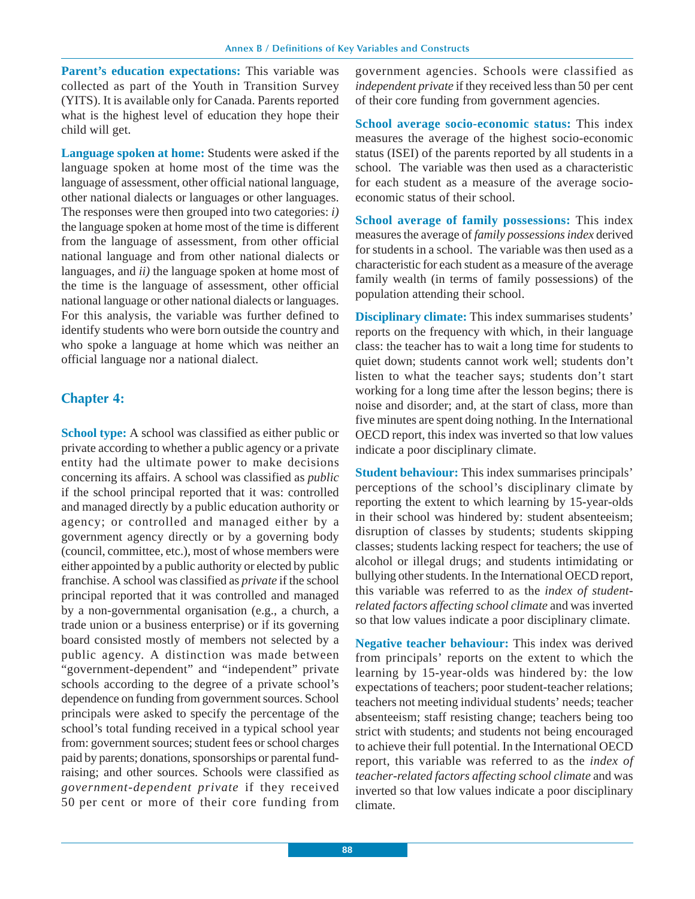**Parent's education expectations:** This variable was collected as part of the Youth in Transition Survey (YITS). It is available only for Canada. Parents reported what is the highest level of education they hope their child will get.

**Language spoken at home:** Students were asked if the language spoken at home most of the time was the language of assessment, other official national language, other national dialects or languages or other languages. The responses were then grouped into two categories: *i)* the language spoken at home most of the time is different from the language of assessment, from other official national language and from other national dialects or languages, and *ii)* the language spoken at home most of the time is the language of assessment, other official national language or other national dialects or languages. For this analysis, the variable was further defined to identify students who were born outside the country and who spoke a language at home which was neither an official language nor a national dialect.

## Chapter 4:

**School type:** A school was classified as either public or private according to whether a public agency or a private entity had the ultimate power to make decisions concerning its affairs. A school was classified as *public* if the school principal reported that it was: controlled and managed directly by a public education authority or agency; or controlled and managed either by a government agency directly or by a governing body (council, committee, etc.), most of whose members were either appointed by a public authority or elected by public franchise. A school was classified as *private* if the school principal reported that it was controlled and managed by a non-governmental organisation (e.g., a church, a trade union or a business enterprise) or if its governing board consisted mostly of members not selected by a public agency. A distinction was made between "government-dependent" and "independent" private schools according to the degree of a private school's dependence on funding from government sources. School principals were asked to specify the percentage of the school's total funding received in a typical school year from: government sources; student fees or school charges paid by parents; donations, sponsorships or parental fund-raising; and other sources. Schools were classified as *government-dependent private* if they received 50 per cent or more of their core funding from government agencies. Schools were classified as *independent private* if they received less than 50 per cent of their core funding from government agencies.

**School average socio-economic status:** This index measures the average of the highest socio-economic status (ISEI) of the parents reported by all students in a school. The variable was then used as a characteristic for each student as a measure of the average socio-economic status of their school.

**School average of family possessions:** This index measures the average of *family possessions index* derived for students in a school. The variable was then used as a characteristic for each student as a measure of the average family wealth (in terms of family possessions) of the population attending their school.

**Disciplinary climate:** This index summarises students' reports on the frequency with which, in their language class: the teacher has to wait a long time for students to quiet down; students cannot work well; students don't listen to what the teacher says; students don't start working for a long time after the lesson begins; there is noise and disorder; and, at the start of class, more than five minutes are spent doing nothing. In the International OECD report, this index was inverted so that low values indicate a poor disciplinary climate.

**Student behaviour:** This index summarises principals' perceptions of the school's disciplinary climate by reporting the extent to which learning by 15-year-olds in their school was hindered by: student absenteeism; disruption of classes by students; students skipping classes; students lacking respect for teachers; the use of alcohol or illegal drugs; and students intimidating or bullying other students. In the International OECD report, this variable was referred to as the *index of student-related factors affecting school climate* and was inverted so that low values indicate a poor disciplinary climate.

**Negative teacher behaviour:** This index was derived from principals' reports on the extent to which the learning by 15-year-olds was hindered by: the low expectations of teachers; poor student-teacher relations; teachers not meeting individual students' needs; teacher absenteeism; staff resisting change; teachers being too strict with students; and students not being encouraged to achieve their full potential. In the International OECD report, this variable was referred to as the *index of teacher-related factors affecting school climate* and was inverted so that low values indicate a poor disciplinary climate.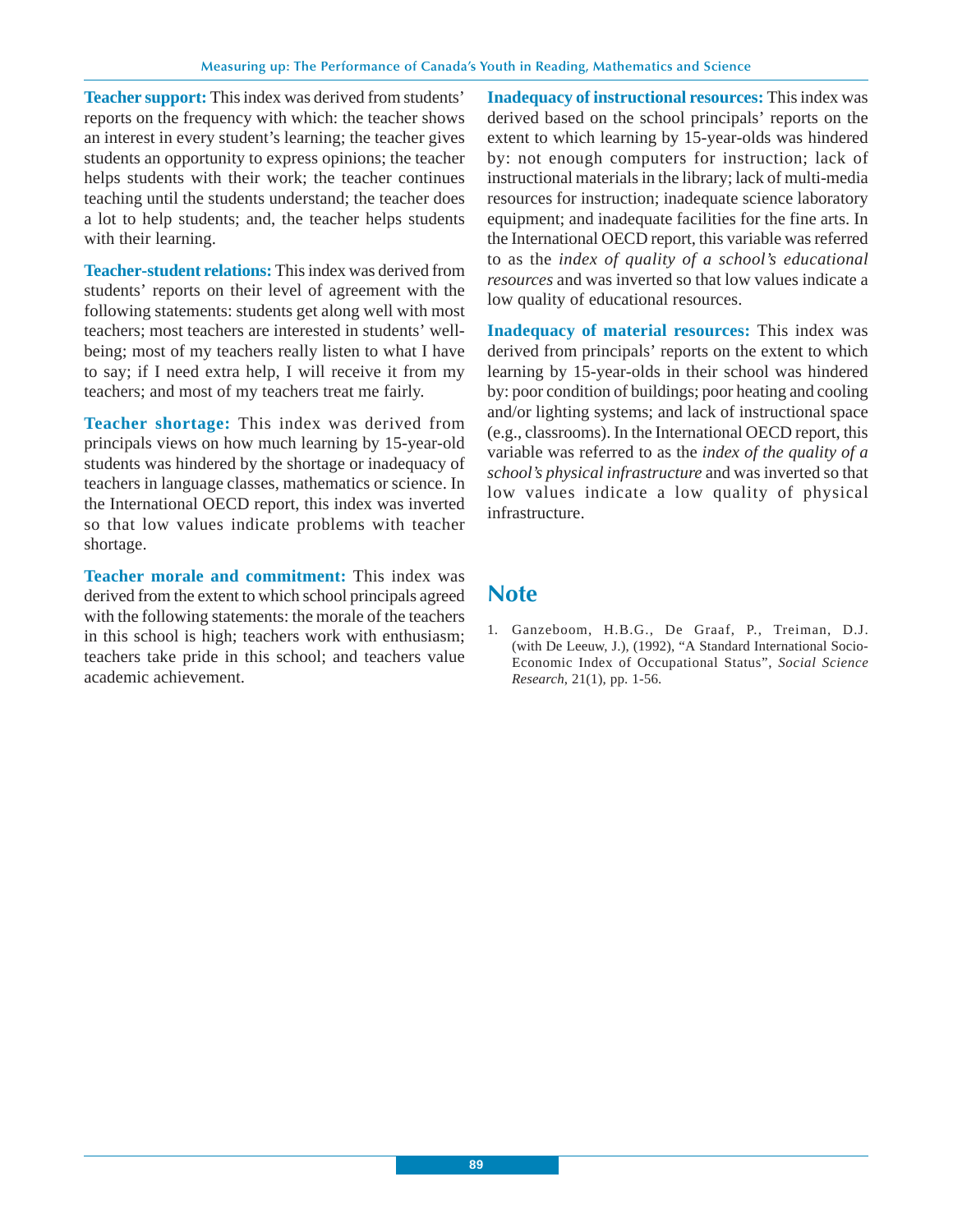**Teacher support:** This index was derived from students' reports on the frequency with which: the teacher shows an interest in every student's learning; the teacher gives students an opportunity to express opinions; the teacher helps students with their work; the teacher continues teaching until the students understand; the teacher does a lot to help students; and, the teacher helps students with their learning.

**Teacher-student relations:** This index was derived from students' reports on their level of agreement with the following statements: students get along well with most teachers; most teachers are interested in students' well-being; most of my teachers really listen to what I have to say; if I need extra help, I will receive it from my teachers; and most of my teachers treat me fairly.

**Teacher shortage:** This index was derived from principals views on how much learning by 15-year-old students was hindered by the shortage or inadequacy of teachers in language classes, mathematics or science. In the International OECD report, this index was inverted so that low values indicate problems with teacher shortage.

**Teacher morale and commitment:** This index was derived from the extent to which school principals agreed with the following statements: the morale of the teachers in this school is high; teachers work with enthusiasm; teachers take pride in this school; and teachers value academic achievement.

**Inadequacy of instructional resources:** This index was derived based on the school principals' reports on the extent to which learning by 15-year-olds was hindered by: not enough computers for instruction; lack of instructional materials in the library; lack of multi-media resources for instruction; inadequate science laboratory equipment; and inadequate facilities for the fine arts. In the International OECD report, this variable was referred to as the *index of quality of a school's educational resources* and was inverted so that low values indicate a low quality of educational resources.

**Inadequacy of material resources:** This index was derived from principals' reports on the extent to which learning by 15-year-olds in their school was hindered by: poor condition of buildings; poor heating and cooling and/or lighting systems; and lack of instructional space (e.g., classrooms). In the International OECD report, this variable was referred to as the *index of the quality of a school's physical infrastructure* and was inverted so that low values indicate a low quality of physical infrastructure.

## Note

1. Ganzeboom, H.B.G., De Graaf, P., Treiman, D.J. (with De Leeuw, J.), (1992), "A Standard International Socio-Economic Index of Occupational Status", *Social Science Research*, 21(1), pp. 1-56.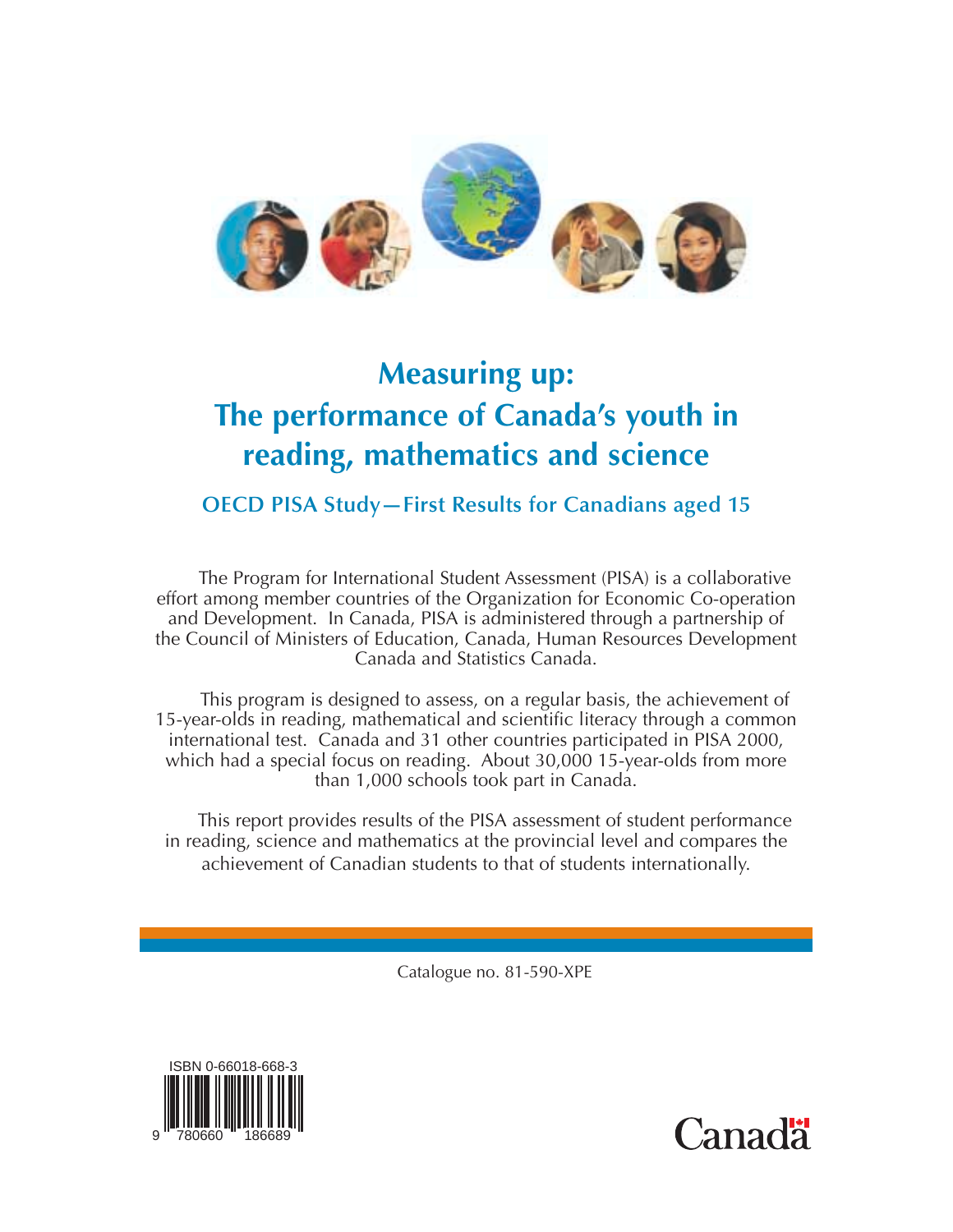# Measuring up: The performance of Canada's youth in reading, mathematics and science

## OECD PISA Study—First Results for Canadians aged 15

The Program for International Student Assessment (PISA) is a collaborative effort among member countries of the Organization for Economic Co-operation and Development. In Canada, PISA is administered through a partnership of the Council of Ministers of Education, Canada, Human Resources Development Canada and Statistics Canada.

This program is designed to assess, on a regular basis, the achievement of 15-year-olds in reading, mathematical and scientific literacy through a common international test. Canada and 31 other countries participated in PISA 2000, which had a special focus on reading. About 30,000 15-year-olds from more than 1,000 schools took part in Canada.

This report provides results of the PISA assessment of student performance in reading, science and mathematics at the provincial level and compares the achievement of Canadian students to that of students internationally.

Catalogue no. 81-590-XPE

ISBN 0-66018-668-3

9 780660 186689

Canada